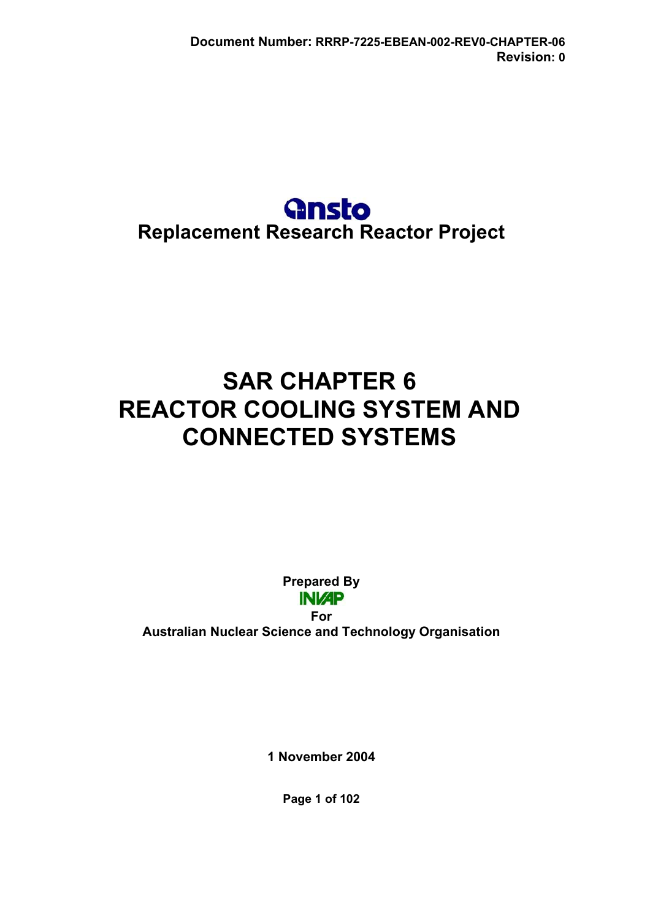Document Number: RRRP-7225-EBEAN-002-REV0-CHAPTER-06
Revision: 0

ansto

**Replacement Research Reactor Project**

# SAR CHAPTER 6
# REACTOR COOLING SYSTEM AND CONNECTED SYSTEMS

**Prepared By**

INVAP

**For**

**Australian Nuclear Science and Technology Organisation**

**1 November 2004**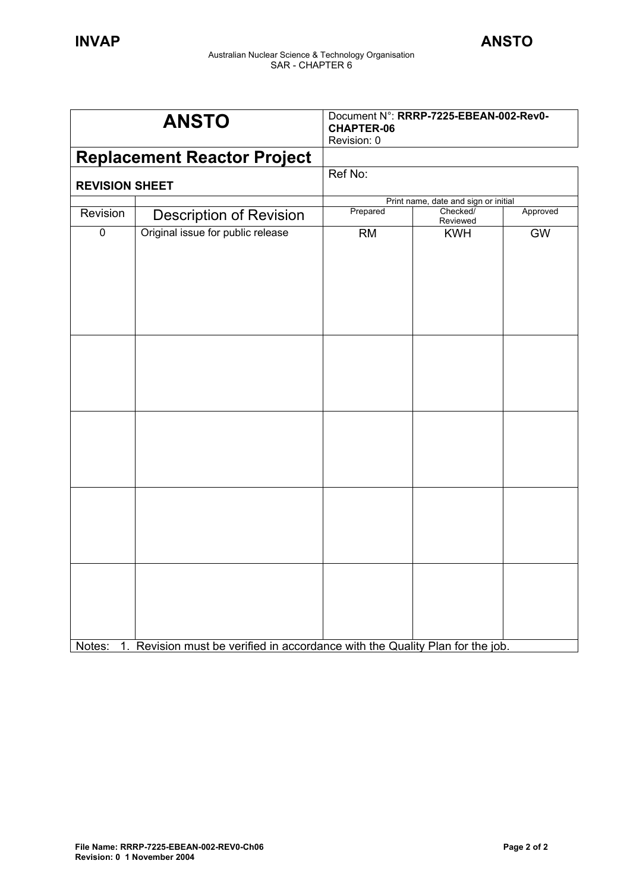| ANSTO | Document N°: **RRRP-7225-EBEAN-002-Rev0-CHAPTER-06**<br>Revision: 0 | | |
|---|---|---|---|
| **Replacement Reactor Project** | | | |
| **REVISION SHEET** | Ref No: | | |

| Revision | Description of Revision | Prepared | Checked/ Reviewed | Approved |
|---|---|---|---|---|
| | | Print name, date and sign or initial | | |
| 0 | Original issue for public release | RM | KWH | GW |
| | | | | |
| | | | | |
| | | | | |
| | | | | |

Notes: 1. Revision must be verified in accordance with the Quality Plan for the job.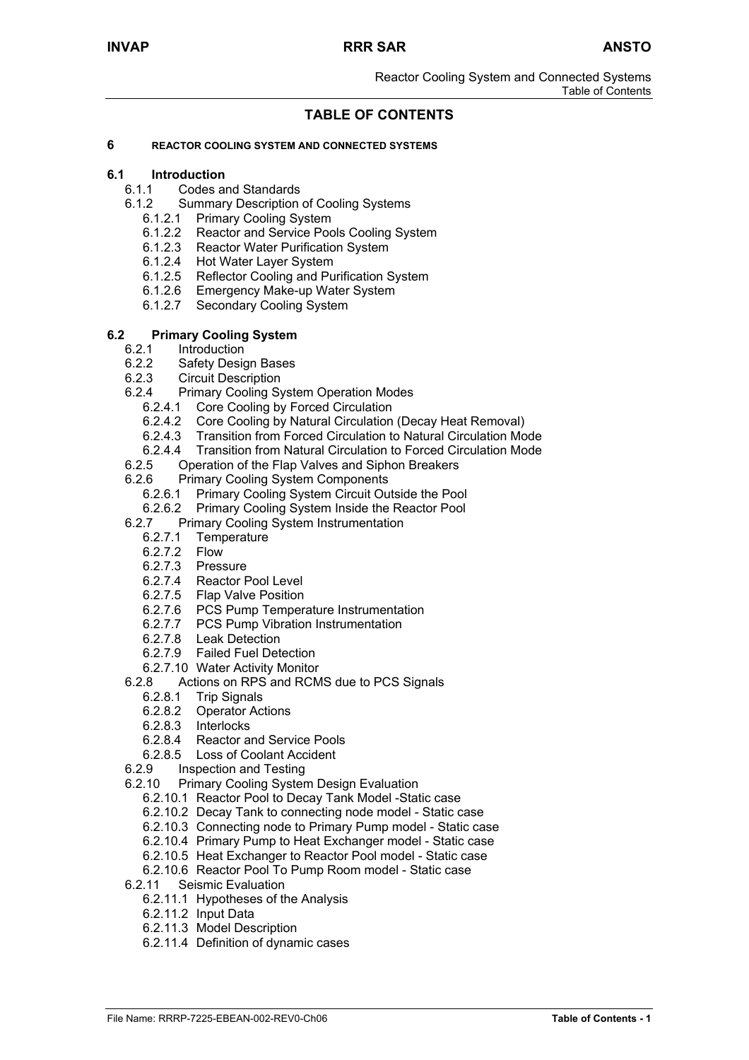# TABLE OF CONTENTS

**6 REACTOR COOLING SYSTEM AND CONNECTED SYSTEMS**

**6.1 Introduction**

- 6.1.1 Codes and Standards
- 6.1.2 Summary Description of Cooling Systems
  - 6.1.2.1 Primary Cooling System
  - 6.1.2.2 Reactor and Service Pools Cooling System
  - 6.1.2.3 Reactor Water Purification System
  - 6.1.2.4 Hot Water Layer System
  - 6.1.2.5 Reflector Cooling and Purification System
  - 6.1.2.6 Emergency Make-up Water System
  - 6.1.2.7 Secondary Cooling System

**6.2 Primary Cooling System**

- 6.2.1 Introduction
- 6.2.2 Safety Design Bases
- 6.2.3 Circuit Description
- 6.2.4 Primary Cooling System Operation Modes
  - 6.2.4.1 Core Cooling by Forced Circulation
  - 6.2.4.2 Core Cooling by Natural Circulation (Decay Heat Removal)
  - 6.2.4.3 Transition from Forced Circulation to Natural Circulation Mode
  - 6.2.4.4 Transition from Natural Circulation to Forced Circulation Mode
- 6.2.5 Operation of the Flap Valves and Siphon Breakers
- 6.2.6 Primary Cooling System Components
  - 6.2.6.1 Primary Cooling System Circuit Outside the Pool
  - 6.2.6.2 Primary Cooling System Inside the Reactor Pool
- 6.2.7 Primary Cooling System Instrumentation
  - 6.2.7.1 Temperature
  - 6.2.7.2 Flow
  - 6.2.7.3 Pressure
  - 6.2.7.4 Reactor Pool Level
  - 6.2.7.5 Flap Valve Position
  - 6.2.7.6 PCS Pump Temperature Instrumentation
  - 6.2.7.7 PCS Pump Vibration Instrumentation
  - 6.2.7.8 Leak Detection
  - 6.2.7.9 Failed Fuel Detection
  - 6.2.7.10 Water Activity Monitor
- 6.2.8 Actions on RPS and RCMS due to PCS Signals
  - 6.2.8.1 Trip Signals
  - 6.2.8.2 Operator Actions
  - 6.2.8.3 Interlocks
  - 6.2.8.4 Reactor and Service Pools
  - 6.2.8.5 Loss of Coolant Accident
- 6.2.9 Inspection and Testing
- 6.2.10 Primary Cooling System Design Evaluation
  - 6.2.10.1 Reactor Pool to Decay Tank Model -Static case
  - 6.2.10.2 Decay Tank to connecting node model - Static case
  - 6.2.10.3 Connecting node to Primary Pump model - Static case
  - 6.2.10.4 Primary Pump to Heat Exchanger model - Static case
  - 6.2.10.5 Heat Exchanger to Reactor Pool model - Static case
  - 6.2.10.6 Reactor Pool To Pump Room model - Static case
- 6.2.11 Seismic Evaluation
  - 6.2.11.1 Hypotheses of the Analysis
  - 6.2.11.2 Input Data
  - 6.2.11.3 Model Description
  - 6.2.11.4 Definition of dynamic cases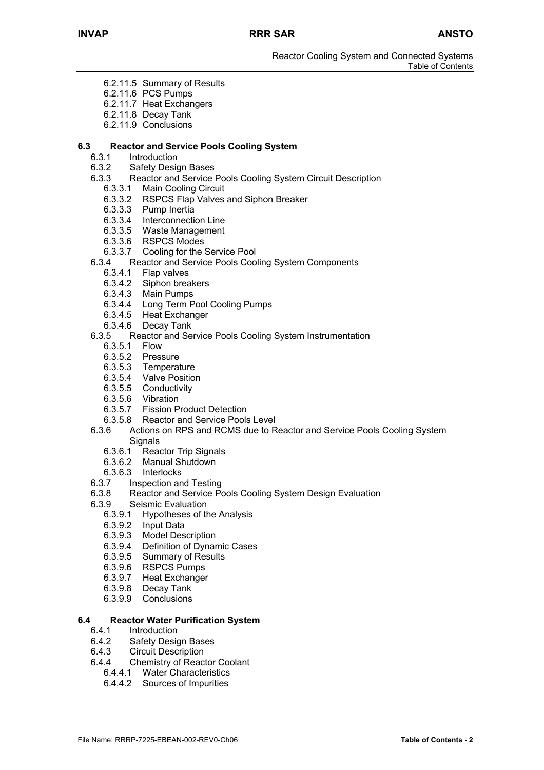6.2.11.5 Summary of Results
6.2.11.6 PCS Pumps
6.2.11.7 Heat Exchangers
6.2.11.8 Decay Tank
6.2.11.9 Conclusions

**6.3 Reactor and Service Pools Cooling System**

6.3.1 Introduction
6.3.2 Safety Design Bases
6.3.3 Reactor and Service Pools Cooling System Circuit Description
6.3.3.1 Main Cooling Circuit
6.3.3.2 RSPCS Flap Valves and Siphon Breaker
6.3.3.3 Pump Inertia
6.3.3.4 Interconnection Line
6.3.3.5 Waste Management
6.3.3.6 RSPCS Modes
6.3.3.7 Cooling for the Service Pool
6.3.4 Reactor and Service Pools Cooling System Components
6.3.4.1 Flap valves
6.3.4.2 Siphon breakers
6.3.4.3 Main Pumps
6.3.4.4 Long Term Pool Cooling Pumps
6.3.4.5 Heat Exchanger
6.3.4.6 Decay Tank
6.3.5 Reactor and Service Pools Cooling System Instrumentation
6.3.5.1 Flow
6.3.5.2 Pressure
6.3.5.3 Temperature
6.3.5.4 Valve Position
6.3.5.5 Conductivity
6.3.5.6 Vibration
6.3.5.7 Fission Product Detection
6.3.5.8 Reactor and Service Pools Level
6.3.6 Actions on RPS and RCMS due to Reactor and Service Pools Cooling System Signals
6.3.6.1 Reactor Trip Signals
6.3.6.2 Manual Shutdown
6.3.6.3 Interlocks
6.3.7 Inspection and Testing
6.3.8 Reactor and Service Pools Cooling System Design Evaluation
6.3.9 Seismic Evaluation
6.3.9.1 Hypotheses of the Analysis
6.3.9.2 Input Data
6.3.9.3 Model Description
6.3.9.4 Definition of Dynamic Cases
6.3.9.5 Summary of Results
6.3.9.6 RSPCS Pumps
6.3.9.7 Heat Exchanger
6.3.9.8 Decay Tank
6.3.9.9 Conclusions

**6.4 Reactor Water Purification System**

6.4.1 Introduction
6.4.2 Safety Design Bases
6.4.3 Circuit Description
6.4.4 Chemistry of Reactor Coolant
6.4.4.1 Water Characteristics
6.4.4.2 Sources of Impurities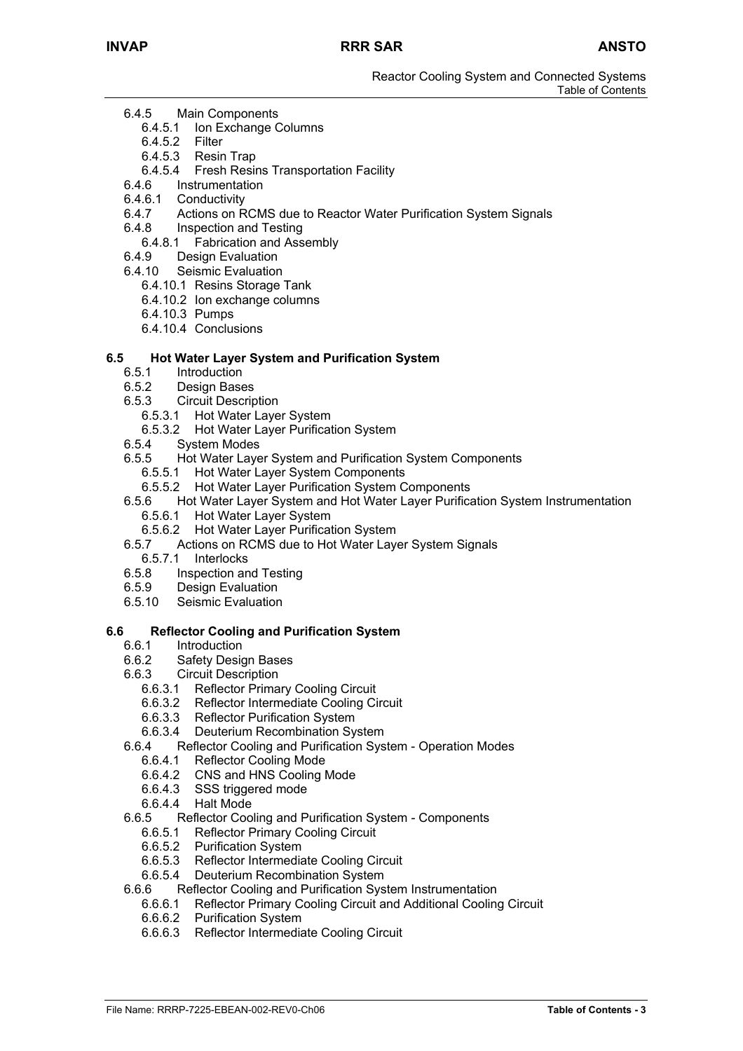- 6.4.5 Main Components
  - 6.4.5.1 Ion Exchange Columns
  - 6.4.5.2 Filter
  - 6.4.5.3 Resin Trap
  - 6.4.5.4 Fresh Resins Transportation Facility
- 6.4.6 Instrumentation
- 6.4.6.1 Conductivity
- 6.4.7 Actions on RCMS due to Reactor Water Purification System Signals
- 6.4.8 Inspection and Testing
  - 6.4.8.1 Fabrication and Assembly
- 6.4.9 Design Evaluation
- 6.4.10 Seismic Evaluation
  - 6.4.10.1 Resins Storage Tank
  - 6.4.10.2 Ion exchange columns
  - 6.4.10.3 Pumps
  - 6.4.10.4 Conclusions

**6.5 Hot Water Layer System and Purification System**

- 6.5.1 Introduction
- 6.5.2 Design Bases
- 6.5.3 Circuit Description
  - 6.5.3.1 Hot Water Layer System
  - 6.5.3.2 Hot Water Layer Purification System
- 6.5.4 System Modes
- 6.5.5 Hot Water Layer System and Purification System Components
  - 6.5.5.1 Hot Water Layer System Components
  - 6.5.5.2 Hot Water Layer Purification System Components
- 6.5.6 Hot Water Layer System and Hot Water Layer Purification System Instrumentation
  - 6.5.6.1 Hot Water Layer System
  - 6.5.6.2 Hot Water Layer Purification System
- 6.5.7 Actions on RCMS due to Hot Water Layer System Signals
  - 6.5.7.1 Interlocks
- 6.5.8 Inspection and Testing
- 6.5.9 Design Evaluation
- 6.5.10 Seismic Evaluation

**6.6 Reflector Cooling and Purification System**

- 6.6.1 Introduction
- 6.6.2 Safety Design Bases
- 6.6.3 Circuit Description
  - 6.6.3.1 Reflector Primary Cooling Circuit
  - 6.6.3.2 Reflector Intermediate Cooling Circuit
  - 6.6.3.3 Reflector Purification System
  - 6.6.3.4 Deuterium Recombination System
- 6.6.4 Reflector Cooling and Purification System - Operation Modes
  - 6.6.4.1 Reflector Cooling Mode
  - 6.6.4.2 CNS and HNS Cooling Mode
  - 6.6.4.3 SSS triggered mode
  - 6.6.4.4 Halt Mode
- 6.6.5 Reflector Cooling and Purification System - Components
  - 6.6.5.1 Reflector Primary Cooling Circuit
  - 6.6.5.2 Purification System
  - 6.6.5.3 Reflector Intermediate Cooling Circuit
  - 6.6.5.4 Deuterium Recombination System
- 6.6.6 Reflector Cooling and Purification System Instrumentation
  - 6.6.6.1 Reflector Primary Cooling Circuit and Additional Cooling Circuit
  - 6.6.6.2 Purification System
  - 6.6.6.3 Reflector Intermediate Cooling Circuit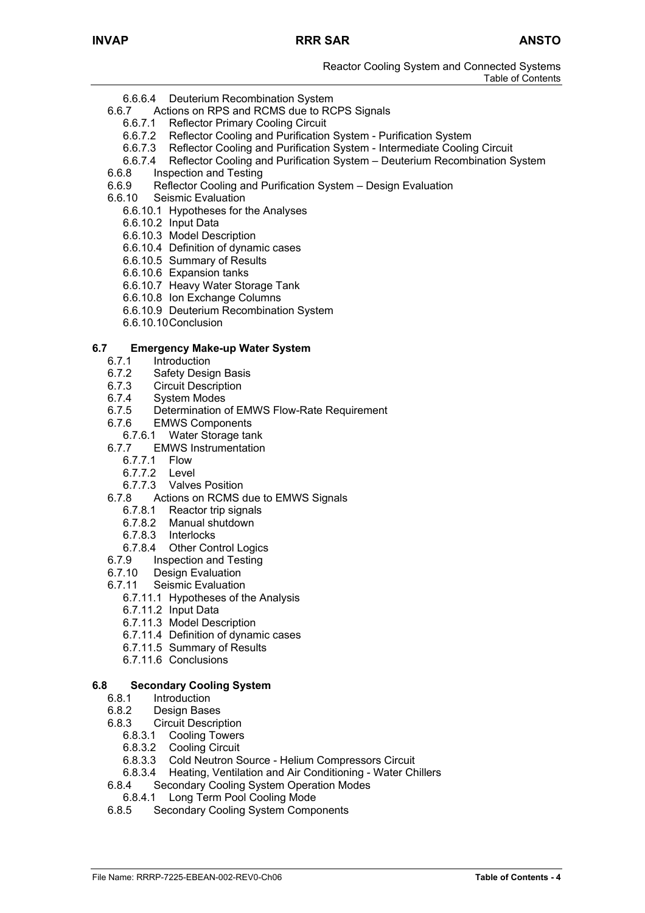- 6.6.6.4 Deuterium Recombination System
- 6.6.7 Actions on RPS and RCMS due to RCPS Signals
  - 6.6.7.1 Reflector Primary Cooling Circuit
  - 6.6.7.2 Reflector Cooling and Purification System - Purification System
  - 6.6.7.3 Reflector Cooling and Purification System - Intermediate Cooling Circuit
  - 6.6.7.4 Reflector Cooling and Purification System – Deuterium Recombination System
- 6.6.8 Inspection and Testing
- 6.6.9 Reflector Cooling and Purification System – Design Evaluation
- 6.6.10 Seismic Evaluation
  - 6.6.10.1 Hypotheses for the Analyses
  - 6.6.10.2 Input Data
  - 6.6.10.3 Model Description
  - 6.6.10.4 Definition of dynamic cases
  - 6.6.10.5 Summary of Results
  - 6.6.10.6 Expansion tanks
  - 6.6.10.7 Heavy Water Storage Tank
  - 6.6.10.8 Ion Exchange Columns
  - 6.6.10.9 Deuterium Recombination System
  - 6.6.10.10 Conclusion

**6.7 Emergency Make-up Water System**

- 6.7.1 Introduction
- 6.7.2 Safety Design Basis
- 6.7.3 Circuit Description
- 6.7.4 System Modes
- 6.7.5 Determination of EMWS Flow-Rate Requirement
- 6.7.6 EMWS Components
  - 6.7.6.1 Water Storage tank
- 6.7.7 EMWS Instrumentation
  - 6.7.7.1 Flow
  - 6.7.7.2 Level
  - 6.7.7.3 Valves Position
- 6.7.8 Actions on RCMS due to EMWS Signals
  - 6.7.8.1 Reactor trip signals
  - 6.7.8.2 Manual shutdown
  - 6.7.8.3 Interlocks
  - 6.7.8.4 Other Control Logics
- 6.7.9 Inspection and Testing
- 6.7.10 Design Evaluation
- 6.7.11 Seismic Evaluation
  - 6.7.11.1 Hypotheses of the Analysis
  - 6.7.11.2 Input Data
  - 6.7.11.3 Model Description
  - 6.7.11.4 Definition of dynamic cases
  - 6.7.11.5 Summary of Results
  - 6.7.11.6 Conclusions

**6.8 Secondary Cooling System**

- 6.8.1 Introduction
- 6.8.2 Design Bases
- 6.8.3 Circuit Description
  - 6.8.3.1 Cooling Towers
  - 6.8.3.2 Cooling Circuit
  - 6.8.3.3 Cold Neutron Source - Helium Compressors Circuit
  - 6.8.3.4 Heating, Ventilation and Air Conditioning - Water Chillers
- 6.8.4 Secondary Cooling System Operation Modes
  - 6.8.4.1 Long Term Pool Cooling Mode
- 6.8.5 Secondary Cooling System Components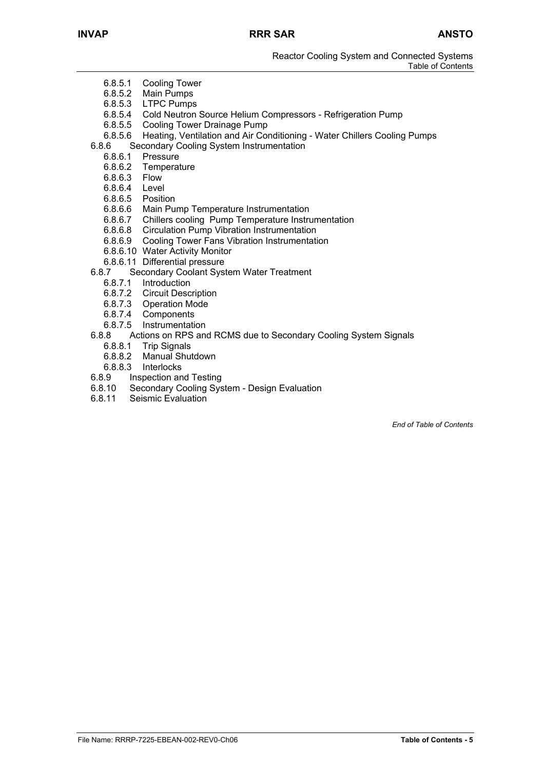- 6.8.5.1 Cooling Tower
- 6.8.5.2 Main Pumps
- 6.8.5.3 LTPC Pumps
- 6.8.5.4 Cold Neutron Source Helium Compressors - Refrigeration Pump
- 6.8.5.5 Cooling Tower Drainage Pump
- 6.8.5.6 Heating, Ventilation and Air Conditioning - Water Chillers Cooling Pumps

6.8.6 Secondary Cooling System Instrumentation

- 6.8.6.1 Pressure
- 6.8.6.2 Temperature
- 6.8.6.3 Flow
- 6.8.6.4 Level
- 6.8.6.5 Position
- 6.8.6.6 Main Pump Temperature Instrumentation
- 6.8.6.7 Chillers cooling Pump Temperature Instrumentation
- 6.8.6.8 Circulation Pump Vibration Instrumentation
- 6.8.6.9 Cooling Tower Fans Vibration Instrumentation
- 6.8.6.10 Water Activity Monitor
- 6.8.6.11 Differential pressure

6.8.7 Secondary Coolant System Water Treatment

- 6.8.7.1 Introduction
- 6.8.7.2 Circuit Description
- 6.8.7.3 Operation Mode
- 6.8.7.4 Components
- 6.8.7.5 Instrumentation

6.8.8 Actions on RPS and RCMS due to Secondary Cooling System Signals

- 6.8.8.1 Trip Signals
- 6.8.8.2 Manual Shutdown
- 6.8.8.3 Interlocks

6.8.9 Inspection and Testing

6.8.10 Secondary Cooling System - Design Evaluation

6.8.11 Seismic Evaluation

*End of Table of Contents*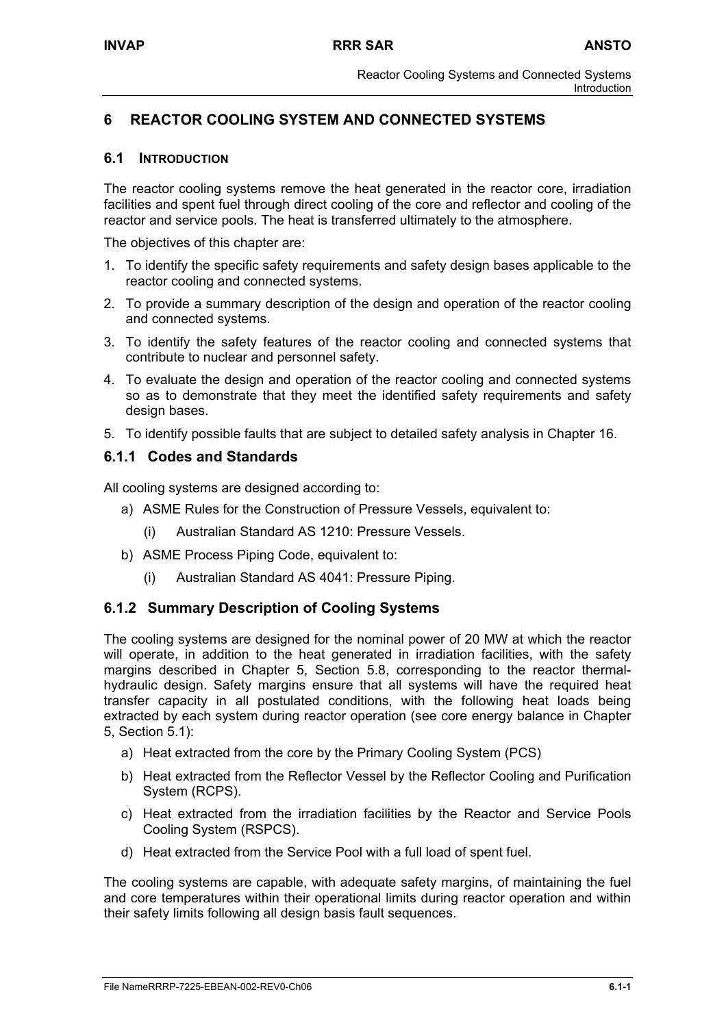# 6 REACTOR COOLING SYSTEM AND CONNECTED SYSTEMS

## 6.1 INTRODUCTION

The reactor cooling systems remove the heat generated in the reactor core, irradiation facilities and spent fuel through direct cooling of the core and reflector and cooling of the reactor and service pools. The heat is transferred ultimately to the atmosphere.

The objectives of this chapter are:

1. To identify the specific safety requirements and safety design bases applicable to the reactor cooling and connected systems.
2. To provide a summary description of the design and operation of the reactor cooling and connected systems.
3. To identify the safety features of the reactor cooling and connected systems that contribute to nuclear and personnel safety.
4. To evaluate the design and operation of the reactor cooling and connected systems so as to demonstrate that they meet the identified safety requirements and safety design bases.
5. To identify possible faults that are subject to detailed safety analysis in Chapter 16.

### 6.1.1 Codes and Standards

All cooling systems are designed according to:

a) ASME Rules for the Construction of Pressure Vessels, equivalent to:
   (i) Australian Standard AS 1210: Pressure Vessels.
b) ASME Process Piping Code, equivalent to:
   (i) Australian Standard AS 4041: Pressure Piping.

### 6.1.2 Summary Description of Cooling Systems

The cooling systems are designed for the nominal power of 20 MW at which the reactor will operate, in addition to the heat generated in irradiation facilities, with the safety margins described in Chapter 5, Section 5.8, corresponding to the reactor thermal-hydraulic design. Safety margins ensure that all systems will have the required heat transfer capacity in all postulated conditions, with the following heat loads being extracted by each system during reactor operation (see core energy balance in Chapter 5, Section 5.1):

a) Heat extracted from the core by the Primary Cooling System (PCS)
b) Heat extracted from the Reflector Vessel by the Reflector Cooling and Purification System (RCPS).
c) Heat extracted from the irradiation facilities by the Reactor and Service Pools Cooling System (RSPCS).
d) Heat extracted from the Service Pool with a full load of spent fuel.

The cooling systems are capable, with adequate safety margins, of maintaining the fuel and core temperatures within their operational limits during reactor operation and within their safety limits following all design basis fault sequences.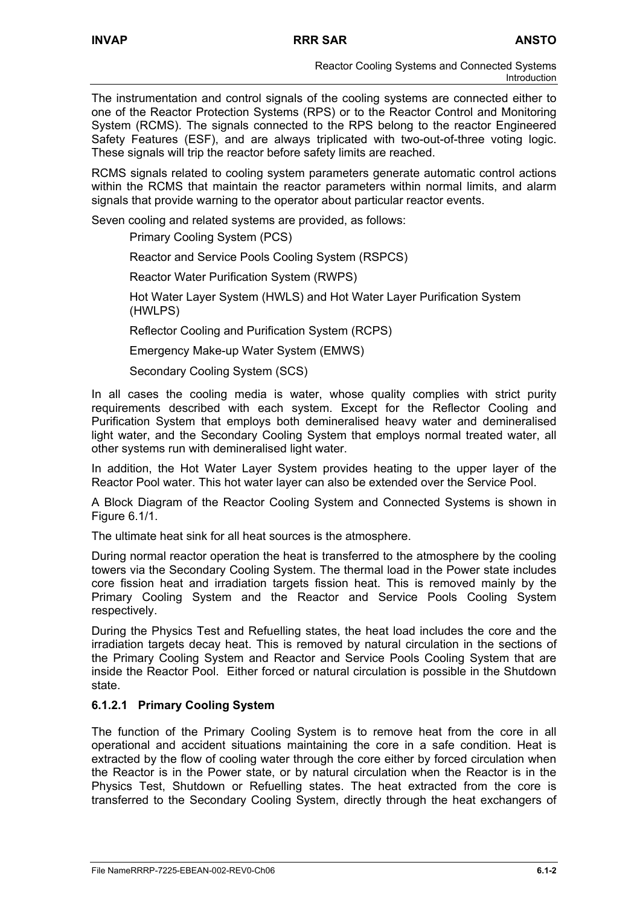The instrumentation and control signals of the cooling systems are connected either to one of the Reactor Protection Systems (RPS) or to the Reactor Control and Monitoring System (RCMS). The signals connected to the RPS belong to the reactor Engineered Safety Features (ESF), and are always triplicated with two-out-of-three voting logic. These signals will trip the reactor before safety limits are reached.

RCMS signals related to cooling system parameters generate automatic control actions within the RCMS that maintain the reactor parameters within normal limits, and alarm signals that provide warning to the operator about particular reactor events.

Seven cooling and related systems are provided, as follows:

- Primary Cooling System (PCS)
- Reactor and Service Pools Cooling System (RSPCS)
- Reactor Water Purification System (RWPS)
- Hot Water Layer System (HWLS) and Hot Water Layer Purification System (HWLPS)
- Reflector Cooling and Purification System (RCPS)
- Emergency Make-up Water System (EMWS)
- Secondary Cooling System (SCS)

In all cases the cooling media is water, whose quality complies with strict purity requirements described with each system. Except for the Reflector Cooling and Purification System that employs both demineralised heavy water and demineralised light water, and the Secondary Cooling System that employs normal treated water, all other systems run with demineralised light water.

In addition, the Hot Water Layer System provides heating to the upper layer of the Reactor Pool water. This hot water layer can also be extended over the Service Pool.

A Block Diagram of the Reactor Cooling System and Connected Systems is shown in Figure 6.1/1.

The ultimate heat sink for all heat sources is the atmosphere.

During normal reactor operation the heat is transferred to the atmosphere by the cooling towers via the Secondary Cooling System. The thermal load in the Power state includes core fission heat and irradiation targets fission heat. This is removed mainly by the Primary Cooling System and the Reactor and Service Pools Cooling System respectively.

During the Physics Test and Refuelling states, the heat load includes the core and the irradiation targets decay heat. This is removed by natural circulation in the sections of the Primary Cooling System and Reactor and Service Pools Cooling System that are inside the Reactor Pool. Either forced or natural circulation is possible in the Shutdown state.

### 6.1.2.1 Primary Cooling System

The function of the Primary Cooling System is to remove heat from the core in all operational and accident situations maintaining the core in a safe condition. Heat is extracted by the flow of cooling water through the core either by forced circulation when the Reactor is in the Power state, or by natural circulation when the Reactor is in the Physics Test, Shutdown or Refuelling states. The heat extracted from the core is transferred to the Secondary Cooling System, directly through the heat exchangers of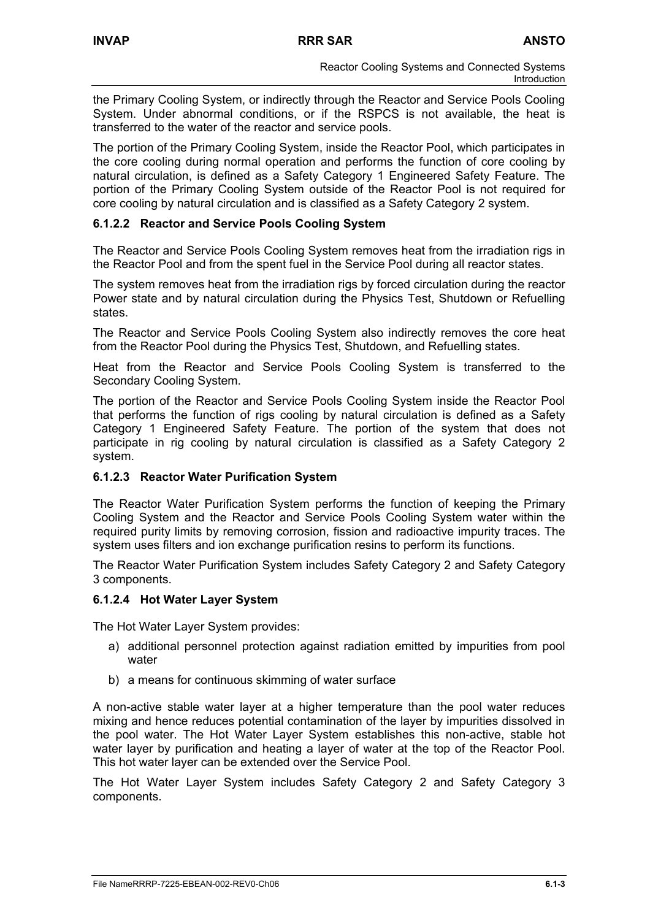the Primary Cooling System, or indirectly through the Reactor and Service Pools Cooling System. Under abnormal conditions, or if the RSPCS is not available, the heat is transferred to the water of the reactor and service pools.

The portion of the Primary Cooling System, inside the Reactor Pool, which participates in the core cooling during normal operation and performs the function of core cooling by natural circulation, is defined as a Safety Category 1 Engineered Safety Feature. The portion of the Primary Cooling System outside of the Reactor Pool is not required for core cooling by natural circulation and is classified as a Safety Category 2 system.

### 6.1.2.2 Reactor and Service Pools Cooling System

The Reactor and Service Pools Cooling System removes heat from the irradiation rigs in the Reactor Pool and from the spent fuel in the Service Pool during all reactor states.

The system removes heat from the irradiation rigs by forced circulation during the reactor Power state and by natural circulation during the Physics Test, Shutdown or Refuelling states.

The Reactor and Service Pools Cooling System also indirectly removes the core heat from the Reactor Pool during the Physics Test, Shutdown, and Refuelling states.

Heat from the Reactor and Service Pools Cooling System is transferred to the Secondary Cooling System.

The portion of the Reactor and Service Pools Cooling System inside the Reactor Pool that performs the function of rigs cooling by natural circulation is defined as a Safety Category 1 Engineered Safety Feature. The portion of the system that does not participate in rig cooling by natural circulation is classified as a Safety Category 2 system.

### 6.1.2.3 Reactor Water Purification System

The Reactor Water Purification System performs the function of keeping the Primary Cooling System and the Reactor and Service Pools Cooling System water within the required purity limits by removing corrosion, fission and radioactive impurity traces. The system uses filters and ion exchange purification resins to perform its functions.

The Reactor Water Purification System includes Safety Category 2 and Safety Category 3 components.

### 6.1.2.4 Hot Water Layer System

The Hot Water Layer System provides:

a) additional personnel protection against radiation emitted by impurities from pool water

b) a means for continuous skimming of water surface

A non-active stable water layer at a higher temperature than the pool water reduces mixing and hence reduces potential contamination of the layer by impurities dissolved in the pool water. The Hot Water Layer System establishes this non-active, stable hot water layer by purification and heating a layer of water at the top of the Reactor Pool. This hot water layer can be extended over the Service Pool.

The Hot Water Layer System includes Safety Category 2 and Safety Category 3 components.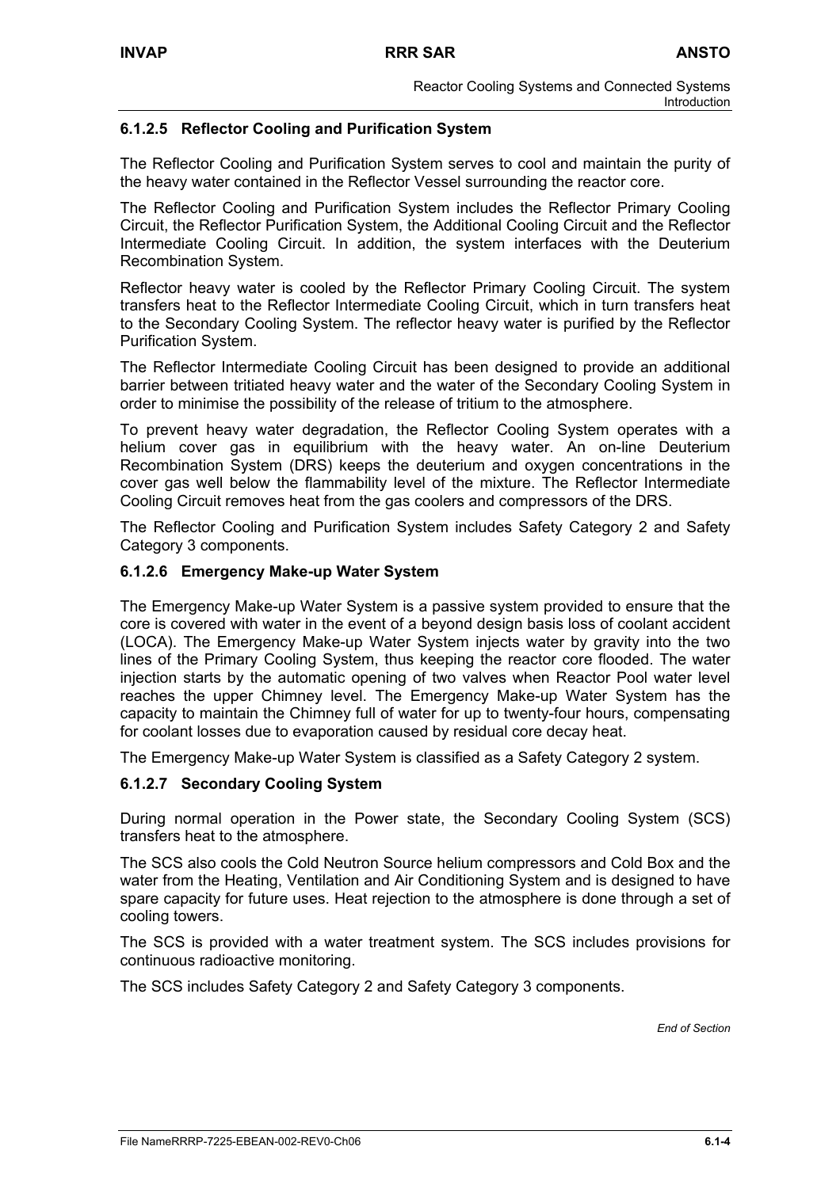### 6.1.2.5 Reflector Cooling and Purification System

The Reflector Cooling and Purification System serves to cool and maintain the purity of the heavy water contained in the Reflector Vessel surrounding the reactor core.

The Reflector Cooling and Purification System includes the Reflector Primary Cooling Circuit, the Reflector Purification System, the Additional Cooling Circuit and the Reflector Intermediate Cooling Circuit. In addition, the system interfaces with the Deuterium Recombination System.

Reflector heavy water is cooled by the Reflector Primary Cooling Circuit. The system transfers heat to the Reflector Intermediate Cooling Circuit, which in turn transfers heat to the Secondary Cooling System. The reflector heavy water is purified by the Reflector Purification System.

The Reflector Intermediate Cooling Circuit has been designed to provide an additional barrier between tritiated heavy water and the water of the Secondary Cooling System in order to minimise the possibility of the release of tritium to the atmosphere.

To prevent heavy water degradation, the Reflector Cooling System operates with a helium cover gas in equilibrium with the heavy water. An on-line Deuterium Recombination System (DRS) keeps the deuterium and oxygen concentrations in the cover gas well below the flammability level of the mixture. The Reflector Intermediate Cooling Circuit removes heat from the gas coolers and compressors of the DRS.

The Reflector Cooling and Purification System includes Safety Category 2 and Safety Category 3 components.

### 6.1.2.6 Emergency Make-up Water System

The Emergency Make-up Water System is a passive system provided to ensure that the core is covered with water in the event of a beyond design basis loss of coolant accident (LOCA). The Emergency Make-up Water System injects water by gravity into the two lines of the Primary Cooling System, thus keeping the reactor core flooded. The water injection starts by the automatic opening of two valves when Reactor Pool water level reaches the upper Chimney level. The Emergency Make-up Water System has the capacity to maintain the Chimney full of water for up to twenty-four hours, compensating for coolant losses due to evaporation caused by residual core decay heat.

The Emergency Make-up Water System is classified as a Safety Category 2 system.

### 6.1.2.7 Secondary Cooling System

During normal operation in the Power state, the Secondary Cooling System (SCS) transfers heat to the atmosphere.

The SCS also cools the Cold Neutron Source helium compressors and Cold Box and the water from the Heating, Ventilation and Air Conditioning System and is designed to have spare capacity for future uses. Heat rejection to the atmosphere is done through a set of cooling towers.

The SCS is provided with a water treatment system. The SCS includes provisions for continuous radioactive monitoring.

The SCS includes Safety Category 2 and Safety Category 3 components.

*End of Section*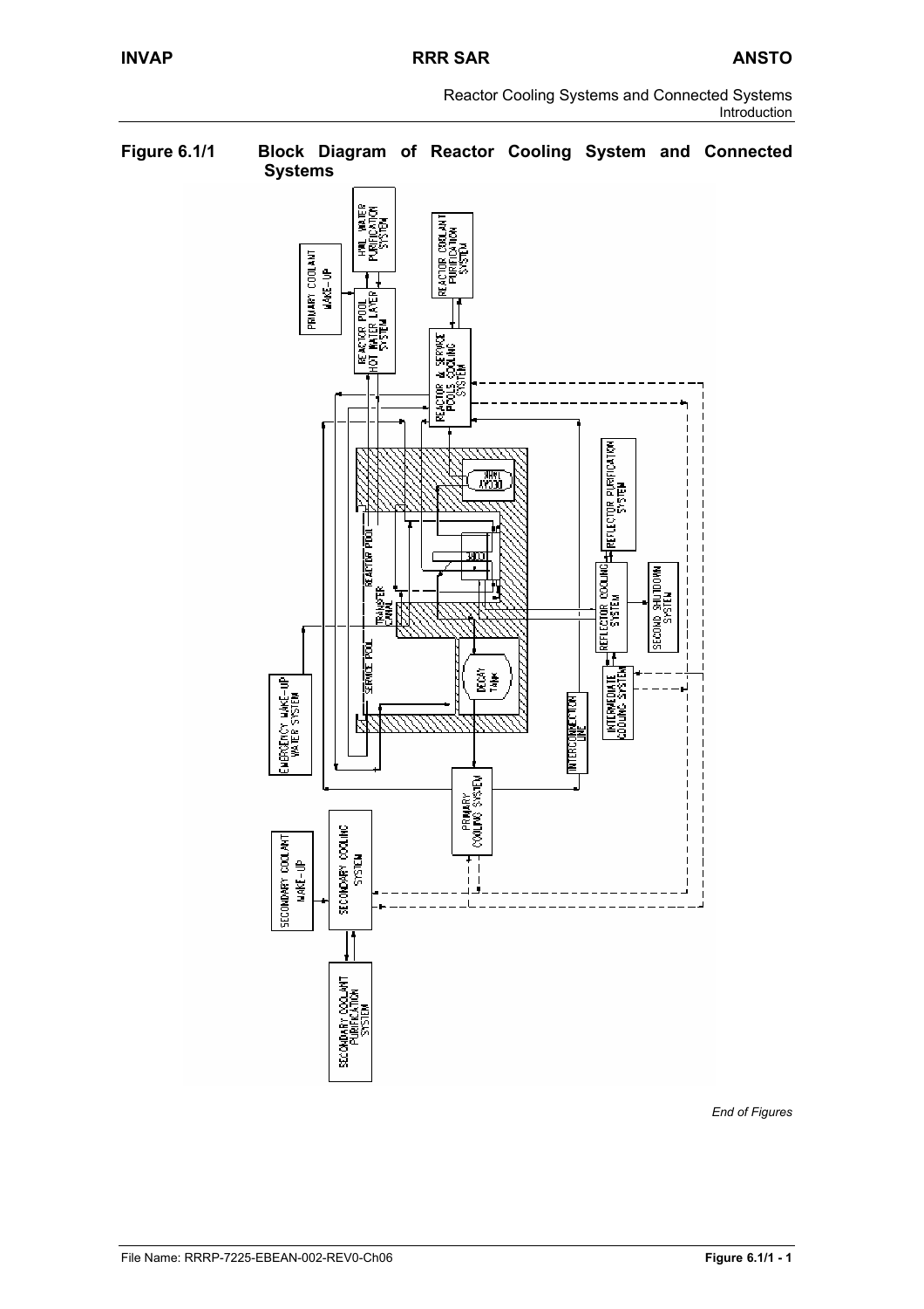**Figure 6.1/1 Block Diagram of Reactor Cooling System and Connected Systems**

*End of Figures*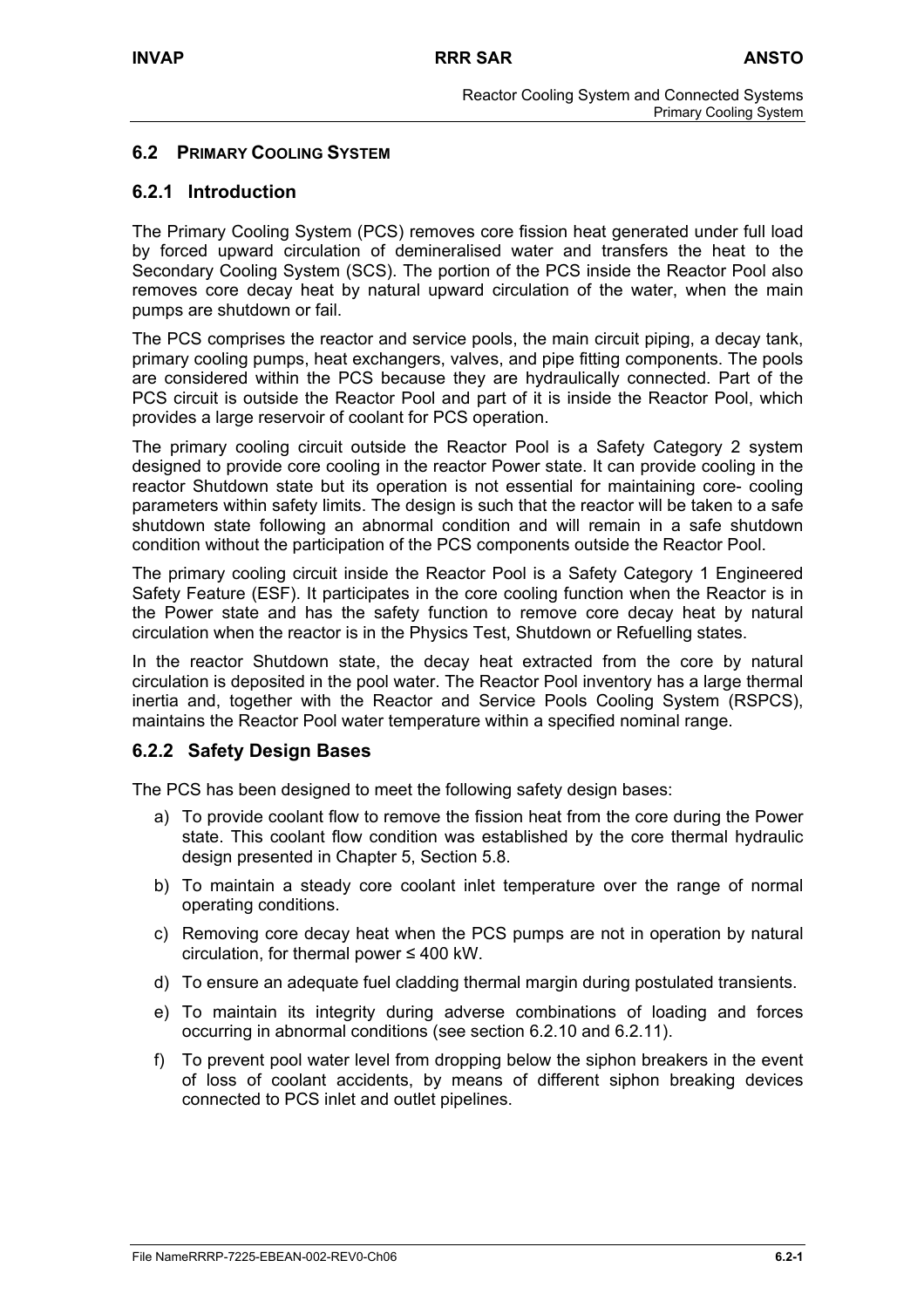## 6.2 PRIMARY COOLING SYSTEM

### 6.2.1 Introduction

The Primary Cooling System (PCS) removes core fission heat generated under full load by forced upward circulation of demineralised water and transfers the heat to the Secondary Cooling System (SCS). The portion of the PCS inside the Reactor Pool also removes core decay heat by natural upward circulation of the water, when the main pumps are shutdown or fail.

The PCS comprises the reactor and service pools, the main circuit piping, a decay tank, primary cooling pumps, heat exchangers, valves, and pipe fitting components. The pools are considered within the PCS because they are hydraulically connected. Part of the PCS circuit is outside the Reactor Pool and part of it is inside the Reactor Pool, which provides a large reservoir of coolant for PCS operation.

The primary cooling circuit outside the Reactor Pool is a Safety Category 2 system designed to provide core cooling in the reactor Power state. It can provide cooling in the reactor Shutdown state but its operation is not essential for maintaining core- cooling parameters within safety limits. The design is such that the reactor will be taken to a safe shutdown state following an abnormal condition and will remain in a safe shutdown condition without the participation of the PCS components outside the Reactor Pool.

The primary cooling circuit inside the Reactor Pool is a Safety Category 1 Engineered Safety Feature (ESF). It participates in the core cooling function when the Reactor is in the Power state and has the safety function to remove core decay heat by natural circulation when the reactor is in the Physics Test, Shutdown or Refuelling states.

In the reactor Shutdown state, the decay heat extracted from the core by natural circulation is deposited in the pool water. The Reactor Pool inventory has a large thermal inertia and, together with the Reactor and Service Pools Cooling System (RSPCS), maintains the Reactor Pool water temperature within a specified nominal range.

### 6.2.2 Safety Design Bases

The PCS has been designed to meet the following safety design bases:

a) To provide coolant flow to remove the fission heat from the core during the Power state. This coolant flow condition was established by the core thermal hydraulic design presented in Chapter 5, Section 5.8.

b) To maintain a steady core coolant inlet temperature over the range of normal operating conditions.

c) Removing core decay heat when the PCS pumps are not in operation by natural circulation, for thermal power ≤ 400 kW.

d) To ensure an adequate fuel cladding thermal margin during postulated transients.

e) To maintain its integrity during adverse combinations of loading and forces occurring in abnormal conditions (see section 6.2.10 and 6.2.11).

f) To prevent pool water level from dropping below the siphon breakers in the event of loss of coolant accidents, by means of different siphon breaking devices connected to PCS inlet and outlet pipelines.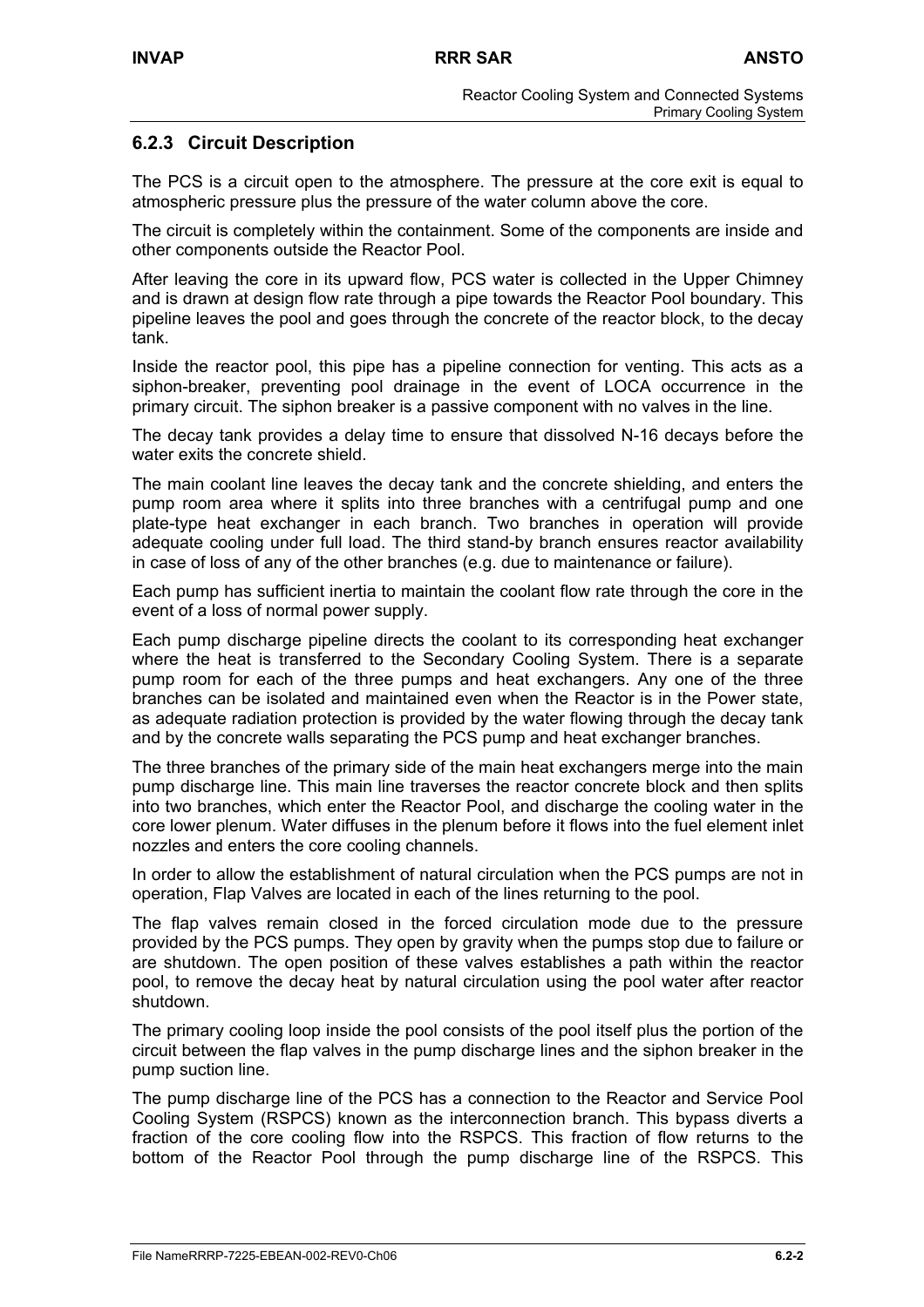### 6.2.3 Circuit Description

The PCS is a circuit open to the atmosphere. The pressure at the core exit is equal to atmospheric pressure plus the pressure of the water column above the core.

The circuit is completely within the containment. Some of the components are inside and other components outside the Reactor Pool.

After leaving the core in its upward flow, PCS water is collected in the Upper Chimney and is drawn at design flow rate through a pipe towards the Reactor Pool boundary. This pipeline leaves the pool and goes through the concrete of the reactor block, to the decay tank.

Inside the reactor pool, this pipe has a pipeline connection for venting. This acts as a siphon-breaker, preventing pool drainage in the event of LOCA occurrence in the primary circuit. The siphon breaker is a passive component with no valves in the line.

The decay tank provides a delay time to ensure that dissolved N-16 decays before the water exits the concrete shield.

The main coolant line leaves the decay tank and the concrete shielding, and enters the pump room area where it splits into three branches with a centrifugal pump and one plate-type heat exchanger in each branch. Two branches in operation will provide adequate cooling under full load. The third stand-by branch ensures reactor availability in case of loss of any of the other branches (e.g. due to maintenance or failure).

Each pump has sufficient inertia to maintain the coolant flow rate through the core in the event of a loss of normal power supply.

Each pump discharge pipeline directs the coolant to its corresponding heat exchanger where the heat is transferred to the Secondary Cooling System. There is a separate pump room for each of the three pumps and heat exchangers. Any one of the three branches can be isolated and maintained even when the Reactor is in the Power state, as adequate radiation protection is provided by the water flowing through the decay tank and by the concrete walls separating the PCS pump and heat exchanger branches.

The three branches of the primary side of the main heat exchangers merge into the main pump discharge line. This main line traverses the reactor concrete block and then splits into two branches, which enter the Reactor Pool, and discharge the cooling water in the core lower plenum. Water diffuses in the plenum before it flows into the fuel element inlet nozzles and enters the core cooling channels.

In order to allow the establishment of natural circulation when the PCS pumps are not in operation, Flap Valves are located in each of the lines returning to the pool.

The flap valves remain closed in the forced circulation mode due to the pressure provided by the PCS pumps. They open by gravity when the pumps stop due to failure or are shutdown. The open position of these valves establishes a path within the reactor pool, to remove the decay heat by natural circulation using the pool water after reactor shutdown.

The primary cooling loop inside the pool consists of the pool itself plus the portion of the circuit between the flap valves in the pump discharge lines and the siphon breaker in the pump suction line.

The pump discharge line of the PCS has a connection to the Reactor and Service Pool Cooling System (RSPCS) known as the interconnection branch. This bypass diverts a fraction of the core cooling flow into the RSPCS. This fraction of flow returns to the bottom of the Reactor Pool through the pump discharge line of the RSPCS. This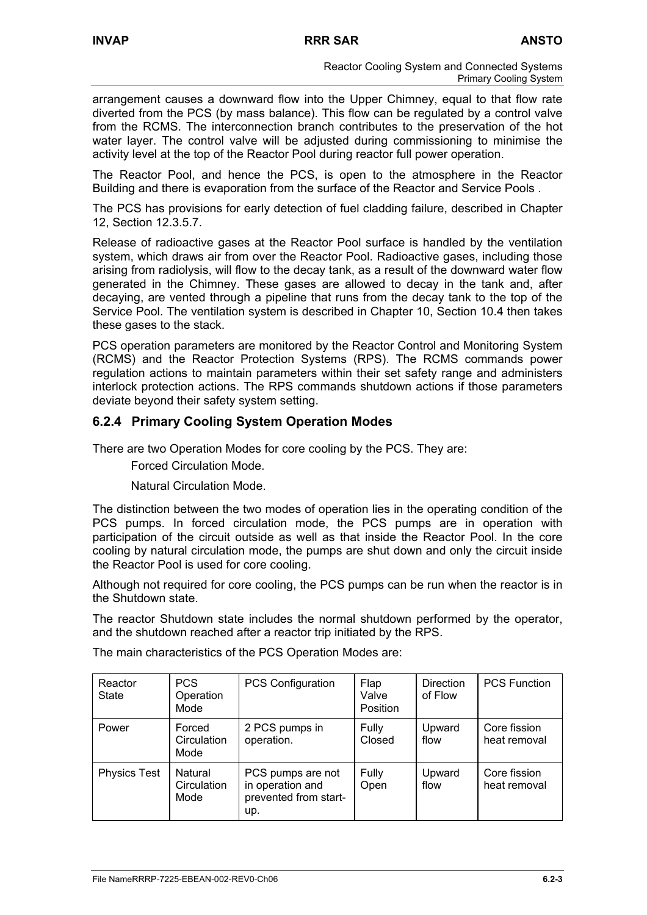arrangement causes a downward flow into the Upper Chimney, equal to that flow rate diverted from the PCS (by mass balance). This flow can be regulated by a control valve from the RCMS. The interconnection branch contributes to the preservation of the hot water layer. The control valve will be adjusted during commissioning to minimise the activity level at the top of the Reactor Pool during reactor full power operation.

The Reactor Pool, and hence the PCS, is open to the atmosphere in the Reactor Building and there is evaporation from the surface of the Reactor and Service Pools .

The PCS has provisions for early detection of fuel cladding failure, described in Chapter 12, Section 12.3.5.7.

Release of radioactive gases at the Reactor Pool surface is handled by the ventilation system, which draws air from over the Reactor Pool. Radioactive gases, including those arising from radiolysis, will flow to the decay tank, as a result of the downward water flow generated in the Chimney. These gases are allowed to decay in the tank and, after decaying, are vented through a pipeline that runs from the decay tank to the top of the Service Pool. The ventilation system is described in Chapter 10, Section 10.4 then takes these gases to the stack.

PCS operation parameters are monitored by the Reactor Control and Monitoring System (RCMS) and the Reactor Protection Systems (RPS). The RCMS commands power regulation actions to maintain parameters within their set safety range and administers interlock protection actions. The RPS commands shutdown actions if those parameters deviate beyond their safety system setting.

### 6.2.4 Primary Cooling System Operation Modes

There are two Operation Modes for core cooling by the PCS. They are:

Forced Circulation Mode.

Natural Circulation Mode.

The distinction between the two modes of operation lies in the operating condition of the PCS pumps. In forced circulation mode, the PCS pumps are in operation with participation of the circuit outside as well as that inside the Reactor Pool. In the core cooling by natural circulation mode, the pumps are shut down and only the circuit inside the Reactor Pool is used for core cooling.

Although not required for core cooling, the PCS pumps can be run when the reactor is in the Shutdown state.

The reactor Shutdown state includes the normal shutdown performed by the operator, and the shutdown reached after a reactor trip initiated by the RPS.

The main characteristics of the PCS Operation Modes are:

| Reactor State | PCS Operation Mode | PCS Configuration | Flap Valve Position | Direction of Flow | PCS Function |
|---|---|---|---|---|---|
| Power | Forced Circulation Mode | 2 PCS pumps in operation. | Fully Closed | Upward flow | Core fission heat removal |
| Physics Test | Natural Circulation Mode | PCS pumps are not in operation and prevented from start-up. | Fully Open | Upward flow | Core fission heat removal |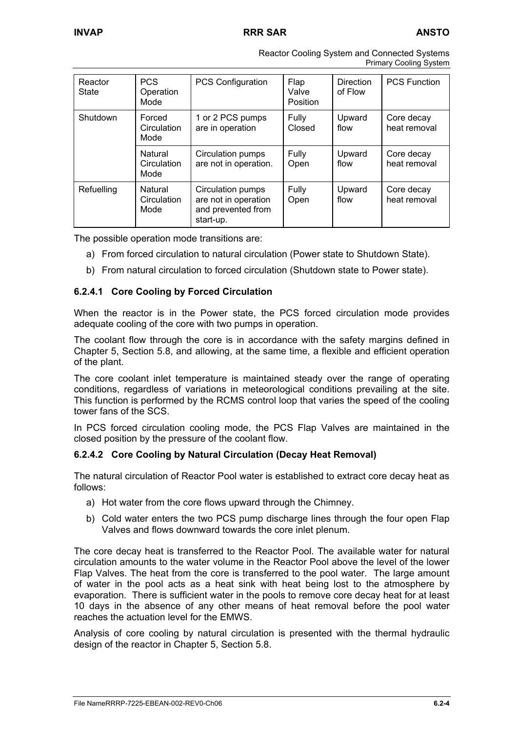| Reactor State | PCS Operation Mode | PCS Configuration | Flap Valve Position | Direction of Flow | PCS Function |
|---|---|---|---|---|---|
| Shutdown | Forced Circulation Mode | 1 or 2 PCS pumps are in operation | Fully Closed | Upward flow | Core decay heat removal |
| | Natural Circulation Mode | Circulation pumps are not in operation. | Fully Open | Upward flow | Core decay heat removal |
| Refuelling | Natural Circulation Mode | Circulation pumps are not in operation and prevented from start-up. | Fully Open | Upward flow | Core decay heat removal |

The possible operation mode transitions are:

a) From forced circulation to natural circulation (Power state to Shutdown State).

b) From natural circulation to forced circulation (Shutdown state to Power state).

#### 6.2.4.1 Core Cooling by Forced Circulation

When the reactor is in the Power state, the PCS forced circulation mode provides adequate cooling of the core with two pumps in operation.

The coolant flow through the core is in accordance with the safety margins defined in Chapter 5, Section 5.8, and allowing, at the same time, a flexible and efficient operation of the plant.

The core coolant inlet temperature is maintained steady over the range of operating conditions, regardless of variations in meteorological conditions prevailing at the site. This function is performed by the RCMS control loop that varies the speed of the cooling tower fans of the SCS.

In PCS forced circulation cooling mode, the PCS Flap Valves are maintained in the closed position by the pressure of the coolant flow.

#### 6.2.4.2 Core Cooling by Natural Circulation (Decay Heat Removal)

The natural circulation of Reactor Pool water is established to extract core decay heat as follows:

a) Hot water from the core flows upward through the Chimney.

b) Cold water enters the two PCS pump discharge lines through the four open Flap Valves and flows downward towards the core inlet plenum.

The core decay heat is transferred to the Reactor Pool. The available water for natural circulation amounts to the water volume in the Reactor Pool above the level of the lower Flap Valves. The heat from the core is transferred to the pool water. The large amount of water in the pool acts as a heat sink with heat being lost to the atmosphere by evaporation. There is sufficient water in the pools to remove core decay heat for at least 10 days in the absence of any other means of heat removal before the pool water reaches the actuation level for the EMWS.

Analysis of core cooling by natural circulation is presented with the thermal hydraulic design of the reactor in Chapter 5, Section 5.8.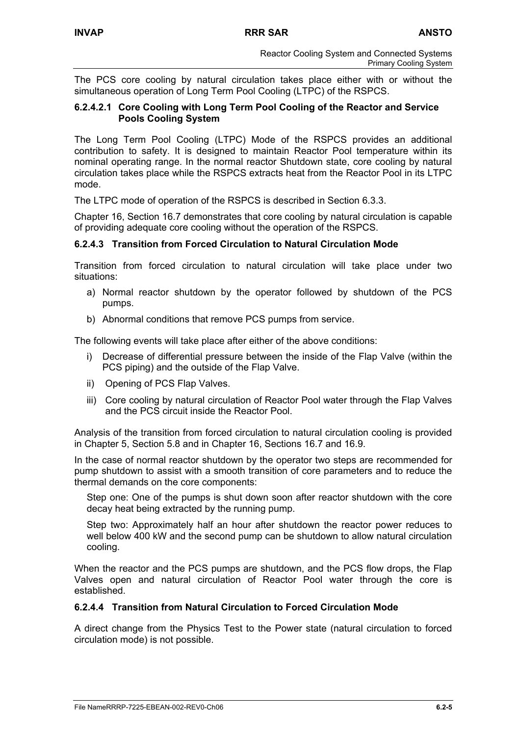The PCS core cooling by natural circulation takes place either with or without the simultaneous operation of Long Term Pool Cooling (LTPC) of the RSPCS.

#### 6.2.4.2.1 Core Cooling with Long Term Pool Cooling of the Reactor and Service Pools Cooling System

The Long Term Pool Cooling (LTPC) Mode of the RSPCS provides an additional contribution to safety. It is designed to maintain Reactor Pool temperature within its nominal operating range. In the normal reactor Shutdown state, core cooling by natural circulation takes place while the RSPCS extracts heat from the Reactor Pool in its LTPC mode.

The LTPC mode of operation of the RSPCS is described in Section 6.3.3.

Chapter 16, Section 16.7 demonstrates that core cooling by natural circulation is capable of providing adequate core cooling without the operation of the RSPCS.

### 6.2.4.3 Transition from Forced Circulation to Natural Circulation Mode

Transition from forced circulation to natural circulation will take place under two situations:

a) Normal reactor shutdown by the operator followed by shutdown of the PCS pumps.

b) Abnormal conditions that remove PCS pumps from service.

The following events will take place after either of the above conditions:

i) Decrease of differential pressure between the inside of the Flap Valve (within the PCS piping) and the outside of the Flap Valve.

ii) Opening of PCS Flap Valves.

iii) Core cooling by natural circulation of Reactor Pool water through the Flap Valves and the PCS circuit inside the Reactor Pool.

Analysis of the transition from forced circulation to natural circulation cooling is provided in Chapter 5, Section 5.8 and in Chapter 16, Sections 16.7 and 16.9.

In the case of normal reactor shutdown by the operator two steps are recommended for pump shutdown to assist with a smooth transition of core parameters and to reduce the thermal demands on the core components:

Step one: One of the pumps is shut down soon after reactor shutdown with the core decay heat being extracted by the running pump.

Step two: Approximately half an hour after shutdown the reactor power reduces to well below 400 kW and the second pump can be shutdown to allow natural circulation cooling.

When the reactor and the PCS pumps are shutdown, and the PCS flow drops, the Flap Valves open and natural circulation of Reactor Pool water through the core is established.

### 6.2.4.4 Transition from Natural Circulation to Forced Circulation Mode

A direct change from the Physics Test to the Power state (natural circulation to forced circulation mode) is not possible.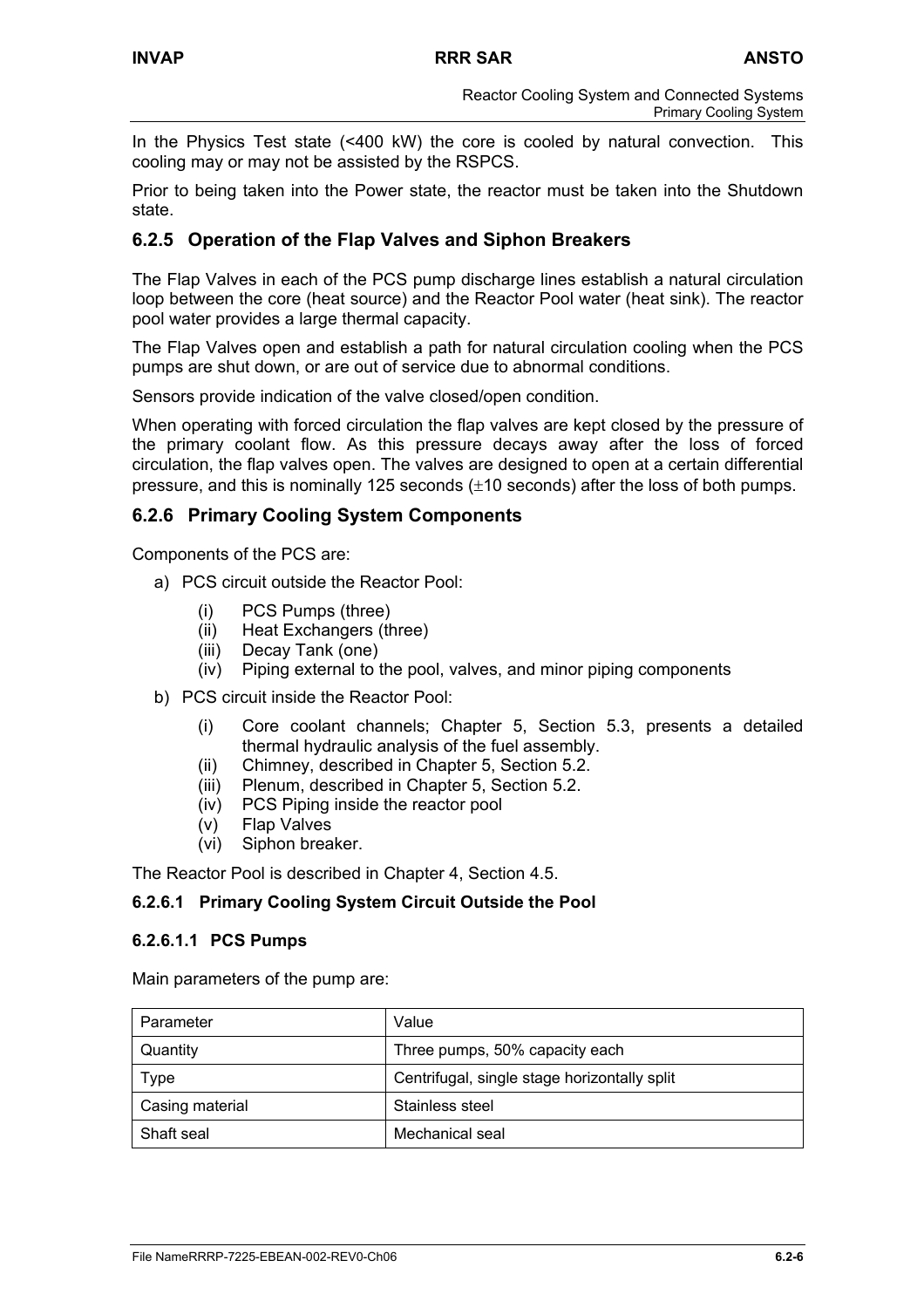In the Physics Test state (<400 kW) the core is cooled by natural convection. This cooling may or may not be assisted by the RSPCS.

Prior to being taken into the Power state, the reactor must be taken into the Shutdown state.

### 6.2.5 Operation of the Flap Valves and Siphon Breakers

The Flap Valves in each of the PCS pump discharge lines establish a natural circulation loop between the core (heat source) and the Reactor Pool water (heat sink). The reactor pool water provides a large thermal capacity.

The Flap Valves open and establish a path for natural circulation cooling when the PCS pumps are shut down, or are out of service due to abnormal conditions.

Sensors provide indication of the valve closed/open condition.

When operating with forced circulation the flap valves are kept closed by the pressure of the primary coolant flow. As this pressure decays away after the loss of forced circulation, the flap valves open. The valves are designed to open at a certain differential pressure, and this is nominally 125 seconds ($\pm$10 seconds) after the loss of both pumps.

### 6.2.6 Primary Cooling System Components

Components of the PCS are:

a) PCS circuit outside the Reactor Pool:
   - (i) PCS Pumps (three)
   - (ii) Heat Exchangers (three)
   - (iii) Decay Tank (one)
   - (iv) Piping external to the pool, valves, and minor piping components

b) PCS circuit inside the Reactor Pool:
   - (i) Core coolant channels; Chapter 5, Section 5.3, presents a detailed thermal hydraulic analysis of the fuel assembly.
   - (ii) Chimney, described in Chapter 5, Section 5.2.
   - (iii) Plenum, described in Chapter 5, Section 5.2.
   - (iv) PCS Piping inside the reactor pool
   - (v) Flap Valves
   - (vi) Siphon breaker.

The Reactor Pool is described in Chapter 4, Section 4.5.

#### 6.2.6.1 Primary Cooling System Circuit Outside the Pool

##### 6.2.6.1.1 PCS Pumps

Main parameters of the pump are:

| Parameter | Value |
|---|---|
| Quantity | Three pumps, 50% capacity each |
| Type | Centrifugal, single stage horizontally split |
| Casing material | Stainless steel |
| Shaft seal | Mechanical seal |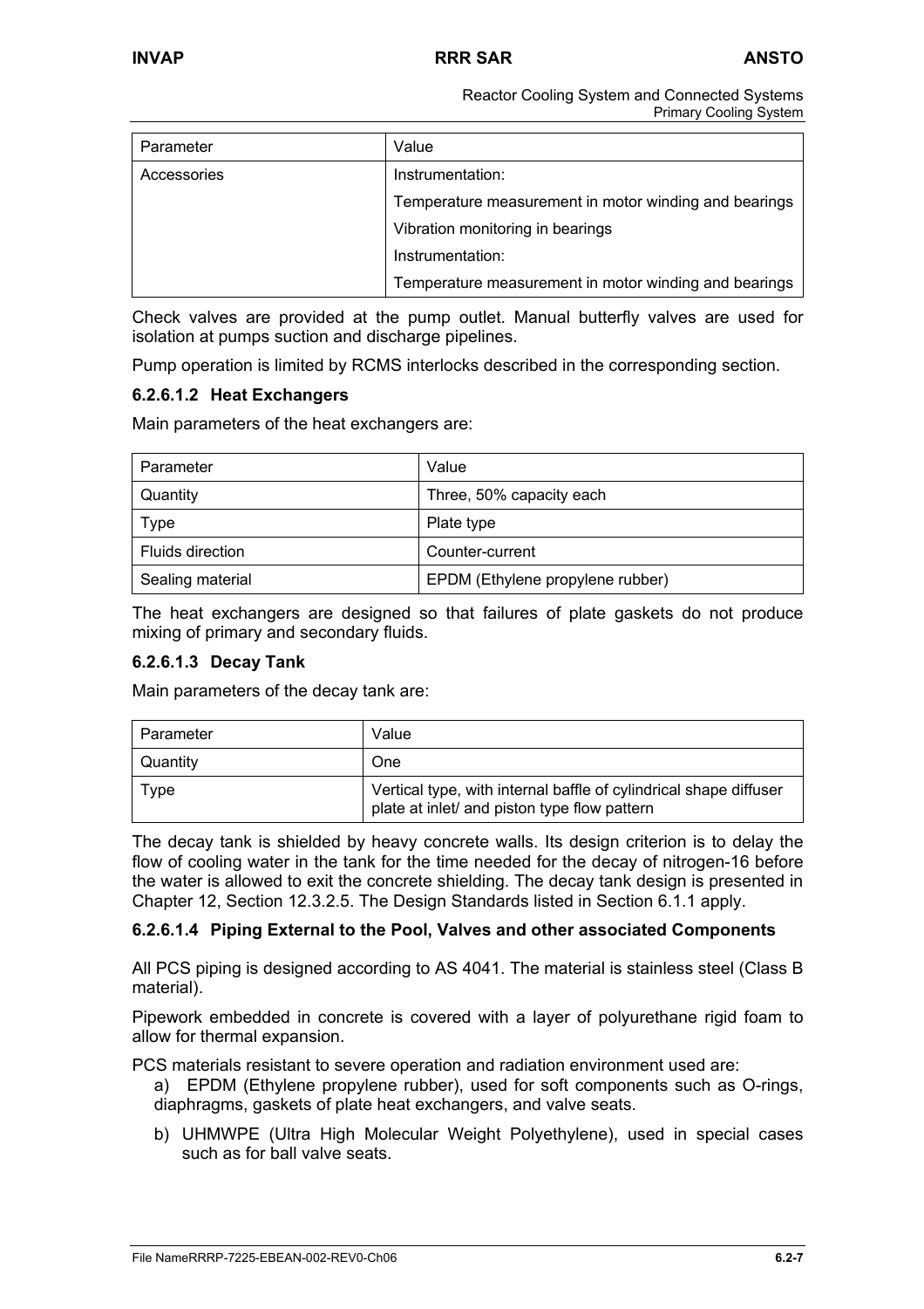| Parameter | Value |
|---|---|
| Accessories | Instrumentation: |
| | Temperature measurement in motor winding and bearings |
| | Vibration monitoring in bearings |
| | Instrumentation: |
| | Temperature measurement in motor winding and bearings |

Check valves are provided at the pump outlet. Manual butterfly valves are used for isolation at pumps suction and discharge pipelines.

Pump operation is limited by RCMS interlocks described in the corresponding section.

#### 6.2.6.1.2 Heat Exchangers

Main parameters of the heat exchangers are:

| Parameter | Value |
|---|---|
| Quantity | Three, 50% capacity each |
| Type | Plate type |
| Fluids direction | Counter-current |
| Sealing material | EPDM (Ethylene propylene rubber) |

The heat exchangers are designed so that failures of plate gaskets do not produce mixing of primary and secondary fluids.

#### 6.2.6.1.3 Decay Tank

Main parameters of the decay tank are:

| Parameter | Value |
|---|---|
| Quantity | One |
| Type | Vertical type, with internal baffle of cylindrical shape diffuser plate at inlet/ and piston type flow pattern |

The decay tank is shielded by heavy concrete walls. Its design criterion is to delay the flow of cooling water in the tank for the time needed for the decay of nitrogen-16 before the water is allowed to exit the concrete shielding. The decay tank design is presented in Chapter 12, Section 12.3.2.5. The Design Standards listed in Section 6.1.1 apply.

#### 6.2.6.1.4 Piping External to the Pool, Valves and other associated Components

All PCS piping is designed according to AS 4041. The material is stainless steel (Class B material).

Pipework embedded in concrete is covered with a layer of polyurethane rigid foam to allow for thermal expansion.

PCS materials resistant to severe operation and radiation environment used are:

a) EPDM (Ethylene propylene rubber), used for soft components such as O-rings, diaphragms, gaskets of plate heat exchangers, and valve seats.

b) UHMWPE (Ultra High Molecular Weight Polyethylene), used in special cases such as for ball valve seats.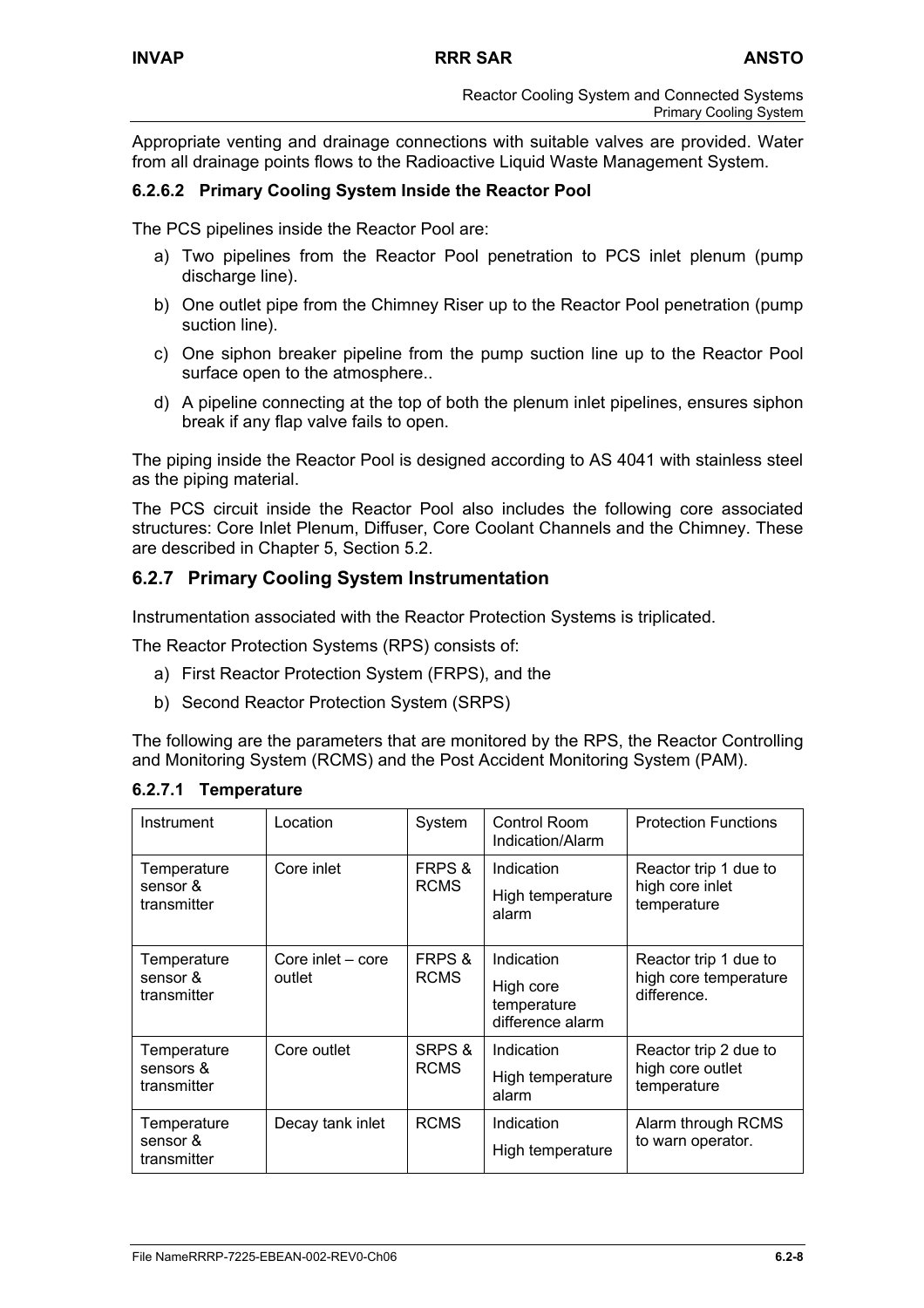Appropriate venting and drainage connections with suitable valves are provided. Water from all drainage points flows to the Radioactive Liquid Waste Management System.

### 6.2.6.2 Primary Cooling System Inside the Reactor Pool

The PCS pipelines inside the Reactor Pool are:

a) Two pipelines from the Reactor Pool penetration to PCS inlet plenum (pump discharge line).

b) One outlet pipe from the Chimney Riser up to the Reactor Pool penetration (pump suction line).

c) One siphon breaker pipeline from the pump suction line up to the Reactor Pool surface open to the atmosphere..

d) A pipeline connecting at the top of both the plenum inlet pipelines, ensures siphon break if any flap valve fails to open.

The piping inside the Reactor Pool is designed according to AS 4041 with stainless steel as the piping material.

The PCS circuit inside the Reactor Pool also includes the following core associated structures: Core Inlet Plenum, Diffuser, Core Coolant Channels and the Chimney. These are described in Chapter 5, Section 5.2.

## 6.2.7 Primary Cooling System Instrumentation

Instrumentation associated with the Reactor Protection Systems is triplicated.

The Reactor Protection Systems (RPS) consists of:

a) First Reactor Protection System (FRPS), and the

b) Second Reactor Protection System (SRPS)

The following are the parameters that are monitored by the RPS, the Reactor Controlling and Monitoring System (RCMS) and the Post Accident Monitoring System (PAM).

### 6.2.7.1 Temperature

| Instrument | Location | System | Control Room Indication/Alarm | Protection Functions |
|---|---|---|---|---|
| Temperature sensor & transmitter | Core inlet | FRPS & RCMS | Indication<br>High temperature alarm | Reactor trip 1 due to high core inlet temperature |
| Temperature sensor & transmitter | Core inlet – core outlet | FRPS & RCMS | Indication<br>High core temperature difference alarm | Reactor trip 1 due to high core temperature difference. |
| Temperature sensors & transmitter | Core outlet | SRPS & RCMS | Indication<br>High temperature alarm | Reactor trip 2 due to high core outlet temperature |
| Temperature sensor & transmitter | Decay tank inlet | RCMS | Indication<br>High temperature | Alarm through RCMS to warn operator. |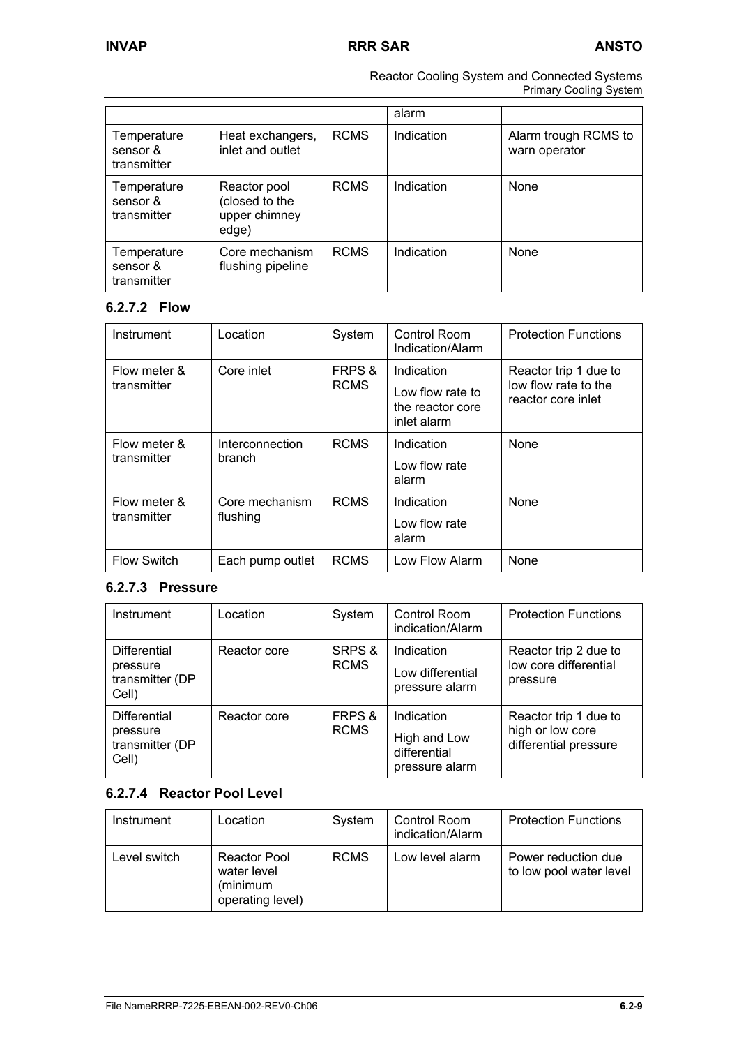| | | | alarm | |
|---|---|---|---|---|
| Temperature sensor & transmitter | Heat exchangers, inlet and outlet | RCMS | Indication | Alarm trough RCMS to warn operator |
| Temperature sensor & transmitter | Reactor pool (closed to the upper chimney edge) | RCMS | Indication | None |
| Temperature sensor & transmitter | Core mechanism flushing pipeline | RCMS | Indication | None |

### 6.2.7.2 Flow

| Instrument | Location | System | Control Room Indication/Alarm | Protection Functions |
|---|---|---|---|---|
| Flow meter & transmitter | Core inlet | FRPS & RCMS | Indication<br>Low flow rate to the reactor core inlet alarm | Reactor trip 1 due to low flow rate to the reactor core inlet |
| Flow meter & transmitter | Interconnection branch | RCMS | Indication<br>Low flow rate alarm | None |
| Flow meter & transmitter | Core mechanism flushing | RCMS | Indication<br>Low flow rate alarm | None |
| Flow Switch | Each pump outlet | RCMS | Low Flow Alarm | None |

### 6.2.7.3 Pressure

| Instrument | Location | System | Control Room indication/Alarm | Protection Functions |
|---|---|---|---|---|
| Differential pressure transmitter (DP Cell) | Reactor core | SRPS & RCMS | Indication<br>Low differential pressure alarm | Reactor trip 2 due to low core differential pressure |
| Differential pressure transmitter (DP Cell) | Reactor core | FRPS & RCMS | Indication<br>High and Low differential pressure alarm | Reactor trip 1 due to high or low core differential pressure |

### 6.2.7.4 Reactor Pool Level

| Instrument | Location | System | Control Room indication/Alarm | Protection Functions |
|---|---|---|---|---|
| Level switch | Reactor Pool water level (minimum operating level) | RCMS | Low level alarm | Power reduction due to low pool water level |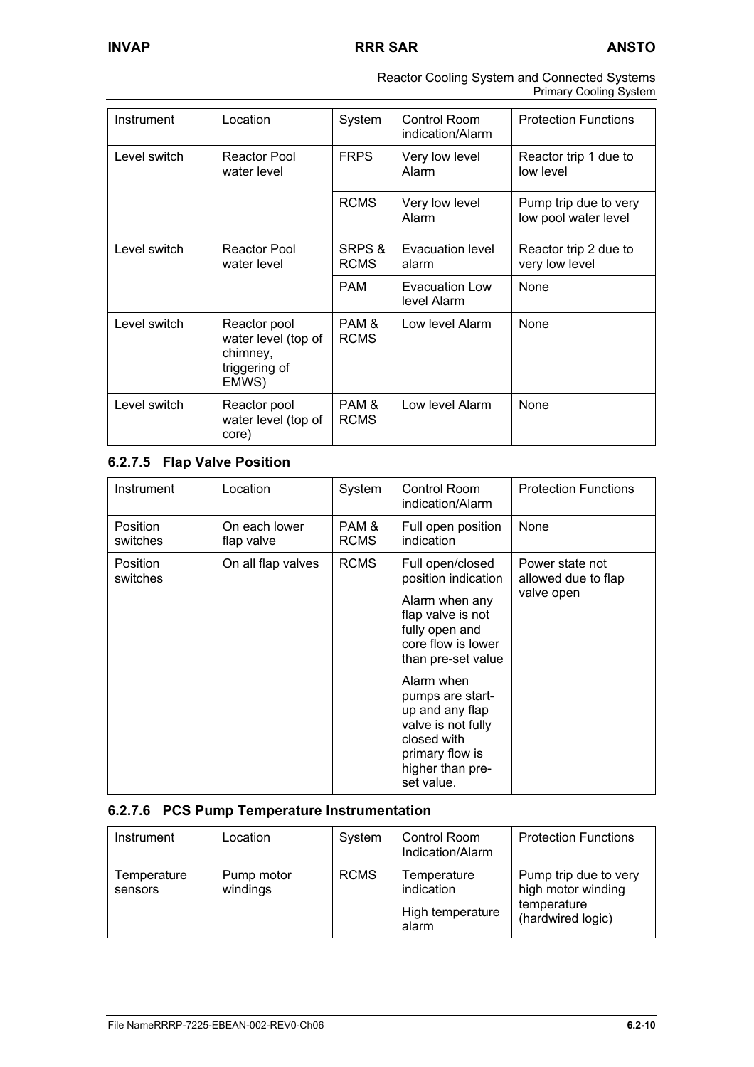| Instrument | Location | System | Control Room indication/Alarm | Protection Functions |
|---|---|---|---|---|
| Level switch | Reactor Pool water level | FRPS | Very low level Alarm | Reactor trip 1 due to low level |
| | | RCMS | Very low level Alarm | Pump trip due to very low pool water level |
| Level switch | Reactor Pool water level | SRPS & RCMS | Evacuation level alarm | Reactor trip 2 due to very low level |
| | | PAM | Evacuation Low level Alarm | None |
| Level switch | Reactor pool water level (top of chimney, triggering of EMWS) | PAM & RCMS | Low level Alarm | None |
| Level switch | Reactor pool water level (top of core) | PAM & RCMS | Low level Alarm | None |

### 6.2.7.5 Flap Valve Position

| Instrument | Location | System | Control Room indication/Alarm | Protection Functions |
|---|---|---|---|---|
| Position switches | On each lower flap valve | PAM & RCMS | Full open position indication | None |
| Position switches | On all flap valves | RCMS | Full open/closed position indication<br><br>Alarm when any flap valve is not fully open and core flow is lower than pre-set value<br><br>Alarm when pumps are start-up and any flap valve is not fully closed with primary flow is higher than pre-set value. | Power state not allowed due to flap valve open |

### 6.2.7.6 PCS Pump Temperature Instrumentation

| Instrument | Location | System | Control Room Indication/Alarm | Protection Functions |
|---|---|---|---|---|
| Temperature sensors | Pump motor windings | RCMS | Temperature indication<br><br>High temperature alarm | Pump trip due to very high motor winding temperature (hardwired logic) |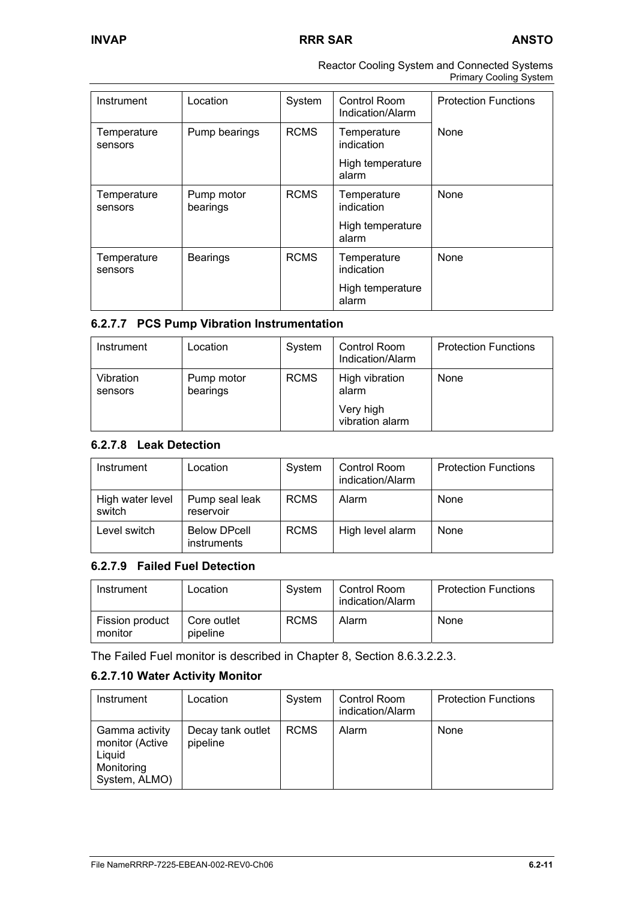| Instrument | Location | System | Control Room Indication/Alarm | Protection Functions |
|---|---|---|---|---|
| Temperature sensors | Pump bearings | RCMS | Temperature indication<br>High temperature alarm | None |
| Temperature sensors | Pump motor bearings | RCMS | Temperature indication<br>High temperature alarm | None |
| Temperature sensors | Bearings | RCMS | Temperature indication<br>High temperature alarm | None |

#### 6.2.7.7 PCS Pump Vibration Instrumentation

| Instrument | Location | System | Control Room Indication/Alarm | Protection Functions |
|---|---|---|---|---|
| Vibration sensors | Pump motor bearings | RCMS | High vibration alarm<br>Very high vibration alarm | None |

#### 6.2.7.8 Leak Detection

| Instrument | Location | System | Control Room indication/Alarm | Protection Functions |
|---|---|---|---|---|
| High water level switch | Pump seal leak reservoir | RCMS | Alarm | None |
| Level switch | Below DPcell instruments | RCMS | High level alarm | None |

#### 6.2.7.9 Failed Fuel Detection

| Instrument | Location | System | Control Room indication/Alarm | Protection Functions |
|---|---|---|---|---|
| Fission product monitor | Core outlet pipeline | RCMS | Alarm | None |

The Failed Fuel monitor is described in Chapter 8, Section 8.6.3.2.2.3.

#### 6.2.7.10 Water Activity Monitor

| Instrument | Location | System | Control Room indication/Alarm | Protection Functions |
|---|---|---|---|---|
| Gamma activity monitor (Active Liquid Monitoring System, ALMO) | Decay tank outlet pipeline | RCMS | Alarm | None |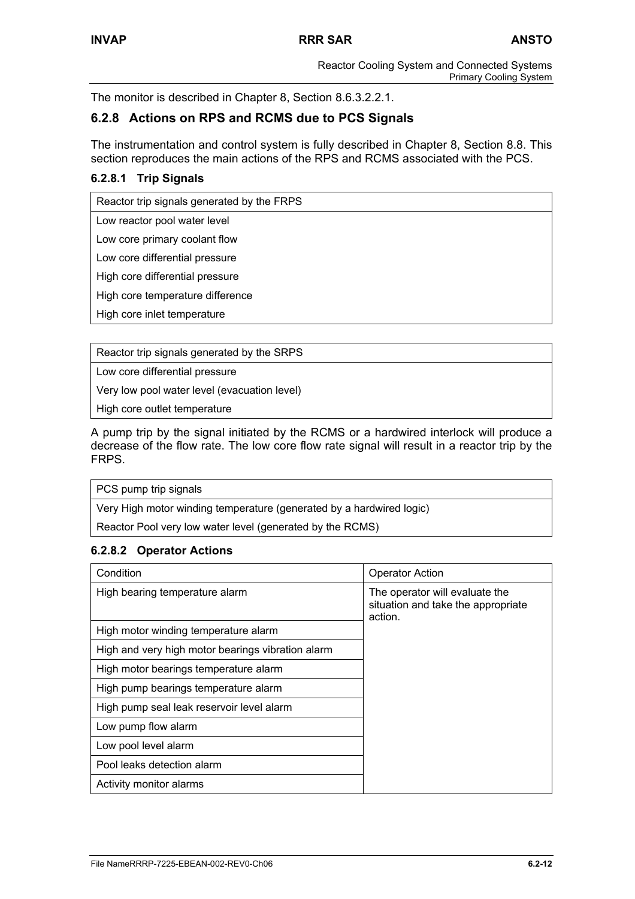The monitor is described in Chapter 8, Section 8.6.3.2.2.1.

### 6.2.8 Actions on RPS and RCMS due to PCS Signals

The instrumentation and control system is fully described in Chapter 8, Section 8.8. This section reproduces the main actions of the RPS and RCMS associated with the PCS.

#### 6.2.8.1 Trip Signals

| Reactor trip signals generated by the FRPS |
|---|
| Low reactor pool water level |
| Low core primary coolant flow |
| Low core differential pressure |
| High core differential pressure |
| High core temperature difference |
| High core inlet temperature |

| Reactor trip signals generated by the SRPS |
|---|
| Low core differential pressure |
| Very low pool water level (evacuation level) |
| High core outlet temperature |

A pump trip by the signal initiated by the RCMS or a hardwired interlock will produce a decrease of the flow rate. The low core flow rate signal will result in a reactor trip by the FRPS.

| PCS pump trip signals |
|---|
| Very High motor winding temperature (generated by a hardwired logic) |
| Reactor Pool very low water level (generated by the RCMS) |

#### 6.2.8.2 Operator Actions

| Condition | Operator Action |
|---|---|
| High bearing temperature alarm | The operator will evaluate the situation and take the appropriate action. |
| High motor winding temperature alarm | |
| High and very high motor bearings vibration alarm | |
| High motor bearings temperature alarm | |
| High pump bearings temperature alarm | |
| High pump seal leak reservoir level alarm | |
| Low pump flow alarm | |
| Low pool level alarm | |
| Pool leaks detection alarm | |
| Activity monitor alarms | |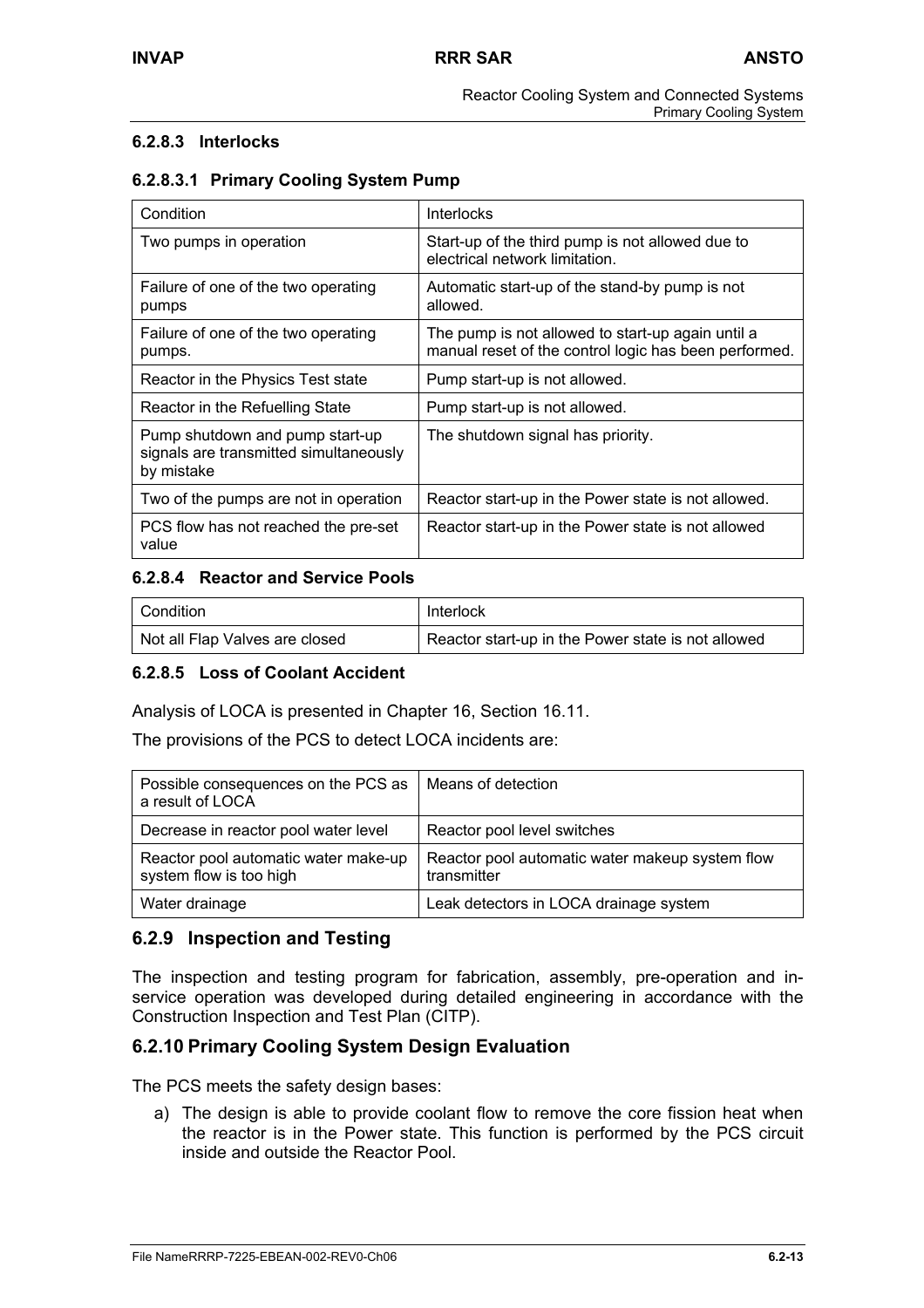#### 6.2.8.3 Interlocks

##### 6.2.8.3.1 Primary Cooling System Pump

| Condition | Interlocks |
| --- | --- |
| Two pumps in operation | Start-up of the third pump is not allowed due to electrical network limitation. |
| Failure of one of the two operating pumps | Automatic start-up of the stand-by pump is not allowed. |
| Failure of one of the two operating pumps. | The pump is not allowed to start-up again until a manual reset of the control logic has been performed. |
| Reactor in the Physics Test state | Pump start-up is not allowed. |
| Reactor in the Refuelling State | Pump start-up is not allowed. |
| Pump shutdown and pump start-up signals are transmitted simultaneously by mistake | The shutdown signal has priority. |
| Two of the pumps are not in operation | Reactor start-up in the Power state is not allowed. |
| PCS flow has not reached the pre-set value | Reactor start-up in the Power state is not allowed |

#### 6.2.8.4 Reactor and Service Pools

| Condition | Interlock |
| --- | --- |
| Not all Flap Valves are closed | Reactor start-up in the Power state is not allowed |

#### 6.2.8.5 Loss of Coolant Accident

Analysis of LOCA is presented in Chapter 16, Section 16.11.

The provisions of the PCS to detect LOCA incidents are:

| Possible consequences on the PCS as a result of LOCA | Means of detection |
| --- | --- |
| Decrease in reactor pool water level | Reactor pool level switches |
| Reactor pool automatic water make-up system flow is too high | Reactor pool automatic water makeup system flow transmitter |
| Water drainage | Leak detectors in LOCA drainage system |

### 6.2.9 Inspection and Testing

The inspection and testing program for fabrication, assembly, pre-operation and in-service operation was developed during detailed engineering in accordance with the Construction Inspection and Test Plan (CITP).

### 6.2.10 Primary Cooling System Design Evaluation

The PCS meets the safety design bases:

a) The design is able to provide coolant flow to remove the core fission heat when the reactor is in the Power state. This function is performed by the PCS circuit inside and outside the Reactor Pool.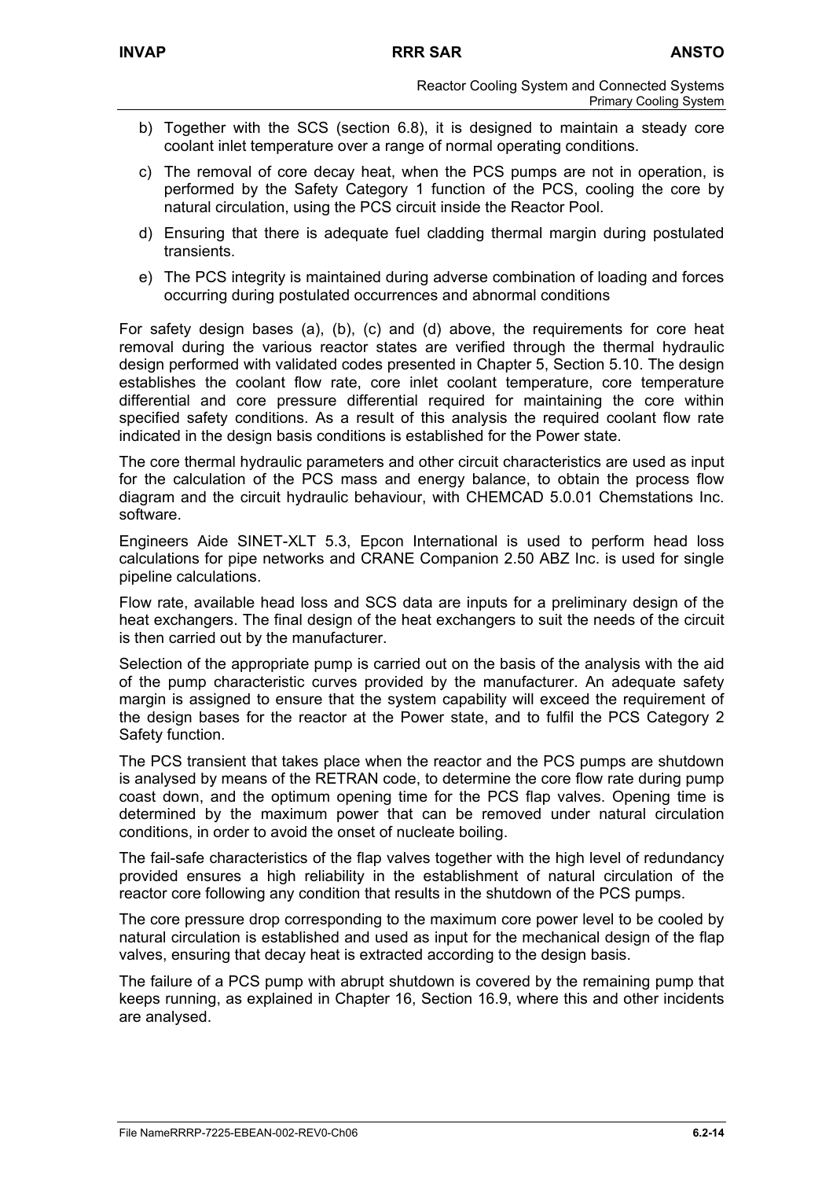b) Together with the SCS (section 6.8), it is designed to maintain a steady core coolant inlet temperature over a range of normal operating conditions.

c) The removal of core decay heat, when the PCS pumps are not in operation, is performed by the Safety Category 1 function of the PCS, cooling the core by natural circulation, using the PCS circuit inside the Reactor Pool.

d) Ensuring that there is adequate fuel cladding thermal margin during postulated transients.

e) The PCS integrity is maintained during adverse combination of loading and forces occurring during postulated occurrences and abnormal conditions

For safety design bases (a), (b), (c) and (d) above, the requirements for core heat removal during the various reactor states are verified through the thermal hydraulic design performed with validated codes presented in Chapter 5, Section 5.10. The design establishes the coolant flow rate, core inlet coolant temperature, core temperature differential and core pressure differential required for maintaining the core within specified safety conditions. As a result of this analysis the required coolant flow rate indicated in the design basis conditions is established for the Power state.

The core thermal hydraulic parameters and other circuit characteristics are used as input for the calculation of the PCS mass and energy balance, to obtain the process flow diagram and the circuit hydraulic behaviour, with CHEMCAD 5.0.01 Chemstations Inc. software.

Engineers Aide SINET-XLT 5.3, Epcon International is used to perform head loss calculations for pipe networks and CRANE Companion 2.50 ABZ Inc. is used for single pipeline calculations.

Flow rate, available head loss and SCS data are inputs for a preliminary design of the heat exchangers. The final design of the heat exchangers to suit the needs of the circuit is then carried out by the manufacturer.

Selection of the appropriate pump is carried out on the basis of the analysis with the aid of the pump characteristic curves provided by the manufacturer. An adequate safety margin is assigned to ensure that the system capability will exceed the requirement of the design bases for the reactor at the Power state, and to fulfil the PCS Category 2 Safety function.

The PCS transient that takes place when the reactor and the PCS pumps are shutdown is analysed by means of the RETRAN code, to determine the core flow rate during pump coast down, and the optimum opening time for the PCS flap valves. Opening time is determined by the maximum power that can be removed under natural circulation conditions, in order to avoid the onset of nucleate boiling.

The fail-safe characteristics of the flap valves together with the high level of redundancy provided ensures a high reliability in the establishment of natural circulation of the reactor core following any condition that results in the shutdown of the PCS pumps.

The core pressure drop corresponding to the maximum core power level to be cooled by natural circulation is established and used as input for the mechanical design of the flap valves, ensuring that decay heat is extracted according to the design basis.

The failure of a PCS pump with abrupt shutdown is covered by the remaining pump that keeps running, as explained in Chapter 16, Section 16.9, where this and other incidents are analysed.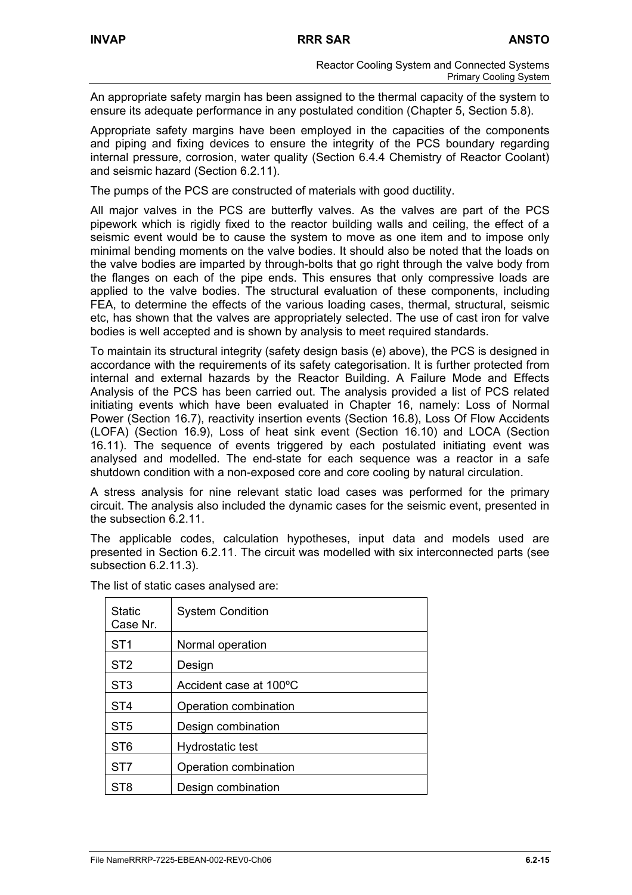An appropriate safety margin has been assigned to the thermal capacity of the system to ensure its adequate performance in any postulated condition (Chapter 5, Section 5.8).

Appropriate safety margins have been employed in the capacities of the components and piping and fixing devices to ensure the integrity of the PCS boundary regarding internal pressure, corrosion, water quality (Section 6.4.4 Chemistry of Reactor Coolant) and seismic hazard (Section 6.2.11).

The pumps of the PCS are constructed of materials with good ductility.

All major valves in the PCS are butterfly valves. As the valves are part of the PCS pipework which is rigidly fixed to the reactor building walls and ceiling, the effect of a seismic event would be to cause the system to move as one item and to impose only minimal bending moments on the valve bodies. It should also be noted that the loads on the valve bodies are imparted by through-bolts that go right through the valve body from the flanges on each of the pipe ends. This ensures that only compressive loads are applied to the valve bodies. The structural evaluation of these components, including FEA, to determine the effects of the various loading cases, thermal, structural, seismic etc, has shown that the valves are appropriately selected. The use of cast iron for valve bodies is well accepted and is shown by analysis to meet required standards.

To maintain its structural integrity (safety design basis (e) above), the PCS is designed in accordance with the requirements of its safety categorisation. It is further protected from internal and external hazards by the Reactor Building. A Failure Mode and Effects Analysis of the PCS has been carried out. The analysis provided a list of PCS related initiating events which have been evaluated in Chapter 16, namely: Loss of Normal Power (Section 16.7), reactivity insertion events (Section 16.8), Loss Of Flow Accidents (LOFA) (Section 16.9), Loss of heat sink event (Section 16.10) and LOCA (Section 16.11). The sequence of events triggered by each postulated initiating event was analysed and modelled. The end-state for each sequence was a reactor in a safe shutdown condition with a non-exposed core and core cooling by natural circulation.

A stress analysis for nine relevant static load cases was performed for the primary circuit. The analysis also included the dynamic cases for the seismic event, presented in the subsection 6.2.11.

The applicable codes, calculation hypotheses, input data and models used are presented in Section 6.2.11. The circuit was modelled with six interconnected parts (see subsection 6.2.11.3).

The list of static cases analysed are:

| Static Case Nr. | System Condition |
|---|---|
| ST1 | Normal operation |
| ST2 | Design |
| ST3 | Accident case at 100ºC |
| ST4 | Operation combination |
| ST5 | Design combination |
| ST6 | Hydrostatic test |
| ST7 | Operation combination |
| ST8 | Design combination |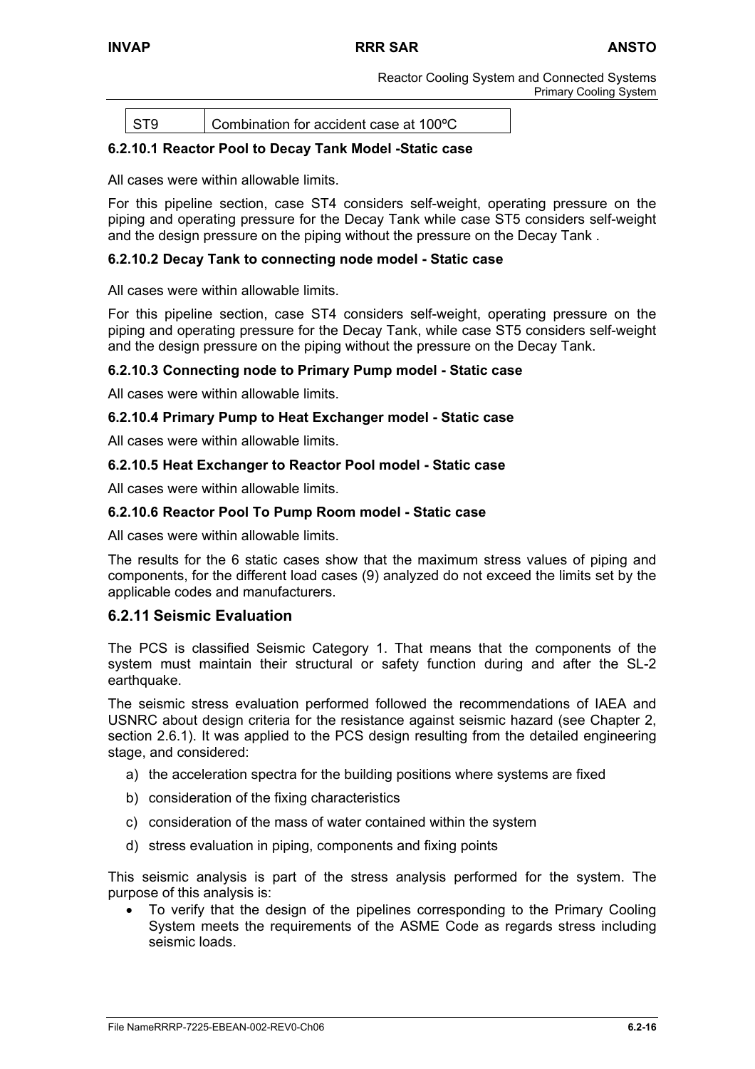| ST9 | Combination for accident case at 100ºC |
|---|---|

### 6.2.10.1 Reactor Pool to Decay Tank Model -Static case

All cases were within allowable limits.

For this pipeline section, case ST4 considers self-weight, operating pressure on the piping and operating pressure for the Decay Tank while case ST5 considers self-weight and the design pressure on the piping without the pressure on the Decay Tank .

### 6.2.10.2 Decay Tank to connecting node model - Static case

All cases were within allowable limits.

For this pipeline section, case ST4 considers self-weight, operating pressure on the piping and operating pressure for the Decay Tank, while case ST5 considers self-weight and the design pressure on the piping without the pressure on the Decay Tank.

### 6.2.10.3 Connecting node to Primary Pump model - Static case

All cases were within allowable limits.

### 6.2.10.4 Primary Pump to Heat Exchanger model - Static case

All cases were within allowable limits.

### 6.2.10.5 Heat Exchanger to Reactor Pool model - Static case

All cases were within allowable limits.

### 6.2.10.6 Reactor Pool To Pump Room model - Static case

All cases were within allowable limits.

The results for the 6 static cases show that the maximum stress values of piping and components, for the different load cases (9) analyzed do not exceed the limits set by the applicable codes and manufacturers.

## 6.2.11 Seismic Evaluation

The PCS is classified Seismic Category 1. That means that the components of the system must maintain their structural or safety function during and after the SL-2 earthquake.

The seismic stress evaluation performed followed the recommendations of IAEA and USNRC about design criteria for the resistance against seismic hazard (see Chapter 2, section 2.6.1). It was applied to the PCS design resulting from the detailed engineering stage, and considered:

a) the acceleration spectra for the building positions where systems are fixed
b) consideration of the fixing characteristics
c) consideration of the mass of water contained within the system
d) stress evaluation in piping, components and fixing points

This seismic analysis is part of the stress analysis performed for the system. The purpose of this analysis is:

- To verify that the design of the pipelines corresponding to the Primary Cooling System meets the requirements of the ASME Code as regards stress including seismic loads.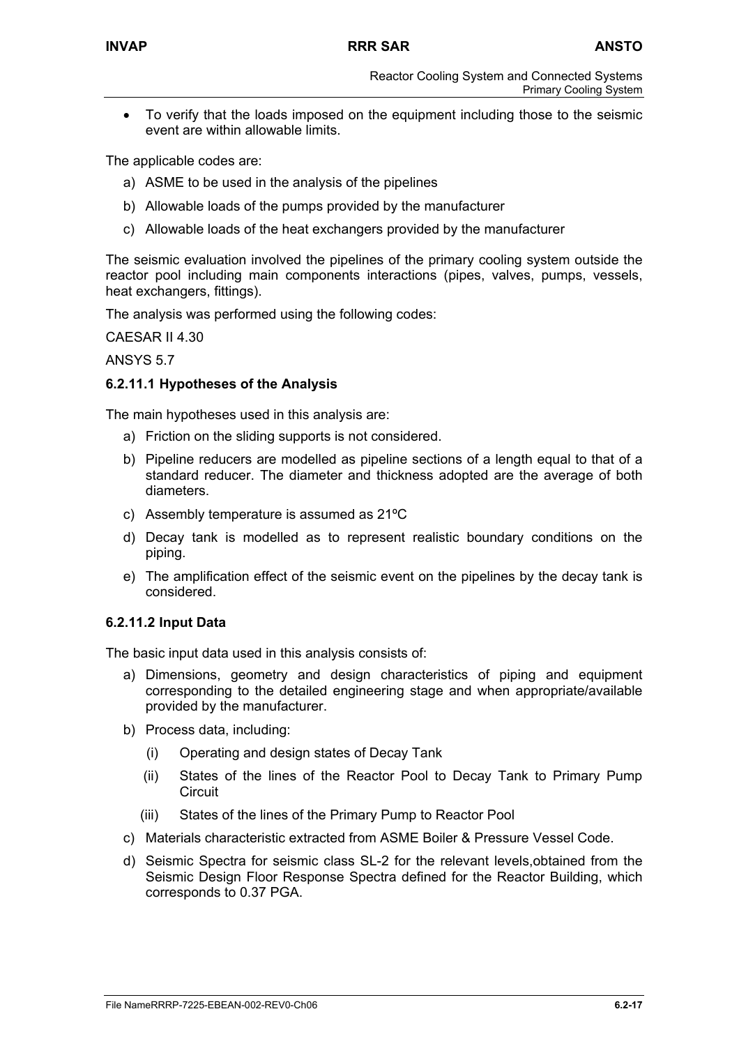- To verify that the loads imposed on the equipment including those to the seismic event are within allowable limits.

The applicable codes are:

a) ASME to be used in the analysis of the pipelines
b) Allowable loads of the pumps provided by the manufacturer
c) Allowable loads of the heat exchangers provided by the manufacturer

The seismic evaluation involved the pipelines of the primary cooling system outside the reactor pool including main components interactions (pipes, valves, pumps, vessels, heat exchangers, fittings).

The analysis was performed using the following codes:

CAESAR II 4.30

ANSYS 5.7

#### 6.2.11.1 Hypotheses of the Analysis

The main hypotheses used in this analysis are:

a) Friction on the sliding supports is not considered.
b) Pipeline reducers are modelled as pipeline sections of a length equal to that of a standard reducer. The diameter and thickness adopted are the average of both diameters.
c) Assembly temperature is assumed as 21ºC
d) Decay tank is modelled as to represent realistic boundary conditions on the piping.
e) The amplification effect of the seismic event on the pipelines by the decay tank is considered.

#### 6.2.11.2 Input Data

The basic input data used in this analysis consists of:

a) Dimensions, geometry and design characteristics of piping and equipment corresponding to the detailed engineering stage and when appropriate/available provided by the manufacturer.
b) Process data, including:
   (i) Operating and design states of Decay Tank
   (ii) States of the lines of the Reactor Pool to Decay Tank to Primary Pump Circuit
   (iii) States of the lines of the Primary Pump to Reactor Pool
c) Materials characteristic extracted from ASME Boiler & Pressure Vessel Code.
d) Seismic Spectra for seismic class SL-2 for the relevant levels,obtained from the Seismic Design Floor Response Spectra defined for the Reactor Building, which corresponds to 0.37 PGA.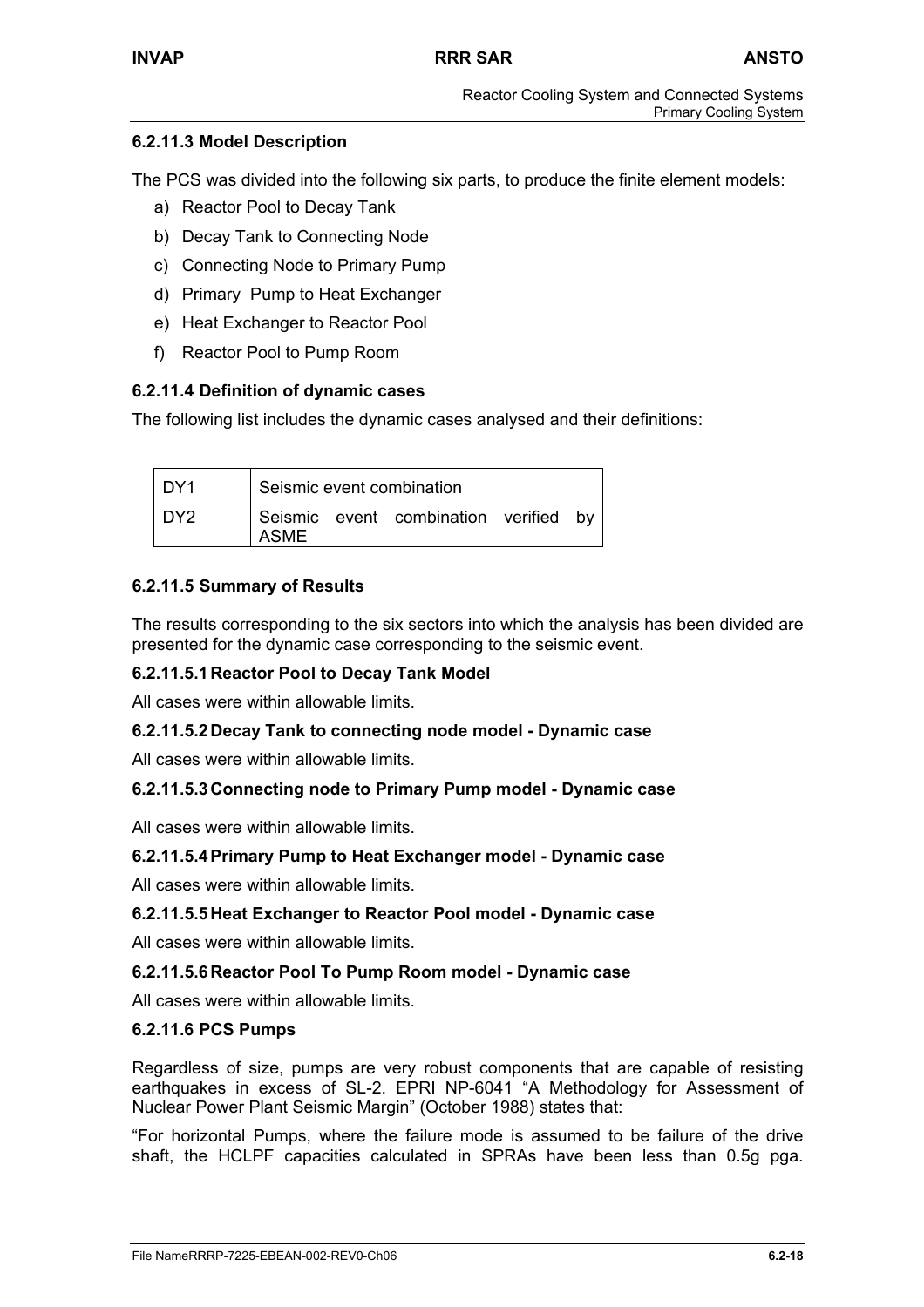### 6.2.11.3 Model Description

The PCS was divided into the following six parts, to produce the finite element models:

a) Reactor Pool to Decay Tank
b) Decay Tank to Connecting Node
c) Connecting Node to Primary Pump
d) Primary Pump to Heat Exchanger
e) Heat Exchanger to Reactor Pool
f) Reactor Pool to Pump Room

### 6.2.11.4 Definition of dynamic cases

The following list includes the dynamic cases analysed and their definitions:

| DY1 | Seismic event combination |
|---|---|
| DY2 | Seismic event combination verified by ASME |

### 6.2.11.5 Summary of Results

The results corresponding to the six sectors into which the analysis has been divided are presented for the dynamic case corresponding to the seismic event.

#### 6.2.11.5.1 Reactor Pool to Decay Tank Model

All cases were within allowable limits.

#### 6.2.11.5.2 Decay Tank to connecting node model - Dynamic case

All cases were within allowable limits.

#### 6.2.11.5.3 Connecting node to Primary Pump model - Dynamic case

All cases were within allowable limits.

#### 6.2.11.5.4 Primary Pump to Heat Exchanger model - Dynamic case

All cases were within allowable limits.

#### 6.2.11.5.5 Heat Exchanger to Reactor Pool model - Dynamic case

All cases were within allowable limits.

#### 6.2.11.5.6 Reactor Pool To Pump Room model - Dynamic case

All cases were within allowable limits.

### 6.2.11.6 PCS Pumps

Regardless of size, pumps are very robust components that are capable of resisting earthquakes in excess of SL-2. EPRI NP-6041 "A Methodology for Assessment of Nuclear Power Plant Seismic Margin" (October 1988) states that:

"For horizontal Pumps, where the failure mode is assumed to be failure of the drive shaft, the HCLPF capacities calculated in SPRAs have been less than 0.5g pga.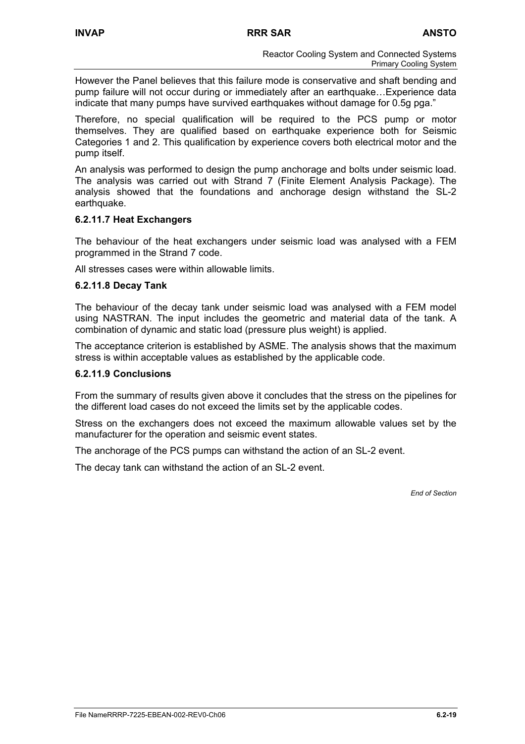However the Panel believes that this failure mode is conservative and shaft bending and pump failure will not occur during or immediately after an earthquake…Experience data indicate that many pumps have survived earthquakes without damage for 0.5g pga."

Therefore, no special qualification will be required to the PCS pump or motor themselves. They are qualified based on earthquake experience both for Seismic Categories 1 and 2. This qualification by experience covers both electrical motor and the pump itself.

An analysis was performed to design the pump anchorage and bolts under seismic load. The analysis was carried out with Strand 7 (Finite Element Analysis Package). The analysis showed that the foundations and anchorage design withstand the SL-2 earthquake.

### 6.2.11.7 Heat Exchangers

The behaviour of the heat exchangers under seismic load was analysed with a FEM programmed in the Strand 7 code.

All stresses cases were within allowable limits.

### 6.2.11.8 Decay Tank

The behaviour of the decay tank under seismic load was analysed with a FEM model using NASTRAN. The input includes the geometric and material data of the tank. A combination of dynamic and static load (pressure plus weight) is applied.

The acceptance criterion is established by ASME. The analysis shows that the maximum stress is within acceptable values as established by the applicable code.

### 6.2.11.9 Conclusions

From the summary of results given above it concludes that the stress on the pipelines for the different load cases do not exceed the limits set by the applicable codes.

Stress on the exchangers does not exceed the maximum allowable values set by the manufacturer for the operation and seismic event states.

The anchorage of the PCS pumps can withstand the action of an SL-2 event.

The decay tank can withstand the action of an SL-2 event.

*End of Section*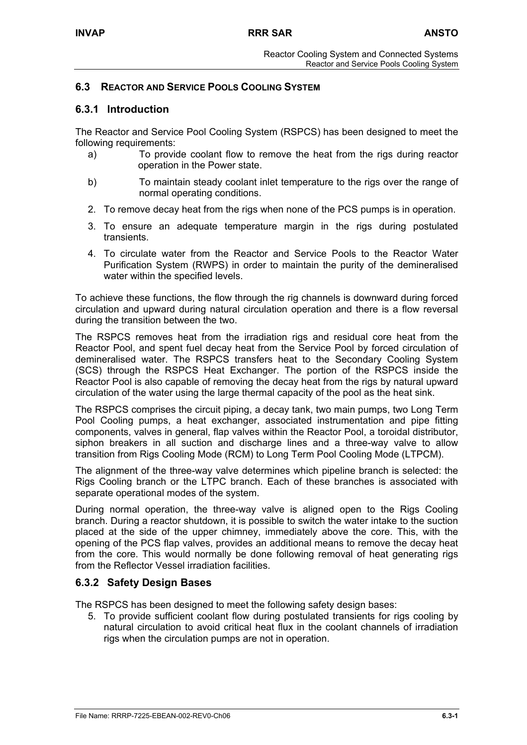## 6.3 REACTOR AND SERVICE POOLS COOLING SYSTEM

### 6.3.1 Introduction

The Reactor and Service Pool Cooling System (RSPCS) has been designed to meet the following requirements:

a) To provide coolant flow to remove the heat from the rigs during reactor operation in the Power state.

b) To maintain steady coolant inlet temperature to the rigs over the range of normal operating conditions.

2. To remove decay heat from the rigs when none of the PCS pumps is in operation.
3. To ensure an adequate temperature margin in the rigs during postulated transients.
4. To circulate water from the Reactor and Service Pools to the Reactor Water Purification System (RWPS) in order to maintain the purity of the demineralised water within the specified levels.

To achieve these functions, the flow through the rig channels is downward during forced circulation and upward during natural circulation operation and there is a flow reversal during the transition between the two.

The RSPCS removes heat from the irradiation rigs and residual core heat from the Reactor Pool, and spent fuel decay heat from the Service Pool by forced circulation of demineralised water. The RSPCS transfers heat to the Secondary Cooling System (SCS) through the RSPCS Heat Exchanger. The portion of the RSPCS inside the Reactor Pool is also capable of removing the decay heat from the rigs by natural upward circulation of the water using the large thermal capacity of the pool as the heat sink.

The RSPCS comprises the circuit piping, a decay tank, two main pumps, two Long Term Pool Cooling pumps, a heat exchanger, associated instrumentation and pipe fitting components, valves in general, flap valves within the Reactor Pool, a toroidal distributor, siphon breakers in all suction and discharge lines and a three-way valve to allow transition from Rigs Cooling Mode (RCM) to Long Term Pool Cooling Mode (LTPCM).

The alignment of the three-way valve determines which pipeline branch is selected: the Rigs Cooling branch or the LTPC branch. Each of these branches is associated with separate operational modes of the system.

During normal operation, the three-way valve is aligned open to the Rigs Cooling branch. During a reactor shutdown, it is possible to switch the water intake to the suction placed at the side of the upper chimney, immediately above the core. This, with the opening of the PCS flap valves, provides an additional means to remove the decay heat from the core. This would normally be done following removal of heat generating rigs from the Reflector Vessel irradiation facilities.

### 6.3.2 Safety Design Bases

The RSPCS has been designed to meet the following safety design bases:

5. To provide sufficient coolant flow during postulated transients for rigs cooling by natural circulation to avoid critical heat flux in the coolant channels of irradiation rigs when the circulation pumps are not in operation.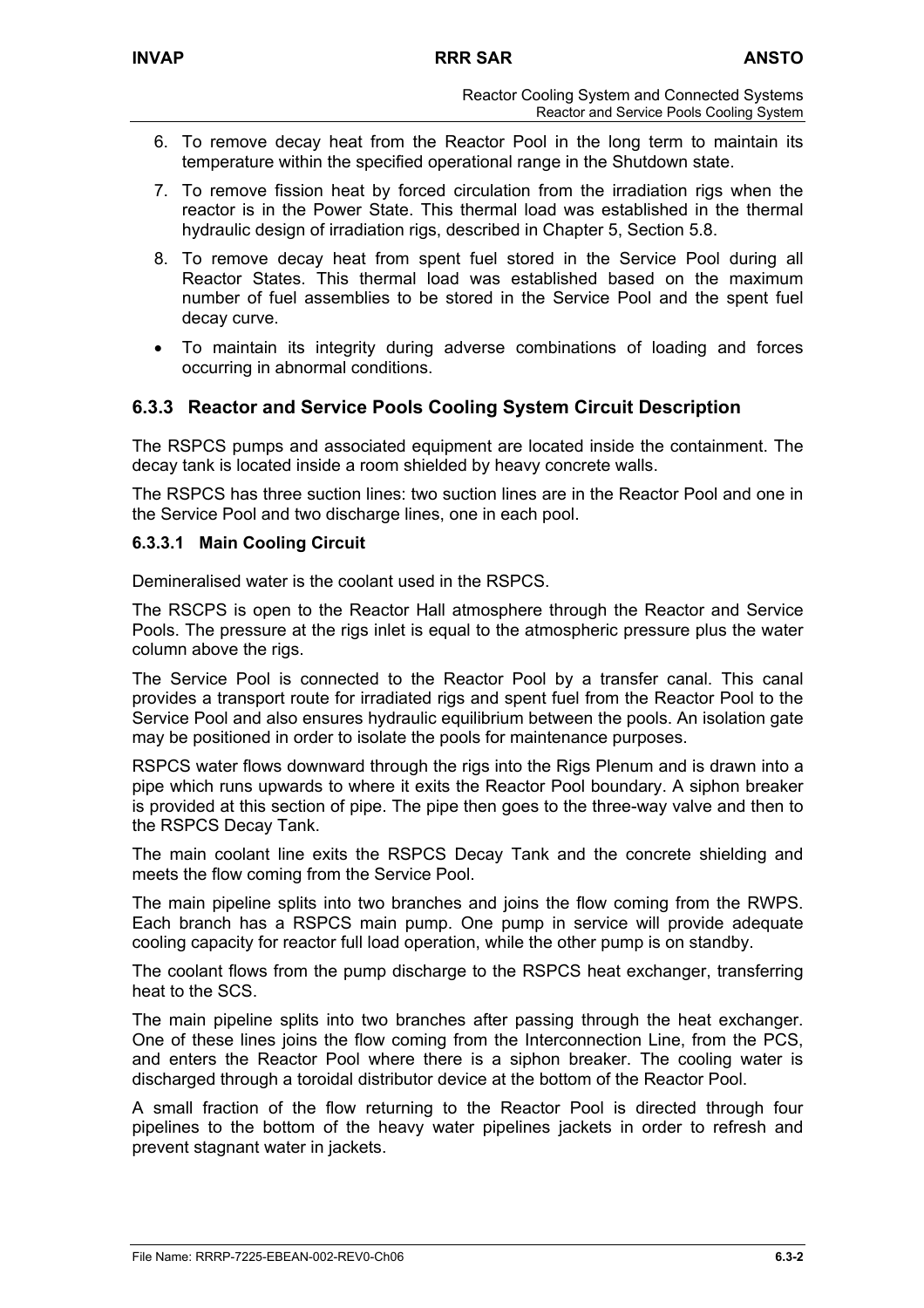6. To remove decay heat from the Reactor Pool in the long term to maintain its temperature within the specified operational range in the Shutdown state.
7. To remove fission heat by forced circulation from the irradiation rigs when the reactor is in the Power State. This thermal load was established in the thermal hydraulic design of irradiation rigs, described in Chapter 5, Section 5.8.
8. To remove decay heat from spent fuel stored in the Service Pool during all Reactor States. This thermal load was established based on the maximum number of fuel assemblies to be stored in the Service Pool and the spent fuel decay curve.

- To maintain its integrity during adverse combinations of loading and forces occurring in abnormal conditions.

## 6.3.3 Reactor and Service Pools Cooling System Circuit Description

The RSPCS pumps and associated equipment are located inside the containment. The decay tank is located inside a room shielded by heavy concrete walls.

The RSPCS has three suction lines: two suction lines are in the Reactor Pool and one in the Service Pool and two discharge lines, one in each pool.

### 6.3.3.1 Main Cooling Circuit

Demineralised water is the coolant used in the RSPCS.

The RSCPS is open to the Reactor Hall atmosphere through the Reactor and Service Pools. The pressure at the rigs inlet is equal to the atmospheric pressure plus the water column above the rigs.

The Service Pool is connected to the Reactor Pool by a transfer canal. This canal provides a transport route for irradiated rigs and spent fuel from the Reactor Pool to the Service Pool and also ensures hydraulic equilibrium between the pools. An isolation gate may be positioned in order to isolate the pools for maintenance purposes.

RSPCS water flows downward through the rigs into the Rigs Plenum and is drawn into a pipe which runs upwards to where it exits the Reactor Pool boundary. A siphon breaker is provided at this section of pipe. The pipe then goes to the three-way valve and then to the RSPCS Decay Tank.

The main coolant line exits the RSPCS Decay Tank and the concrete shielding and meets the flow coming from the Service Pool.

The main pipeline splits into two branches and joins the flow coming from the RWPS. Each branch has a RSPCS main pump. One pump in service will provide adequate cooling capacity for reactor full load operation, while the other pump is on standby.

The coolant flows from the pump discharge to the RSPCS heat exchanger, transferring heat to the SCS.

The main pipeline splits into two branches after passing through the heat exchanger. One of these lines joins the flow coming from the Interconnection Line, from the PCS, and enters the Reactor Pool where there is a siphon breaker. The cooling water is discharged through a toroidal distributor device at the bottom of the Reactor Pool.

A small fraction of the flow returning to the Reactor Pool is directed through four pipelines to the bottom of the heavy water pipelines jackets in order to refresh and prevent stagnant water in jackets.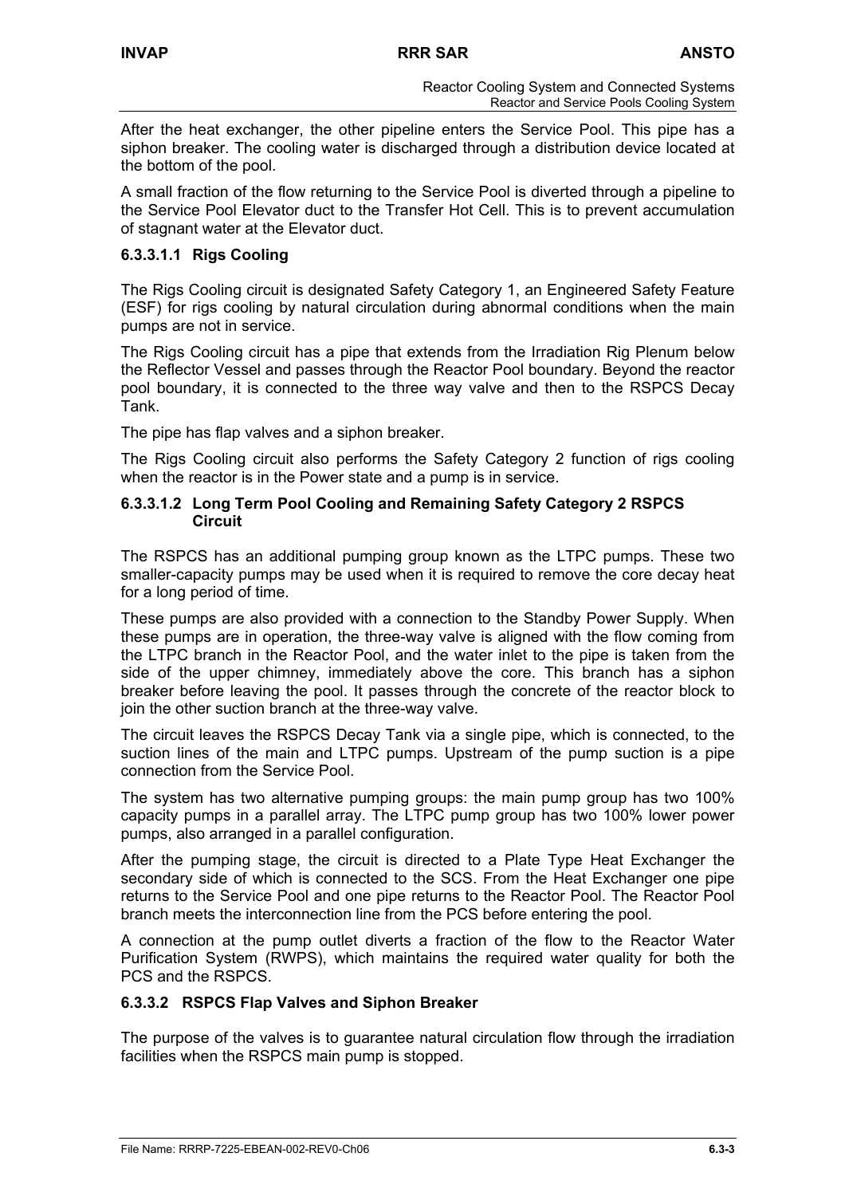After the heat exchanger, the other pipeline enters the Service Pool. This pipe has a siphon breaker. The cooling water is discharged through a distribution device located at the bottom of the pool.

A small fraction of the flow returning to the Service Pool is diverted through a pipeline to the Service Pool Elevator duct to the Transfer Hot Cell. This is to prevent accumulation of stagnant water at the Elevator duct.

#### 6.3.3.1.1 Rigs Cooling

The Rigs Cooling circuit is designated Safety Category 1, an Engineered Safety Feature (ESF) for rigs cooling by natural circulation during abnormal conditions when the main pumps are not in service.

The Rigs Cooling circuit has a pipe that extends from the Irradiation Rig Plenum below the Reflector Vessel and passes through the Reactor Pool boundary. Beyond the reactor pool boundary, it is connected to the three way valve and then to the RSPCS Decay Tank.

The pipe has flap valves and a siphon breaker.

The Rigs Cooling circuit also performs the Safety Category 2 function of rigs cooling when the reactor is in the Power state and a pump is in service.

#### 6.3.3.1.2 Long Term Pool Cooling and Remaining Safety Category 2 RSPCS Circuit

The RSPCS has an additional pumping group known as the LTPC pumps. These two smaller-capacity pumps may be used when it is required to remove the core decay heat for a long period of time.

These pumps are also provided with a connection to the Standby Power Supply. When these pumps are in operation, the three-way valve is aligned with the flow coming from the LTPC branch in the Reactor Pool, and the water inlet to the pipe is taken from the side of the upper chimney, immediately above the core. This branch has a siphon breaker before leaving the pool. It passes through the concrete of the reactor block to join the other suction branch at the three-way valve.

The circuit leaves the RSPCS Decay Tank via a single pipe, which is connected, to the suction lines of the main and LTPC pumps. Upstream of the pump suction is a pipe connection from the Service Pool.

The system has two alternative pumping groups: the main pump group has two 100% capacity pumps in a parallel array. The LTPC pump group has two 100% lower power pumps, also arranged in a parallel configuration.

After the pumping stage, the circuit is directed to a Plate Type Heat Exchanger the secondary side of which is connected to the SCS. From the Heat Exchanger one pipe returns to the Service Pool and one pipe returns to the Reactor Pool. The Reactor Pool branch meets the interconnection line from the PCS before entering the pool.

A connection at the pump outlet diverts a fraction of the flow to the Reactor Water Purification System (RWPS), which maintains the required water quality for both the PCS and the RSPCS.

### 6.3.3.2 RSPCS Flap Valves and Siphon Breaker

The purpose of the valves is to guarantee natural circulation flow through the irradiation facilities when the RSPCS main pump is stopped.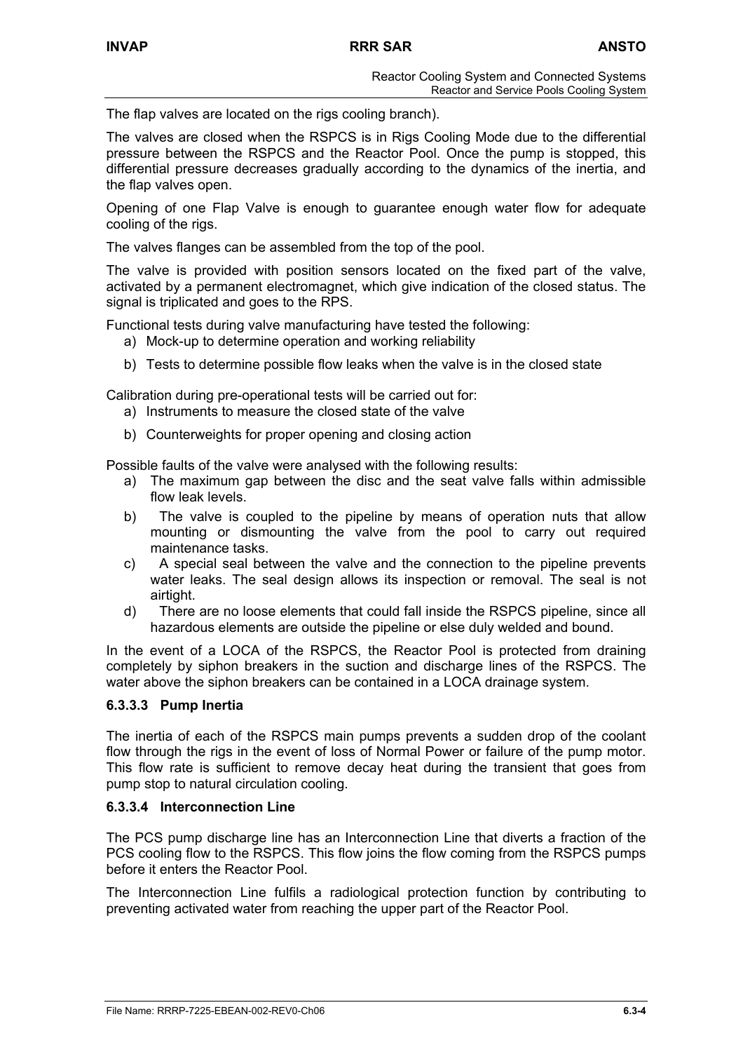The flap valves are located on the rigs cooling branch).

The valves are closed when the RSPCS is in Rigs Cooling Mode due to the differential pressure between the RSPCS and the Reactor Pool. Once the pump is stopped, this differential pressure decreases gradually according to the dynamics of the inertia, and the flap valves open.

Opening of one Flap Valve is enough to guarantee enough water flow for adequate cooling of the rigs.

The valves flanges can be assembled from the top of the pool.

The valve is provided with position sensors located on the fixed part of the valve, activated by a permanent electromagnet, which give indication of the closed status. The signal is triplicated and goes to the RPS.

Functional tests during valve manufacturing have tested the following:

a) Mock-up to determine operation and working reliability
b) Tests to determine possible flow leaks when the valve is in the closed state

Calibration during pre-operational tests will be carried out for:

a) Instruments to measure the closed state of the valve
b) Counterweights for proper opening and closing action

Possible faults of the valve were analysed with the following results:

a) The maximum gap between the disc and the seat valve falls within admissible flow leak levels.
b) The valve is coupled to the pipeline by means of operation nuts that allow mounting or dismounting the valve from the pool to carry out required maintenance tasks.
c) A special seal between the valve and the connection to the pipeline prevents water leaks. The seal design allows its inspection or removal. The seal is not airtight.
d) There are no loose elements that could fall inside the RSPCS pipeline, since all hazardous elements are outside the pipeline or else duly welded and bound.

In the event of a LOCA of the RSPCS, the Reactor Pool is protected from draining completely by siphon breakers in the suction and discharge lines of the RSPCS. The water above the siphon breakers can be contained in a LOCA drainage system.

#### 6.3.3.3 Pump Inertia

The inertia of each of the RSPCS main pumps prevents a sudden drop of the coolant flow through the rigs in the event of loss of Normal Power or failure of the pump motor. This flow rate is sufficient to remove decay heat during the transient that goes from pump stop to natural circulation cooling.

#### 6.3.3.4 Interconnection Line

The PCS pump discharge line has an Interconnection Line that diverts a fraction of the PCS cooling flow to the RSPCS. This flow joins the flow coming from the RSPCS pumps before it enters the Reactor Pool.

The Interconnection Line fulfils a radiological protection function by contributing to preventing activated water from reaching the upper part of the Reactor Pool.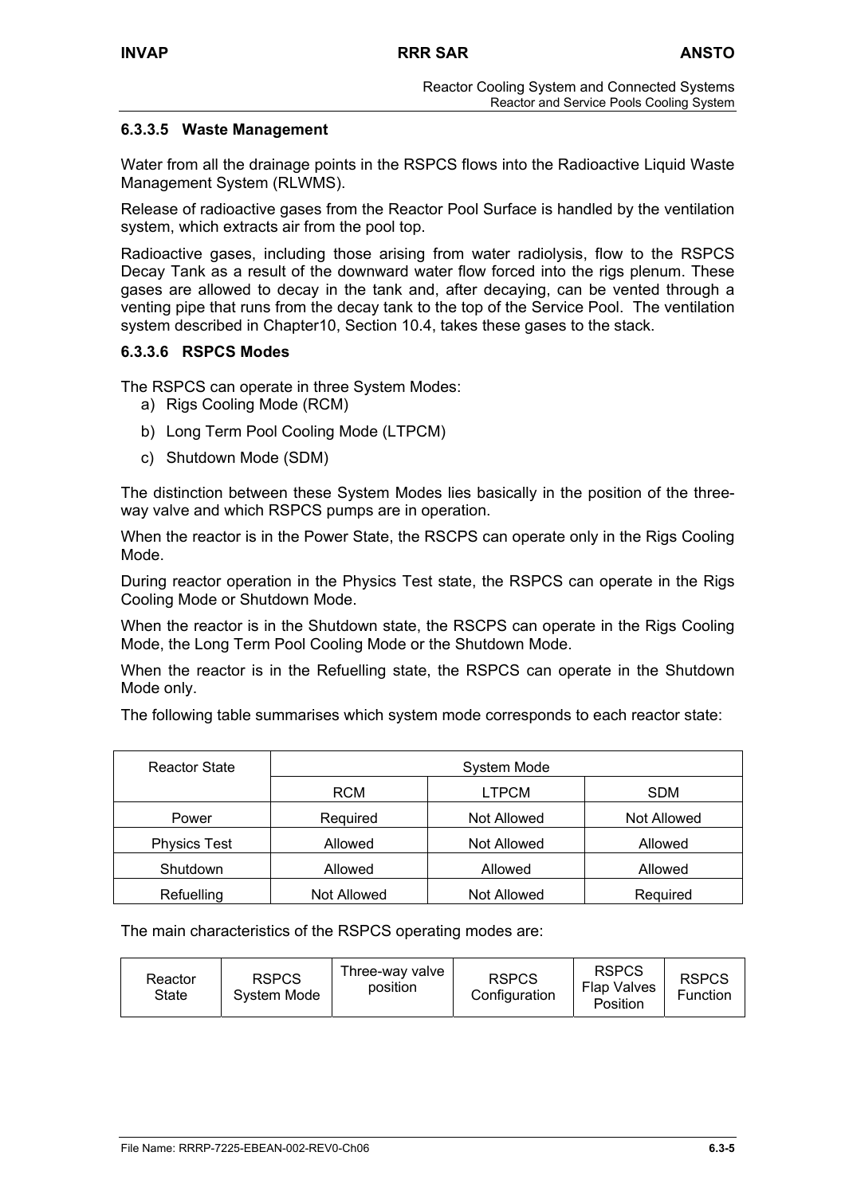#### 6.3.3.5 Waste Management

Water from all the drainage points in the RSPCS flows into the Radioactive Liquid Waste Management System (RLWMS).

Release of radioactive gases from the Reactor Pool Surface is handled by the ventilation system, which extracts air from the pool top.

Radioactive gases, including those arising from water radiolysis, flow to the RSPCS Decay Tank as a result of the downward water flow forced into the rigs plenum. These gases are allowed to decay in the tank and, after decaying, can be vented through a venting pipe that runs from the decay tank to the top of the Service Pool. The ventilation system described in Chapter10, Section 10.4, takes these gases to the stack.

#### 6.3.3.6 RSPCS Modes

The RSPCS can operate in three System Modes:

a) Rigs Cooling Mode (RCM)

b) Long Term Pool Cooling Mode (LTPCM)

c) Shutdown Mode (SDM)

The distinction between these System Modes lies basically in the position of the three-way valve and which RSPCS pumps are in operation.

When the reactor is in the Power State, the RSCPS can operate only in the Rigs Cooling Mode.

During reactor operation in the Physics Test state, the RSPCS can operate in the Rigs Cooling Mode or Shutdown Mode.

When the reactor is in the Shutdown state, the RSCPS can operate in the Rigs Cooling Mode, the Long Term Pool Cooling Mode or the Shutdown Mode.

When the reactor is in the Refuelling state, the RSPCS can operate in the Shutdown Mode only.

The following table summarises which system mode corresponds to each reactor state:

| Reactor State | System Mode | | |
|---|---|---|---|
| | RCM | LTPCM | SDM |
| Power | Required | Not Allowed | Not Allowed |
| Physics Test | Allowed | Not Allowed | Allowed |
| Shutdown | Allowed | Allowed | Allowed |
| Refuelling | Not Allowed | Not Allowed | Required |

The main characteristics of the RSPCS operating modes are:

| Reactor State | RSPCS System Mode | Three-way valve position | RSPCS Configuration | RSPCS Flap Valves Position | RSPCS Function |
|---|---|---|---|---|---|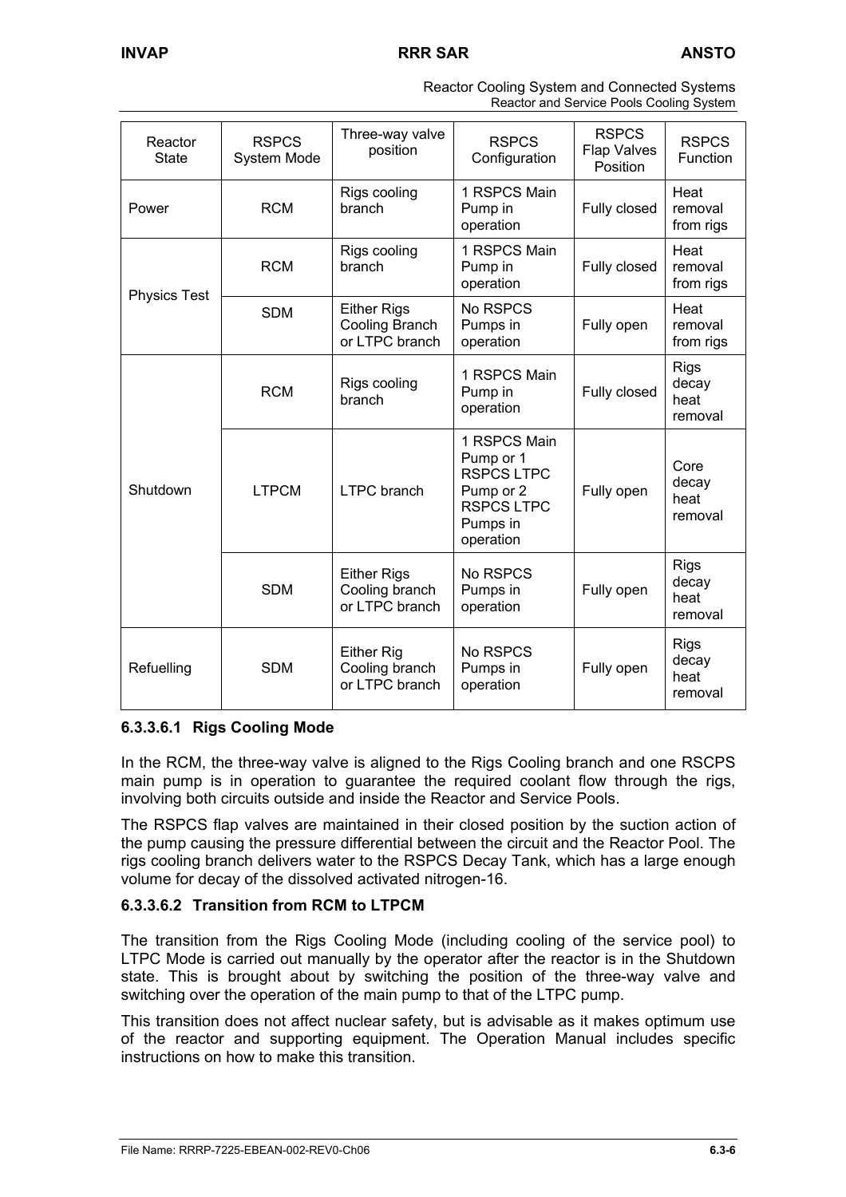| Reactor State | RSPCS System Mode | Three-way valve position | RSPCS Configuration | RSPCS Flap Valves Position | RSPCS Function |
|---|---|---|---|---|---|
| Power | RCM | Rigs cooling branch | 1 RSPCS Main Pump in operation | Fully closed | Heat removal from rigs |
| Physics Test | RCM | Rigs cooling branch | 1 RSPCS Main Pump in operation | Fully closed | Heat removal from rigs |
| | SDM | Either Rigs Cooling Branch or LTPC branch | No RSPCS Pumps in operation | Fully open | Heat removal from rigs |
| Shutdown | RCM | Rigs cooling branch | 1 RSPCS Main Pump in operation | Fully closed | Rigs decay heat removal |
| | LTPCM | LTPC branch | 1 RSPCS Main Pump or 1 RSPCS LTPC Pump or 2 RSPCS LTPC Pumps in operation | Fully open | Core decay heat removal |
| | SDM | Either Rigs Cooling branch or LTPC branch | No RSPCS Pumps in operation | Fully open | Rigs decay heat removal |
| Refuelling | SDM | Either Rig Cooling branch or LTPC branch | No RSPCS Pumps in operation | Fully open | Rigs decay heat removal |

#### 6.3.3.6.1 Rigs Cooling Mode

In the RCM, the three-way valve is aligned to the Rigs Cooling branch and one RSCPS main pump is in operation to guarantee the required coolant flow through the rigs, involving both circuits outside and inside the Reactor and Service Pools.

The RSPCS flap valves are maintained in their closed position by the suction action of the pump causing the pressure differential between the circuit and the Reactor Pool. The rigs cooling branch delivers water to the RSPCS Decay Tank, which has a large enough volume for decay of the dissolved activated nitrogen-16.

#### 6.3.3.6.2 Transition from RCM to LTPCM

The transition from the Rigs Cooling Mode (including cooling of the service pool) to LTPC Mode is carried out manually by the operator after the reactor is in the Shutdown state. This is brought about by switching the position of the three-way valve and switching over the operation of the main pump to that of the LTPC pump.

This transition does not affect nuclear safety, but is advisable as it makes optimum use of the reactor and supporting equipment. The Operation Manual includes specific instructions on how to make this transition.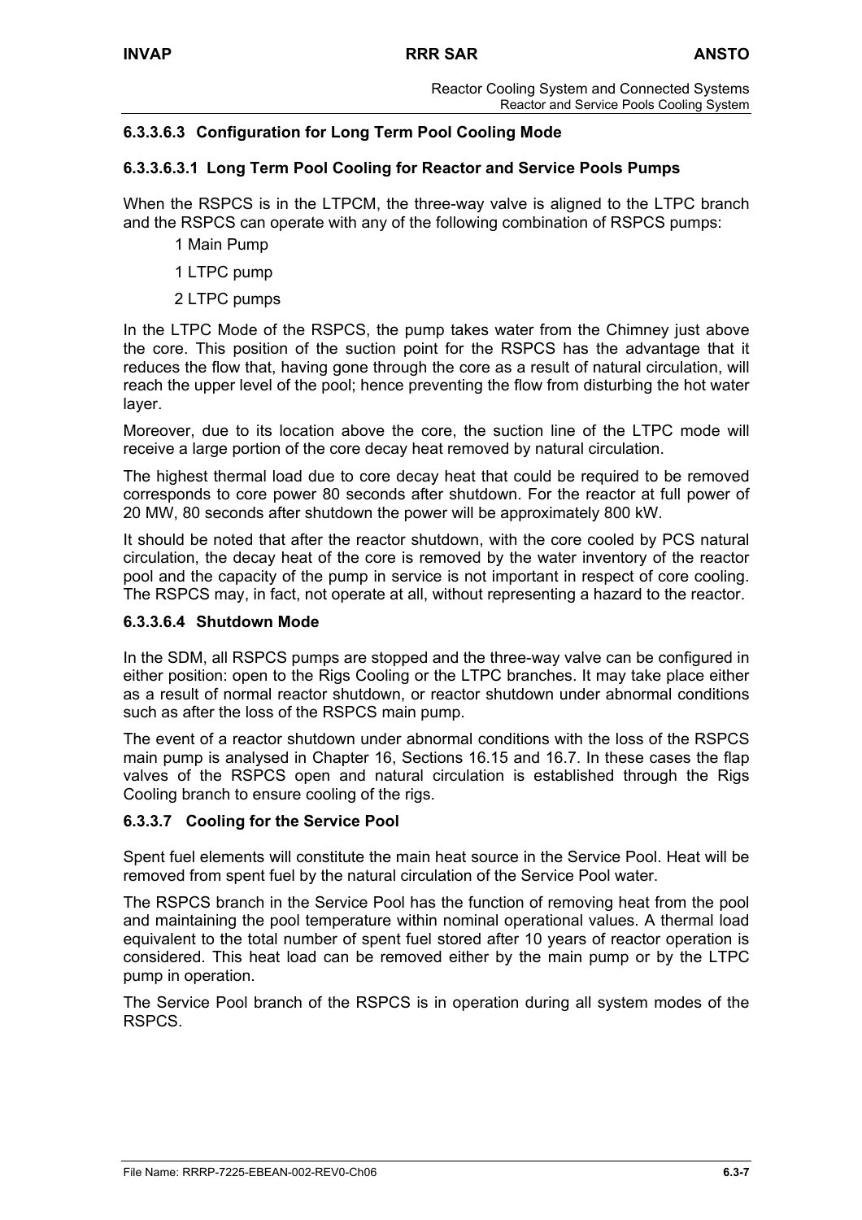#### 6.3.3.6.3 Configuration for Long Term Pool Cooling Mode

##### 6.3.3.6.3.1 Long Term Pool Cooling for Reactor and Service Pools Pumps

When the RSPCS is in the LTPCM, the three-way valve is aligned to the LTPC branch and the RSPCS can operate with any of the following combination of RSPCS pumps:

1 Main Pump

1 LTPC pump

2 LTPC pumps

In the LTPC Mode of the RSPCS, the pump takes water from the Chimney just above the core. This position of the suction point for the RSPCS has the advantage that it reduces the flow that, having gone through the core as a result of natural circulation, will reach the upper level of the pool; hence preventing the flow from disturbing the hot water layer.

Moreover, due to its location above the core, the suction line of the LTPC mode will receive a large portion of the core decay heat removed by natural circulation.

The highest thermal load due to core decay heat that could be required to be removed corresponds to core power 80 seconds after shutdown. For the reactor at full power of 20 MW, 80 seconds after shutdown the power will be approximately 800 kW.

It should be noted that after the reactor shutdown, with the core cooled by PCS natural circulation, the decay heat of the core is removed by the water inventory of the reactor pool and the capacity of the pump in service is not important in respect of core cooling. The RSPCS may, in fact, not operate at all, without representing a hazard to the reactor.

#### 6.3.3.6.4 Shutdown Mode

In the SDM, all RSPCS pumps are stopped and the three-way valve can be configured in either position: open to the Rigs Cooling or the LTPC branches. It may take place either as a result of normal reactor shutdown, or reactor shutdown under abnormal conditions such as after the loss of the RSPCS main pump.

The event of a reactor shutdown under abnormal conditions with the loss of the RSPCS main pump is analysed in Chapter 16, Sections 16.15 and 16.7. In these cases the flap valves of the RSPCS open and natural circulation is established through the Rigs Cooling branch to ensure cooling of the rigs.

### 6.3.3.7 Cooling for the Service Pool

Spent fuel elements will constitute the main heat source in the Service Pool. Heat will be removed from spent fuel by the natural circulation of the Service Pool water.

The RSPCS branch in the Service Pool has the function of removing heat from the pool and maintaining the pool temperature within nominal operational values. A thermal load equivalent to the total number of spent fuel stored after 10 years of reactor operation is considered. This heat load can be removed either by the main pump or by the LTPC pump in operation.

The Service Pool branch of the RSPCS is in operation during all system modes of the RSPCS.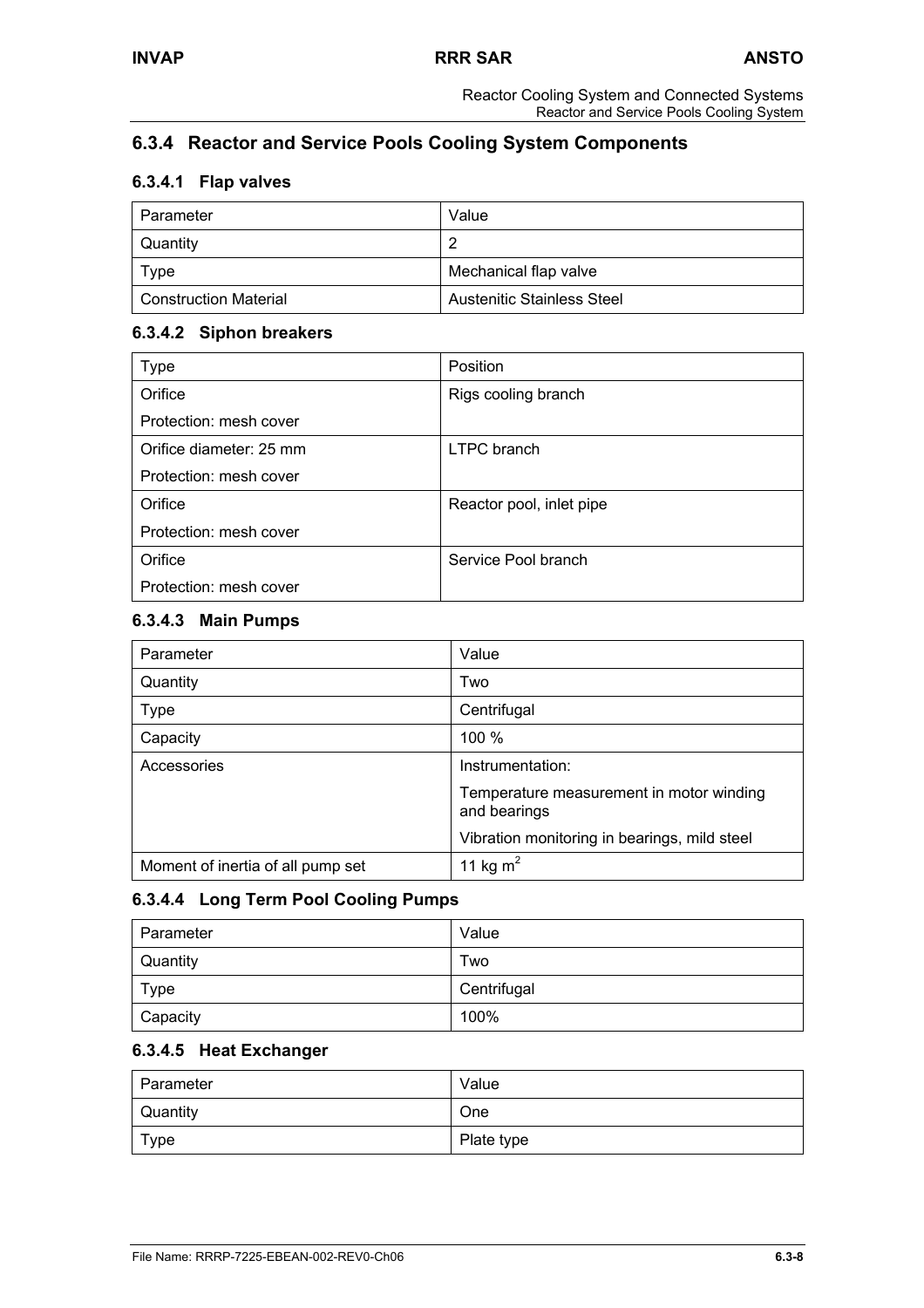## 6.3.4 Reactor and Service Pools Cooling System Components

### 6.3.4.1 Flap valves

| Parameter | Value |
|---|---|
| Quantity | 2 |
| Type | Mechanical flap valve |
| Construction Material | Austenitic Stainless Steel |

### 6.3.4.2 Siphon breakers

| Type | Position |
|---|---|
| Orifice<br>Protection: mesh cover | Rigs cooling branch |
| Orifice diameter: 25 mm<br>Protection: mesh cover | LTPC branch |
| Orifice<br>Protection: mesh cover | Reactor pool, inlet pipe |
| Orifice<br>Protection: mesh cover | Service Pool branch |

### 6.3.4.3 Main Pumps

| Parameter | Value |
|---|---|
| Quantity | Two |
| Type | Centrifugal |
| Capacity | 100 % |
| Accessories | Instrumentation:<br>Temperature measurement in motor winding and bearings<br>Vibration monitoring in bearings, mild steel |
| Moment of inertia of all pump set | 11 kg $m^2$ |

### 6.3.4.4 Long Term Pool Cooling Pumps

| Parameter | Value |
|---|---|
| Quantity | Two |
| Type | Centrifugal |
| Capacity | 100% |

### 6.3.4.5 Heat Exchanger

| Parameter | Value |
|---|---|
| Quantity | One |
| Type | Plate type |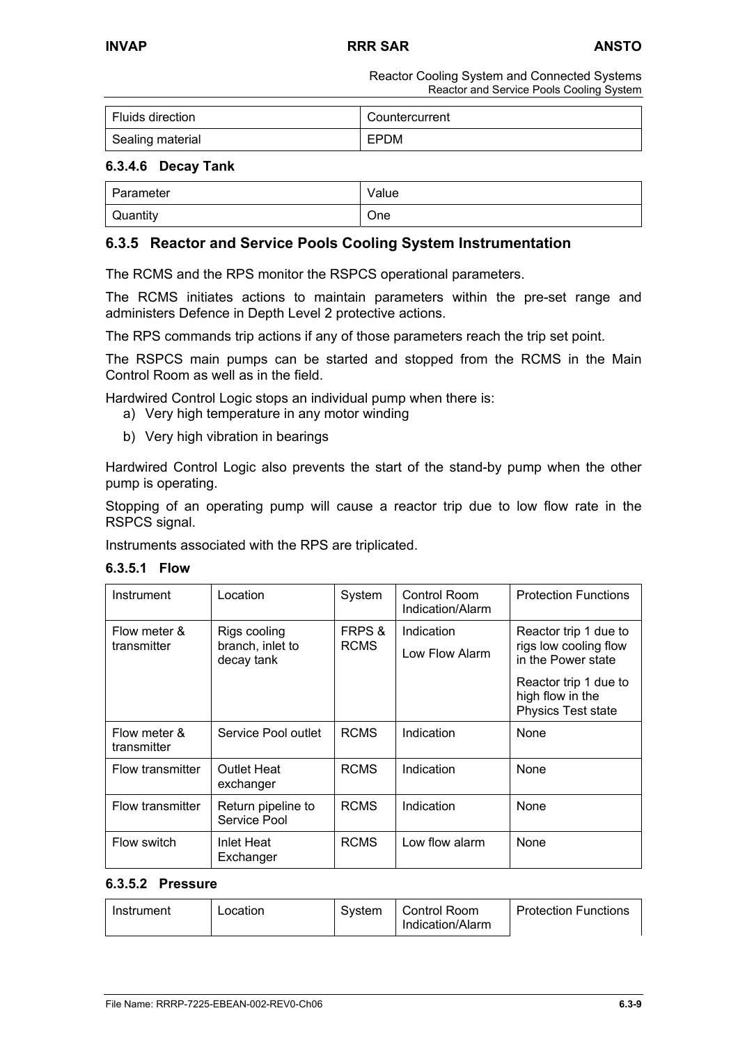| Fluids direction | Countercurrent |
|---|---|
| Sealing material | EPDM |

#### 6.3.4.6 Decay Tank

| Parameter | Value |
|---|---|
| Quantity | One |

### 6.3.5 Reactor and Service Pools Cooling System Instrumentation

The RCMS and the RPS monitor the RSPCS operational parameters.

The RCMS initiates actions to maintain parameters within the pre-set range and administers Defence in Depth Level 2 protective actions.

The RPS commands trip actions if any of those parameters reach the trip set point.

The RSPCS main pumps can be started and stopped from the RCMS in the Main Control Room as well as in the field.

Hardwired Control Logic stops an individual pump when there is:

a) Very high temperature in any motor winding
b) Very high vibration in bearings

Hardwired Control Logic also prevents the start of the stand-by pump when the other pump is operating.

Stopping of an operating pump will cause a reactor trip due to low flow rate in the RSPCS signal.

Instruments associated with the RPS are triplicated.

#### 6.3.5.1 Flow

| Instrument | Location | System | Control Room Indication/Alarm | Protection Functions |
|---|---|---|---|---|
| Flow meter & transmitter | Rigs cooling branch, inlet to decay tank | FRPS & RCMS | Indication<br>Low Flow Alarm | Reactor trip 1 due to rigs low cooling flow in the Power state<br>Reactor trip 1 due to high flow in the Physics Test state |
| Flow meter & transmitter | Service Pool outlet | RCMS | Indication | None |
| Flow transmitter | Outlet Heat exchanger | RCMS | Indication | None |
| Flow transmitter | Return pipeline to Service Pool | RCMS | Indication | None |
| Flow switch | Inlet Heat Exchanger | RCMS | Low flow alarm | None |

#### 6.3.5.2 Pressure

| Instrument | Location | System | Control Room Indication/Alarm | Protection Functions |
|---|---|---|---|---|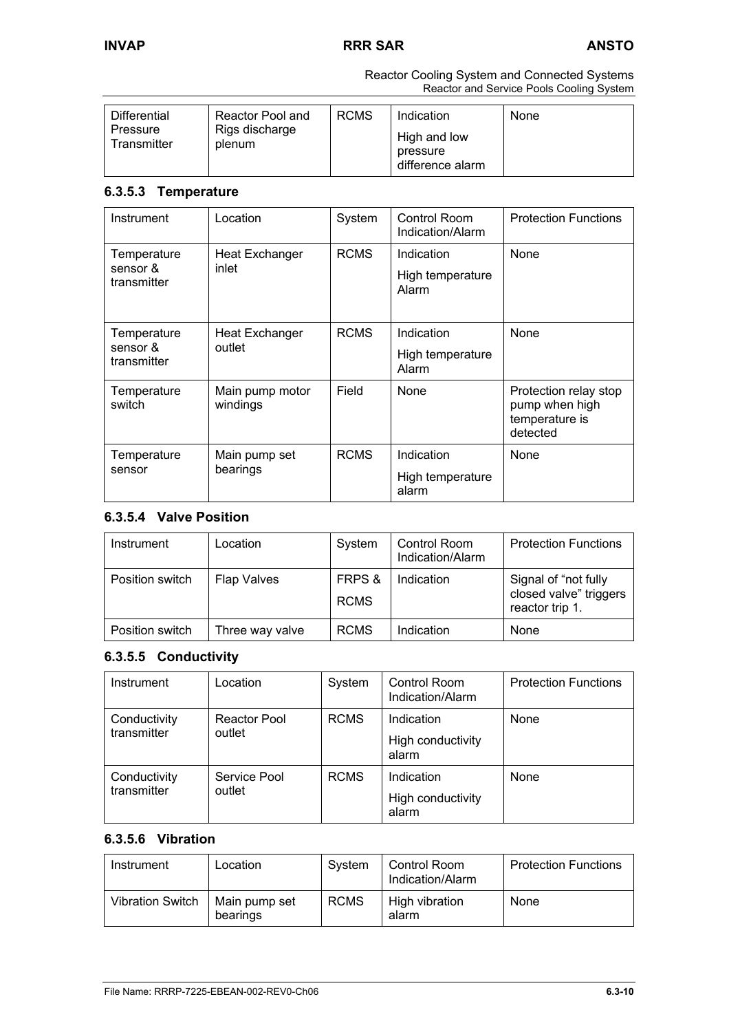| Differential Pressure Transmitter | Reactor Pool and Rigs discharge plenum | RCMS | Indication<br>High and low pressure difference alarm | None |
|---|---|---|---|---|

### 6.3.5.3 Temperature

| Instrument | Location | System | Control Room Indication/Alarm | Protection Functions |
|---|---|---|---|---|
| Temperature sensor & transmitter | Heat Exchanger inlet | RCMS | Indication<br>High temperature Alarm | None |
| Temperature sensor & transmitter | Heat Exchanger outlet | RCMS | Indication<br>High temperature Alarm | None |
| Temperature switch | Main pump motor windings | Field | None | Protection relay stop pump when high temperature is detected |
| Temperature sensor | Main pump set bearings | RCMS | Indication<br>High temperature alarm | None |

### 6.3.5.4 Valve Position

| Instrument | Location | System | Control Room Indication/Alarm | Protection Functions |
|---|---|---|---|---|
| Position switch | Flap Valves | FRPS & RCMS | Indication | Signal of "not fully closed valve" triggers reactor trip 1. |
| Position switch | Three way valve | RCMS | Indication | None |

### 6.3.5.5 Conductivity

| Instrument | Location | System | Control Room Indication/Alarm | Protection Functions |
|---|---|---|---|---|
| Conductivity transmitter | Reactor Pool outlet | RCMS | Indication<br>High conductivity alarm | None |
| Conductivity transmitter | Service Pool outlet | RCMS | Indication<br>High conductivity alarm | None |

### 6.3.5.6 Vibration

| Instrument | Location | System | Control Room Indication/Alarm | Protection Functions |
|---|---|---|---|---|
| Vibration Switch | Main pump set bearings | RCMS | High vibration alarm | None |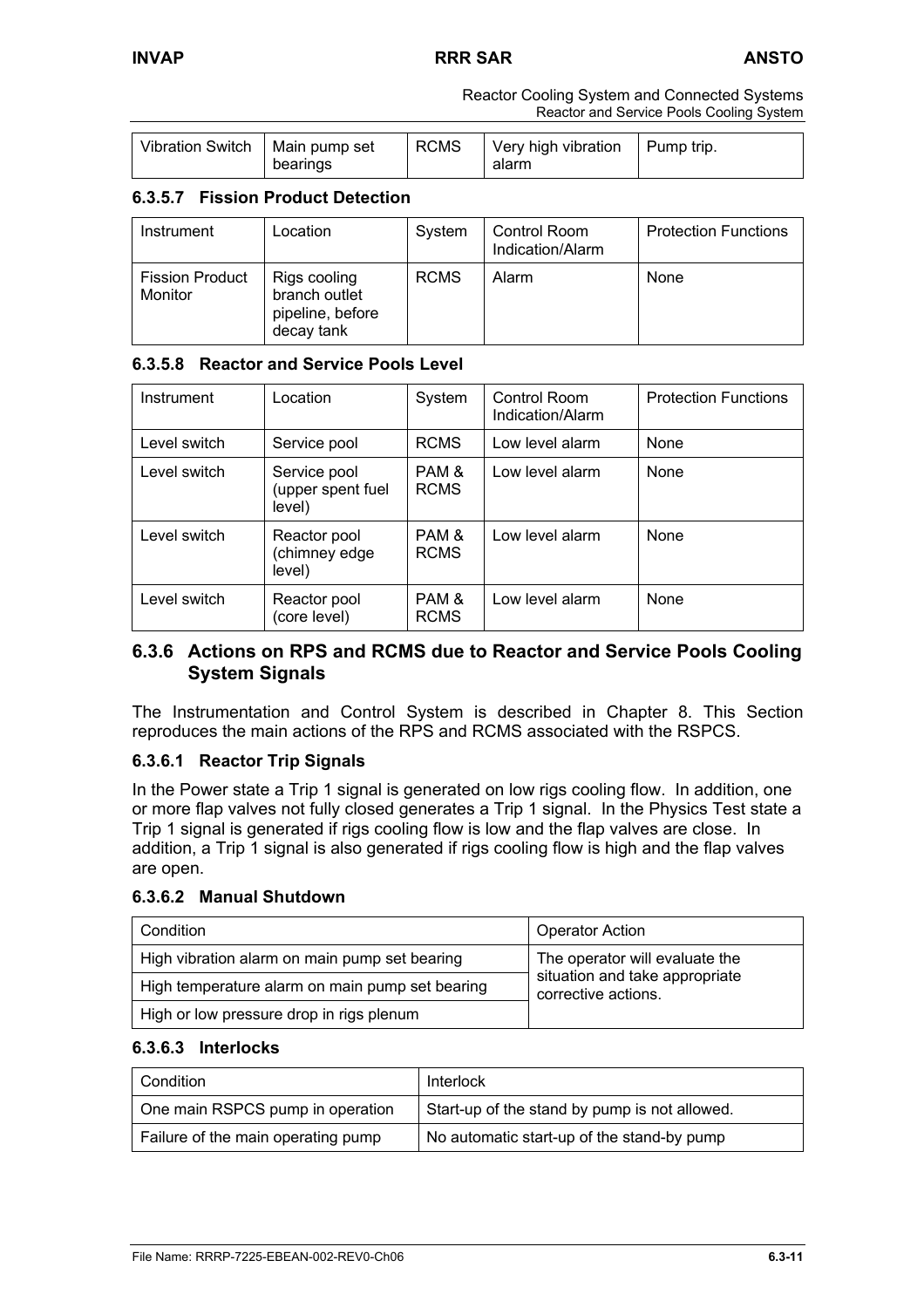| Vibration Switch | Main pump set bearings | RCMS | Very high vibration alarm | Pump trip. |
|---|---|---|---|---|

#### 6.3.5.7 Fission Product Detection

| Instrument | Location | System | Control Room Indication/Alarm | Protection Functions |
|---|---|---|---|---|
| Fission Product Monitor | Rigs cooling branch outlet pipeline, before decay tank | RCMS | Alarm | None |

#### 6.3.5.8 Reactor and Service Pools Level

| Instrument | Location | System | Control Room Indication/Alarm | Protection Functions |
|---|---|---|---|---|
| Level switch | Service pool | RCMS | Low level alarm | None |
| Level switch | Service pool (upper spent fuel level) | PAM & RCMS | Low level alarm | None |
| Level switch | Reactor pool (chimney edge level) | PAM & RCMS | Low level alarm | None |
| Level switch | Reactor pool (core level) | PAM & RCMS | Low level alarm | None |

### 6.3.6 Actions on RPS and RCMS due to Reactor and Service Pools Cooling System Signals

The Instrumentation and Control System is described in Chapter 8. This Section reproduces the main actions of the RPS and RCMS associated with the RSPCS.

#### 6.3.6.1 Reactor Trip Signals

In the Power state a Trip 1 signal is generated on low rigs cooling flow. In addition, one or more flap valves not fully closed generates a Trip 1 signal. In the Physics Test state a Trip 1 signal is generated if rigs cooling flow is low and the flap valves are close. In addition, a Trip 1 signal is also generated if rigs cooling flow is high and the flap valves are open.

#### 6.3.6.2 Manual Shutdown

| Condition | Operator Action |
|---|---|
| High vibration alarm on main pump set bearing | The operator will evaluate the situation and take appropriate corrective actions. |
| High temperature alarm on main pump set bearing | |
| High or low pressure drop in rigs plenum | |

#### 6.3.6.3 Interlocks

| Condition | Interlock |
|---|---|
| One main RSPCS pump in operation | Start-up of the stand by pump is not allowed. |
| Failure of the main operating pump | No automatic start-up of the stand-by pump |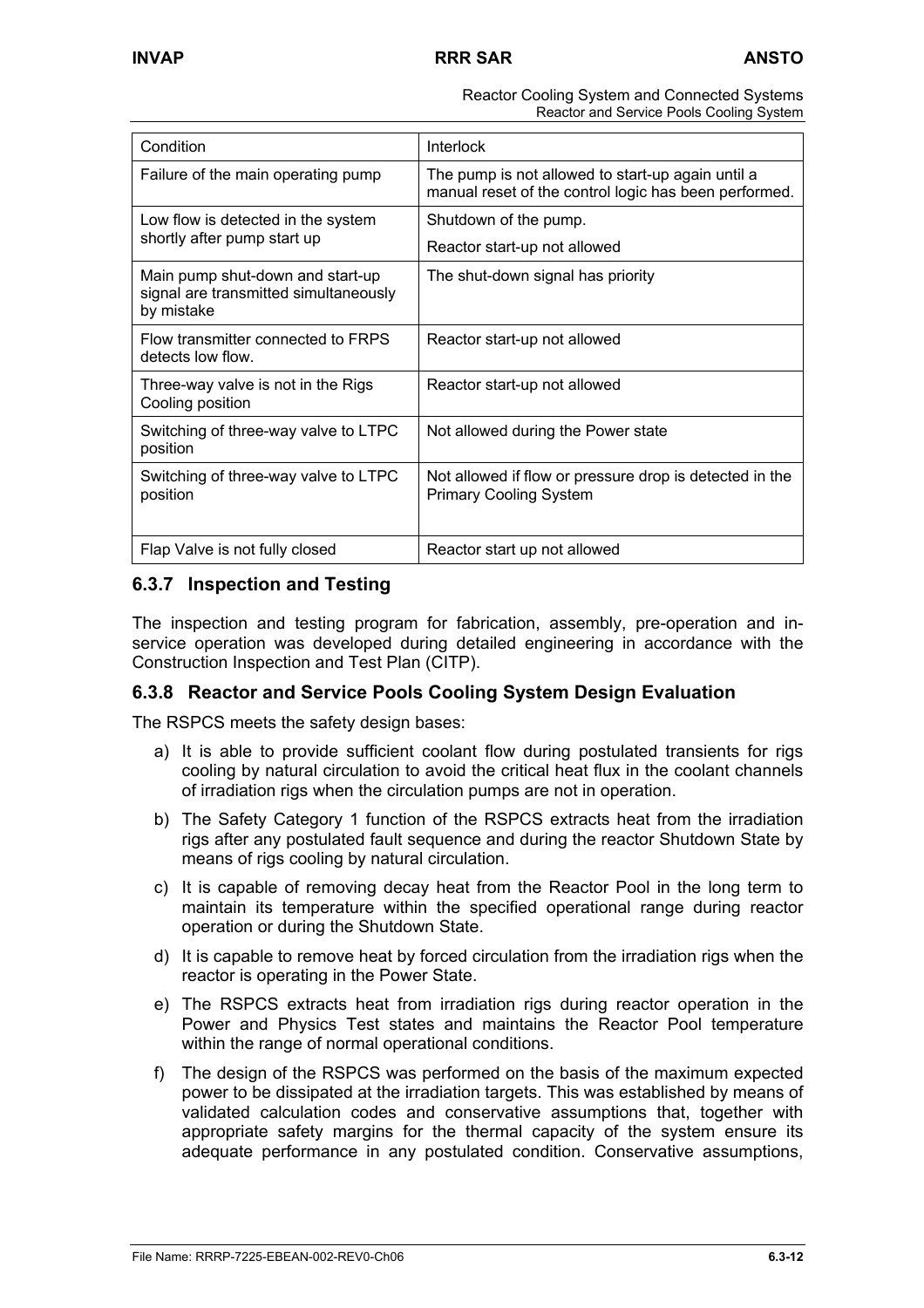| Condition | Interlock |
| --- | --- |
| Failure of the main operating pump | The pump is not allowed to start-up again until a manual reset of the control logic has been performed. |
| Low flow is detected in the system shortly after pump start up | Shutdown of the pump.<br>Reactor start-up not allowed |
| Main pump shut-down and start-up signal are transmitted simultaneously by mistake | The shut-down signal has priority |
| Flow transmitter connected to FRPS detects low flow. | Reactor start-up not allowed |
| Three-way valve is not in the Rigs Cooling position | Reactor start-up not allowed |
| Switching of three-way valve to LTPC position | Not allowed during the Power state |
| Switching of three-way valve to LTPC position | Not allowed if flow or pressure drop is detected in the Primary Cooling System |
| Flap Valve is not fully closed | Reactor start up not allowed |

### 6.3.7 Inspection and Testing

The inspection and testing program for fabrication, assembly, pre-operation and in-service operation was developed during detailed engineering in accordance with the Construction Inspection and Test Plan (CITP).

### 6.3.8 Reactor and Service Pools Cooling System Design Evaluation

The RSPCS meets the safety design bases:

a) It is able to provide sufficient coolant flow during postulated transients for rigs cooling by natural circulation to avoid the critical heat flux in the coolant channels of irradiation rigs when the circulation pumps are not in operation.

b) The Safety Category 1 function of the RSPCS extracts heat from the irradiation rigs after any postulated fault sequence and during the reactor Shutdown State by means of rigs cooling by natural circulation.

c) It is capable of removing decay heat from the Reactor Pool in the long term to maintain its temperature within the specified operational range during reactor operation or during the Shutdown State.

d) It is capable to remove heat by forced circulation from the irradiation rigs when the reactor is operating in the Power State.

e) The RSPCS extracts heat from irradiation rigs during reactor operation in the Power and Physics Test states and maintains the Reactor Pool temperature within the range of normal operational conditions.

f) The design of the RSPCS was performed on the basis of the maximum expected power to be dissipated at the irradiation targets. This was established by means of validated calculation codes and conservative assumptions that, together with appropriate safety margins for the thermal capacity of the system ensure its adequate performance in any postulated condition. Conservative assumptions,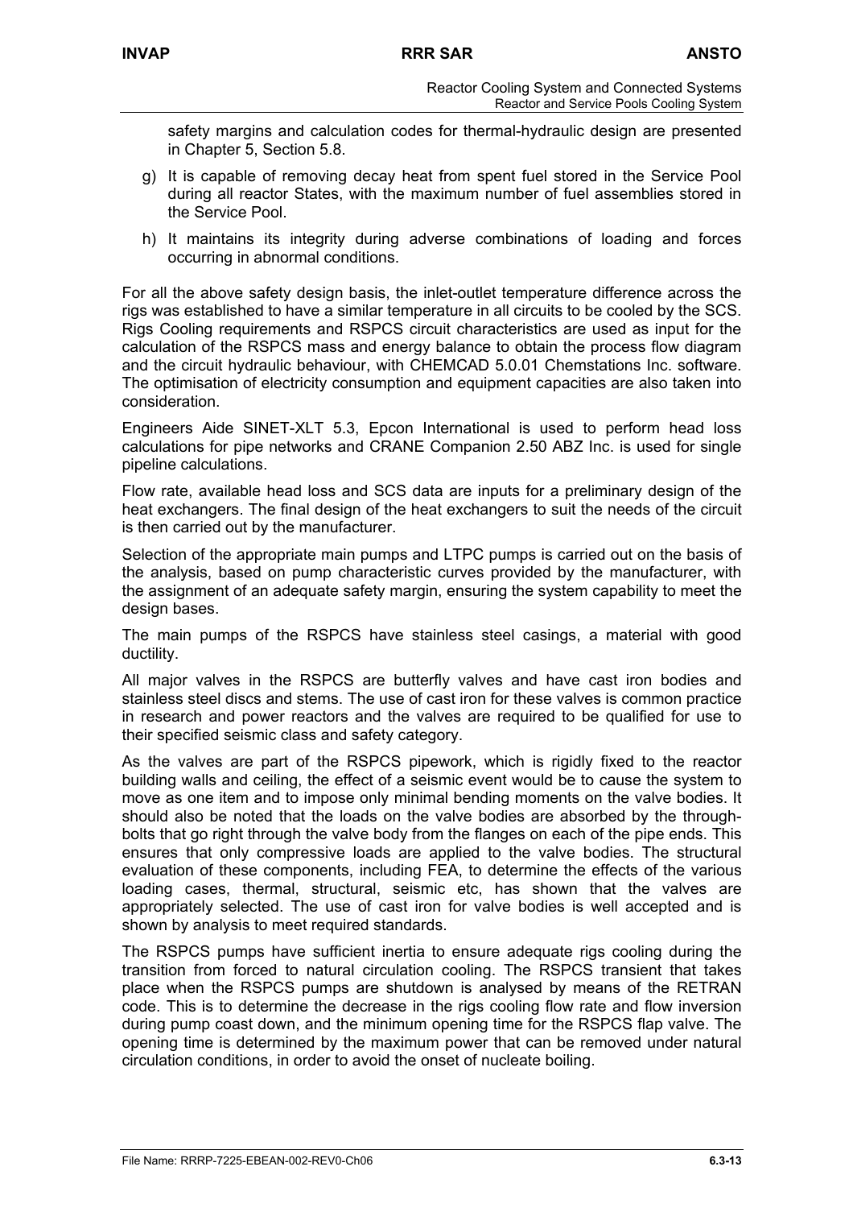safety margins and calculation codes for thermal-hydraulic design are presented in Chapter 5, Section 5.8.

g) It is capable of removing decay heat from spent fuel stored in the Service Pool during all reactor States, with the maximum number of fuel assemblies stored in the Service Pool.

h) It maintains its integrity during adverse combinations of loading and forces occurring in abnormal conditions.

For all the above safety design basis, the inlet-outlet temperature difference across the rigs was established to have a similar temperature in all circuits to be cooled by the SCS. Rigs Cooling requirements and RSPCS circuit characteristics are used as input for the calculation of the RSPCS mass and energy balance to obtain the process flow diagram and the circuit hydraulic behaviour, with CHEMCAD 5.0.01 Chemstations Inc. software. The optimisation of electricity consumption and equipment capacities are also taken into consideration.

Engineers Aide SINET-XLT 5.3, Epcon International is used to perform head loss calculations for pipe networks and CRANE Companion 2.50 ABZ Inc. is used for single pipeline calculations.

Flow rate, available head loss and SCS data are inputs for a preliminary design of the heat exchangers. The final design of the heat exchangers to suit the needs of the circuit is then carried out by the manufacturer.

Selection of the appropriate main pumps and LTPC pumps is carried out on the basis of the analysis, based on pump characteristic curves provided by the manufacturer, with the assignment of an adequate safety margin, ensuring the system capability to meet the design bases.

The main pumps of the RSPCS have stainless steel casings, a material with good ductility.

All major valves in the RSPCS are butterfly valves and have cast iron bodies and stainless steel discs and stems. The use of cast iron for these valves is common practice in research and power reactors and the valves are required to be qualified for use to their specified seismic class and safety category.

As the valves are part of the RSPCS pipework, which is rigidly fixed to the reactor building walls and ceiling, the effect of a seismic event would be to cause the system to move as one item and to impose only minimal bending moments on the valve bodies. It should also be noted that the loads on the valve bodies are absorbed by the through-bolts that go right through the valve body from the flanges on each of the pipe ends. This ensures that only compressive loads are applied to the valve bodies. The structural evaluation of these components, including FEA, to determine the effects of the various loading cases, thermal, structural, seismic etc, has shown that the valves are appropriately selected. The use of cast iron for valve bodies is well accepted and is shown by analysis to meet required standards.

The RSPCS pumps have sufficient inertia to ensure adequate rigs cooling during the transition from forced to natural circulation cooling. The RSPCS transient that takes place when the RSPCS pumps are shutdown is analysed by means of the RETRAN code. This is to determine the decrease in the rigs cooling flow rate and flow inversion during pump coast down, and the minimum opening time for the RSPCS flap valve. The opening time is determined by the maximum power that can be removed under natural circulation conditions, in order to avoid the onset of nucleate boiling.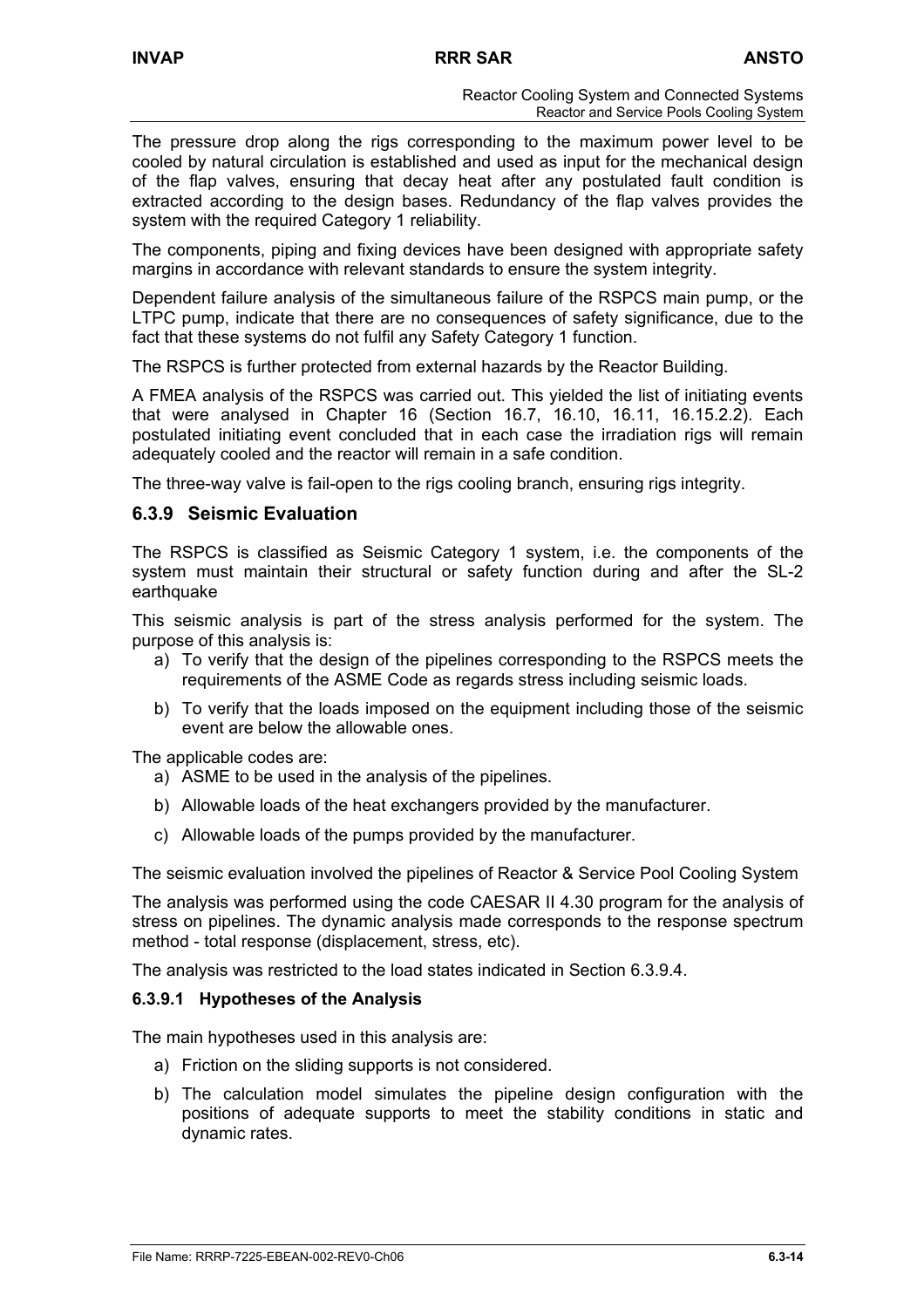The pressure drop along the rigs corresponding to the maximum power level to be cooled by natural circulation is established and used as input for the mechanical design of the flap valves, ensuring that decay heat after any postulated fault condition is extracted according to the design bases. Redundancy of the flap valves provides the system with the required Category 1 reliability.

The components, piping and fixing devices have been designed with appropriate safety margins in accordance with relevant standards to ensure the system integrity.

Dependent failure analysis of the simultaneous failure of the RSPCS main pump, or the LTPC pump, indicate that there are no consequences of safety significance, due to the fact that these systems do not fulfil any Safety Category 1 function.

The RSPCS is further protected from external hazards by the Reactor Building.

A FMEA analysis of the RSPCS was carried out. This yielded the list of initiating events that were analysed in Chapter 16 (Section 16.7, 16.10, 16.11, 16.15.2.2). Each postulated initiating event concluded that in each case the irradiation rigs will remain adequately cooled and the reactor will remain in a safe condition.

The three-way valve is fail-open to the rigs cooling branch, ensuring rigs integrity.

### 6.3.9 Seismic Evaluation

The RSPCS is classified as Seismic Category 1 system, i.e. the components of the system must maintain their structural or safety function during and after the SL-2 earthquake

This seismic analysis is part of the stress analysis performed for the system. The purpose of this analysis is:

a) To verify that the design of the pipelines corresponding to the RSPCS meets the requirements of the ASME Code as regards stress including seismic loads.
b) To verify that the loads imposed on the equipment including those of the seismic event are below the allowable ones.

The applicable codes are:

a) ASME to be used in the analysis of the pipelines.
b) Allowable loads of the heat exchangers provided by the manufacturer.
c) Allowable loads of the pumps provided by the manufacturer.

The seismic evaluation involved the pipelines of Reactor & Service Pool Cooling System

The analysis was performed using the code CAESAR II 4.30 program for the analysis of stress on pipelines. The dynamic analysis made corresponds to the response spectrum method - total response (displacement, stress, etc).

The analysis was restricted to the load states indicated in Section 6.3.9.4.

#### 6.3.9.1 Hypotheses of the Analysis

The main hypotheses used in this analysis are:

a) Friction on the sliding supports is not considered.
b) The calculation model simulates the pipeline design configuration with the positions of adequate supports to meet the stability conditions in static and dynamic rates.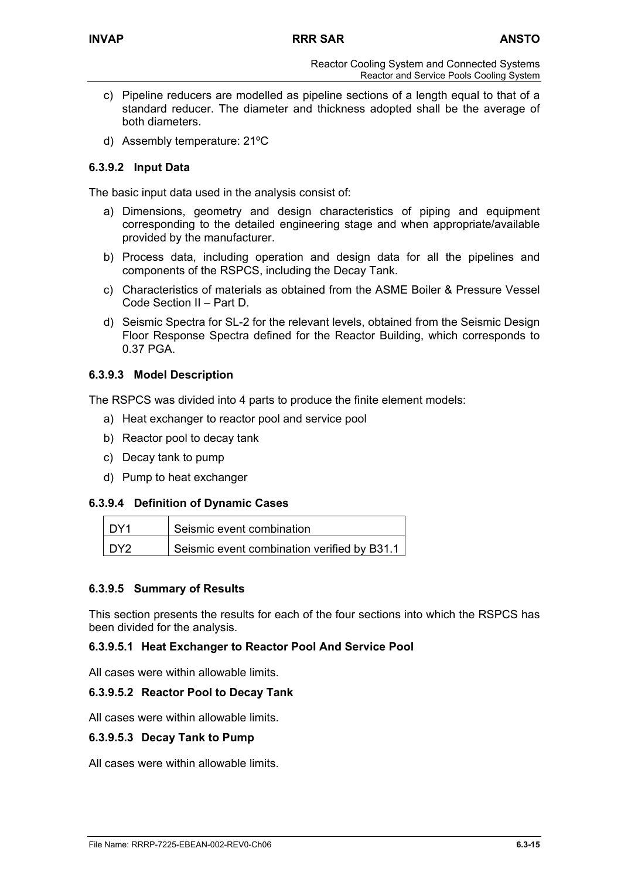c) Pipeline reducers are modelled as pipeline sections of a length equal to that of a standard reducer. The diameter and thickness adopted shall be the average of both diameters.

d) Assembly temperature: 21ºC

### 6.3.9.2 Input Data

The basic input data used in the analysis consist of:

a) Dimensions, geometry and design characteristics of piping and equipment corresponding to the detailed engineering stage and when appropriate/available provided by the manufacturer.

b) Process data, including operation and design data for all the pipelines and components of the RSPCS, including the Decay Tank.

c) Characteristics of materials as obtained from the ASME Boiler & Pressure Vessel Code Section II – Part D.

d) Seismic Spectra for SL-2 for the relevant levels, obtained from the Seismic Design Floor Response Spectra defined for the Reactor Building, which corresponds to 0.37 PGA.

### 6.3.9.3 Model Description

The RSPCS was divided into 4 parts to produce the finite element models:

a) Heat exchanger to reactor pool and service pool

b) Reactor pool to decay tank

c) Decay tank to pump

d) Pump to heat exchanger

### 6.3.9.4 Definition of Dynamic Cases

| DY1 | Seismic event combination |
|---|---|
| DY2 | Seismic event combination verified by B31.1 |

### 6.3.9.5 Summary of Results

This section presents the results for each of the four sections into which the RSPCS has been divided for the analysis.

#### 6.3.9.5.1 Heat Exchanger to Reactor Pool And Service Pool

All cases were within allowable limits.

#### 6.3.9.5.2 Reactor Pool to Decay Tank

All cases were within allowable limits.

#### 6.3.9.5.3 Decay Tank to Pump

All cases were within allowable limits.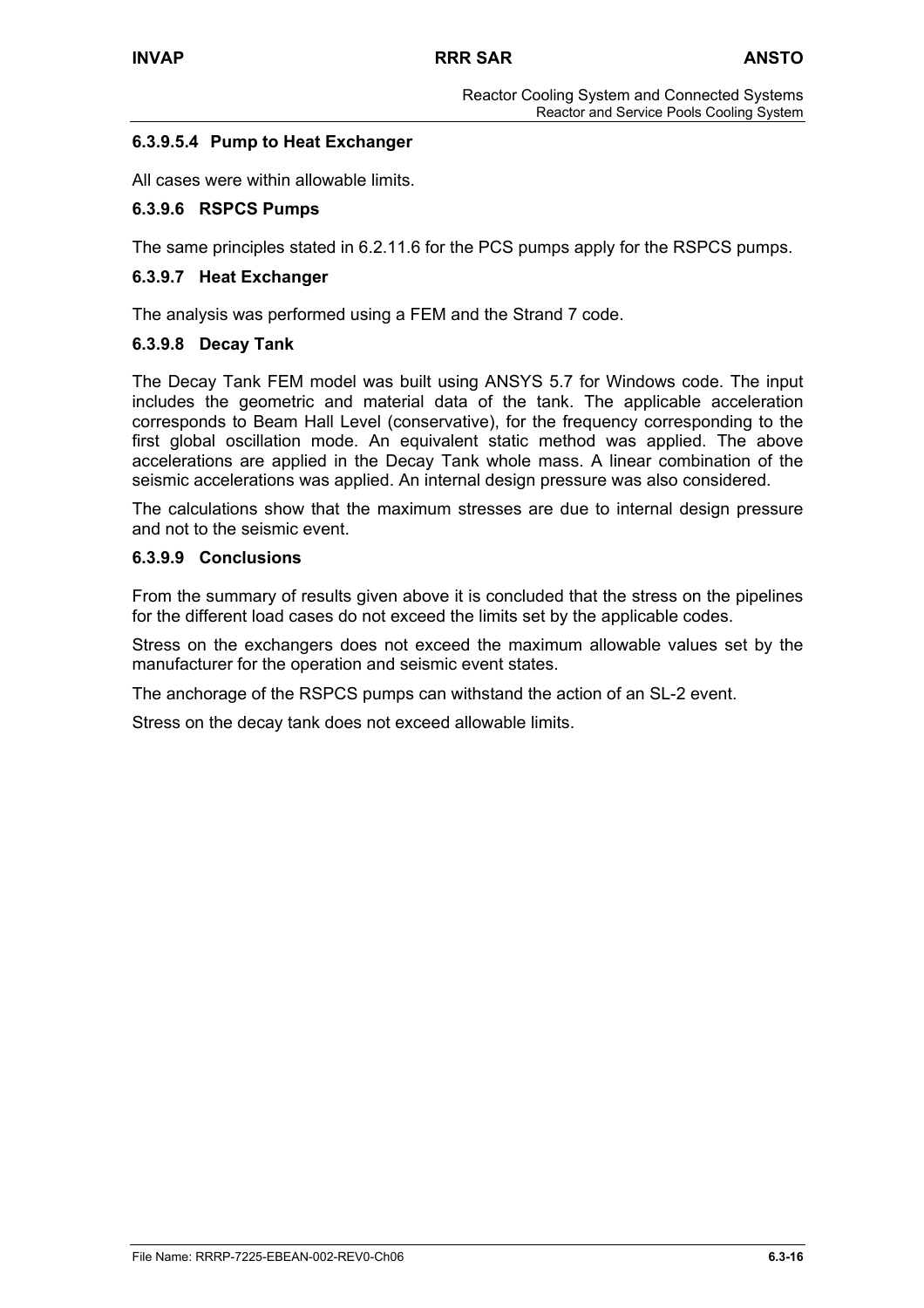#### 6.3.9.5.4 Pump to Heat Exchanger

All cases were within allowable limits.

### 6.3.9.6 RSPCS Pumps

The same principles stated in 6.2.11.6 for the PCS pumps apply for the RSPCS pumps.

### 6.3.9.7 Heat Exchanger

The analysis was performed using a FEM and the Strand 7 code.

### 6.3.9.8 Decay Tank

The Decay Tank FEM model was built using ANSYS 5.7 for Windows code. The input includes the geometric and material data of the tank. The applicable acceleration corresponds to Beam Hall Level (conservative), for the frequency corresponding to the first global oscillation mode. An equivalent static method was applied. The above accelerations are applied in the Decay Tank whole mass. A linear combination of the seismic accelerations was applied. An internal design pressure was also considered.

The calculations show that the maximum stresses are due to internal design pressure and not to the seismic event.

### 6.3.9.9 Conclusions

From the summary of results given above it is concluded that the stress on the pipelines for the different load cases do not exceed the limits set by the applicable codes.

Stress on the exchangers does not exceed the maximum allowable values set by the manufacturer for the operation and seismic event states.

The anchorage of the RSPCS pumps can withstand the action of an SL-2 event.

Stress on the decay tank does not exceed allowable limits.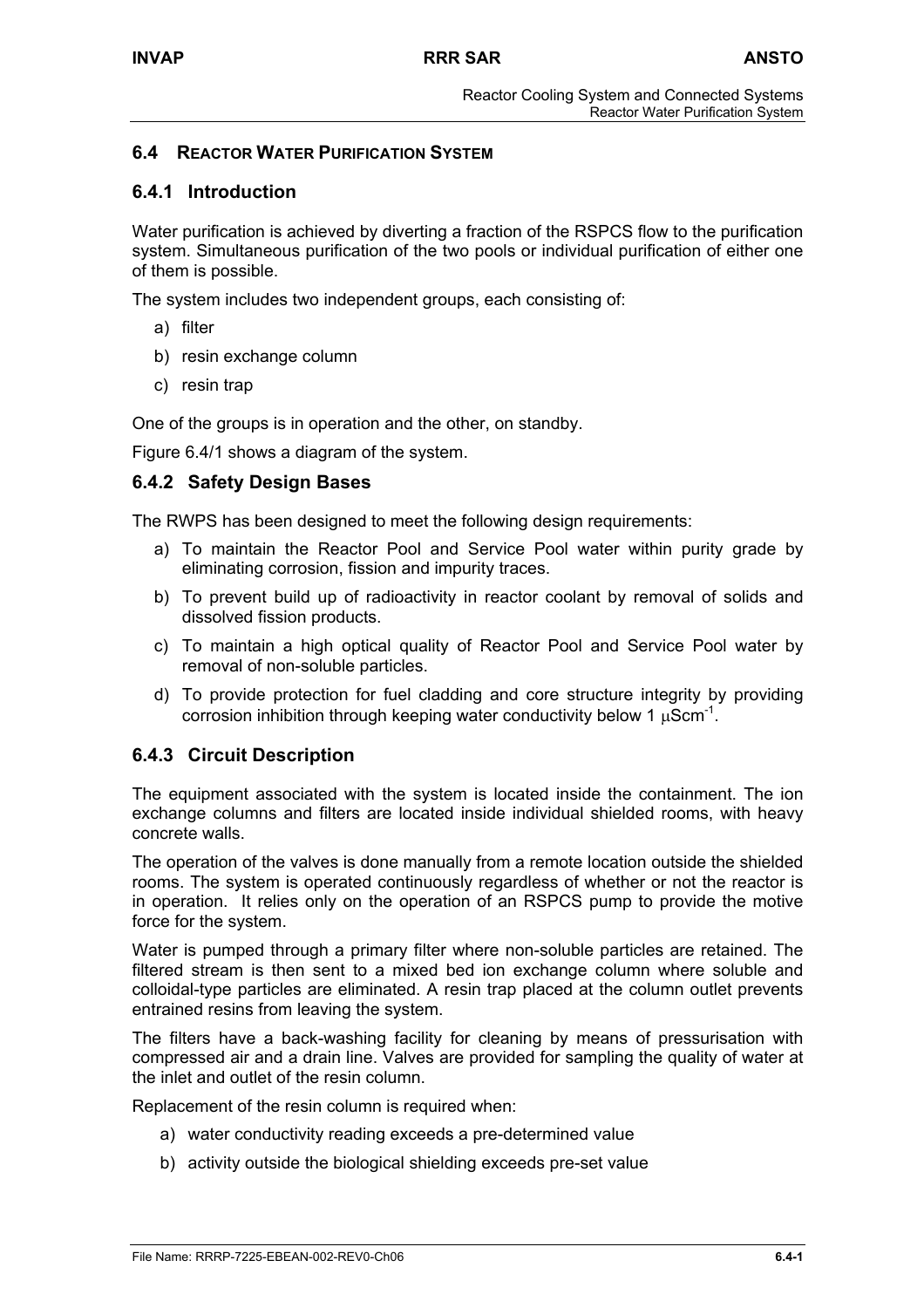## 6.4 REACTOR WATER PURIFICATION SYSTEM

### 6.4.1 Introduction

Water purification is achieved by diverting a fraction of the RSPCS flow to the purification system. Simultaneous purification of the two pools or individual purification of either one of them is possible.

The system includes two independent groups, each consisting of:

a) filter

b) resin exchange column

c) resin trap

One of the groups is in operation and the other, on standby.

Figure 6.4/1 shows a diagram of the system.

### 6.4.2 Safety Design Bases

The RWPS has been designed to meet the following design requirements:

a) To maintain the Reactor Pool and Service Pool water within purity grade by eliminating corrosion, fission and impurity traces.

b) To prevent build up of radioactivity in reactor coolant by removal of solids and dissolved fission products.

c) To maintain a high optical quality of Reactor Pool and Service Pool water by removal of non-soluble particles.

d) To provide protection for fuel cladding and core structure integrity by providing corrosion inhibition through keeping water conductivity below 1 $\mu Scm^{-1}$.

### 6.4.3 Circuit Description

The equipment associated with the system is located inside the containment. The ion exchange columns and filters are located inside individual shielded rooms, with heavy concrete walls.

The operation of the valves is done manually from a remote location outside the shielded rooms. The system is operated continuously regardless of whether or not the reactor is in operation. It relies only on the operation of an RSPCS pump to provide the motive force for the system.

Water is pumped through a primary filter where non-soluble particles are retained. The filtered stream is then sent to a mixed bed ion exchange column where soluble and colloidal-type particles are eliminated. A resin trap placed at the column outlet prevents entrained resins from leaving the system.

The filters have a back-washing facility for cleaning by means of pressurisation with compressed air and a drain line. Valves are provided for sampling the quality of water at the inlet and outlet of the resin column.

Replacement of the resin column is required when:

a) water conductivity reading exceeds a pre-determined value

b) activity outside the biological shielding exceeds pre-set value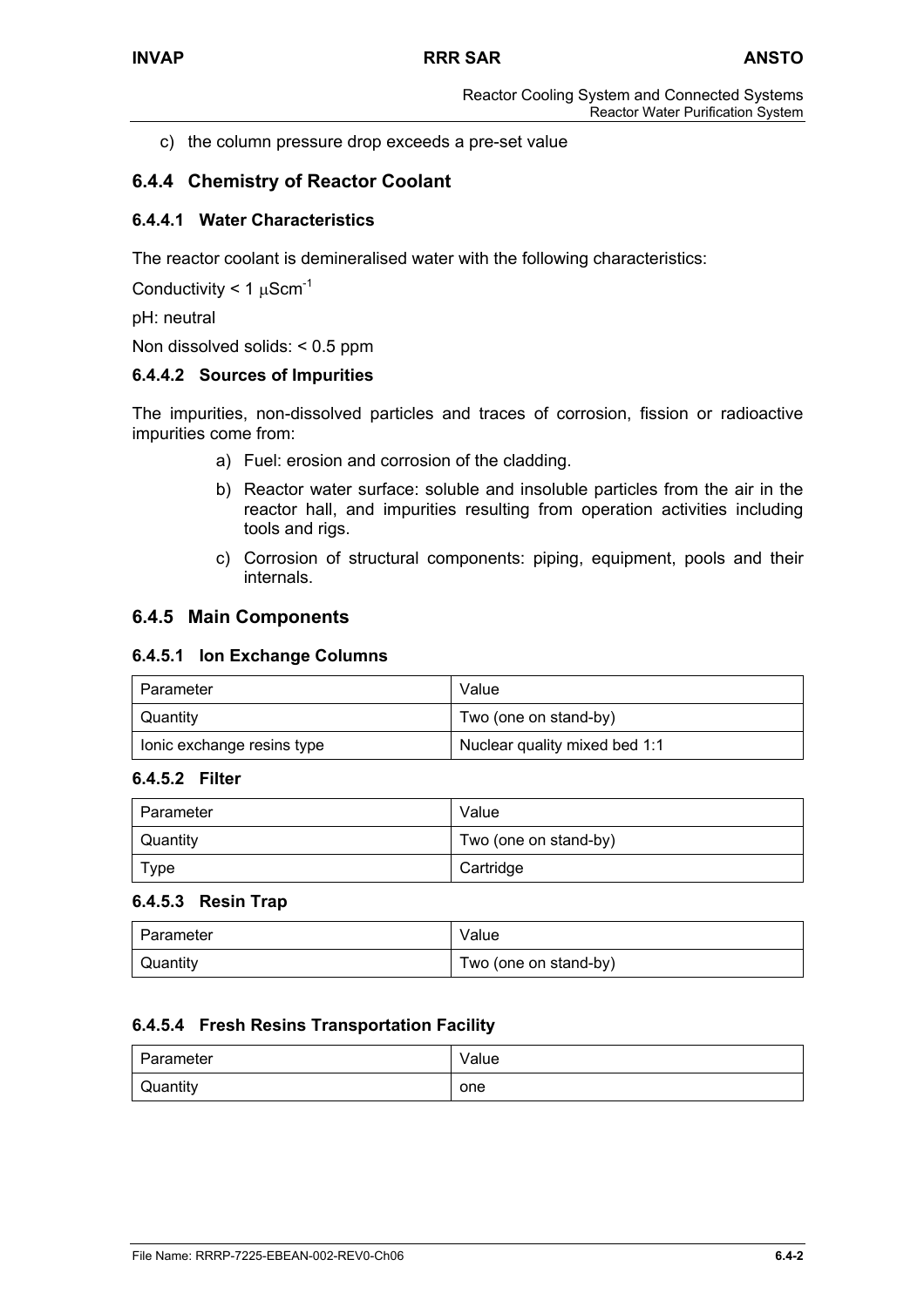c) the column pressure drop exceeds a pre-set value

### 6.4.4 Chemistry of Reactor Coolant

#### 6.4.4.1 Water Characteristics

The reactor coolant is demineralised water with the following characteristics:

Conductivity < 1 $\mu Scm^{-1}$

pH: neutral

Non dissolved solids: < 0.5 ppm

#### 6.4.4.2 Sources of Impurities

The impurities, non-dissolved particles and traces of corrosion, fission or radioactive impurities come from:

a) Fuel: erosion and corrosion of the cladding.

b) Reactor water surface: soluble and insoluble particles from the air in the reactor hall, and impurities resulting from operation activities including tools and rigs.

c) Corrosion of structural components: piping, equipment, pools and their internals.

### 6.4.5 Main Components

#### 6.4.5.1 Ion Exchange Columns

| Parameter | Value |
|---|---|
| Quantity | Two (one on stand-by) |
| Ionic exchange resins type | Nuclear quality mixed bed 1:1 |

#### 6.4.5.2 Filter

| Parameter | Value |
|---|---|
| Quantity | Two (one on stand-by) |
| Type | Cartridge |

#### 6.4.5.3 Resin Trap

| Parameter | Value |
|---|---|
| Quantity | Two (one on stand-by) |

#### 6.4.5.4 Fresh Resins Transportation Facility

| Parameter | Value |
|---|---|
| Quantity | one |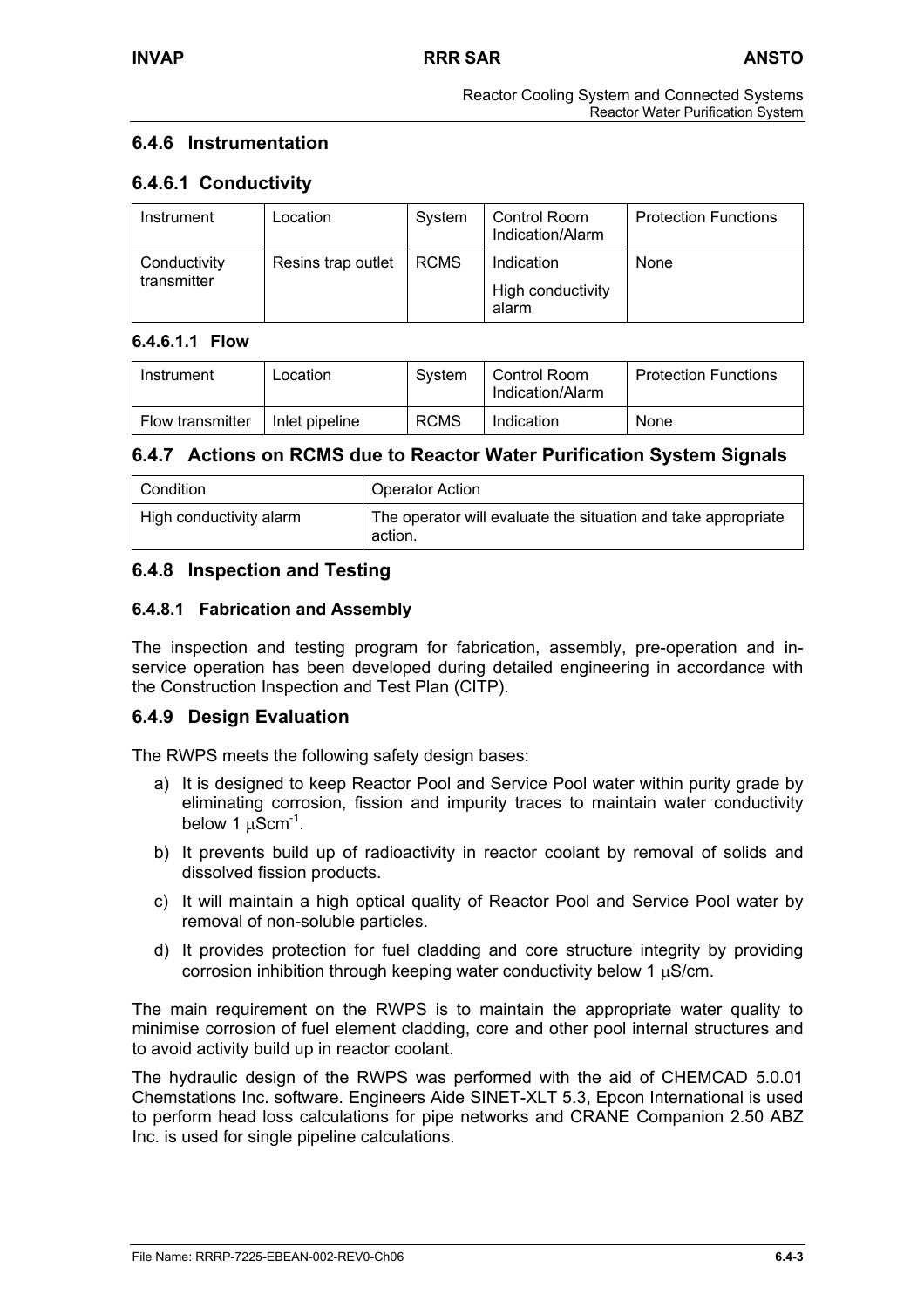## 6.4.6 Instrumentation

### 6.4.6.1 Conductivity

| Instrument | Location | System | Control Room Indication/Alarm | Protection Functions |
|---|---|---|---|---|
| Conductivity transmitter | Resins trap outlet | RCMS | Indication<br>High conductivity alarm | None |

#### 6.4.6.1.1 Flow

| Instrument | Location | System | Control Room Indication/Alarm | Protection Functions |
|---|---|---|---|---|
| Flow transmitter | Inlet pipeline | RCMS | Indication | None |

## 6.4.7 Actions on RCMS due to Reactor Water Purification System Signals

| Condition | Operator Action |
|---|---|
| High conductivity alarm | The operator will evaluate the situation and take appropriate action. |

## 6.4.8 Inspection and Testing

### 6.4.8.1 Fabrication and Assembly

The inspection and testing program for fabrication, assembly, pre-operation and in-service operation has been developed during detailed engineering in accordance with the Construction Inspection and Test Plan (CITP).

## 6.4.9 Design Evaluation

The RWPS meets the following safety design bases:

a) It is designed to keep Reactor Pool and Service Pool water within purity grade by eliminating corrosion, fission and impurity traces to maintain water conductivity below 1 $\mu Scm^{-1}$.

b) It prevents build up of radioactivity in reactor coolant by removal of solids and dissolved fission products.

c) It will maintain a high optical quality of Reactor Pool and Service Pool water by removal of non-soluble particles.

d) It provides protection for fuel cladding and core structure integrity by providing corrosion inhibition through keeping water conductivity below 1 $\mu$S/cm.

The main requirement on the RWPS is to maintain the appropriate water quality to minimise corrosion of fuel element cladding, core and other pool internal structures and to avoid activity build up in reactor coolant.

The hydraulic design of the RWPS was performed with the aid of CHEMCAD 5.0.01 Chemstations Inc. software. Engineers Aide SINET-XLT 5.3, Epcon International is used to perform head loss calculations for pipe networks and CRANE Companion 2.50 ABZ Inc. is used for single pipeline calculations.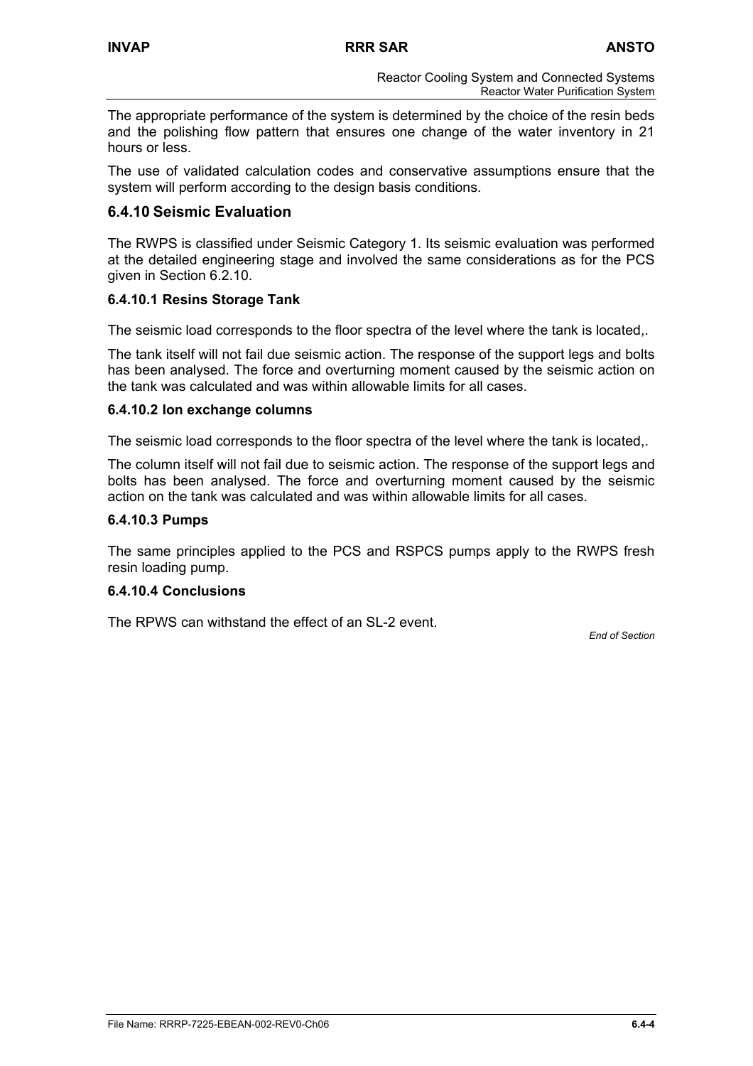The appropriate performance of the system is determined by the choice of the resin beds and the polishing flow pattern that ensures one change of the water inventory in 21 hours or less.

The use of validated calculation codes and conservative assumptions ensure that the system will perform according to the design basis conditions.

## 6.4.10 Seismic Evaluation

The RWPS is classified under Seismic Category 1. Its seismic evaluation was performed at the detailed engineering stage and involved the same considerations as for the PCS given in Section 6.2.10.

### 6.4.10.1 Resins Storage Tank

The seismic load corresponds to the floor spectra of the level where the tank is located,.

The tank itself will not fail due seismic action. The response of the support legs and bolts has been analysed. The force and overturning moment caused by the seismic action on the tank was calculated and was within allowable limits for all cases.

### 6.4.10.2 Ion exchange columns

The seismic load corresponds to the floor spectra of the level where the tank is located,.

The column itself will not fail due to seismic action. The response of the support legs and bolts has been analysed. The force and overturning moment caused by the seismic action on the tank was calculated and was within allowable limits for all cases.

### 6.4.10.3 Pumps

The same principles applied to the PCS and RSPCS pumps apply to the RWPS fresh resin loading pump.

### 6.4.10.4 Conclusions

The RPWS can withstand the effect of an SL-2 event.

*End of Section*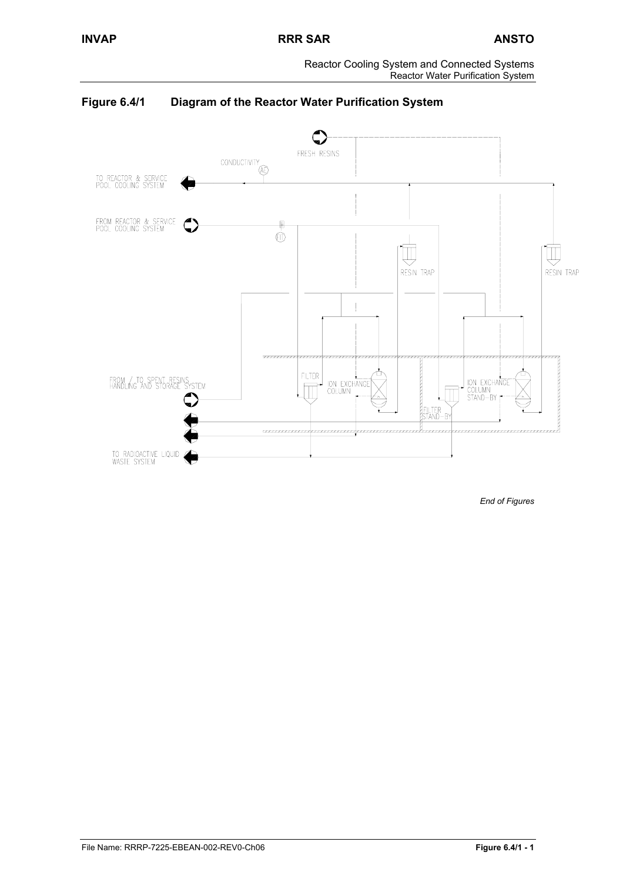## Figure 6.4/1 Diagram of the Reactor Water Purification System

FRESH RESINS

CONDUCTIVITY

TO REACTOR & SERVICE POOL COOLING SYSTEM

FROM REACTOR & SERVICE POOL COOLING SYSTEM

RESIN TRAP

RESIN TRAP

FROM / TO SPENT RESINS HANDLING AND STORAGE SYSTEM

FILTER

ION EXCHANGE COLUMN

FILTER STAND-BY

ION EXCHANGE COLUMN STAND-BY

TO RADIOACTIVE LIQUID WASTE SYSTEM

*End of Figures*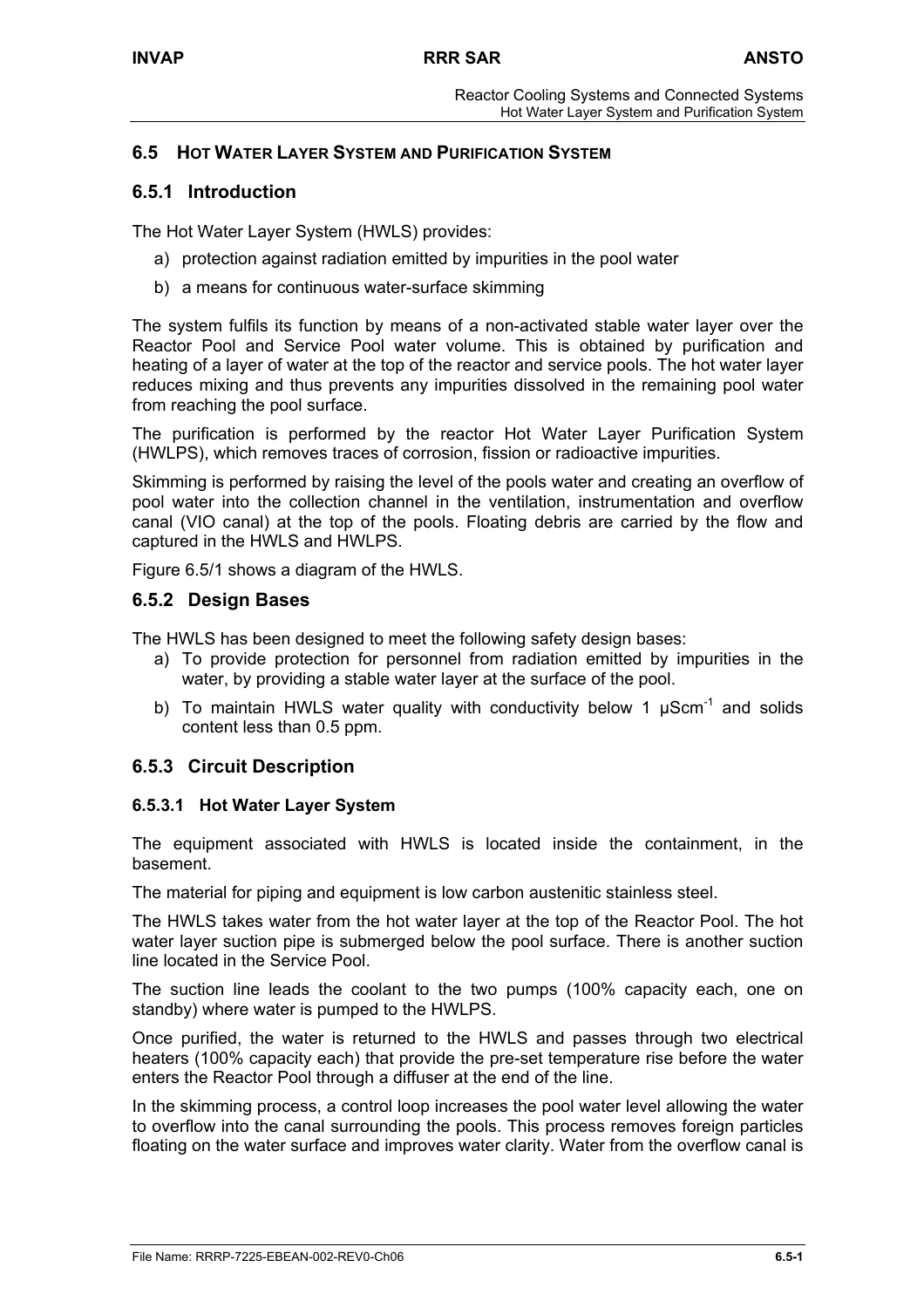## 6.5 Hot Water Layer System and Purification System

### 6.5.1 Introduction

The Hot Water Layer System (HWLS) provides:

a) protection against radiation emitted by impurities in the pool water

b) a means for continuous water-surface skimming

The system fulfils its function by means of a non-activated stable water layer over the Reactor Pool and Service Pool water volume. This is obtained by purification and heating of a layer of water at the top of the reactor and service pools. The hot water layer reduces mixing and thus prevents any impurities dissolved in the remaining pool water from reaching the pool surface.

The purification is performed by the reactor Hot Water Layer Purification System (HWLPS), which removes traces of corrosion, fission or radioactive impurities.

Skimming is performed by raising the level of the pools water and creating an overflow of pool water into the collection channel in the ventilation, instrumentation and overflow canal (VIO canal) at the top of the pools. Floating debris are carried by the flow and captured in the HWLS and HWLPS.

Figure 6.5/1 shows a diagram of the HWLS.

### 6.5.2 Design Bases

The HWLS has been designed to meet the following safety design bases:

a) To provide protection for personnel from radiation emitted by impurities in the water, by providing a stable water layer at the surface of the pool.

b) To maintain HWLS water quality with conductivity below 1 $\mu Scm^{-1}$ and solids content less than 0.5 ppm.

### 6.5.3 Circuit Description

#### 6.5.3.1 Hot Water Layer System

The equipment associated with HWLS is located inside the containment, in the basement.

The material for piping and equipment is low carbon austenitic stainless steel.

The HWLS takes water from the hot water layer at the top of the Reactor Pool. The hot water layer suction pipe is submerged below the pool surface. There is another suction line located in the Service Pool.

The suction line leads the coolant to the two pumps (100% capacity each, one on standby) where water is pumped to the HWLPS.

Once purified, the water is returned to the HWLS and passes through two electrical heaters (100% capacity each) that provide the pre-set temperature rise before the water enters the Reactor Pool through a diffuser at the end of the line.

In the skimming process, a control loop increases the pool water level allowing the water to overflow into the canal surrounding the pools. This process removes foreign particles floating on the water surface and improves water clarity. Water from the overflow canal is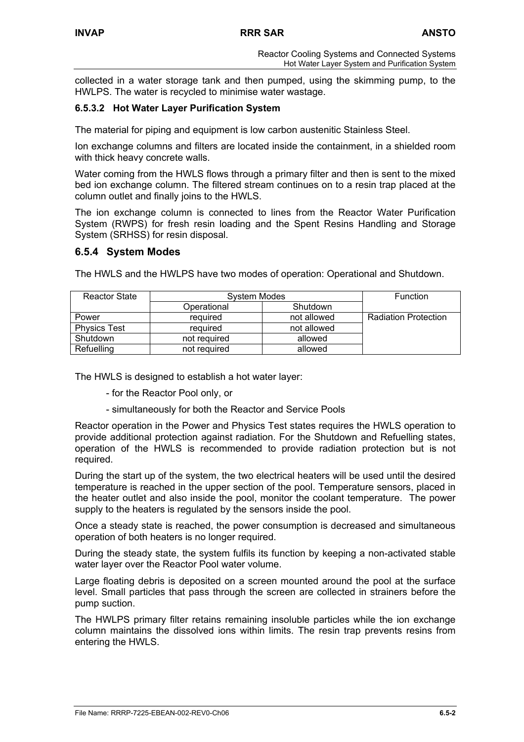collected in a water storage tank and then pumped, using the skimming pump, to the HWLPS. The water is recycled to minimise water wastage.

#### 6.5.3.2 Hot Water Layer Purification System

The material for piping and equipment is low carbon austenitic Stainless Steel.

Ion exchange columns and filters are located inside the containment, in a shielded room with thick heavy concrete walls.

Water coming from the HWLS flows through a primary filter and then is sent to the mixed bed ion exchange column. The filtered stream continues on to a resin trap placed at the column outlet and finally joins to the HWLS.

The ion exchange column is connected to lines from the Reactor Water Purification System (RWPS) for fresh resin loading and the Spent Resins Handling and Storage System (SRHSS) for resin disposal.

### 6.5.4 System Modes

The HWLS and the HWLPS have two modes of operation: Operational and Shutdown.

| Reactor State | System Modes | | Function |
|---|---|---|---|
| | Operational | Shutdown | |
| Power | required | not allowed | Radiation Protection |
| Physics Test | required | not allowed | |
| Shutdown | not required | allowed | |
| Refuelling | not required | allowed | |

The HWLS is designed to establish a hot water layer:

- for the Reactor Pool only, or
- simultaneously for both the Reactor and Service Pools

Reactor operation in the Power and Physics Test states requires the HWLS operation to provide additional protection against radiation. For the Shutdown and Refuelling states, operation of the HWLS is recommended to provide radiation protection but is not required.

During the start up of the system, the two electrical heaters will be used until the desired temperature is reached in the upper section of the pool. Temperature sensors, placed in the heater outlet and also inside the pool, monitor the coolant temperature. The power supply to the heaters is regulated by the sensors inside the pool.

Once a steady state is reached, the power consumption is decreased and simultaneous operation of both heaters is no longer required.

During the steady state, the system fulfils its function by keeping a non-activated stable water layer over the Reactor Pool water volume.

Large floating debris is deposited on a screen mounted around the pool at the surface level. Small particles that pass through the screen are collected in strainers before the pump suction.

The HWLPS primary filter retains remaining insoluble particles while the ion exchange column maintains the dissolved ions within limits. The resin trap prevents resins from entering the HWLS.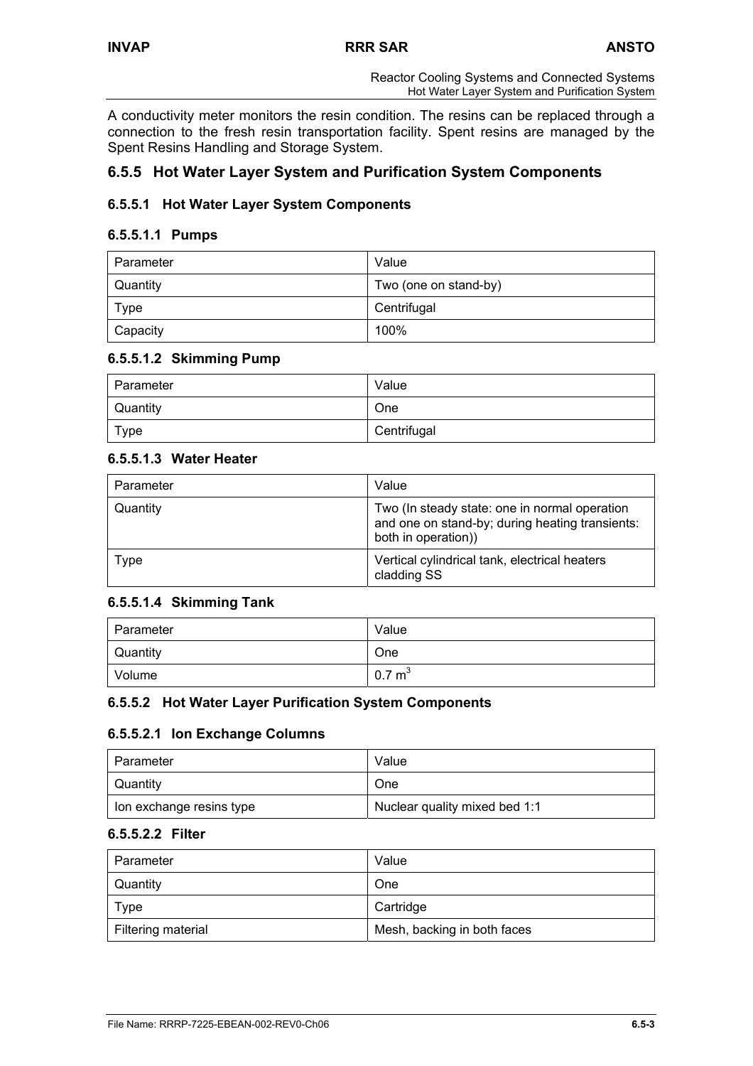A conductivity meter monitors the resin condition. The resins can be replaced through a connection to the fresh resin transportation facility. Spent resins are managed by the Spent Resins Handling and Storage System.

## 6.5.5 Hot Water Layer System and Purification System Components

### 6.5.5.1 Hot Water Layer System Components

#### 6.5.5.1.1 Pumps

| Parameter | Value |
|---|---|
| Quantity | Two (one on stand-by) |
| Type | Centrifugal |
| Capacity | 100% |

#### 6.5.5.1.2 Skimming Pump

| Parameter | Value |
|---|---|
| Quantity | One |
| Type | Centrifugal |

#### 6.5.5.1.3 Water Heater

| Parameter | Value |
|---|---|
| Quantity | Two (In steady state: one in normal operation and one on stand-by; during heating transients: both in operation)) |
| Type | Vertical cylindrical tank, electrical heaters cladding SS |

#### 6.5.5.1.4 Skimming Tank

| Parameter | Value |
|---|---|
| Quantity | One |
| Volume | 0.7 $m^3$ |

### 6.5.5.2 Hot Water Layer Purification System Components

#### 6.5.5.2.1 Ion Exchange Columns

| Parameter | Value |
|---|---|
| Quantity | One |
| Ion exchange resins type | Nuclear quality mixed bed 1:1 |

#### 6.5.5.2.2 Filter

| Parameter | Value |
|---|---|
| Quantity | One |
| Type | Cartridge |
| Filtering material | Mesh, backing in both faces |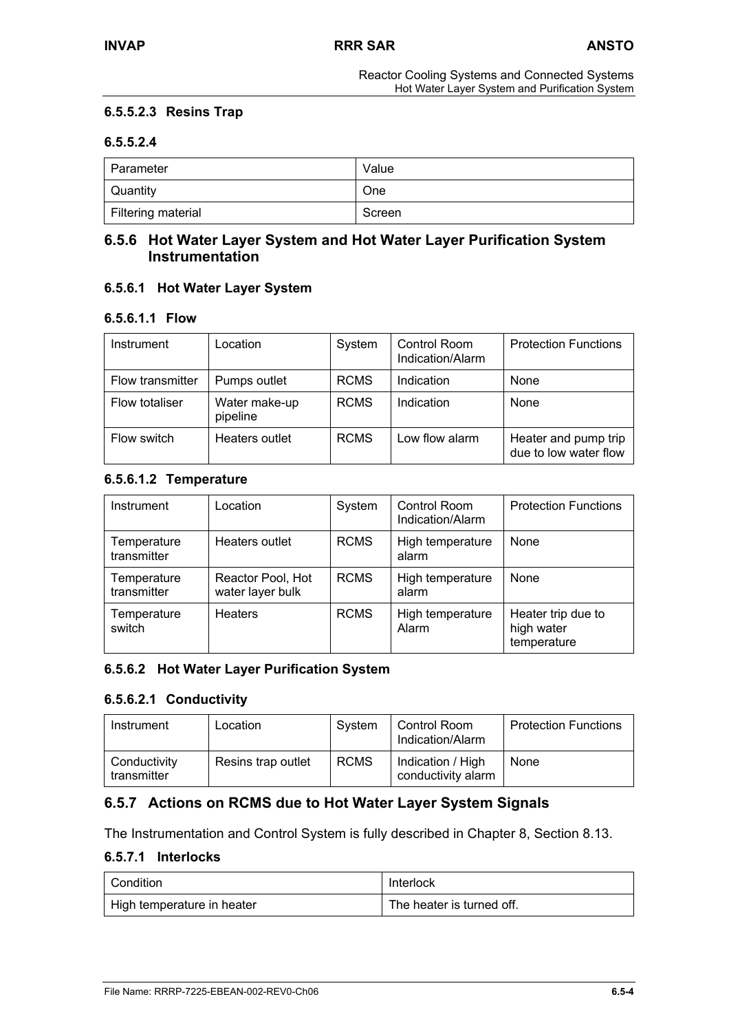#### 6.5.5.2.3 Resins Trap

#### 6.5.5.2.4

| Parameter | Value |
|---|---|
| Quantity | One |
| Filtering material | Screen |

## 6.5.6 Hot Water Layer System and Hot Water Layer Purification System Instrumentation

### 6.5.6.1 Hot Water Layer System

#### 6.5.6.1.1 Flow

| Instrument | Location | System | Control Room Indication/Alarm | Protection Functions |
|---|---|---|---|---|
| Flow transmitter | Pumps outlet | RCMS | Indication | None |
| Flow totaliser | Water make-up pipeline | RCMS | Indication | None |
| Flow switch | Heaters outlet | RCMS | Low flow alarm | Heater and pump trip due to low water flow |

#### 6.5.6.1.2 Temperature

| Instrument | Location | System | Control Room Indication/Alarm | Protection Functions |
|---|---|---|---|---|
| Temperature transmitter | Heaters outlet | RCMS | High temperature alarm | None |
| Temperature transmitter | Reactor Pool, Hot water layer bulk | RCMS | High temperature alarm | None |
| Temperature switch | Heaters | RCMS | High temperature Alarm | Heater trip due to high water temperature |

### 6.5.6.2 Hot Water Layer Purification System

#### 6.5.6.2.1 Conductivity

| Instrument | Location | System | Control Room Indication/Alarm | Protection Functions |
|---|---|---|---|---|
| Conductivity transmitter | Resins trap outlet | RCMS | Indication / High conductivity alarm | None |

## 6.5.7 Actions on RCMS due to Hot Water Layer System Signals

The Instrumentation and Control System is fully described in Chapter 8, Section 8.13.

### 6.5.7.1 Interlocks

| Condition | Interlock |
|---|---|
| High temperature in heater | The heater is turned off. |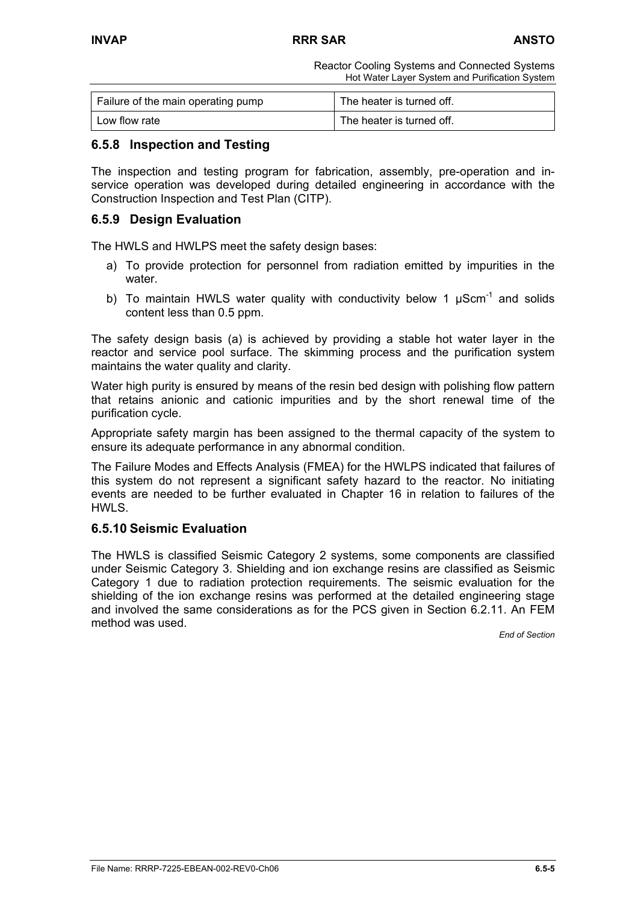| Failure of the main operating pump | The heater is turned off. |
| --- | --- |
| Low flow rate | The heater is turned off. |

### 6.5.8 Inspection and Testing

The inspection and testing program for fabrication, assembly, pre-operation and in-service operation was developed during detailed engineering in accordance with the Construction Inspection and Test Plan (CITP).

### 6.5.9 Design Evaluation

The HWLS and HWLPS meet the safety design bases:

a) To provide protection for personnel from radiation emitted by impurities in the water.
b) To maintain HWLS water quality with conductivity below 1 $\mu Scm^{-1}$ and solids content less than 0.5 ppm.

The safety design basis (a) is achieved by providing a stable hot water layer in the reactor and service pool surface. The skimming process and the purification system maintains the water quality and clarity.

Water high purity is ensured by means of the resin bed design with polishing flow pattern that retains anionic and cationic impurities and by the short renewal time of the purification cycle.

Appropriate safety margin has been assigned to the thermal capacity of the system to ensure its adequate performance in any abnormal condition.

The Failure Modes and Effects Analysis (FMEA) for the HWLPS indicated that failures of this system do not represent a significant safety hazard to the reactor. No initiating events are needed to be further evaluated in Chapter 16 in relation to failures of the HWLS.

### 6.5.10 Seismic Evaluation

The HWLS is classified Seismic Category 2 systems, some components are classified under Seismic Category 3. Shielding and ion exchange resins are classified as Seismic Category 1 due to radiation protection requirements. The seismic evaluation for the shielding of the ion exchange resins was performed at the detailed engineering stage and involved the same considerations as for the PCS given in Section 6.2.11. An FEM method was used.

*End of Section*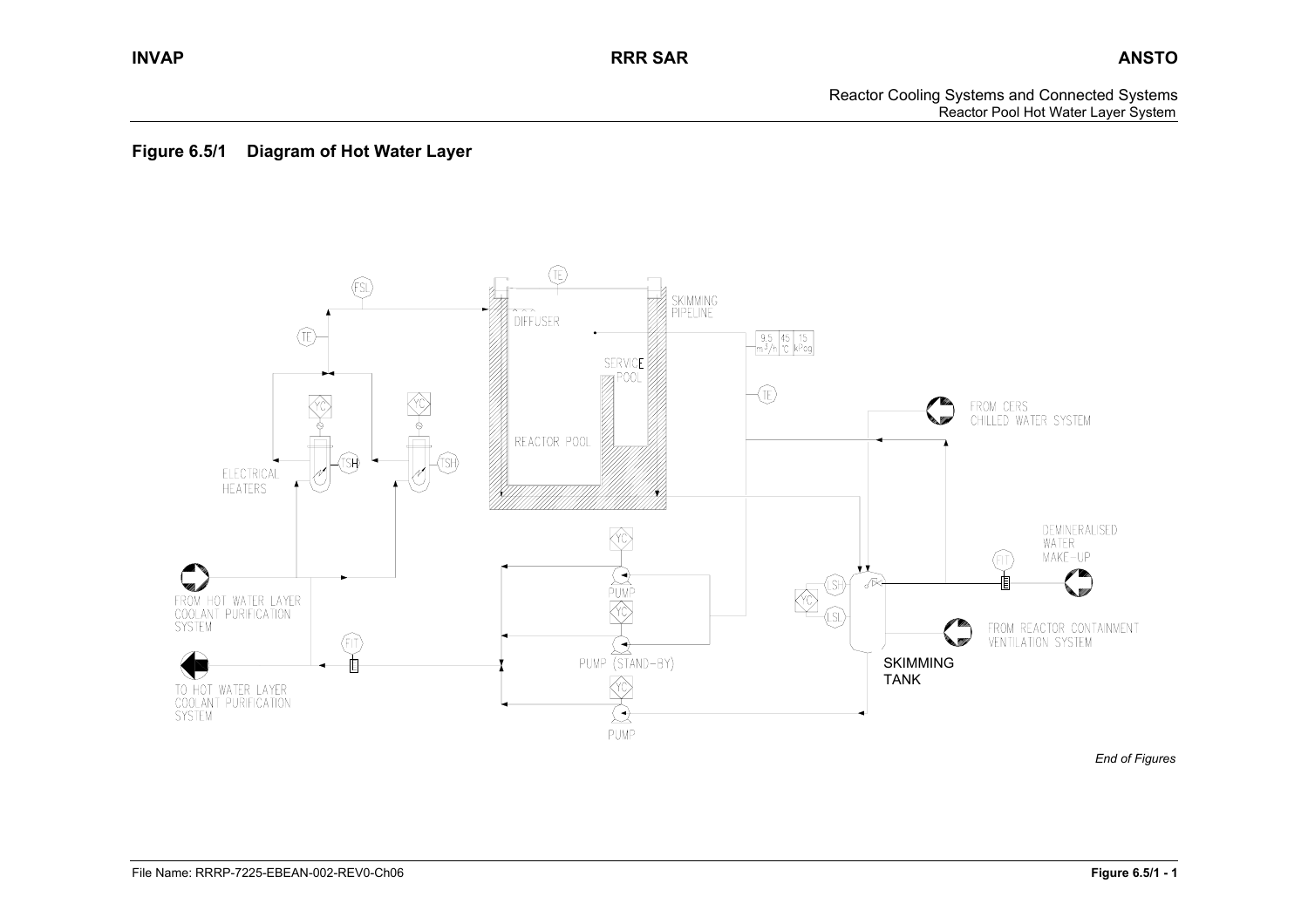**Figure 6.5/1 Diagram of Hot Water Layer**

FSL

TE

DIFFUSER

SKIMMING PIPELINE

9.5 m³/h | 45 °C | 15 kPag

SERVICE POOL

REACTOR POOL

TE

YC

TSH

ELECTRICAL HEATERS

FROM CERS CHILLED WATER SYSTEM

DEMINERALISED WATER MAKE-UP

FIT

FROM HOT WATER LAYER COOLANT PURIFICATION SYSTEM

PUMP

PUMP (STAND-BY)

PUMP

TO HOT WATER LAYER COOLANT PURIFICATION SYSTEM

LSH

LSL

FROM REACTOR CONTAINMENT VENTILATION SYSTEM

SKIMMING TANK

*End of Figures*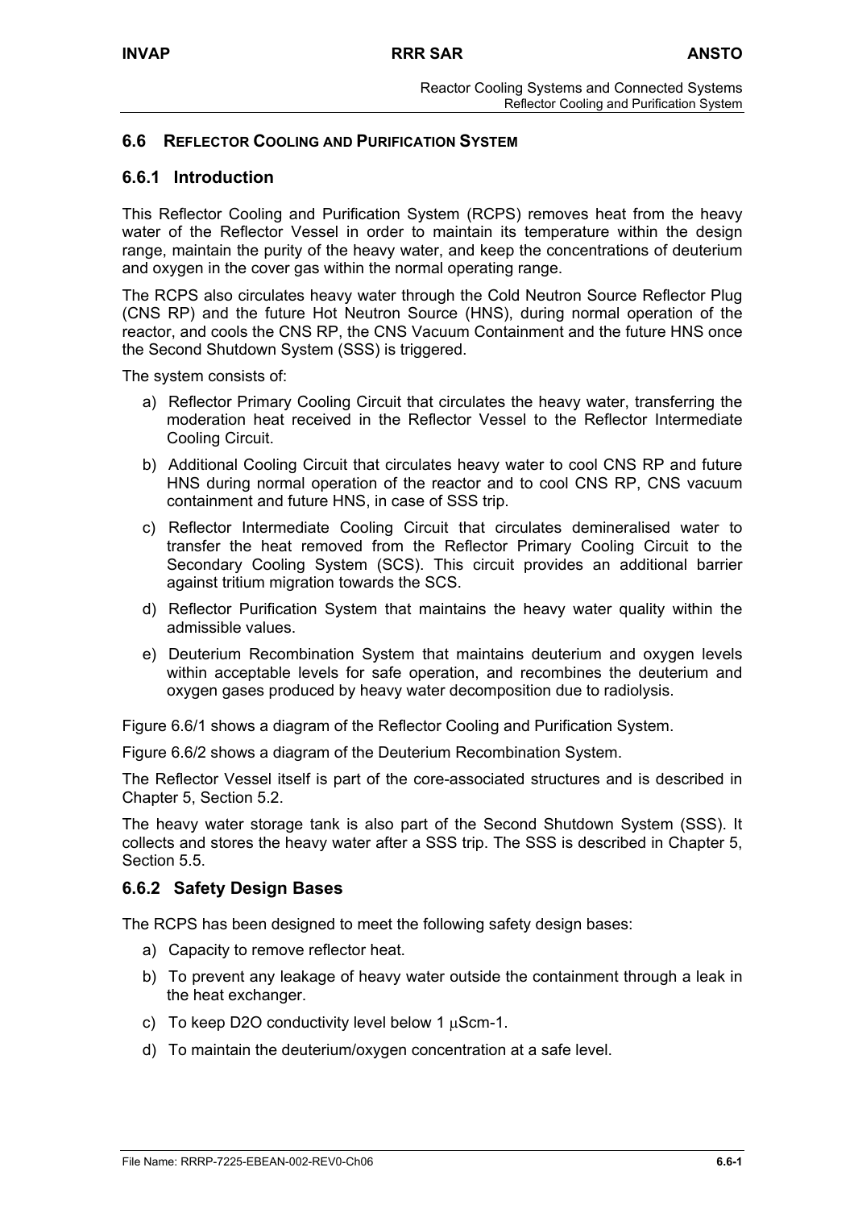## 6.6 Reflector Cooling and Purification System

### 6.6.1 Introduction

This Reflector Cooling and Purification System (RCPS) removes heat from the heavy water of the Reflector Vessel in order to maintain its temperature within the design range, maintain the purity of the heavy water, and keep the concentrations of deuterium and oxygen in the cover gas within the normal operating range.

The RCPS also circulates heavy water through the Cold Neutron Source Reflector Plug (CNS RP) and the future Hot Neutron Source (HNS), during normal operation of the reactor, and cools the CNS RP, the CNS Vacuum Containment and the future HNS once the Second Shutdown System (SSS) is triggered.

The system consists of:

a) Reflector Primary Cooling Circuit that circulates the heavy water, transferring the moderation heat received in the Reflector Vessel to the Reflector Intermediate Cooling Circuit.

b) Additional Cooling Circuit that circulates heavy water to cool CNS RP and future HNS during normal operation of the reactor and to cool CNS RP, CNS vacuum containment and future HNS, in case of SSS trip.

c) Reflector Intermediate Cooling Circuit that circulates demineralised water to transfer the heat removed from the Reflector Primary Cooling Circuit to the Secondary Cooling System (SCS). This circuit provides an additional barrier against tritium migration towards the SCS.

d) Reflector Purification System that maintains the heavy water quality within the admissible values.

e) Deuterium Recombination System that maintains deuterium and oxygen levels within acceptable levels for safe operation, and recombines the deuterium and oxygen gases produced by heavy water decomposition due to radiolysis.

Figure 6.6/1 shows a diagram of the Reflector Cooling and Purification System.

Figure 6.6/2 shows a diagram of the Deuterium Recombination System.

The Reflector Vessel itself is part of the core-associated structures and is described in Chapter 5, Section 5.2.

The heavy water storage tank is also part of the Second Shutdown System (SSS). It collects and stores the heavy water after a SSS trip. The SSS is described in Chapter 5, Section 5.5.

### 6.6.2 Safety Design Bases

The RCPS has been designed to meet the following safety design bases:

a) Capacity to remove reflector heat.

b) To prevent any leakage of heavy water outside the containment through a leak in the heat exchanger.

c) To keep $D_2O$ conductivity level below 1 $\mu$Scm-1.

d) To maintain the deuterium/oxygen concentration at a safe level.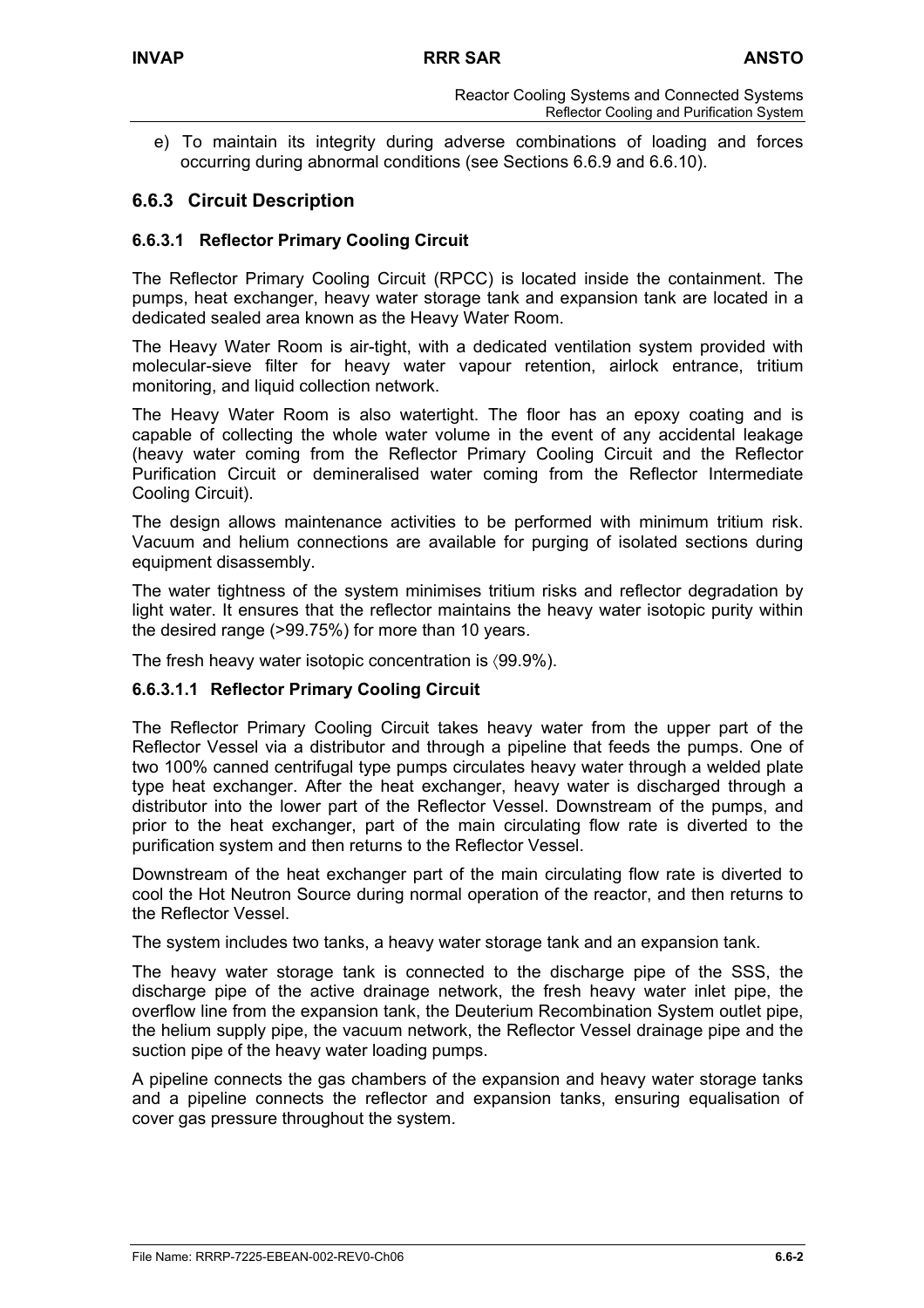e) To maintain its integrity during adverse combinations of loading and forces occurring during abnormal conditions (see Sections 6.6.9 and 6.6.10).

## 6.6.3 Circuit Description

### 6.6.3.1 Reflector Primary Cooling Circuit

The Reflector Primary Cooling Circuit (RPCC) is located inside the containment. The pumps, heat exchanger, heavy water storage tank and expansion tank are located in a dedicated sealed area known as the Heavy Water Room.

The Heavy Water Room is air-tight, with a dedicated ventilation system provided with molecular-sieve filter for heavy water vapour retention, airlock entrance, tritium monitoring, and liquid collection network.

The Heavy Water Room is also watertight. The floor has an epoxy coating and is capable of collecting the whole water volume in the event of any accidental leakage (heavy water coming from the Reflector Primary Cooling Circuit and the Reflector Purification Circuit or demineralised water coming from the Reflector Intermediate Cooling Circuit).

The design allows maintenance activities to be performed with minimum tritium risk. Vacuum and helium connections are available for purging of isolated sections during equipment disassembly.

The water tightness of the system minimises tritium risks and reflector degradation by light water. It ensures that the reflector maintains the heavy water isotopic purity within the desired range (>99.75%) for more than 10 years.

The fresh heavy water isotopic concentration is ⟨99.9%).

#### 6.6.3.1.1 Reflector Primary Cooling Circuit

The Reflector Primary Cooling Circuit takes heavy water from the upper part of the Reflector Vessel via a distributor and through a pipeline that feeds the pumps. One of two 100% canned centrifugal type pumps circulates heavy water through a welded plate type heat exchanger. After the heat exchanger, heavy water is discharged through a distributor into the lower part of the Reflector Vessel. Downstream of the pumps, and prior to the heat exchanger, part of the main circulating flow rate is diverted to the purification system and then returns to the Reflector Vessel.

Downstream of the heat exchanger part of the main circulating flow rate is diverted to cool the Hot Neutron Source during normal operation of the reactor, and then returns to the Reflector Vessel.

The system includes two tanks, a heavy water storage tank and an expansion tank.

The heavy water storage tank is connected to the discharge pipe of the SSS, the discharge pipe of the active drainage network, the fresh heavy water inlet pipe, the overflow line from the expansion tank, the Deuterium Recombination System outlet pipe, the helium supply pipe, the vacuum network, the Reflector Vessel drainage pipe and the suction pipe of the heavy water loading pumps.

A pipeline connects the gas chambers of the expansion and heavy water storage tanks and a pipeline connects the reflector and expansion tanks, ensuring equalisation of cover gas pressure throughout the system.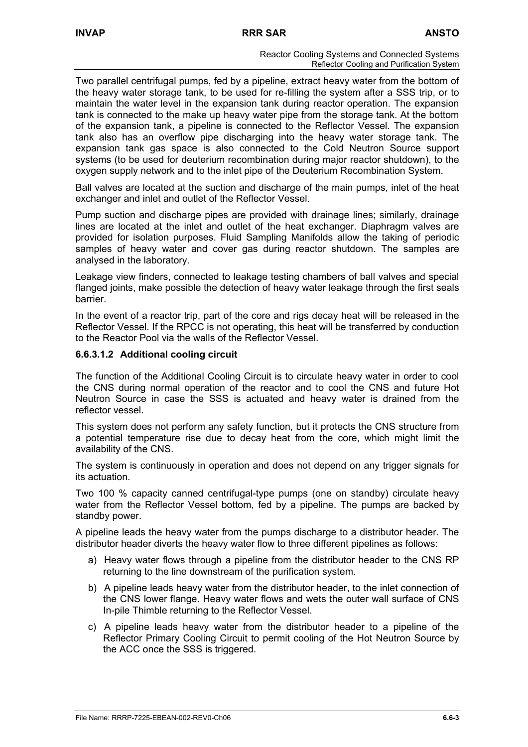Two parallel centrifugal pumps, fed by a pipeline, extract heavy water from the bottom of the heavy water storage tank, to be used for re-filling the system after a SSS trip, or to maintain the water level in the expansion tank during reactor operation. The expansion tank is connected to the make up heavy water pipe from the storage tank. At the bottom of the expansion tank, a pipeline is connected to the Reflector Vessel. The expansion tank also has an overflow pipe discharging into the heavy water storage tank. The expansion tank gas space is also connected to the Cold Neutron Source support systems (to be used for deuterium recombination during major reactor shutdown), to the oxygen supply network and to the inlet pipe of the Deuterium Recombination System.

Ball valves are located at the suction and discharge of the main pumps, inlet of the heat exchanger and inlet and outlet of the Reflector Vessel.

Pump suction and discharge pipes are provided with drainage lines; similarly, drainage lines are located at the inlet and outlet of the heat exchanger. Diaphragm valves are provided for isolation purposes. Fluid Sampling Manifolds allow the taking of periodic samples of heavy water and cover gas during reactor shutdown. The samples are analysed in the laboratory.

Leakage view finders, connected to leakage testing chambers of ball valves and special flanged joints, make possible the detection of heavy water leakage through the first seals barrier.

In the event of a reactor trip, part of the core and rigs decay heat will be released in the Reflector Vessel. If the RPCC is not operating, this heat will be transferred by conduction to the Reactor Pool via the walls of the Reflector Vessel.

#### 6.6.3.1.2 Additional cooling circuit

The function of the Additional Cooling Circuit is to circulate heavy water in order to cool the CNS during normal operation of the reactor and to cool the CNS and future Hot Neutron Source in case the SSS is actuated and heavy water is drained from the reflector vessel.

This system does not perform any safety function, but it protects the CNS structure from a potential temperature rise due to decay heat from the core, which might limit the availability of the CNS.

The system is continuously in operation and does not depend on any trigger signals for its actuation.

Two 100 % capacity canned centrifugal-type pumps (one on standby) circulate heavy water from the Reflector Vessel bottom, fed by a pipeline. The pumps are backed by standby power.

A pipeline leads the heavy water from the pumps discharge to a distributor header. The distributor header diverts the heavy water flow to three different pipelines as follows:

a) Heavy water flows through a pipeline from the distributor header to the CNS RP returning to the line downstream of the purification system.

b) A pipeline leads heavy water from the distributor header, to the inlet connection of the CNS lower flange. Heavy water flows and wets the outer wall surface of CNS In-pile Thimble returning to the Reflector Vessel.

c) A pipeline leads heavy water from the distributor header to a pipeline of the Reflector Primary Cooling Circuit to permit cooling of the Hot Neutron Source by the ACC once the SSS is triggered.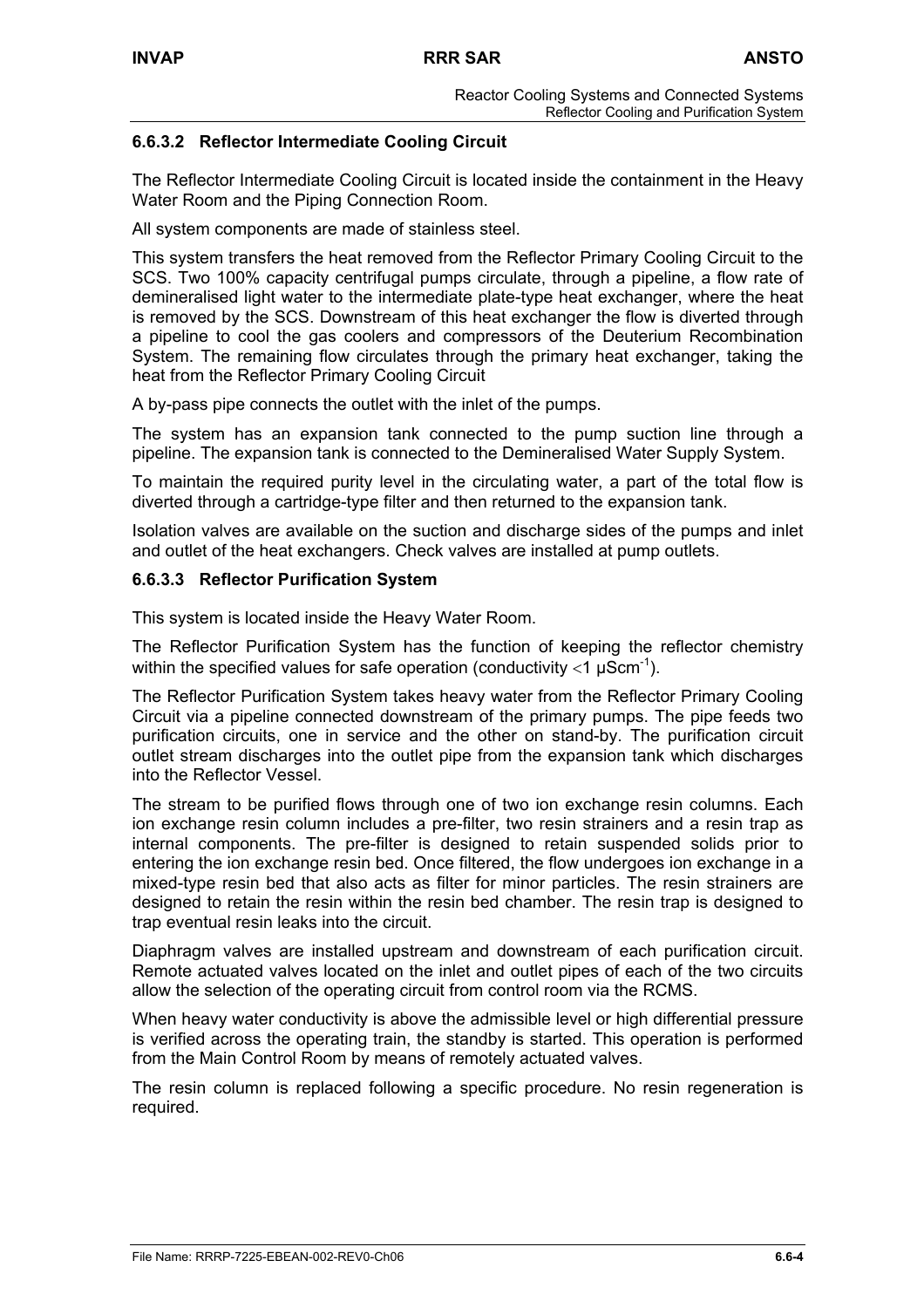### 6.6.3.2 Reflector Intermediate Cooling Circuit

The Reflector Intermediate Cooling Circuit is located inside the containment in the Heavy Water Room and the Piping Connection Room.

All system components are made of stainless steel.

This system transfers the heat removed from the Reflector Primary Cooling Circuit to the SCS. Two 100% capacity centrifugal pumps circulate, through a pipeline, a flow rate of demineralised light water to the intermediate plate-type heat exchanger, where the heat is removed by the SCS. Downstream of this heat exchanger the flow is diverted through a pipeline to cool the gas coolers and compressors of the Deuterium Recombination System. The remaining flow circulates through the primary heat exchanger, taking the heat from the Reflector Primary Cooling Circuit

A by-pass pipe connects the outlet with the inlet of the pumps.

The system has an expansion tank connected to the pump suction line through a pipeline. The expansion tank is connected to the Demineralised Water Supply System.

To maintain the required purity level in the circulating water, a part of the total flow is diverted through a cartridge-type filter and then returned to the expansion tank.

Isolation valves are available on the suction and discharge sides of the pumps and inlet and outlet of the heat exchangers. Check valves are installed at pump outlets.

### 6.6.3.3 Reflector Purification System

This system is located inside the Heavy Water Room.

The Reflector Purification System has the function of keeping the reflector chemistry within the specified values for safe operation (conductivity $<1$ μScm$^{-1}$).

The Reflector Purification System takes heavy water from the Reflector Primary Cooling Circuit via a pipeline connected downstream of the primary pumps. The pipe feeds two purification circuits, one in service and the other on stand-by. The purification circuit outlet stream discharges into the outlet pipe from the expansion tank which discharges into the Reflector Vessel.

The stream to be purified flows through one of two ion exchange resin columns. Each ion exchange resin column includes a pre-filter, two resin strainers and a resin trap as internal components. The pre-filter is designed to retain suspended solids prior to entering the ion exchange resin bed. Once filtered, the flow undergoes ion exchange in a mixed-type resin bed that also acts as filter for minor particles. The resin strainers are designed to retain the resin within the resin bed chamber. The resin trap is designed to trap eventual resin leaks into the circuit.

Diaphragm valves are installed upstream and downstream of each purification circuit. Remote actuated valves located on the inlet and outlet pipes of each of the two circuits allow the selection of the operating circuit from control room via the RCMS.

When heavy water conductivity is above the admissible level or high differential pressure is verified across the operating train, the standby is started. This operation is performed from the Main Control Room by means of remotely actuated valves.

The resin column is replaced following a specific procedure. No resin regeneration is required.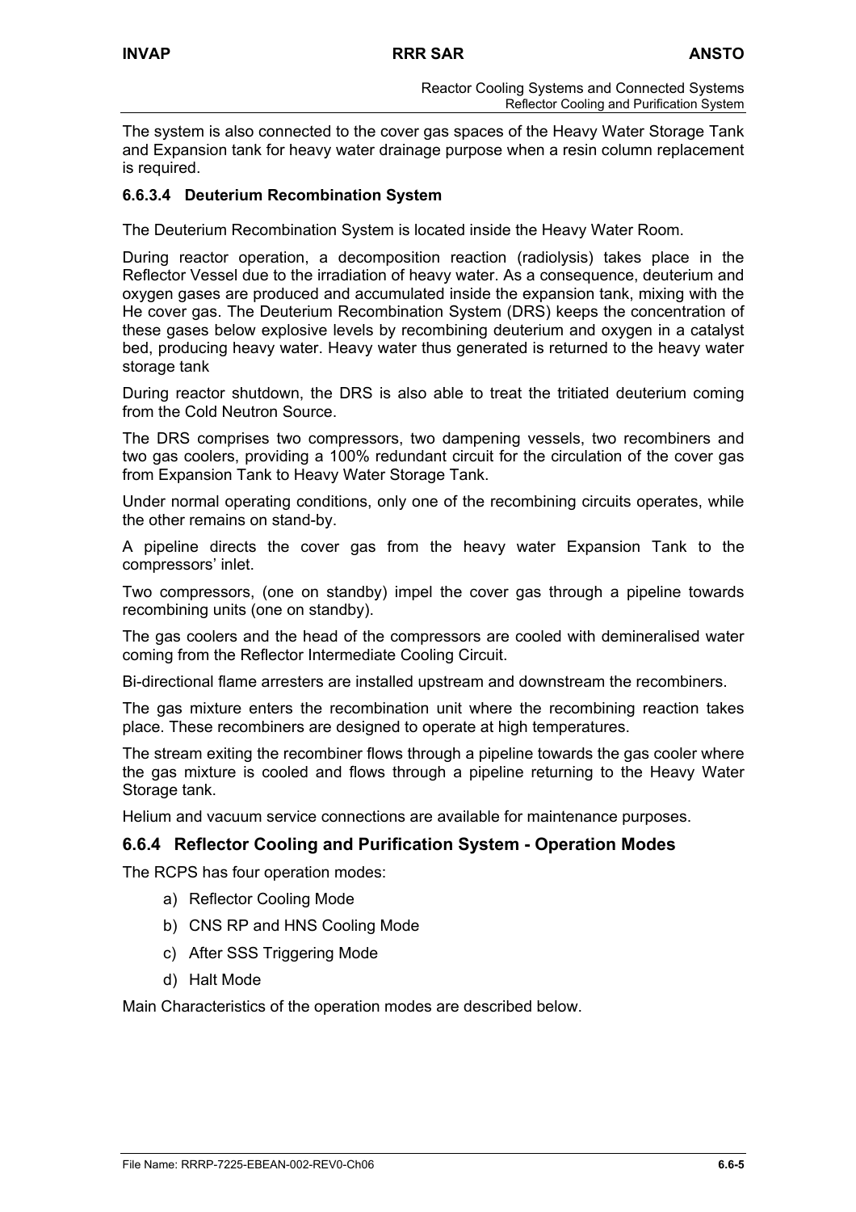The system is also connected to the cover gas spaces of the Heavy Water Storage Tank and Expansion tank for heavy water drainage purpose when a resin column replacement is required.

#### 6.6.3.4 Deuterium Recombination System

The Deuterium Recombination System is located inside the Heavy Water Room.

During reactor operation, a decomposition reaction (radiolysis) takes place in the Reflector Vessel due to the irradiation of heavy water. As a consequence, deuterium and oxygen gases are produced and accumulated inside the expansion tank, mixing with the He cover gas. The Deuterium Recombination System (DRS) keeps the concentration of these gases below explosive levels by recombining deuterium and oxygen in a catalyst bed, producing heavy water. Heavy water thus generated is returned to the heavy water storage tank

During reactor shutdown, the DRS is also able to treat the tritiated deuterium coming from the Cold Neutron Source.

The DRS comprises two compressors, two dampening vessels, two recombiners and two gas coolers, providing a 100% redundant circuit for the circulation of the cover gas from Expansion Tank to Heavy Water Storage Tank.

Under normal operating conditions, only one of the recombining circuits operates, while the other remains on stand-by.

A pipeline directs the cover gas from the heavy water Expansion Tank to the compressors' inlet.

Two compressors, (one on standby) impel the cover gas through a pipeline towards recombining units (one on standby).

The gas coolers and the head of the compressors are cooled with demineralised water coming from the Reflector Intermediate Cooling Circuit.

Bi-directional flame arresters are installed upstream and downstream the recombiners.

The gas mixture enters the recombination unit where the recombining reaction takes place. These recombiners are designed to operate at high temperatures.

The stream exiting the recombiner flows through a pipeline towards the gas cooler where the gas mixture is cooled and flows through a pipeline returning to the Heavy Water Storage tank.

Helium and vacuum service connections are available for maintenance purposes.

### 6.6.4 Reflector Cooling and Purification System - Operation Modes

The RCPS has four operation modes:

a) Reflector Cooling Mode
b) CNS RP and HNS Cooling Mode
c) After SSS Triggering Mode
d) Halt Mode

Main Characteristics of the operation modes are described below.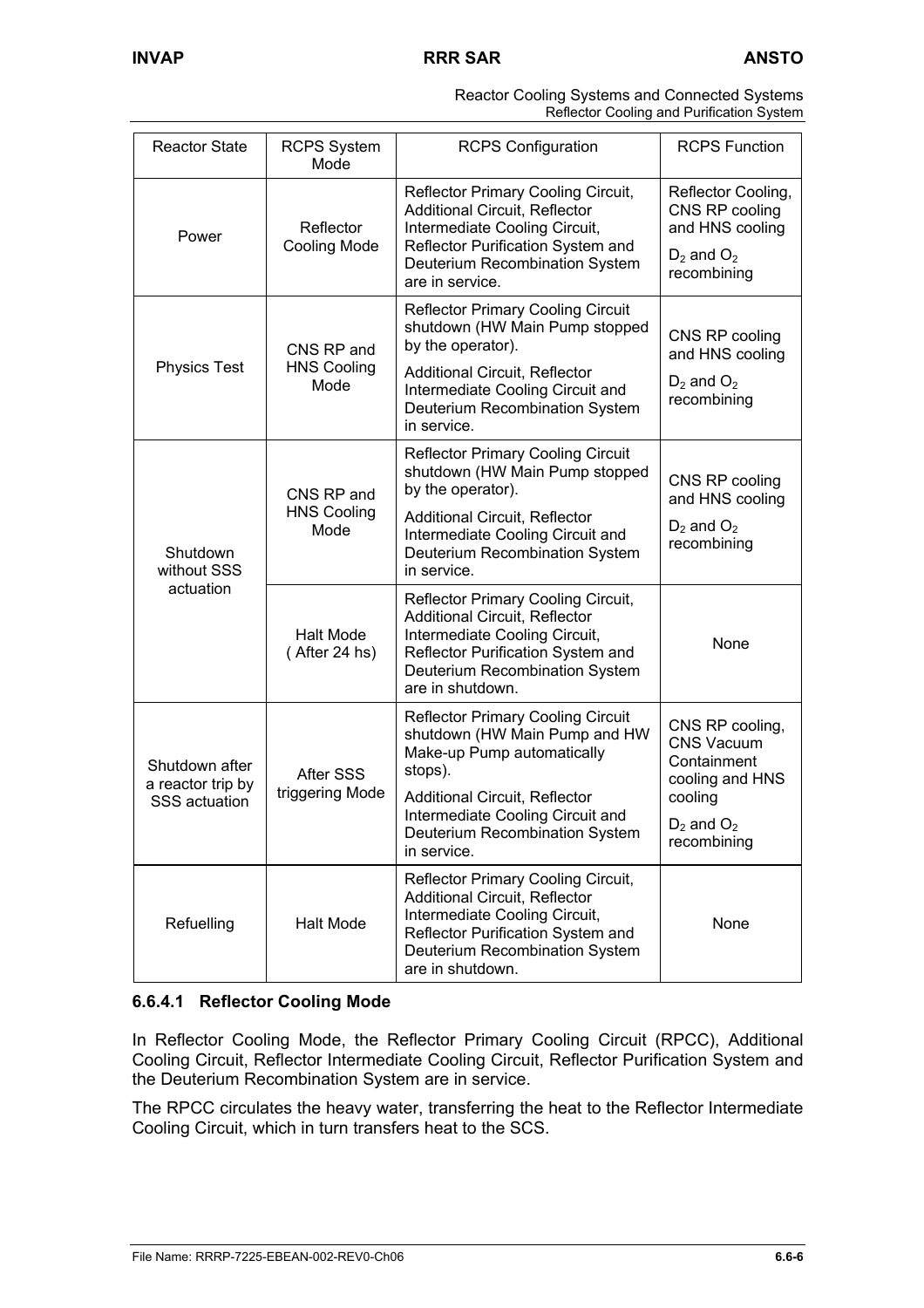| Reactor State | RCPS System Mode | RCPS Configuration | RCPS Function |
|---|---|---|---|
| Power | Reflector Cooling Mode | Reflector Primary Cooling Circuit, Additional Circuit, Reflector Intermediate Cooling Circuit, Reflector Purification System and Deuterium Recombination System are in service. | Reflector Cooling, CNS RP cooling and HNS cooling<br>$D_2$ and $O_2$ recombining |
| Physics Test | CNS RP and HNS Cooling Mode | Reflector Primary Cooling Circuit shutdown (HW Main Pump stopped by the operator).<br>Additional Circuit, Reflector Intermediate Cooling Circuit and Deuterium Recombination System in service. | CNS RP cooling and HNS cooling<br>$D_2$ and $O_2$ recombining |
| Shutdown without SSS actuation | CNS RP and HNS Cooling Mode | Reflector Primary Cooling Circuit shutdown (HW Main Pump stopped by the operator).<br>Additional Circuit, Reflector Intermediate Cooling Circuit and Deuterium Recombination System in service. | CNS RP cooling and HNS cooling<br>$D_2$ and $O_2$ recombining |
| | Halt Mode ( After 24 hs) | Reflector Primary Cooling Circuit, Additional Circuit, Reflector Intermediate Cooling Circuit, Reflector Purification System and Deuterium Recombination System are in shutdown. | None |
| Shutdown after a reactor trip by SSS actuation | After SSS triggering Mode | Reflector Primary Cooling Circuit shutdown (HW Main Pump and HW Make-up Pump automatically stops).<br>Additional Circuit, Reflector Intermediate Cooling Circuit and Deuterium Recombination System in service. | CNS RP cooling, CNS Vacuum Containment cooling and HNS cooling<br>$D_2$ and $O_2$ recombining |
| Refuelling | Halt Mode | Reflector Primary Cooling Circuit, Additional Circuit, Reflector Intermediate Cooling Circuit, Reflector Purification System and Deuterium Recombination System are in shutdown. | None |

#### 6.6.4.1 Reflector Cooling Mode

In Reflector Cooling Mode, the Reflector Primary Cooling Circuit (RPCC), Additional Cooling Circuit, Reflector Intermediate Cooling Circuit, Reflector Purification System and the Deuterium Recombination System are in service.

The RPCC circulates the heavy water, transferring the heat to the Reflector Intermediate Cooling Circuit, which in turn transfers heat to the SCS.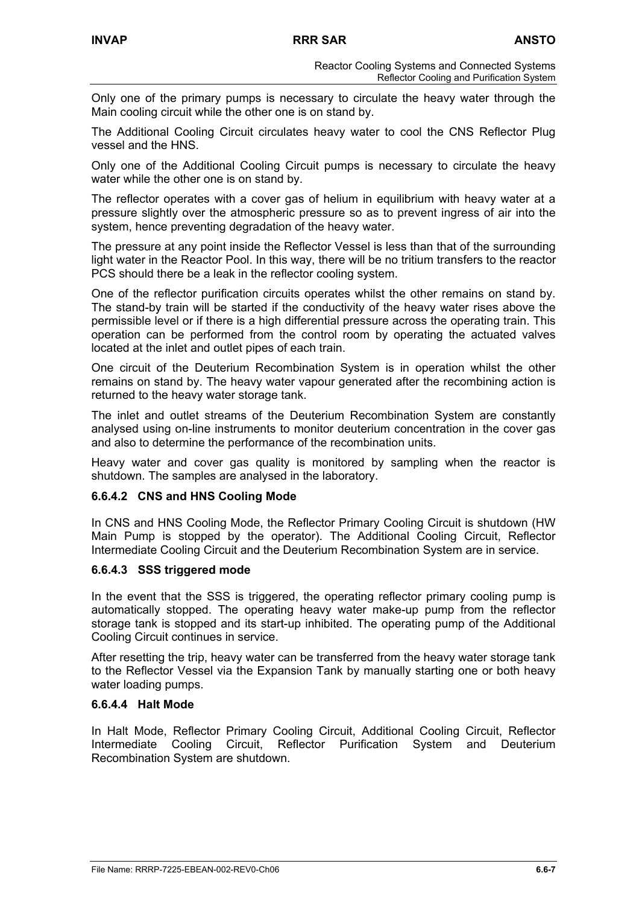Only one of the primary pumps is necessary to circulate the heavy water through the Main cooling circuit while the other one is on stand by.

The Additional Cooling Circuit circulates heavy water to cool the CNS Reflector Plug vessel and the HNS.

Only one of the Additional Cooling Circuit pumps is necessary to circulate the heavy water while the other one is on stand by.

The reflector operates with a cover gas of helium in equilibrium with heavy water at a pressure slightly over the atmospheric pressure so as to prevent ingress of air into the system, hence preventing degradation of the heavy water.

The pressure at any point inside the Reflector Vessel is less than that of the surrounding light water in the Reactor Pool. In this way, there will be no tritium transfers to the reactor PCS should there be a leak in the reflector cooling system.

One of the reflector purification circuits operates whilst the other remains on stand by. The stand-by train will be started if the conductivity of the heavy water rises above the permissible level or if there is a high differential pressure across the operating train. This operation can be performed from the control room by operating the actuated valves located at the inlet and outlet pipes of each train.

One circuit of the Deuterium Recombination System is in operation whilst the other remains on stand by. The heavy water vapour generated after the recombining action is returned to the heavy water storage tank.

The inlet and outlet streams of the Deuterium Recombination System are constantly analysed using on-line instruments to monitor deuterium concentration in the cover gas and also to determine the performance of the recombination units.

Heavy water and cover gas quality is monitored by sampling when the reactor is shutdown. The samples are analysed in the laboratory.

#### 6.6.4.2 CNS and HNS Cooling Mode

In CNS and HNS Cooling Mode, the Reflector Primary Cooling Circuit is shutdown (HW Main Pump is stopped by the operator). The Additional Cooling Circuit, Reflector Intermediate Cooling Circuit and the Deuterium Recombination System are in service.

#### 6.6.4.3 SSS triggered mode

In the event that the SSS is triggered, the operating reflector primary cooling pump is automatically stopped. The operating heavy water make-up pump from the reflector storage tank is stopped and its start-up inhibited. The operating pump of the Additional Cooling Circuit continues in service.

After resetting the trip, heavy water can be transferred from the heavy water storage tank to the Reflector Vessel via the Expansion Tank by manually starting one or both heavy water loading pumps.

#### 6.6.4.4 Halt Mode

In Halt Mode, Reflector Primary Cooling Circuit, Additional Cooling Circuit, Reflector Intermediate Cooling Circuit, Reflector Purification System and Deuterium Recombination System are shutdown.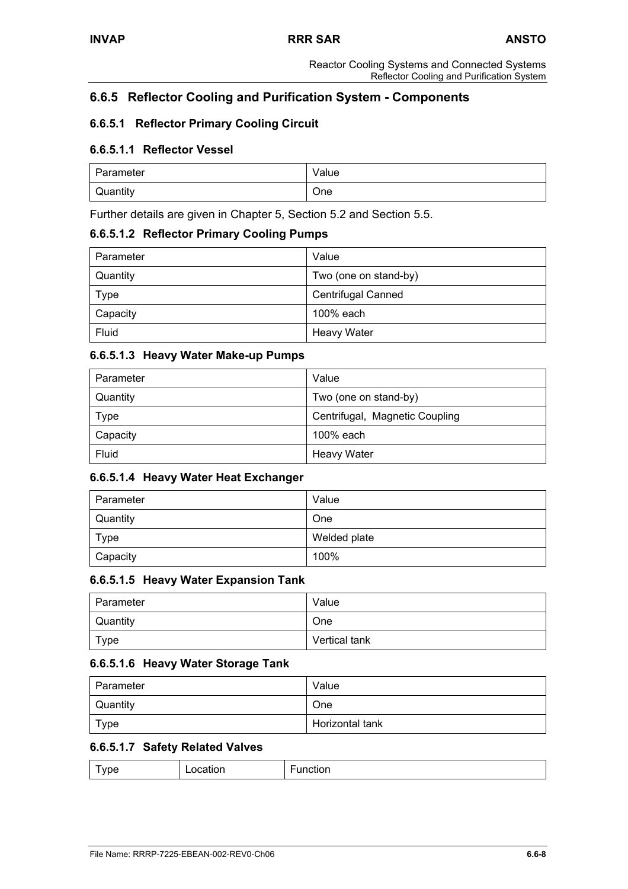## 6.6.5 Reflector Cooling and Purification System - Components

### 6.6.5.1 Reflector Primary Cooling Circuit

#### 6.6.5.1.1 Reflector Vessel

| Parameter | Value |
|---|---|
| Quantity | One |

Further details are given in Chapter 5, Section 5.2 and Section 5.5.

#### 6.6.5.1.2 Reflector Primary Cooling Pumps

| Parameter | Value |
|---|---|
| Quantity | Two (one on stand-by) |
| Type | Centrifugal Canned |
| Capacity | 100% each |
| Fluid | Heavy Water |

#### 6.6.5.1.3 Heavy Water Make-up Pumps

| Parameter | Value |
|---|---|
| Quantity | Two (one on stand-by) |
| Type | Centrifugal, Magnetic Coupling |
| Capacity | 100% each |
| Fluid | Heavy Water |

#### 6.6.5.1.4 Heavy Water Heat Exchanger

| Parameter | Value |
|---|---|
| Quantity | One |
| Type | Welded plate |
| Capacity | 100% |

#### 6.6.5.1.5 Heavy Water Expansion Tank

| Parameter | Value |
|---|---|
| Quantity | One |
| Type | Vertical tank |

#### 6.6.5.1.6 Heavy Water Storage Tank

| Parameter | Value |
|---|---|
| Quantity | One |
| Type | Horizontal tank |

#### 6.6.5.1.7 Safety Related Valves

| Type | Location | Function |
|---|---|---|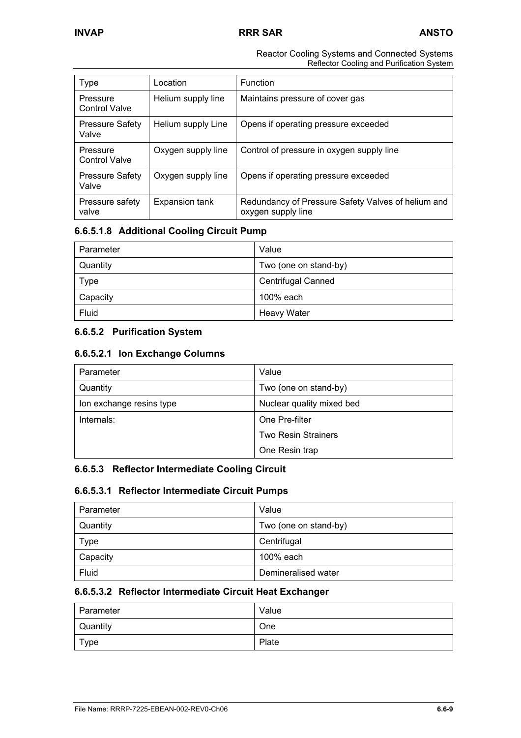| Type | Location | Function |
|---|---|---|
| Pressure Control Valve | Helium supply line | Maintains pressure of cover gas |
| Pressure Safety Valve | Helium supply Line | Opens if operating pressure exceeded |
| Pressure Control Valve | Oxygen supply line | Control of pressure in oxygen supply line |
| Pressure Safety Valve | Oxygen supply line | Opens if operating pressure exceeded |
| Pressure safety valve | Expansion tank | Redundancy of Pressure Safety Valves of helium and oxygen supply line |

#### 6.6.5.1.8 Additional Cooling Circuit Pump

| Parameter | Value |
|---|---|
| Quantity | Two (one on stand-by) |
| Type | Centrifugal Canned |
| Capacity | 100% each |
| Fluid | Heavy Water |

### 6.6.5.2 Purification System

#### 6.6.5.2.1 Ion Exchange Columns

| Parameter | Value |
|---|---|
| Quantity | Two (one on stand-by) |
| Ion exchange resins type | Nuclear quality mixed bed |
| Internals: | One Pre-filter |
| | Two Resin Strainers |
| | One Resin trap |

### 6.6.5.3 Reflector Intermediate Cooling Circuit

#### 6.6.5.3.1 Reflector Intermediate Circuit Pumps

| Parameter | Value |
|---|---|
| Quantity | Two (one on stand-by) |
| Type | Centrifugal |
| Capacity | 100% each |
| Fluid | Demineralised water |

#### 6.6.5.3.2 Reflector Intermediate Circuit Heat Exchanger

| Parameter | Value |
|---|---|
| Quantity | One |
| Type | Plate |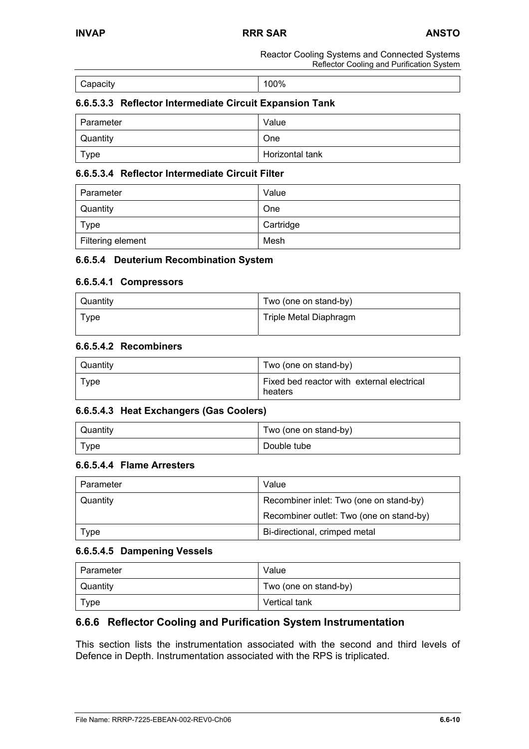| Capacity | 100% |
|---|---|

#### 6.6.5.3.3 Reflector Intermediate Circuit Expansion Tank

| Parameter | Value |
|---|---|
| Quantity | One |
| Type | Horizontal tank |

#### 6.6.5.3.4 Reflector Intermediate Circuit Filter

| Parameter | Value |
|---|---|
| Quantity | One |
| Type | Cartridge |
| Filtering element | Mesh |

### 6.6.5.4 Deuterium Recombination System

#### 6.6.5.4.1 Compressors

| Quantity | Two (one on stand-by) |
|---|---|
| Type | Triple Metal Diaphragm |

#### 6.6.5.4.2 Recombiners

| Quantity | Two (one on stand-by) |
|---|---|
| Type | Fixed bed reactor with external electrical heaters |

#### 6.6.5.4.3 Heat Exchangers (Gas Coolers)

| Quantity | Two (one on stand-by) |
|---|---|
| Type | Double tube |

#### 6.6.5.4.4 Flame Arresters

| Parameter | Value |
|---|---|
| Quantity | Recombiner inlet: Two (one on stand-by)<br>Recombiner outlet: Two (one on stand-by) |
| Type | Bi-directional, crimped metal |

#### 6.6.5.4.5 Dampening Vessels

| Parameter | Value |
|---|---|
| Quantity | Two (one on stand-by) |
| Type | Vertical tank |

## 6.6.6 Reflector Cooling and Purification System Instrumentation

This section lists the instrumentation associated with the second and third levels of Defence in Depth. Instrumentation associated with the RPS is triplicated.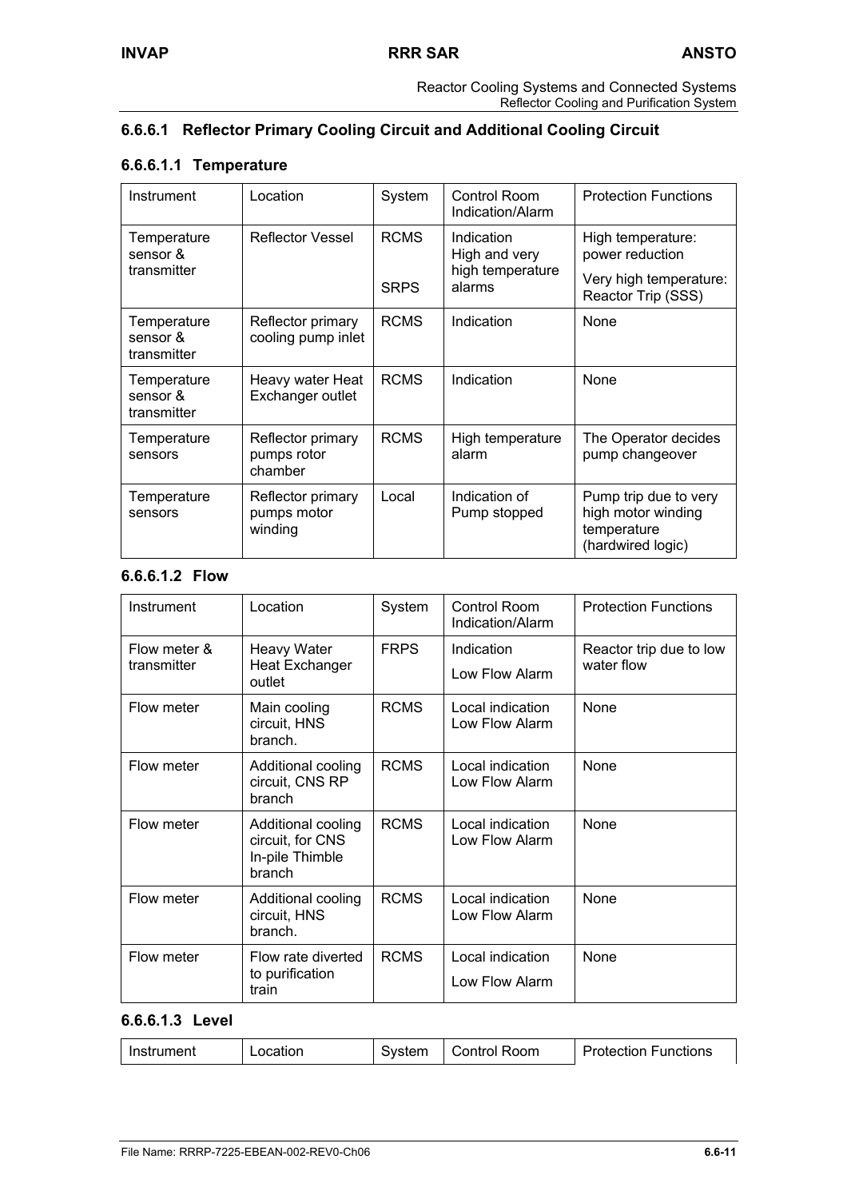### 6.6.6.1 Reflector Primary Cooling Circuit and Additional Cooling Circuit

#### 6.6.6.1.1 Temperature

| Instrument | Location | System | Control Room Indication/Alarm | Protection Functions |
|---|---|---|---|---|
| Temperature sensor & transmitter | Reflector Vessel | RCMS<br><br>SRPS | Indication<br>High and very high temperature alarms | High temperature: power reduction<br><br>Very high temperature: Reactor Trip (SSS) |
| Temperature sensor & transmitter | Reflector primary cooling pump inlet | RCMS | Indication | None |
| Temperature sensor & transmitter | Heavy water Heat Exchanger outlet | RCMS | Indication | None |
| Temperature sensors | Reflector primary pumps rotor chamber | RCMS | High temperature alarm | The Operator decides pump changeover |
| Temperature sensors | Reflector primary pumps motor winding | Local | Indication of Pump stopped | Pump trip due to very high motor winding temperature (hardwired logic) |

#### 6.6.6.1.2 Flow

| Instrument | Location | System | Control Room Indication/Alarm | Protection Functions |
|---|---|---|---|---|
| Flow meter & transmitter | Heavy Water Heat Exchanger outlet | FRPS | Indication<br><br>Low Flow Alarm | Reactor trip due to low water flow |
| Flow meter | Main cooling circuit, HNS branch. | RCMS | Local indication Low Flow Alarm | None |
| Flow meter | Additional cooling circuit, CNS RP branch | RCMS | Local indication Low Flow Alarm | None |
| Flow meter | Additional cooling circuit, for CNS In-pile Thimble branch | RCMS | Local indication Low Flow Alarm | None |
| Flow meter | Additional cooling circuit, HNS branch. | RCMS | Local indication Low Flow Alarm | None |
| Flow meter | Flow rate diverted to purification train | RCMS | Local indication<br><br>Low Flow Alarm | None |

#### 6.6.6.1.3 Level

| Instrument | Location | System | Control Room | Protection Functions |
|---|---|---|---|---|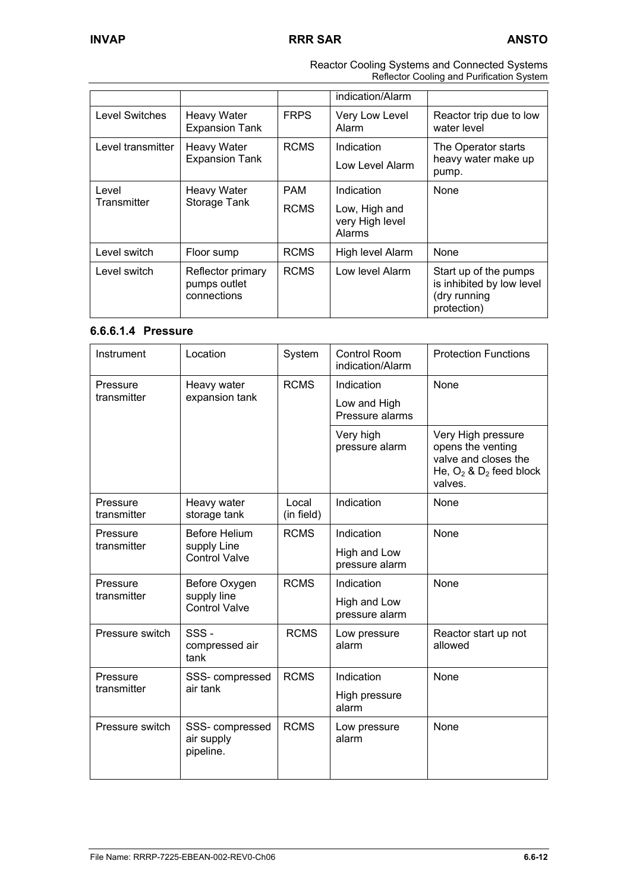| | | | indication/Alarm | |
|---|---|---|---|---|
| Level Switches | Heavy Water Expansion Tank | FRPS | Very Low Level Alarm | Reactor trip due to low water level |
| Level transmitter | Heavy Water Expansion Tank | RCMS | Indication<br>Low Level Alarm | The Operator starts heavy water make up pump. |
| Level Transmitter | Heavy Water Storage Tank | PAM<br>RCMS | Indication<br>Low, High and very High level Alarms | None |
| Level switch | Floor sump | RCMS | High level Alarm | None |
| Level switch | Reflector primary pumps outlet connections | RCMS | Low level Alarm | Start up of the pumps is inhibited by low level (dry running protection) |

#### 6.6.6.1.4 Pressure

| Instrument | Location | System | Control Room indication/Alarm | Protection Functions |
|---|---|---|---|---|
| Pressure transmitter | Heavy water expansion tank | RCMS | Indication<br>Low and High Pressure alarms | None |
| | | | Very high pressure alarm | Very High pressure opens the venting valve and closes the He, $O_2$ & $D_2$ feed block valves. |
| Pressure transmitter | Heavy water storage tank | Local (in field) | Indication | None |
| Pressure transmitter | Before Helium supply Line Control Valve | RCMS | Indication<br>High and Low pressure alarm | None |
| Pressure transmitter | Before Oxygen supply line Control Valve | RCMS | Indication<br>High and Low pressure alarm | None |
| Pressure switch | SSS - compressed air tank | RCMS | Low pressure alarm | Reactor start up not allowed |
| Pressure transmitter | SSS- compressed air tank | RCMS | Indication<br>High pressure alarm | None |
| Pressure switch | SSS- compressed air supply pipeline. | RCMS | Low pressure alarm | None |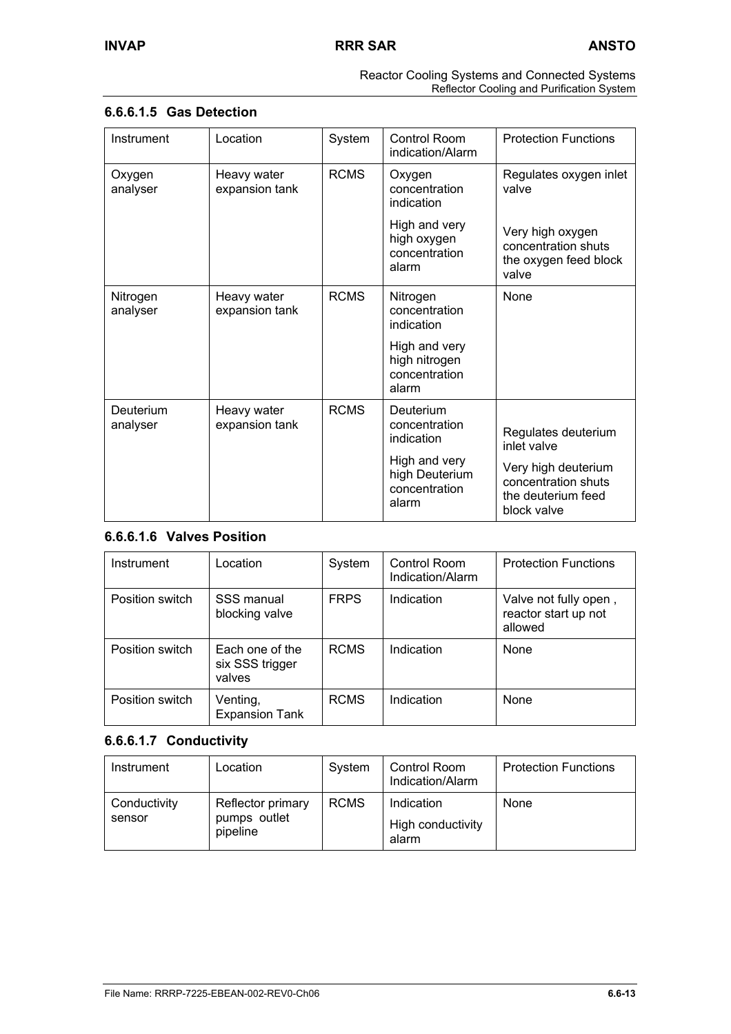#### 6.6.6.1.5 Gas Detection

| Instrument | Location | System | Control Room indication/Alarm | Protection Functions |
|---|---|---|---|---|
| Oxygen analyser | Heavy water expansion tank | RCMS | Oxygen concentration indication<br><br>High and very high oxygen concentration alarm | Regulates oxygen inlet valve<br><br>Very high oxygen concentration shuts the oxygen feed block valve |
| Nitrogen analyser | Heavy water expansion tank | RCMS | Nitrogen concentration indication<br><br>High and very high nitrogen concentration alarm | None |
| Deuterium analyser | Heavy water expansion tank | RCMS | Deuterium concentration indication<br><br>High and very high Deuterium concentration alarm | Regulates deuterium inlet valve<br><br>Very high deuterium concentration shuts the deuterium feed block valve |

#### 6.6.6.1.6 Valves Position

| Instrument | Location | System | Control Room Indication/Alarm | Protection Functions |
|---|---|---|---|---|
| Position switch | SSS manual blocking valve | FRPS | Indication | Valve not fully open , reactor start up not allowed |
| Position switch | Each one of the six SSS trigger valves | RCMS | Indication | None |
| Position switch | Venting, Expansion Tank | RCMS | Indication | None |

#### 6.6.6.1.7 Conductivity

| Instrument | Location | System | Control Room Indication/Alarm | Protection Functions |
|---|---|---|---|---|
| Conductivity sensor | Reflector primary pumps outlet pipeline | RCMS | Indication<br><br>High conductivity alarm | None |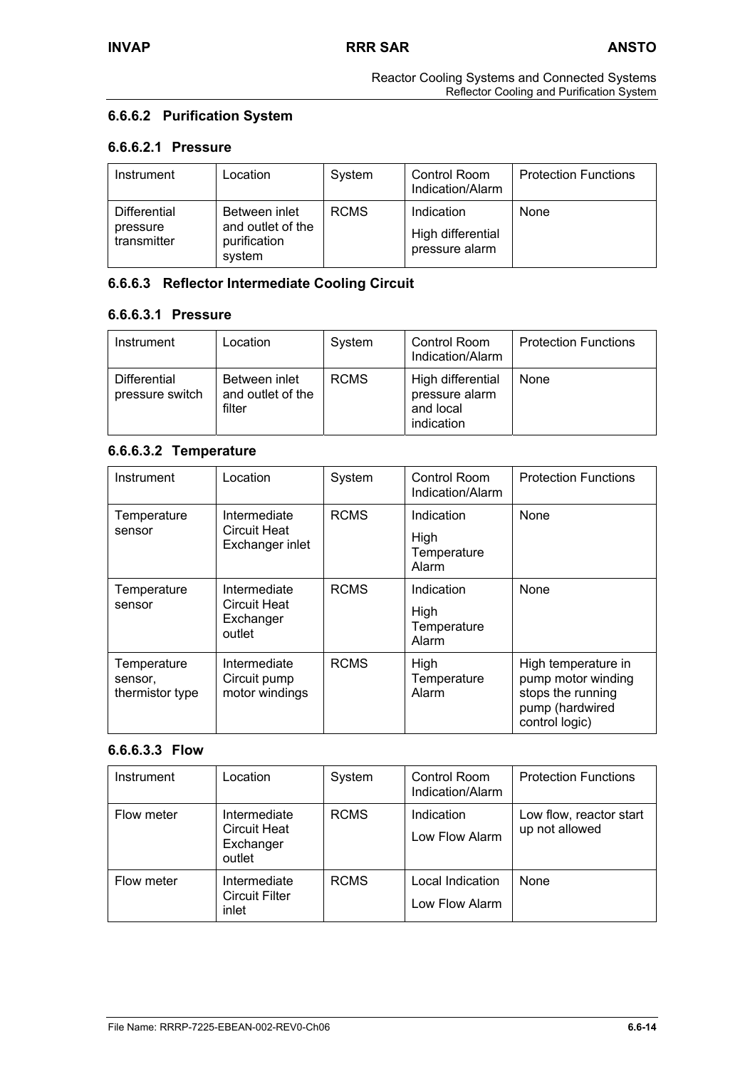### 6.6.6.2 Purification System

#### 6.6.6.2.1 Pressure

| Instrument | Location | System | Control Room Indication/Alarm | Protection Functions |
|---|---|---|---|---|
| Differential pressure transmitter | Between inlet and outlet of the purification system | RCMS | Indication<br>High differential pressure alarm | None |

### 6.6.6.3 Reflector Intermediate Cooling Circuit

#### 6.6.6.3.1 Pressure

| Instrument | Location | System | Control Room Indication/Alarm | Protection Functions |
|---|---|---|---|---|
| Differential pressure switch | Between inlet and outlet of the filter | RCMS | High differential pressure alarm and local indication | None |

#### 6.6.6.3.2 Temperature

| Instrument | Location | System | Control Room Indication/Alarm | Protection Functions |
|---|---|---|---|---|
| Temperature sensor | Intermediate Circuit Heat Exchanger inlet | RCMS | Indication<br>High Temperature Alarm | None |
| Temperature sensor | Intermediate Circuit Heat Exchanger outlet | RCMS | Indication<br>High Temperature Alarm | None |
| Temperature sensor, thermistor type | Intermediate Circuit pump motor windings | RCMS | High Temperature Alarm | High temperature in pump motor winding stops the running pump (hardwired control logic) |

#### 6.6.6.3.3 Flow

| Instrument | Location | System | Control Room Indication/Alarm | Protection Functions |
|---|---|---|---|---|
| Flow meter | Intermediate Circuit Heat Exchanger outlet | RCMS | Indication<br>Low Flow Alarm | Low flow, reactor start up not allowed |
| Flow meter | Intermediate Circuit Filter inlet | RCMS | Local Indication<br>Low Flow Alarm | None |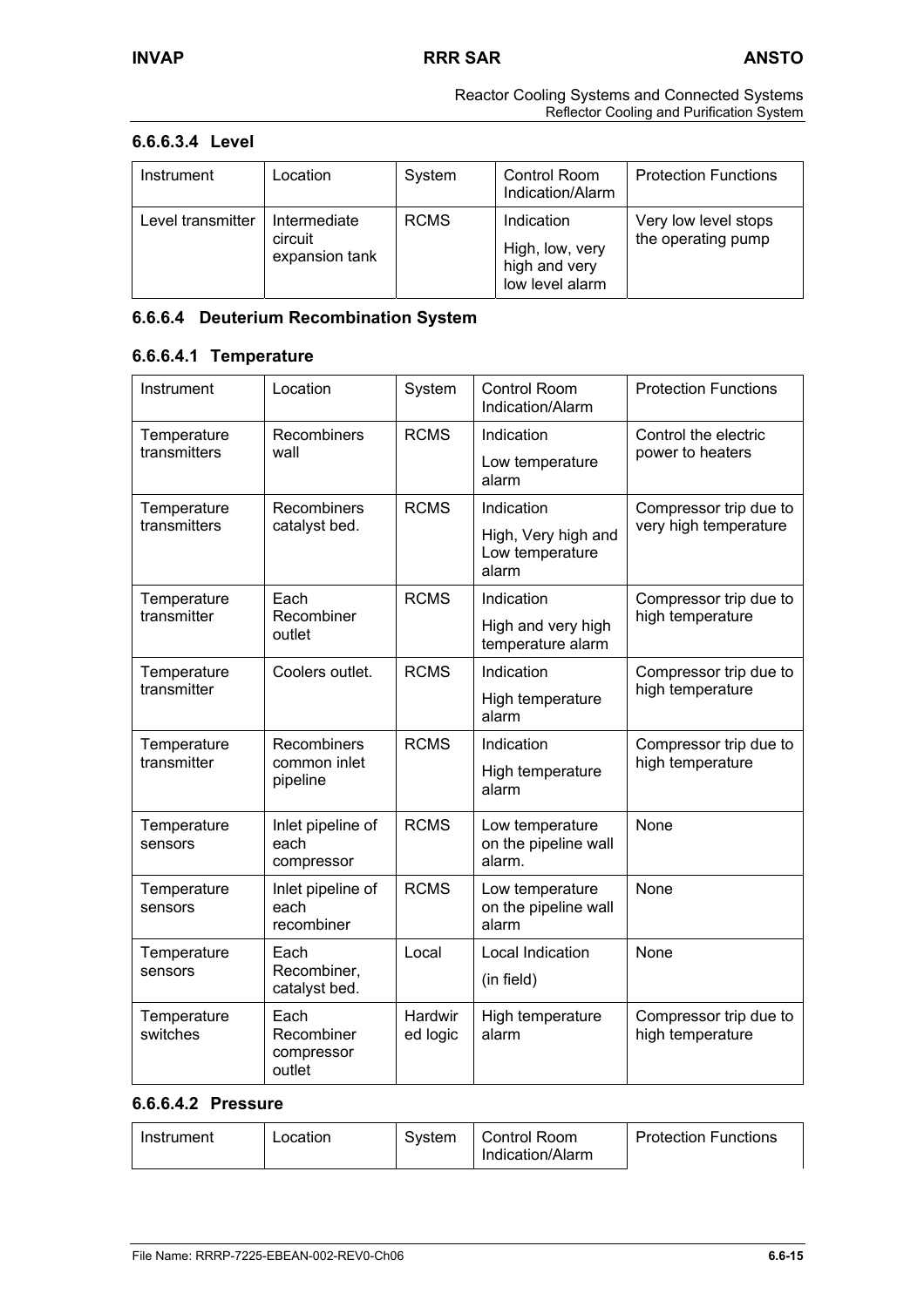#### 6.6.6.3.4 Level

| Instrument | Location | System | Control Room Indication/Alarm | Protection Functions |
|---|---|---|---|---|
| Level transmitter | Intermediate circuit expansion tank | RCMS | Indication<br>High, low, very high and very low level alarm | Very low level stops the operating pump |

### 6.6.6.4 Deuterium Recombination System

#### 6.6.6.4.1 Temperature

| Instrument | Location | System | Control Room Indication/Alarm | Protection Functions |
|---|---|---|---|---|
| Temperature transmitters | Recombiners wall | RCMS | Indication<br>Low temperature alarm | Control the electric power to heaters |
| Temperature transmitters | Recombiners catalyst bed. | RCMS | Indication<br>High, Very high and Low temperature alarm | Compressor trip due to very high temperature |
| Temperature transmitter | Each Recombiner outlet | RCMS | Indication<br>High and very high temperature alarm | Compressor trip due to high temperature |
| Temperature transmitter | Coolers outlet. | RCMS | Indication<br>High temperature alarm | Compressor trip due to high temperature |
| Temperature transmitter | Recombiners common inlet pipeline | RCMS | Indication<br>High temperature alarm | Compressor trip due to high temperature |
| Temperature sensors | Inlet pipeline of each compressor | RCMS | Low temperature on the pipeline wall alarm. | None |
| Temperature sensors | Inlet pipeline of each recombiner | RCMS | Low temperature on the pipeline wall alarm | None |
| Temperature sensors | Each Recombiner, catalyst bed. | Local | Local Indication<br>(in field) | None |
| Temperature switches | Each Recombiner compressor outlet | Hardwired logic | High temperature alarm | Compressor trip due to high temperature |

#### 6.6.6.4.2 Pressure

| Instrument | Location | System | Control Room Indication/Alarm | Protection Functions |
|---|---|---|---|---|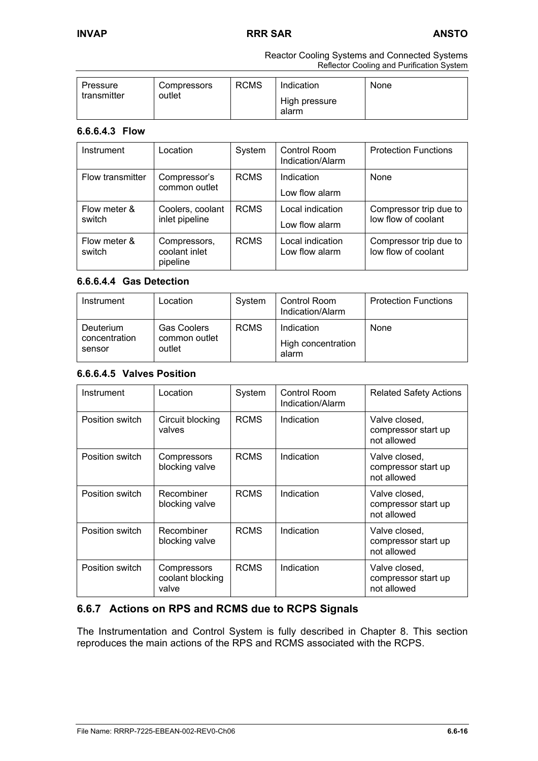| Pressure transmitter | Compressors outlet | RCMS | Indication<br>High pressure alarm | None |
|---|---|---|---|---|

#### 6.6.6.4.3 Flow

| Instrument | Location | System | Control Room Indication/Alarm | Protection Functions |
|---|---|---|---|---|
| Flow transmitter | Compressor's common outlet | RCMS | Indication<br>Low flow alarm | None |
| Flow meter & switch | Coolers, coolant inlet pipeline | RCMS | Local indication<br>Low flow alarm | Compressor trip due to low flow of coolant |
| Flow meter & switch | Compressors, coolant inlet pipeline | RCMS | Local indication<br>Low flow alarm | Compressor trip due to low flow of coolant |

#### 6.6.6.4.4 Gas Detection

| Instrument | Location | System | Control Room Indication/Alarm | Protection Functions |
|---|---|---|---|---|
| Deuterium concentration sensor | Gas Coolers common outlet outlet | RCMS | Indication<br>High concentration alarm | None |

#### 6.6.6.4.5 Valves Position

| Instrument | Location | System | Control Room Indication/Alarm | Related Safety Actions |
|---|---|---|---|---|
| Position switch | Circuit blocking valves | RCMS | Indication | Valve closed, compressor start up not allowed |
| Position switch | Compressors blocking valve | RCMS | Indication | Valve closed, compressor start up not allowed |
| Position switch | Recombiner blocking valve | RCMS | Indication | Valve closed, compressor start up not allowed |
| Position switch | Recombiner blocking valve | RCMS | Indication | Valve closed, compressor start up not allowed |
| Position switch | Compressors coolant blocking valve | RCMS | Indication | Valve closed, compressor start up not allowed |

### 6.6.7 Actions on RPS and RCMS due to RCPS Signals

The Instrumentation and Control System is fully described in Chapter 8. This section reproduces the main actions of the RPS and RCMS associated with the RCPS.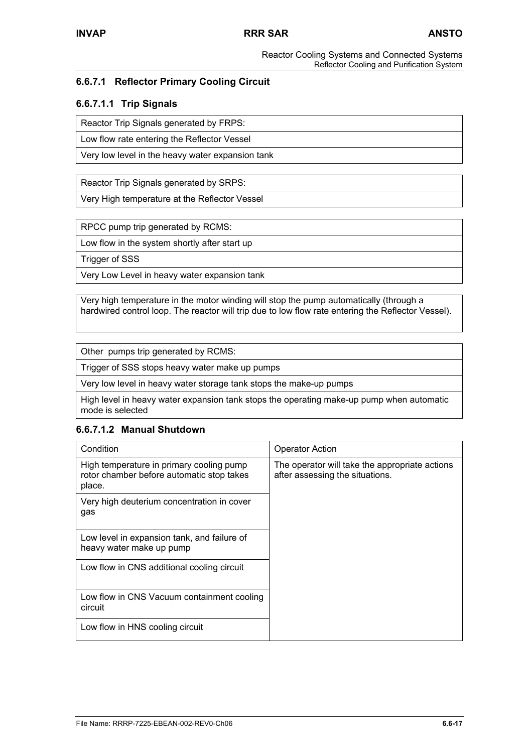### 6.6.7.1 Reflector Primary Cooling Circuit

#### 6.6.7.1.1 Trip Signals

| Reactor Trip Signals generated by FRPS: |
|---|
| Low flow rate entering the Reflector Vessel |
| Very low level in the heavy water expansion tank |

| Reactor Trip Signals generated by SRPS: |
|---|
| Very High temperature at the Reflector Vessel |

| RPCC pump trip generated by RCMS: |
|---|
| Low flow in the system shortly after start up |
| Trigger of SSS |
| Very Low Level in heavy water expansion tank |

| Very high temperature in the motor winding will stop the pump automatically (through a hardwired control loop. The reactor will trip due to low flow rate entering the Reflector Vessel). |
|---|

| Other pumps trip generated by RCMS: |
|---|
| Trigger of SSS stops heavy water make up pumps |
| Very low level in heavy water storage tank stops the make-up pumps |
| High level in heavy water expansion tank stops the operating make-up pump when automatic mode is selected |

#### 6.6.7.1.2 Manual Shutdown

| Condition | Operator Action |
|---|---|
| High temperature in primary cooling pump rotor chamber before automatic stop takes place. | The operator will take the appropriate actions after assessing the situations. |
| Very high deuterium concentration in cover gas | |
| Low level in expansion tank, and failure of heavy water make up pump | |
| Low flow in CNS additional cooling circuit | |
| Low flow in CNS Vacuum containment cooling circuit | |
| Low flow in HNS cooling circuit | |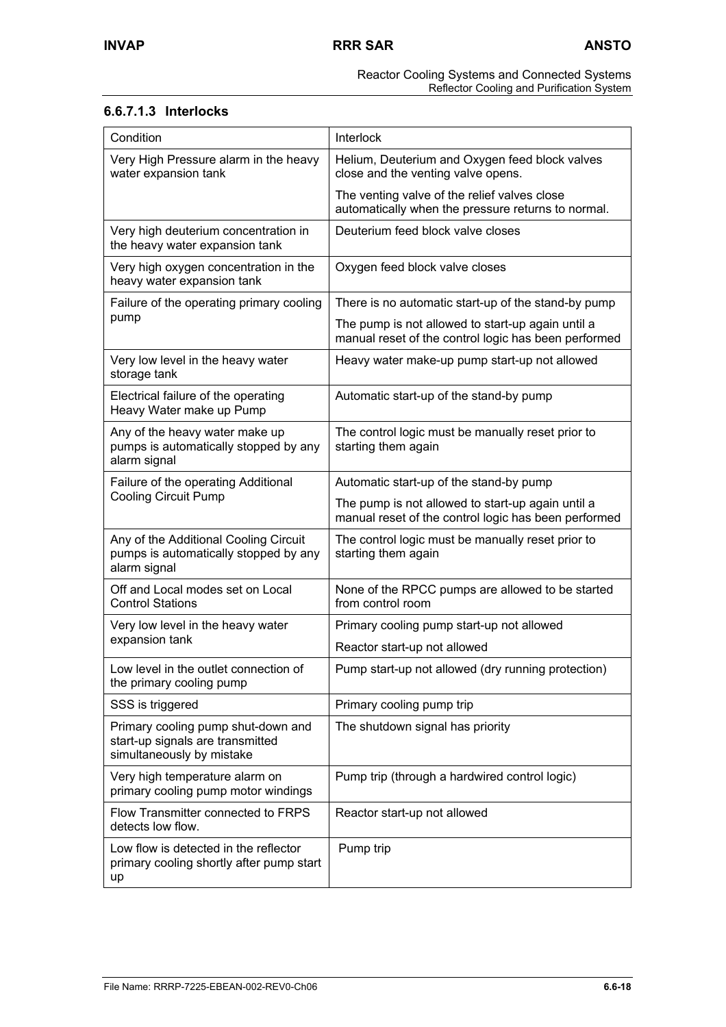#### 6.6.7.1.3 Interlocks

| Condition | Interlock |
|---|---|
| Very High Pressure alarm in the heavy water expansion tank | Helium, Deuterium and Oxygen feed block valves close and the venting valve opens.<br><br>The venting valve of the relief valves close automatically when the pressure returns to normal. |
| Very high deuterium concentration in the heavy water expansion tank | Deuterium feed block valve closes |
| Very high oxygen concentration in the heavy water expansion tank | Oxygen feed block valve closes |
| Failure of the operating primary cooling pump | There is no automatic start-up of the stand-by pump<br><br>The pump is not allowed to start-up again until a manual reset of the control logic has been performed |
| Very low level in the heavy water storage tank | Heavy water make-up pump start-up not allowed |
| Electrical failure of the operating Heavy Water make up Pump | Automatic start-up of the stand-by pump |
| Any of the heavy water make up pumps is automatically stopped by any alarm signal | The control logic must be manually reset prior to starting them again |
| Failure of the operating Additional Cooling Circuit Pump | Automatic start-up of the stand-by pump<br><br>The pump is not allowed to start-up again until a manual reset of the control logic has been performed |
| Any of the Additional Cooling Circuit pumps is automatically stopped by any alarm signal | The control logic must be manually reset prior to starting them again |
| Off and Local modes set on Local Control Stations | None of the RPCC pumps are allowed to be started from control room |
| Very low level in the heavy water expansion tank | Primary cooling pump start-up not allowed<br><br>Reactor start-up not allowed |
| Low level in the outlet connection of the primary cooling pump | Pump start-up not allowed (dry running protection) |
| SSS is triggered | Primary cooling pump trip |
| Primary cooling pump shut-down and start-up signals are transmitted simultaneously by mistake | The shutdown signal has priority |
| Very high temperature alarm on primary cooling pump motor windings | Pump trip (through a hardwired control logic) |
| Flow Transmitter connected to FRPS detects low flow. | Reactor start-up not allowed |
| Low flow is detected in the reflector primary cooling shortly after pump start up | Pump trip |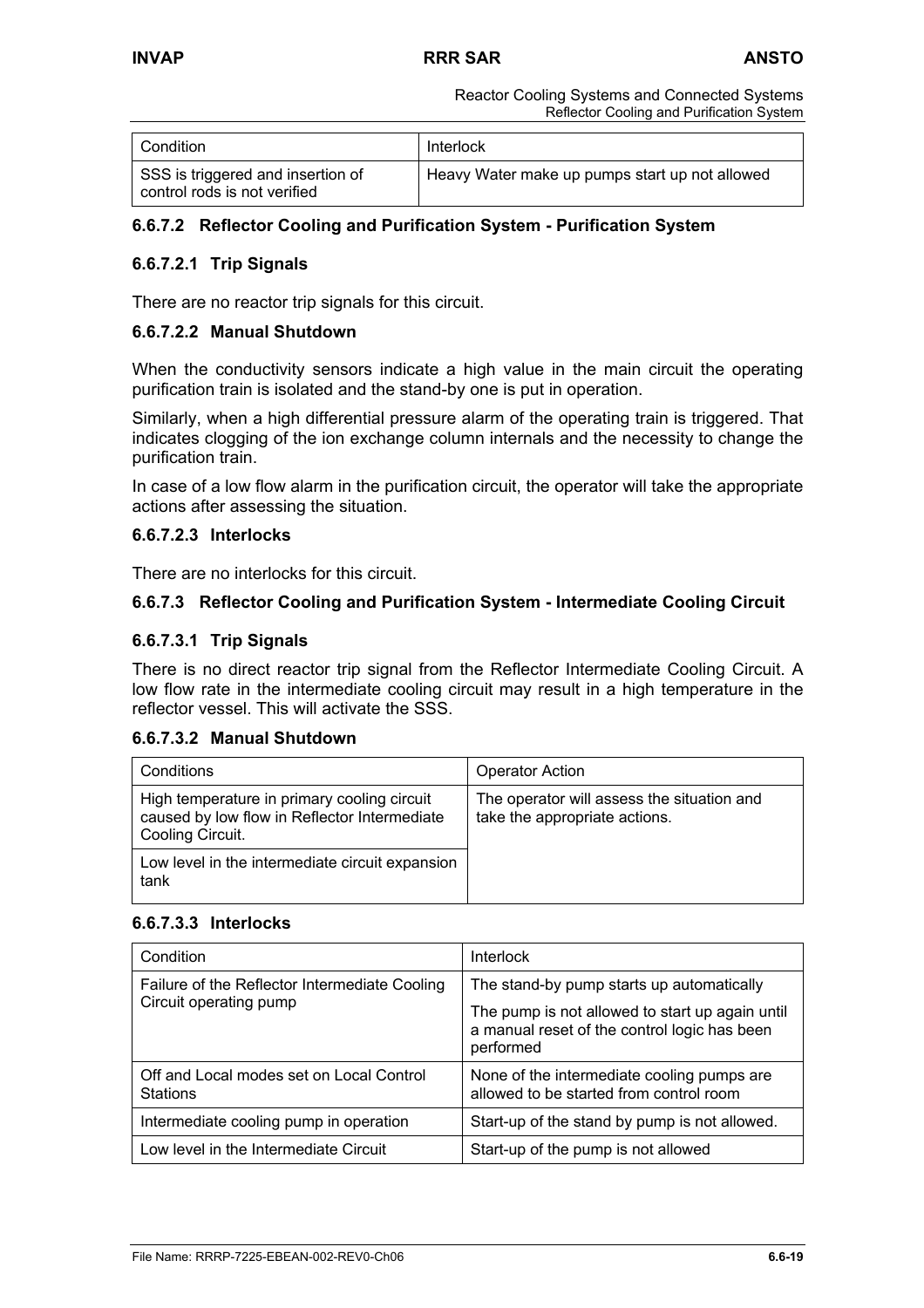| Condition | Interlock |
| --- | --- |
| SSS is triggered and insertion of control rods is not verified | Heavy Water make up pumps start up not allowed |

### 6.6.7.2 Reflector Cooling and Purification System - Purification System

#### 6.6.7.2.1 Trip Signals

There are no reactor trip signals for this circuit.

#### 6.6.7.2.2 Manual Shutdown

When the conductivity sensors indicate a high value in the main circuit the operating purification train is isolated and the stand-by one is put in operation.

Similarly, when a high differential pressure alarm of the operating train is triggered. That indicates clogging of the ion exchange column internals and the necessity to change the purification train.

In case of a low flow alarm in the purification circuit, the operator will take the appropriate actions after assessing the situation.

#### 6.6.7.2.3 Interlocks

There are no interlocks for this circuit.

### 6.6.7.3 Reflector Cooling and Purification System - Intermediate Cooling Circuit

#### 6.6.7.3.1 Trip Signals

There is no direct reactor trip signal from the Reflector Intermediate Cooling Circuit. A low flow rate in the intermediate cooling circuit may result in a high temperature in the reflector vessel. This will activate the SSS.

#### 6.6.7.3.2 Manual Shutdown

| Conditions | Operator Action |
| --- | --- |
| High temperature in primary cooling circuit caused by low flow in Reflector Intermediate Cooling Circuit. | The operator will assess the situation and take the appropriate actions. |
| Low level in the intermediate circuit expansion tank | |

#### 6.6.7.3.3 Interlocks

| Condition | Interlock |
| --- | --- |
| Failure of the Reflector Intermediate Cooling Circuit operating pump | The stand-by pump starts up automatically<br>The pump is not allowed to start up again until a manual reset of the control logic has been performed |
| Off and Local modes set on Local Control Stations | None of the intermediate cooling pumps are allowed to be started from control room |
| Intermediate cooling pump in operation | Start-up of the stand by pump is not allowed. |
| Low level in the Intermediate Circuit | Start-up of the pump is not allowed |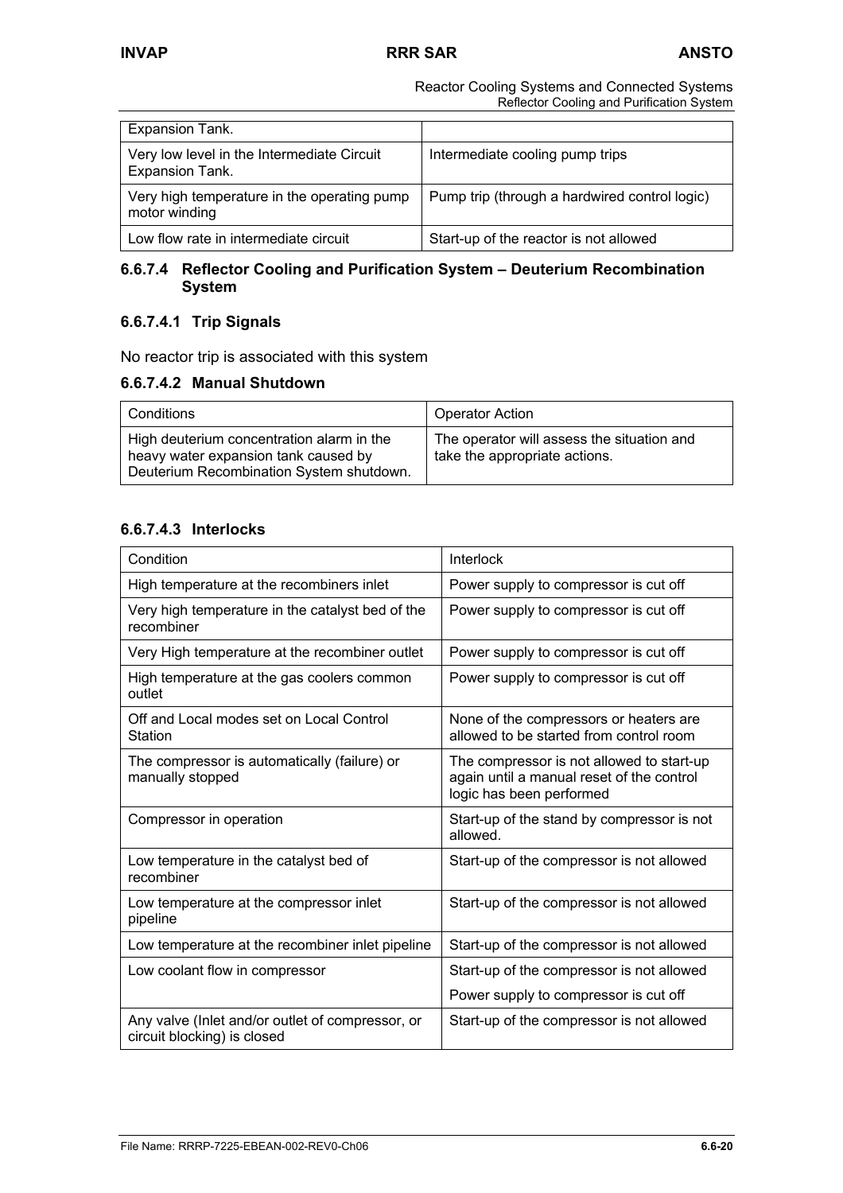| | |
|---|---|
| Expansion Tank. | |
| Very low level in the Intermediate Circuit Expansion Tank. | Intermediate cooling pump trips |
| Very high temperature in the operating pump motor winding | Pump trip (through a hardwired control logic) |
| Low flow rate in intermediate circuit | Start-up of the reactor is not allowed |

### 6.6.7.4 Reflector Cooling and Purification System – Deuterium Recombination System

#### 6.6.7.4.1 Trip Signals

No reactor trip is associated with this system

#### 6.6.7.4.2 Manual Shutdown

| Conditions | Operator Action |
|---|---|
| High deuterium concentration alarm in the heavy water expansion tank caused by Deuterium Recombination System shutdown. | The operator will assess the situation and take the appropriate actions. |

#### 6.6.7.4.3 Interlocks

| Condition | Interlock |
|---|---|
| High temperature at the recombiners inlet | Power supply to compressor is cut off |
| Very high temperature in the catalyst bed of the recombiner | Power supply to compressor is cut off |
| Very High temperature at the recombiner outlet | Power supply to compressor is cut off |
| High temperature at the gas coolers common outlet | Power supply to compressor is cut off |
| Off and Local modes set on Local Control Station | None of the compressors or heaters are allowed to be started from control room |
| The compressor is automatically (failure) or manually stopped | The compressor is not allowed to start-up again until a manual reset of the control logic has been performed |
| Compressor in operation | Start-up of the stand by compressor is not allowed. |
| Low temperature in the catalyst bed of recombiner | Start-up of the compressor is not allowed |
| Low temperature at the compressor inlet pipeline | Start-up of the compressor is not allowed |
| Low temperature at the recombiner inlet pipeline | Start-up of the compressor is not allowed |
| Low coolant flow in compressor | Start-up of the compressor is not allowed<br>Power supply to compressor is cut off |
| Any valve (Inlet and/or outlet of compressor, or circuit blocking) is closed | Start-up of the compressor is not allowed |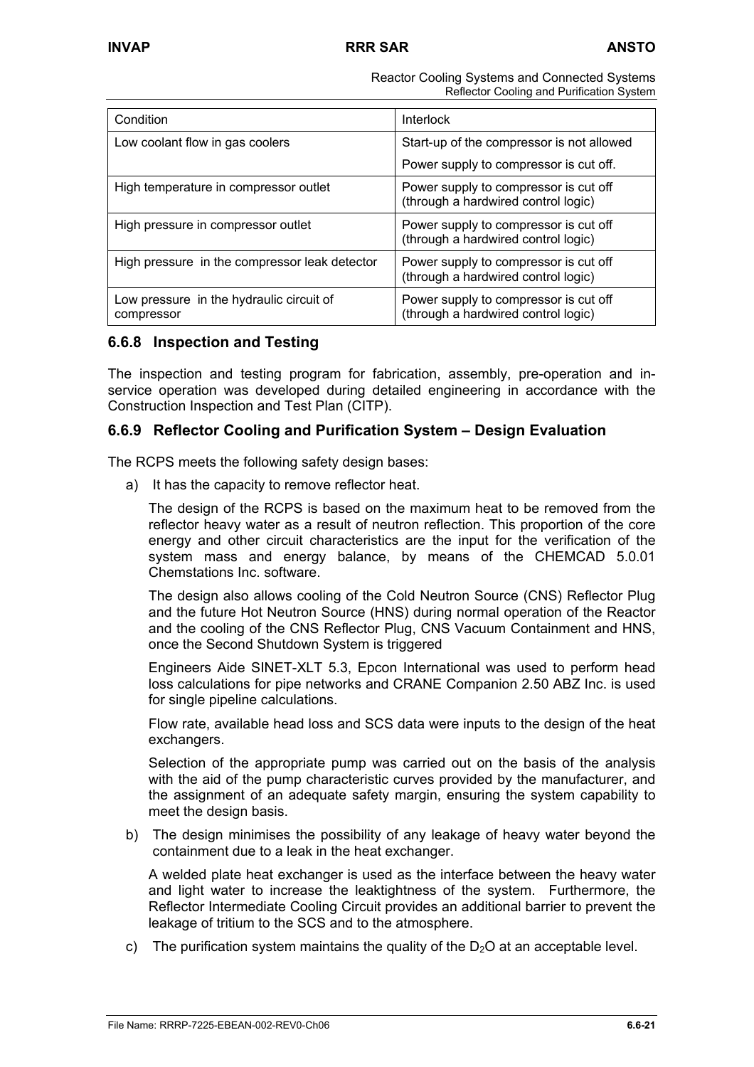| Condition | Interlock |
| --- | --- |
| Low coolant flow in gas coolers | Start-up of the compressor is not allowed<br>Power supply to compressor is cut off. |
| High temperature in compressor outlet | Power supply to compressor is cut off (through a hardwired control logic) |
| High pressure in compressor outlet | Power supply to compressor is cut off (through a hardwired control logic) |
| High pressure in the compressor leak detector | Power supply to compressor is cut off (through a hardwired control logic) |
| Low pressure in the hydraulic circuit of compressor | Power supply to compressor is cut off (through a hardwired control logic) |

### 6.6.8 Inspection and Testing

The inspection and testing program for fabrication, assembly, pre-operation and in-service operation was developed during detailed engineering in accordance with the Construction Inspection and Test Plan (CITP).

### 6.6.9 Reflector Cooling and Purification System – Design Evaluation

The RCPS meets the following safety design bases:

a) It has the capacity to remove reflector heat.

   The design of the RCPS is based on the maximum heat to be removed from the reflector heavy water as a result of neutron reflection. This proportion of the core energy and other circuit characteristics are the input for the verification of the system mass and energy balance, by means of the CHEMCAD 5.0.01 Chemstations Inc. software.

   The design also allows cooling of the Cold Neutron Source (CNS) Reflector Plug and the future Hot Neutron Source (HNS) during normal operation of the Reactor and the cooling of the CNS Reflector Plug, CNS Vacuum Containment and HNS, once the Second Shutdown System is triggered

   Engineers Aide SINET-XLT 5.3, Epcon International was used to perform head loss calculations for pipe networks and CRANE Companion 2.50 ABZ Inc. is used for single pipeline calculations.

   Flow rate, available head loss and SCS data were inputs to the design of the heat exchangers.

   Selection of the appropriate pump was carried out on the basis of the analysis with the aid of the pump characteristic curves provided by the manufacturer, and the assignment of an adequate safety margin, ensuring the system capability to meet the design basis.

b) The design minimises the possibility of any leakage of heavy water beyond the containment due to a leak in the heat exchanger.

   A welded plate heat exchanger is used as the interface between the heavy water and light water to increase the leaktightness of the system. Furthermore, the Reflector Intermediate Cooling Circuit provides an additional barrier to prevent the leakage of tritium to the SCS and to the atmosphere.

c) The purification system maintains the quality of the $D_2O$ at an acceptable level.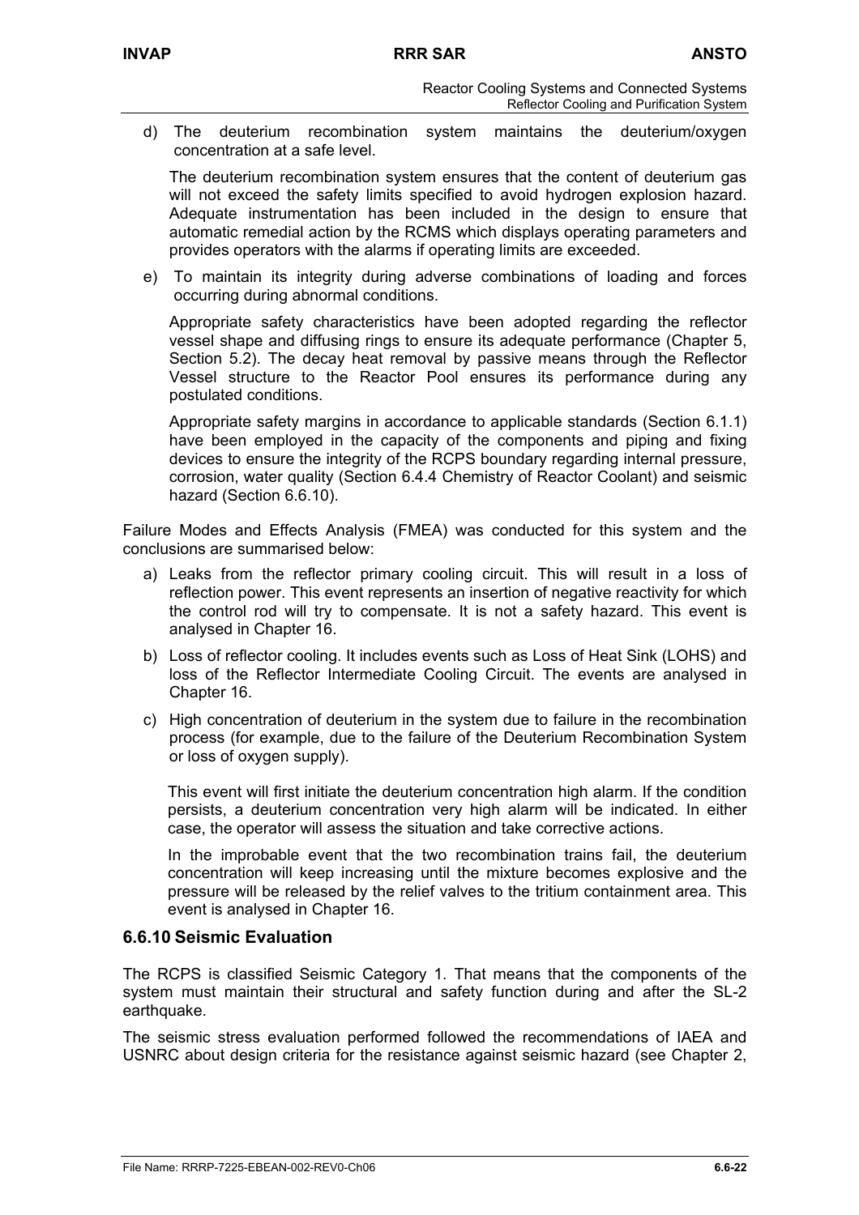d) The deuterium recombination system maintains the deuterium/oxygen concentration at a safe level.

   The deuterium recombination system ensures that the content of deuterium gas will not exceed the safety limits specified to avoid hydrogen explosion hazard. Adequate instrumentation has been included in the design to ensure that automatic remedial action by the RCMS which displays operating parameters and provides operators with the alarms if operating limits are exceeded.

e) To maintain its integrity during adverse combinations of loading and forces occurring during abnormal conditions.

   Appropriate safety characteristics have been adopted regarding the reflector vessel shape and diffusing rings to ensure its adequate performance (Chapter 5, Section 5.2). The decay heat removal by passive means through the Reflector Vessel structure to the Reactor Pool ensures its performance during any postulated conditions.

   Appropriate safety margins in accordance to applicable standards (Section 6.1.1) have been employed in the capacity of the components and piping and fixing devices to ensure the integrity of the RCPS boundary regarding internal pressure, corrosion, water quality (Section 6.4.4 Chemistry of Reactor Coolant) and seismic hazard (Section 6.6.10).

Failure Modes and Effects Analysis (FMEA) was conducted for this system and the conclusions are summarised below:

a) Leaks from the reflector primary cooling circuit. This will result in a loss of reflection power. This event represents an insertion of negative reactivity for which the control rod will try to compensate. It is not a safety hazard. This event is analysed in Chapter 16.

b) Loss of reflector cooling. It includes events such as Loss of Heat Sink (LOHS) and loss of the Reflector Intermediate Cooling Circuit. The events are analysed in Chapter 16.

c) High concentration of deuterium in the system due to failure in the recombination process (for example, due to the failure of the Deuterium Recombination System or loss of oxygen supply).

   This event will first initiate the deuterium concentration high alarm. If the condition persists, a deuterium concentration very high alarm will be indicated. In either case, the operator will assess the situation and take corrective actions.

   In the improbable event that the two recombination trains fail, the deuterium concentration will keep increasing until the mixture becomes explosive and the pressure will be released by the relief valves to the tritium containment area. This event is analysed in Chapter 16.

### 6.6.10 Seismic Evaluation

The RCPS is classified Seismic Category 1. That means that the components of the system must maintain their structural and safety function during and after the SL-2 earthquake.

The seismic stress evaluation performed followed the recommendations of IAEA and USNRC about design criteria for the resistance against seismic hazard (see Chapter 2,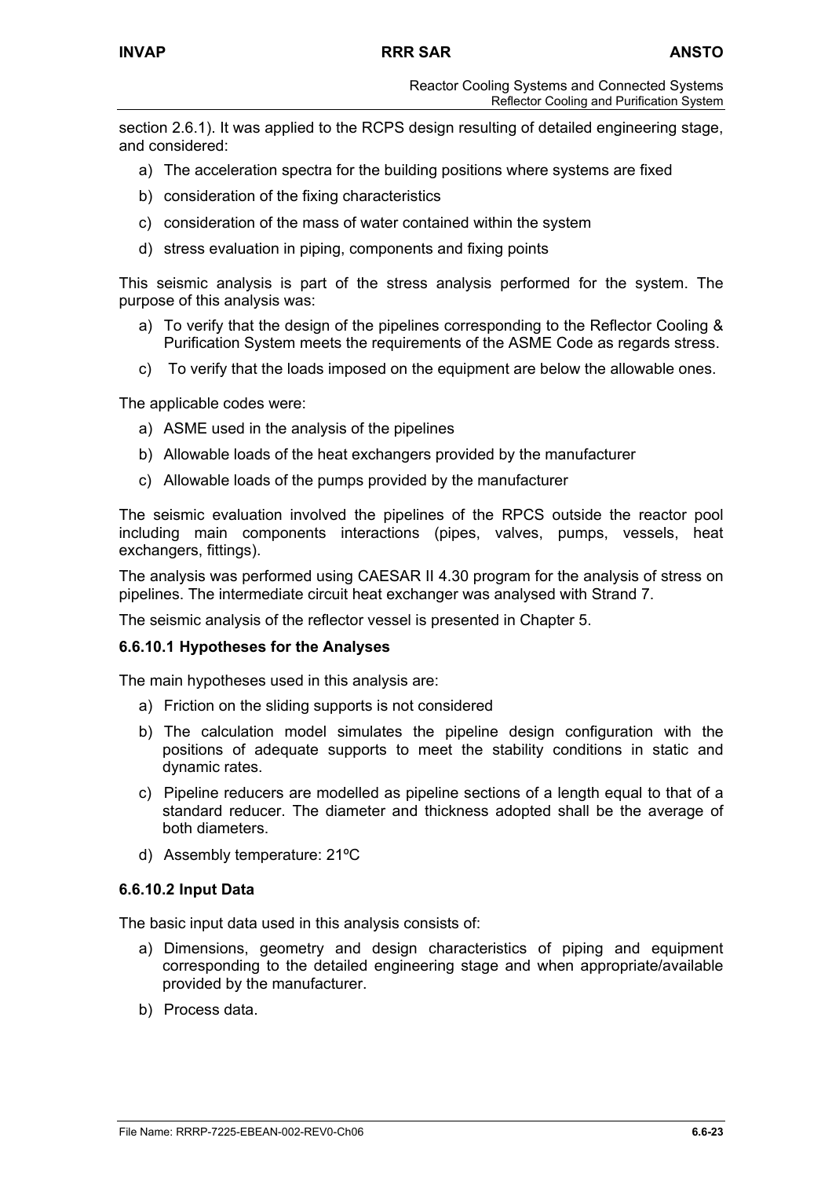section 2.6.1). It was applied to the RCPS design resulting of detailed engineering stage, and considered:

a) The acceleration spectra for the building positions where systems are fixed
b) consideration of the fixing characteristics
c) consideration of the mass of water contained within the system
d) stress evaluation in piping, components and fixing points

This seismic analysis is part of the stress analysis performed for the system. The purpose of this analysis was:

a) To verify that the design of the pipelines corresponding to the Reflector Cooling & Purification System meets the requirements of the ASME Code as regards stress.
c) To verify that the loads imposed on the equipment are below the allowable ones.

The applicable codes were:

a) ASME used in the analysis of the pipelines
b) Allowable loads of the heat exchangers provided by the manufacturer
c) Allowable loads of the pumps provided by the manufacturer

The seismic evaluation involved the pipelines of the RPCS outside the reactor pool including main components interactions (pipes, valves, pumps, vessels, heat exchangers, fittings).

The analysis was performed using CAESAR II 4.30 program for the analysis of stress on pipelines. The intermediate circuit heat exchanger was analysed with Strand 7.

The seismic analysis of the reflector vessel is presented in Chapter 5.

#### 6.6.10.1 Hypotheses for the Analyses

The main hypotheses used in this analysis are:

a) Friction on the sliding supports is not considered
b) The calculation model simulates the pipeline design configuration with the positions of adequate supports to meet the stability conditions in static and dynamic rates.
c) Pipeline reducers are modelled as pipeline sections of a length equal to that of a standard reducer. The diameter and thickness adopted shall be the average of both diameters.
d) Assembly temperature: 21ºC

#### 6.6.10.2 Input Data

The basic input data used in this analysis consists of:

a) Dimensions, geometry and design characteristics of piping and equipment corresponding to the detailed engineering stage and when appropriate/available provided by the manufacturer.
b) Process data.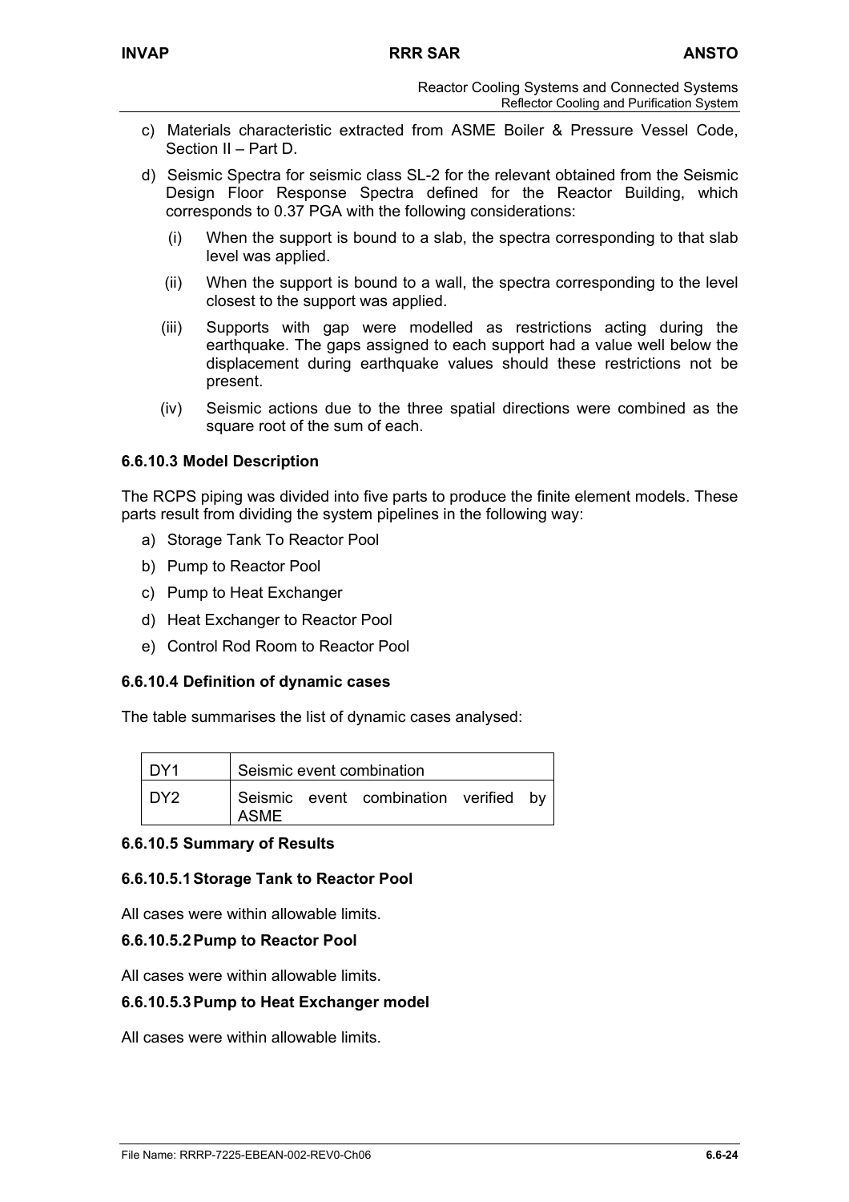c) Materials characteristic extracted from ASME Boiler & Pressure Vessel Code, Section II – Part D.

d) Seismic Spectra for seismic class SL-2 for the relevant obtained from the Seismic Design Floor Response Spectra defined for the Reactor Building, which corresponds to 0.37 PGA with the following considerations:

   (i) When the support is bound to a slab, the spectra corresponding to that slab level was applied.

   (ii) When the support is bound to a wall, the spectra corresponding to the level closest to the support was applied.

   (iii) Supports with gap were modelled as restrictions acting during the earthquake. The gaps assigned to each support had a value well below the displacement during earthquake values should these restrictions not be present.

   (iv) Seismic actions due to the three spatial directions were combined as the square root of the sum of each.

### 6.6.10.3 Model Description

The RCPS piping was divided into five parts to produce the finite element models. These parts result from dividing the system pipelines in the following way:

a) Storage Tank To Reactor Pool
b) Pump to Reactor Pool
c) Pump to Heat Exchanger
d) Heat Exchanger to Reactor Pool
e) Control Rod Room to Reactor Pool

### 6.6.10.4 Definition of dynamic cases

The table summarises the list of dynamic cases analysed:

| | |
|---|---|
| DY1 | Seismic event combination |
| DY2 | Seismic event combination verified by ASME |

### 6.6.10.5 Summary of Results

#### 6.6.10.5.1 Storage Tank to Reactor Pool

All cases were within allowable limits.

#### 6.6.10.5.2 Pump to Reactor Pool

All cases were within allowable limits.

#### 6.6.10.5.3 Pump to Heat Exchanger model

All cases were within allowable limits.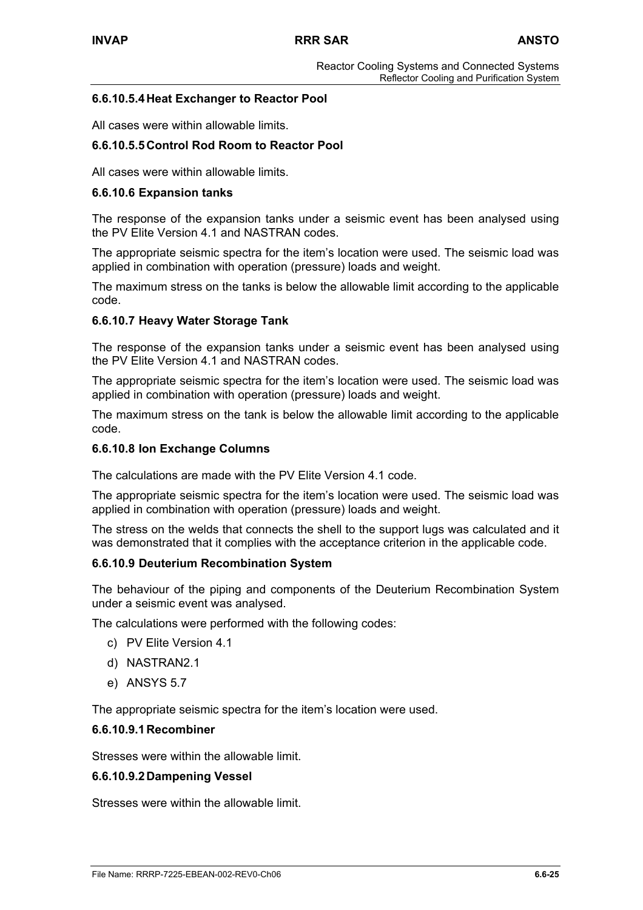#### 6.6.10.5.4 Heat Exchanger to Reactor Pool

All cases were within allowable limits.

#### 6.6.10.5.5 Control Rod Room to Reactor Pool

All cases were within allowable limits.

### 6.6.10.6 Expansion tanks

The response of the expansion tanks under a seismic event has been analysed using the PV Elite Version 4.1 and NASTRAN codes.

The appropriate seismic spectra for the item's location were used. The seismic load was applied in combination with operation (pressure) loads and weight.

The maximum stress on the tanks is below the allowable limit according to the applicable code.

### 6.6.10.7 Heavy Water Storage Tank

The response of the expansion tanks under a seismic event has been analysed using the PV Elite Version 4.1 and NASTRAN codes.

The appropriate seismic spectra for the item's location were used. The seismic load was applied in combination with operation (pressure) loads and weight.

The maximum stress on the tank is below the allowable limit according to the applicable code.

### 6.6.10.8 Ion Exchange Columns

The calculations are made with the PV Elite Version 4.1 code.

The appropriate seismic spectra for the item's location were used. The seismic load was applied in combination with operation (pressure) loads and weight.

The stress on the welds that connects the shell to the support lugs was calculated and it was demonstrated that it complies with the acceptance criterion in the applicable code.

### 6.6.10.9 Deuterium Recombination System

The behaviour of the piping and components of the Deuterium Recombination System under a seismic event was analysed.

The calculations were performed with the following codes:

c) PV Elite Version 4.1
d) NASTRAN2.1
e) ANSYS 5.7

The appropriate seismic spectra for the item's location were used.

#### 6.6.10.9.1 Recombiner

Stresses were within the allowable limit.

#### 6.6.10.9.2 Dampening Vessel

Stresses were within the allowable limit.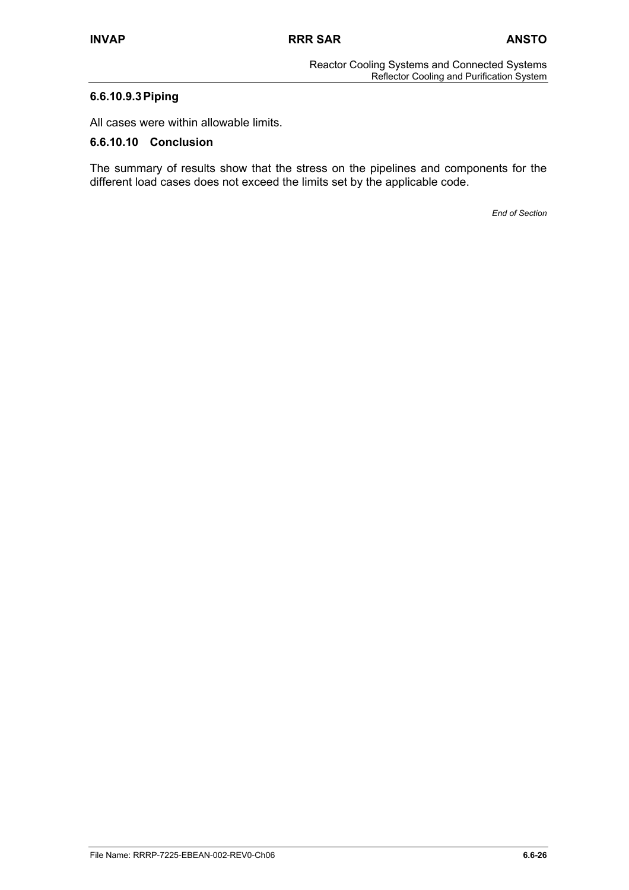#### 6.6.10.9.3 Piping

All cases were within allowable limits.

### 6.6.10.10 Conclusion

The summary of results show that the stress on the pipelines and components for the different load cases does not exceed the limits set by the applicable code.

*End of Section*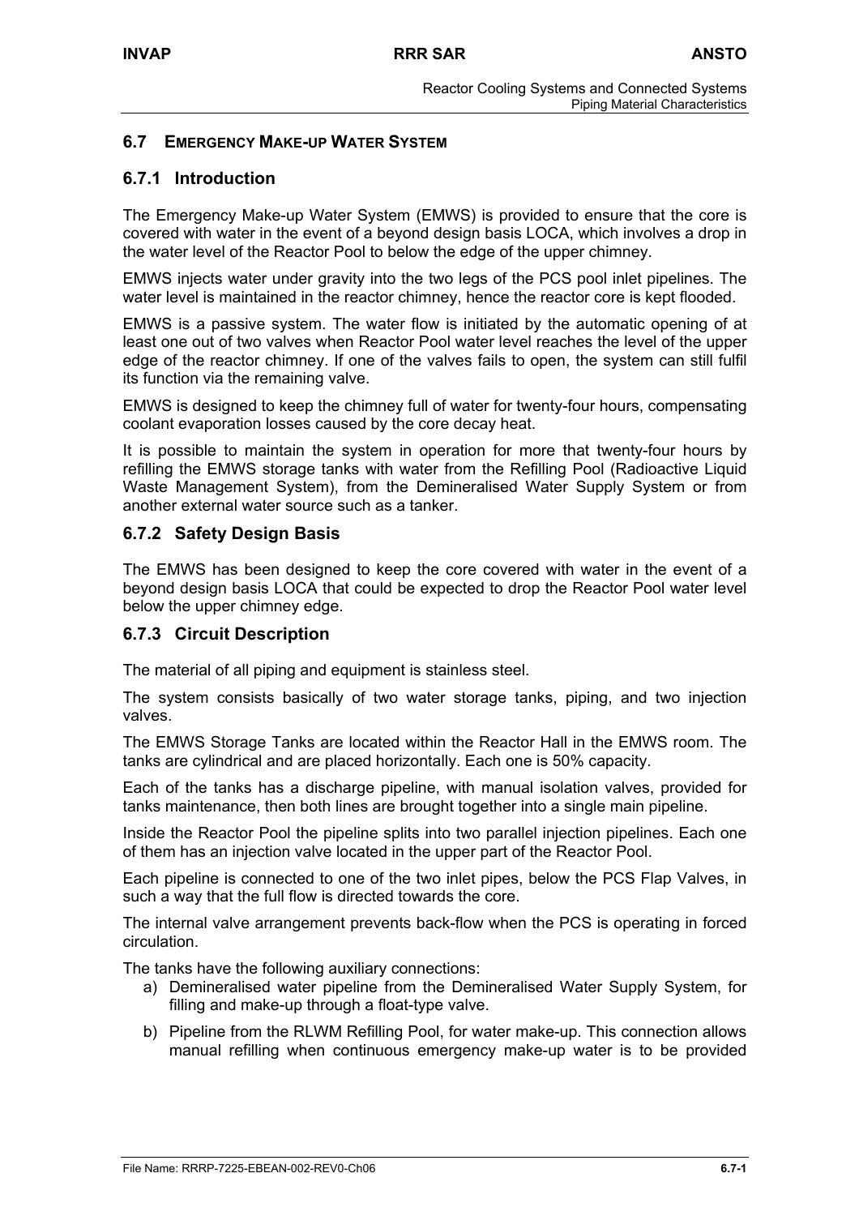## 6.7 EMERGENCY MAKE-UP WATER SYSTEM

### 6.7.1 Introduction

The Emergency Make-up Water System (EMWS) is provided to ensure that the core is covered with water in the event of a beyond design basis LOCA, which involves a drop in the water level of the Reactor Pool to below the edge of the upper chimney.

EMWS injects water under gravity into the two legs of the PCS pool inlet pipelines. The water level is maintained in the reactor chimney, hence the reactor core is kept flooded.

EMWS is a passive system. The water flow is initiated by the automatic opening of at least one out of two valves when Reactor Pool water level reaches the level of the upper edge of the reactor chimney. If one of the valves fails to open, the system can still fulfil its function via the remaining valve.

EMWS is designed to keep the chimney full of water for twenty-four hours, compensating coolant evaporation losses caused by the core decay heat.

It is possible to maintain the system in operation for more that twenty-four hours by refilling the EMWS storage tanks with water from the Refilling Pool (Radioactive Liquid Waste Management System), from the Demineralised Water Supply System or from another external water source such as a tanker.

### 6.7.2 Safety Design Basis

The EMWS has been designed to keep the core covered with water in the event of a beyond design basis LOCA that could be expected to drop the Reactor Pool water level below the upper chimney edge.

### 6.7.3 Circuit Description

The material of all piping and equipment is stainless steel.

The system consists basically of two water storage tanks, piping, and two injection valves.

The EMWS Storage Tanks are located within the Reactor Hall in the EMWS room. The tanks are cylindrical and are placed horizontally. Each one is 50% capacity.

Each of the tanks has a discharge pipeline, with manual isolation valves, provided for tanks maintenance, then both lines are brought together into a single main pipeline.

Inside the Reactor Pool the pipeline splits into two parallel injection pipelines. Each one of them has an injection valve located in the upper part of the Reactor Pool.

Each pipeline is connected to one of the two inlet pipes, below the PCS Flap Valves, in such a way that the full flow is directed towards the core.

The internal valve arrangement prevents back-flow when the PCS is operating in forced circulation.

The tanks have the following auxiliary connections:

a) Demineralised water pipeline from the Demineralised Water Supply System, for filling and make-up through a float-type valve.

b) Pipeline from the RLWM Refilling Pool, for water make-up. This connection allows manual refilling when continuous emergency make-up water is to be provided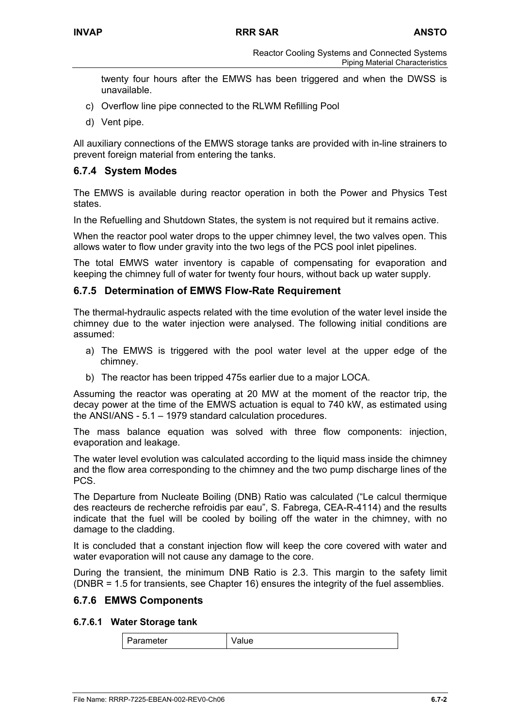twenty four hours after the EMWS has been triggered and when the DWSS is unavailable.

c) Overflow line pipe connected to the RLWM Refilling Pool

d) Vent pipe.

All auxiliary connections of the EMWS storage tanks are provided with in-line strainers to prevent foreign material from entering the tanks.

### 6.7.4 System Modes

The EMWS is available during reactor operation in both the Power and Physics Test states.

In the Refuelling and Shutdown States, the system is not required but it remains active.

When the reactor pool water drops to the upper chimney level, the two valves open. This allows water to flow under gravity into the two legs of the PCS pool inlet pipelines.

The total EMWS water inventory is capable of compensating for evaporation and keeping the chimney full of water for twenty four hours, without back up water supply.

### 6.7.5 Determination of EMWS Flow-Rate Requirement

The thermal-hydraulic aspects related with the time evolution of the water level inside the chimney due to the water injection were analysed. The following initial conditions are assumed:

a) The EMWS is triggered with the pool water level at the upper edge of the chimney.

b) The reactor has been tripped 475s earlier due to a major LOCA.

Assuming the reactor was operating at 20 MW at the moment of the reactor trip, the decay power at the time of the EMWS actuation is equal to 740 kW, as estimated using the ANSI/ANS - 5.1 – 1979 standard calculation procedures.

The mass balance equation was solved with three flow components: injection, evaporation and leakage.

The water level evolution was calculated according to the liquid mass inside the chimney and the flow area corresponding to the chimney and the two pump discharge lines of the PCS.

The Departure from Nucleate Boiling (DNB) Ratio was calculated ("Le calcul thermique des reacteurs de recherche refroidis par eau", S. Fabrega, CEA-R-4114) and the results indicate that the fuel will be cooled by boiling off the water in the chimney, with no damage to the cladding.

It is concluded that a constant injection flow will keep the core covered with water and water evaporation will not cause any damage to the core.

During the transient, the minimum DNB Ratio is 2.3. This margin to the safety limit (DNBR = 1.5 for transients, see Chapter 16) ensures the integrity of the fuel assemblies.

### 6.7.6 EMWS Components

#### 6.7.6.1 Water Storage tank

| Parameter | Value |
|---|---|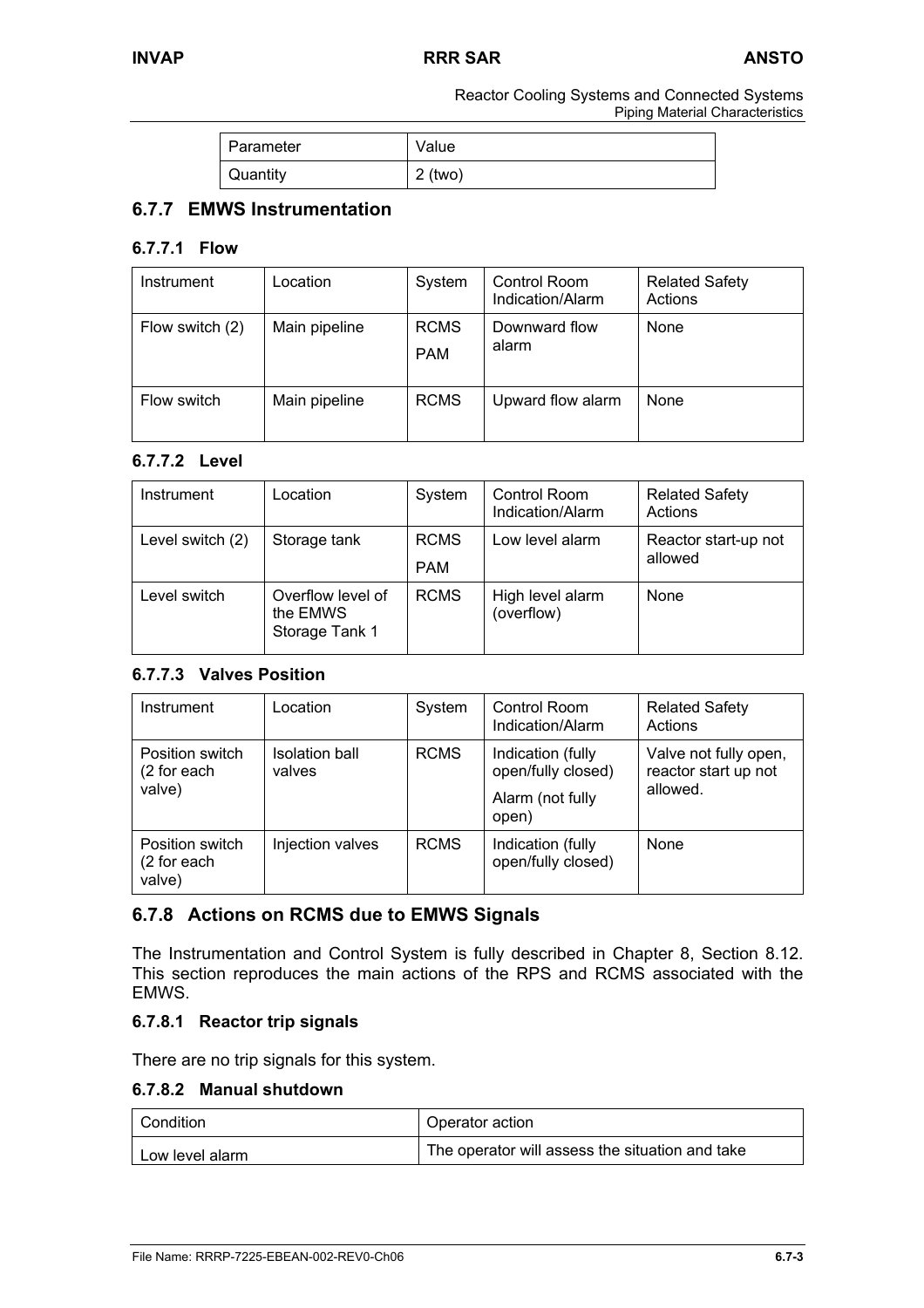| Parameter | Value |
|---|---|
| Quantity | 2 (two) |

## 6.7.7 EMWS Instrumentation

### 6.7.7.1 Flow

| Instrument | Location | System | Control Room Indication/Alarm | Related Safety Actions |
|---|---|---|---|---|
| Flow switch (2) | Main pipeline | RCMS<br>PAM | Downward flow alarm | None |
| Flow switch | Main pipeline | RCMS | Upward flow alarm | None |

### 6.7.7.2 Level

| Instrument | Location | System | Control Room Indication/Alarm | Related Safety Actions |
|---|---|---|---|---|
| Level switch (2) | Storage tank | RCMS<br>PAM | Low level alarm | Reactor start-up not allowed |
| Level switch | Overflow level of the EMWS Storage Tank 1 | RCMS | High level alarm (overflow) | None |

### 6.7.7.3 Valves Position

| Instrument | Location | System | Control Room Indication/Alarm | Related Safety Actions |
|---|---|---|---|---|
| Position switch (2 for each valve) | Isolation ball valves | RCMS | Indication (fully open/fully closed)<br>Alarm (not fully open) | Valve not fully open, reactor start up not allowed. |
| Position switch (2 for each valve) | Injection valves | RCMS | Indication (fully open/fully closed) | None |

## 6.7.8 Actions on RCMS due to EMWS Signals

The Instrumentation and Control System is fully described in Chapter 8, Section 8.12. This section reproduces the main actions of the RPS and RCMS associated with the EMWS.

### 6.7.8.1 Reactor trip signals

There are no trip signals for this system.

### 6.7.8.2 Manual shutdown

| Condition | Operator action |
|---|---|
| Low level alarm | The operator will assess the situation and take |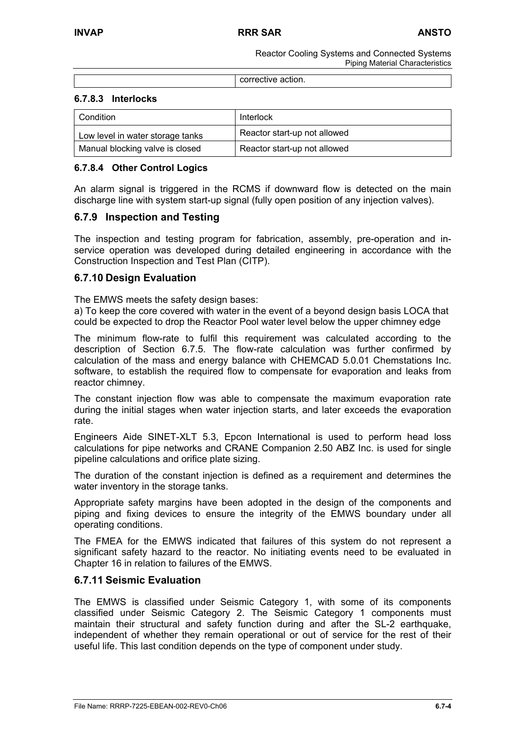| | corrective action. |
|---|---|

#### 6.7.8.3 Interlocks

| Condition | Interlock |
|---|---|
| Low level in water storage tanks | Reactor start-up not allowed |
| Manual blocking valve is closed | Reactor start-up not allowed |

#### 6.7.8.4 Other Control Logics

An alarm signal is triggered in the RCMS if downward flow is detected on the main discharge line with system start-up signal (fully open position of any injection valves).

### 6.7.9 Inspection and Testing

The inspection and testing program for fabrication, assembly, pre-operation and in-service operation was developed during detailed engineering in accordance with the Construction Inspection and Test Plan (CITP).

### 6.7.10 Design Evaluation

The EMWS meets the safety design bases:

a) To keep the core covered with water in the event of a beyond design basis LOCA that could be expected to drop the Reactor Pool water level below the upper chimney edge

The minimum flow-rate to fulfil this requirement was calculated according to the description of Section 6.7.5. The flow-rate calculation was further confirmed by calculation of the mass and energy balance with CHEMCAD 5.0.01 Chemstations Inc. software, to establish the required flow to compensate for evaporation and leaks from reactor chimney.

The constant injection flow was able to compensate the maximum evaporation rate during the initial stages when water injection starts, and later exceeds the evaporation rate.

Engineers Aide SINET-XLT 5.3, Epcon International is used to perform head loss calculations for pipe networks and CRANE Companion 2.50 ABZ Inc. is used for single pipeline calculations and orifice plate sizing.

The duration of the constant injection is defined as a requirement and determines the water inventory in the storage tanks.

Appropriate safety margins have been adopted in the design of the components and piping and fixing devices to ensure the integrity of the EMWS boundary under all operating conditions.

The FMEA for the EMWS indicated that failures of this system do not represent a significant safety hazard to the reactor. No initiating events need to be evaluated in Chapter 16 in relation to failures of the EMWS.

### 6.7.11 Seismic Evaluation

The EMWS is classified under Seismic Category 1, with some of its components classified under Seismic Category 2. The Seismic Category 1 components must maintain their structural and safety function during and after the SL-2 earthquake, independent of whether they remain operational or out of service for the rest of their useful life. This last condition depends on the type of component under study.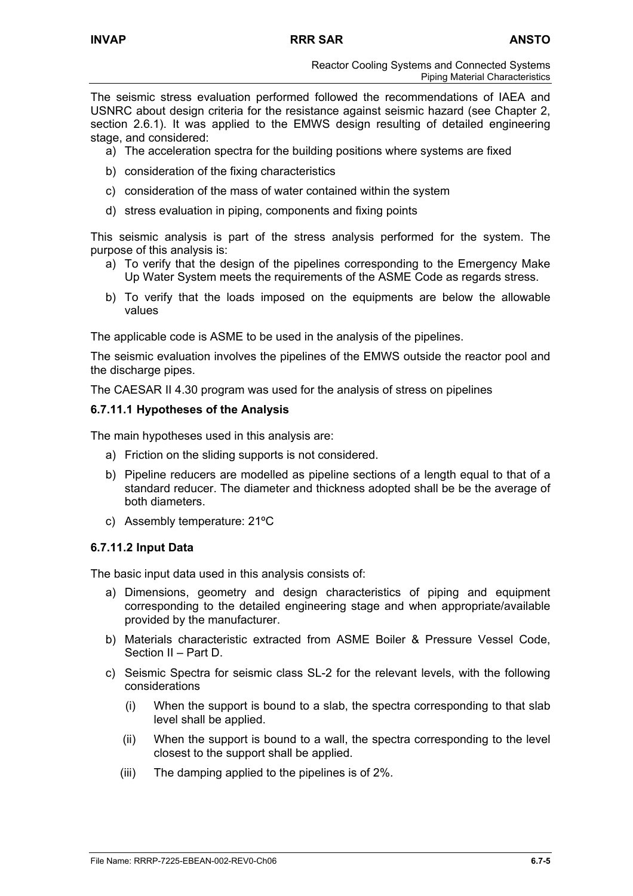The seismic stress evaluation performed followed the recommendations of IAEA and USNRC about design criteria for the resistance against seismic hazard (see Chapter 2, section 2.6.1). It was applied to the EMWS design resulting of detailed engineering stage, and considered:

a) The acceleration spectra for the building positions where systems are fixed
b) consideration of the fixing characteristics
c) consideration of the mass of water contained within the system
d) stress evaluation in piping, components and fixing points

This seismic analysis is part of the stress analysis performed for the system. The purpose of this analysis is:

a) To verify that the design of the pipelines corresponding to the Emergency Make Up Water System meets the requirements of the ASME Code as regards stress.
b) To verify that the loads imposed on the equipments are below the allowable values

The applicable code is ASME to be used in the analysis of the pipelines.

The seismic evaluation involves the pipelines of the EMWS outside the reactor pool and the discharge pipes.

The CAESAR II 4.30 program was used for the analysis of stress on pipelines

#### 6.7.11.1 Hypotheses of the Analysis

The main hypotheses used in this analysis are:

a) Friction on the sliding supports is not considered.
b) Pipeline reducers are modelled as pipeline sections of a length equal to that of a standard reducer. The diameter and thickness adopted shall be be the average of both diameters.
c) Assembly temperature: 21ºC

#### 6.7.11.2 Input Data

The basic input data used in this analysis consists of:

a) Dimensions, geometry and design characteristics of piping and equipment corresponding to the detailed engineering stage and when appropriate/available provided by the manufacturer.
b) Materials characteristic extracted from ASME Boiler & Pressure Vessel Code, Section II – Part D.
c) Seismic Spectra for seismic class SL-2 for the relevant levels, with the following considerations
   (i) When the support is bound to a slab, the spectra corresponding to that slab level shall be applied.
   (ii) When the support is bound to a wall, the spectra corresponding to the level closest to the support shall be applied.
   (iii) The damping applied to the pipelines is of 2%.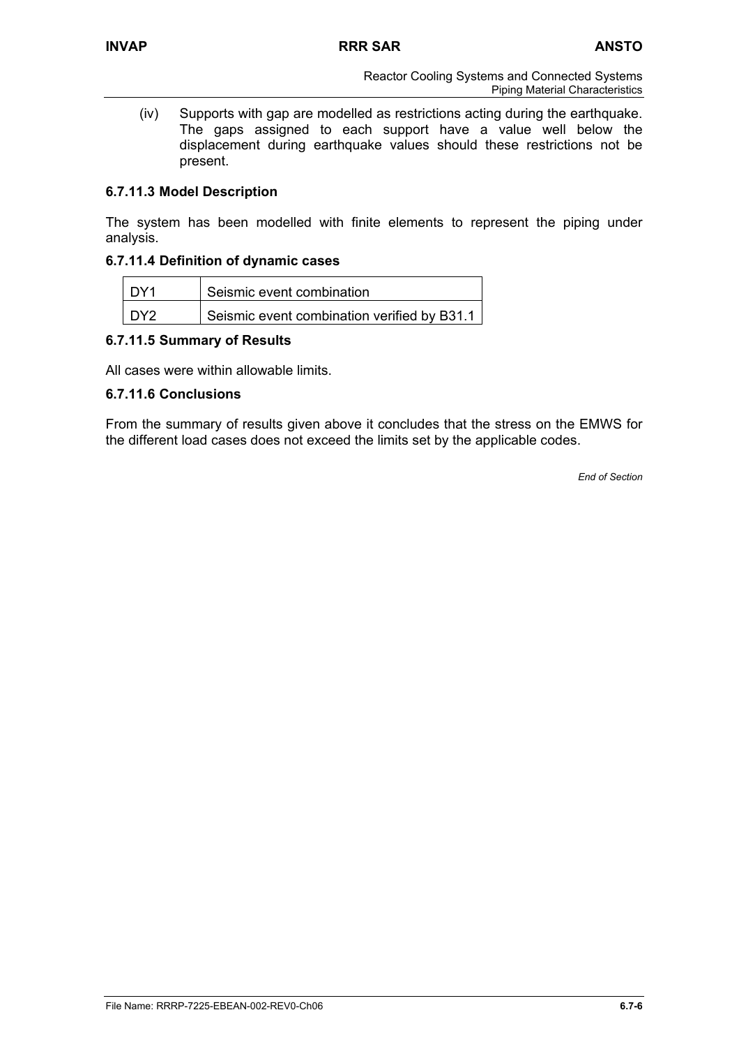(iv) Supports with gap are modelled as restrictions acting during the earthquake. The gaps assigned to each support have a value well below the displacement during earthquake values should these restrictions not be present.

### 6.7.11.3 Model Description

The system has been modelled with finite elements to represent the piping under analysis.

### 6.7.11.4 Definition of dynamic cases

| DY1 | Seismic event combination |
|---|---|
| DY2 | Seismic event combination verified by B31.1 |

### 6.7.11.5 Summary of Results

All cases were within allowable limits.

### 6.7.11.6 Conclusions

From the summary of results given above it concludes that the stress on the EMWS for the different load cases does not exceed the limits set by the applicable codes.

*End of Section*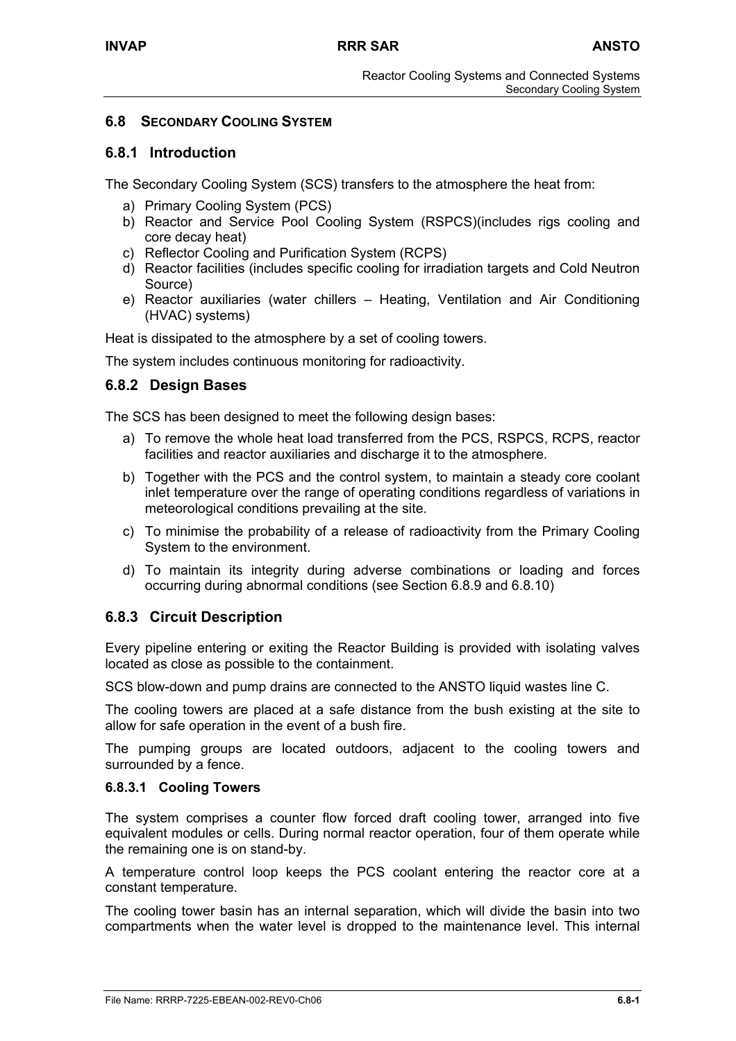## 6.8 SECONDARY COOLING SYSTEM

### 6.8.1 Introduction

The Secondary Cooling System (SCS) transfers to the atmosphere the heat from:

a) Primary Cooling System (PCS)
b) Reactor and Service Pool Cooling System (RSPCS)(includes rigs cooling and core decay heat)
c) Reflector Cooling and Purification System (RCPS)
d) Reactor facilities (includes specific cooling for irradiation targets and Cold Neutron Source)
e) Reactor auxiliaries (water chillers – Heating, Ventilation and Air Conditioning (HVAC) systems)

Heat is dissipated to the atmosphere by a set of cooling towers.

The system includes continuous monitoring for radioactivity.

### 6.8.2 Design Bases

The SCS has been designed to meet the following design bases:

a) To remove the whole heat load transferred from the PCS, RSPCS, RCPS, reactor facilities and reactor auxiliaries and discharge it to the atmosphere.

b) Together with the PCS and the control system, to maintain a steady core coolant inlet temperature over the range of operating conditions regardless of variations in meteorological conditions prevailing at the site.

c) To minimise the probability of a release of radioactivity from the Primary Cooling System to the environment.

d) To maintain its integrity during adverse combinations or loading and forces occurring during abnormal conditions (see Section 6.8.9 and 6.8.10)

### 6.8.3 Circuit Description

Every pipeline entering or exiting the Reactor Building is provided with isolating valves located as close as possible to the containment.

SCS blow-down and pump drains are connected to the ANSTO liquid wastes line C.

The cooling towers are placed at a safe distance from the bush existing at the site to allow for safe operation in the event of a bush fire.

The pumping groups are located outdoors, adjacent to the cooling towers and surrounded by a fence.

#### 6.8.3.1 Cooling Towers

The system comprises a counter flow forced draft cooling tower, arranged into five equivalent modules or cells. During normal reactor operation, four of them operate while the remaining one is on stand-by.

A temperature control loop keeps the PCS coolant entering the reactor core at a constant temperature.

The cooling tower basin has an internal separation, which will divide the basin into two compartments when the water level is dropped to the maintenance level. This internal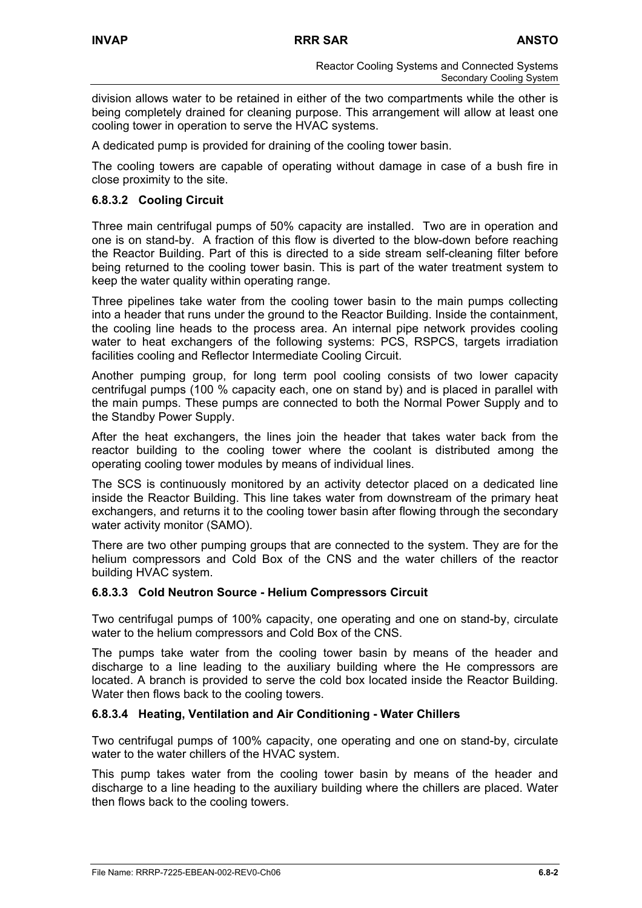division allows water to be retained in either of the two compartments while the other is being completely drained for cleaning purpose. This arrangement will allow at least one cooling tower in operation to serve the HVAC systems.

A dedicated pump is provided for draining of the cooling tower basin.

The cooling towers are capable of operating without damage in case of a bush fire in close proximity to the site.

### 6.8.3.2 Cooling Circuit

Three main centrifugal pumps of 50% capacity are installed. Two are in operation and one is on stand-by. A fraction of this flow is diverted to the blow-down before reaching the Reactor Building. Part of this is directed to a side stream self-cleaning filter before being returned to the cooling tower basin. This is part of the water treatment system to keep the water quality within operating range.

Three pipelines take water from the cooling tower basin to the main pumps collecting into a header that runs under the ground to the Reactor Building. Inside the containment, the cooling line heads to the process area. An internal pipe network provides cooling water to heat exchangers of the following systems: PCS, RSPCS, targets irradiation facilities cooling and Reflector Intermediate Cooling Circuit.

Another pumping group, for long term pool cooling consists of two lower capacity centrifugal pumps (100 % capacity each, one on stand by) and is placed in parallel with the main pumps. These pumps are connected to both the Normal Power Supply and to the Standby Power Supply.

After the heat exchangers, the lines join the header that takes water back from the reactor building to the cooling tower where the coolant is distributed among the operating cooling tower modules by means of individual lines.

The SCS is continuously monitored by an activity detector placed on a dedicated line inside the Reactor Building. This line takes water from downstream of the primary heat exchangers, and returns it to the cooling tower basin after flowing through the secondary water activity monitor (SAMO).

There are two other pumping groups that are connected to the system. They are for the helium compressors and Cold Box of the CNS and the water chillers of the reactor building HVAC system.

### 6.8.3.3 Cold Neutron Source - Helium Compressors Circuit

Two centrifugal pumps of 100% capacity, one operating and one on stand-by, circulate water to the helium compressors and Cold Box of the CNS.

The pumps take water from the cooling tower basin by means of the header and discharge to a line leading to the auxiliary building where the He compressors are located. A branch is provided to serve the cold box located inside the Reactor Building. Water then flows back to the cooling towers.

### 6.8.3.4 Heating, Ventilation and Air Conditioning - Water Chillers

Two centrifugal pumps of 100% capacity, one operating and one on stand-by, circulate water to the water chillers of the HVAC system.

This pump takes water from the cooling tower basin by means of the header and discharge to a line heading to the auxiliary building where the chillers are placed. Water then flows back to the cooling towers.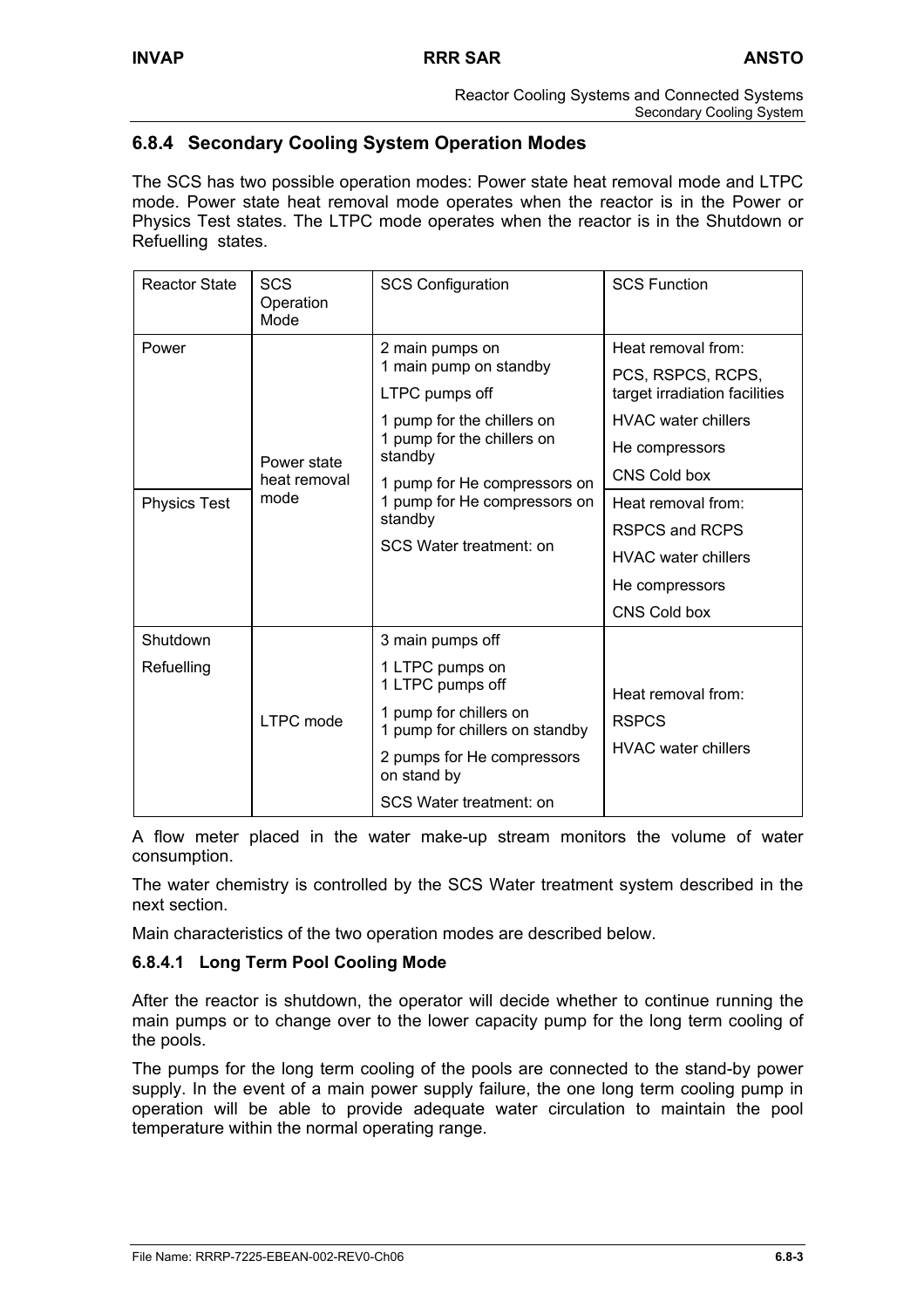## 6.8.4 Secondary Cooling System Operation Modes

The SCS has two possible operation modes: Power state heat removal mode and LTPC mode. Power state heat removal mode operates when the reactor is in the Power or Physics Test states. The LTPC mode operates when the reactor is in the Shutdown or Refuelling states.

| Reactor State | SCS Operation Mode | SCS Configuration | SCS Function |
|---|---|---|---|
| Power | Power state heat removal mode | 2 main pumps on<br>1 main pump on standby<br>LTPC pumps off<br>1 pump for the chillers on<br>1 pump for the chillers on standby<br>1 pump for He compressors on<br>1 pump for He compressors on standby<br>SCS Water treatment: on | Heat removal from:<br>PCS, RSPCS, RCPS, target irradiation facilities<br>HVAC water chillers<br>He compressors<br>CNS Cold box |
| Physics Test | | | Heat removal from:<br>RSPCS and RCPS<br>HVAC water chillers<br>He compressors<br>CNS Cold box |
| Shutdown<br>Refuelling | LTPC mode | 3 main pumps off<br>1 LTPC pumps on<br>1 LTPC pumps off<br>1 pump for chillers on<br>1 pump for chillers on standby<br>2 pumps for He compressors on stand by<br>SCS Water treatment: on | Heat removal from:<br>RSPCS<br>HVAC water chillers |

A flow meter placed in the water make-up stream monitors the volume of water consumption.

The water chemistry is controlled by the SCS Water treatment system described in the next section.

Main characteristics of the two operation modes are described below.

### 6.8.4.1 Long Term Pool Cooling Mode

After the reactor is shutdown, the operator will decide whether to continue running the main pumps or to change over to the lower capacity pump for the long term cooling of the pools.

The pumps for the long term cooling of the pools are connected to the stand-by power supply. In the event of a main power supply failure, the one long term cooling pump in operation will be able to provide adequate water circulation to maintain the pool temperature within the normal operating range.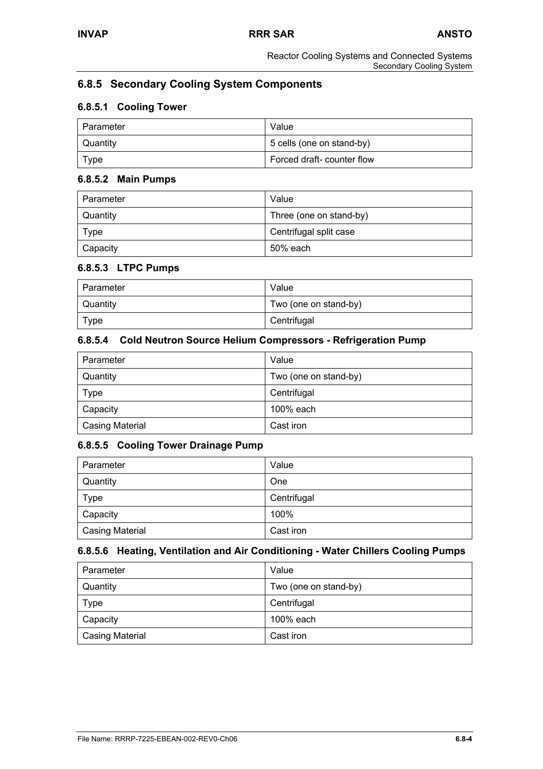## 6.8.5 Secondary Cooling System Components

### 6.8.5.1 Cooling Tower

| Parameter | Value |
|---|---|
| Quantity | 5 cells (one on stand-by) |
| Type | Forced draft- counter flow |

### 6.8.5.2 Main Pumps

| Parameter | Value |
|---|---|
| Quantity | Three (one on stand-by) |
| Type | Centrifugal split case |
| Capacity | 50% each |

### 6.8.5.3 LTPC Pumps

| Parameter | Value |
|---|---|
| Quantity | Two (one on stand-by) |
| Type | Centrifugal |

### 6.8.5.4 Cold Neutron Source Helium Compressors - Refrigeration Pump

| Parameter | Value |
|---|---|
| Quantity | Two (one on stand-by) |
| Type | Centrifugal |
| Capacity | 100% each |
| Casing Material | Cast iron |

### 6.8.5.5 Cooling Tower Drainage Pump

| Parameter | Value |
|---|---|
| Quantity | One |
| Type | Centrifugal |
| Capacity | 100% |
| Casing Material | Cast iron |

### 6.8.5.6 Heating, Ventilation and Air Conditioning - Water Chillers Cooling Pumps

| Parameter | Value |
|---|---|
| Quantity | Two (one on stand-by) |
| Type | Centrifugal |
| Capacity | 100% each |
| Casing Material | Cast iron |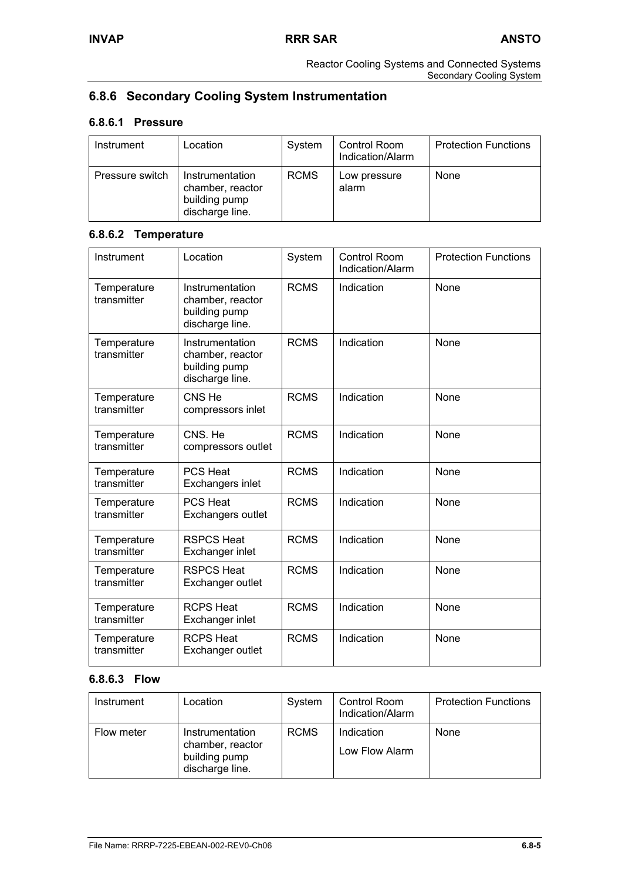## 6.8.6 Secondary Cooling System Instrumentation

### 6.8.6.1 Pressure

| Instrument | Location | System | Control Room Indication/Alarm | Protection Functions |
|---|---|---|---|---|
| Pressure switch | Instrumentation chamber, reactor building pump discharge line. | RCMS | Low pressure alarm | None |

### 6.8.6.2 Temperature

| Instrument | Location | System | Control Room Indication/Alarm | Protection Functions |
|---|---|---|---|---|
| Temperature transmitter | Instrumentation chamber, reactor building pump discharge line. | RCMS | Indication | None |
| Temperature transmitter | Instrumentation chamber, reactor building pump discharge line. | RCMS | Indication | None |
| Temperature transmitter | CNS He compressors inlet | RCMS | Indication | None |
| Temperature transmitter | CNS. He compressors outlet | RCMS | Indication | None |
| Temperature transmitter | PCS Heat Exchangers inlet | RCMS | Indication | None |
| Temperature transmitter | PCS Heat Exchangers outlet | RCMS | Indication | None |
| Temperature transmitter | RSPCS Heat Exchanger inlet | RCMS | Indication | None |
| Temperature transmitter | RSPCS Heat Exchanger outlet | RCMS | Indication | None |
| Temperature transmitter | RCPS Heat Exchanger inlet | RCMS | Indication | None |
| Temperature transmitter | RCPS Heat Exchanger outlet | RCMS | Indication | None |

### 6.8.6.3 Flow

| Instrument | Location | System | Control Room Indication/Alarm | Protection Functions |
|---|---|---|---|---|
| Flow meter | Instrumentation chamber, reactor building pump discharge line. | RCMS | Indication<br>Low Flow Alarm | None |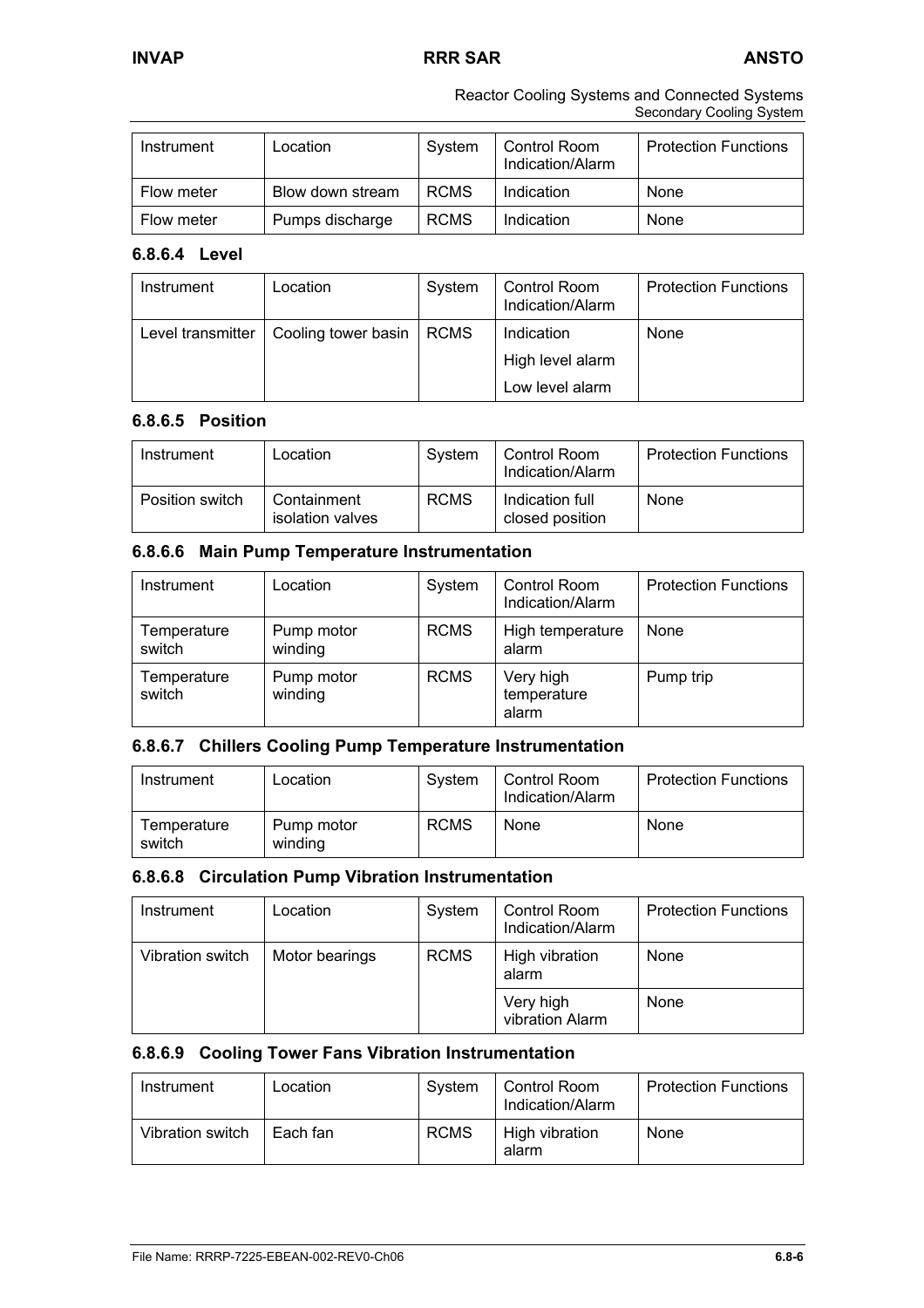| Instrument | Location | System | Control Room Indication/Alarm | Protection Functions |
|---|---|---|---|---|
| Flow meter | Blow down stream | RCMS | Indication | None |
| Flow meter | Pumps discharge | RCMS | Indication | None |

#### 6.8.6.4 Level

| Instrument | Location | System | Control Room Indication/Alarm | Protection Functions |
|---|---|---|---|---|
| Level transmitter | Cooling tower basin | RCMS | Indication<br>High level alarm<br>Low level alarm | None |

#### 6.8.6.5 Position

| Instrument | Location | System | Control Room Indication/Alarm | Protection Functions |
|---|---|---|---|---|
| Position switch | Containment isolation valves | RCMS | Indication full closed position | None |

#### 6.8.6.6 Main Pump Temperature Instrumentation

| Instrument | Location | System | Control Room Indication/Alarm | Protection Functions |
|---|---|---|---|---|
| Temperature switch | Pump motor winding | RCMS | High temperature alarm | None |
| Temperature switch | Pump motor winding | RCMS | Very high temperature alarm | Pump trip |

#### 6.8.6.7 Chillers Cooling Pump Temperature Instrumentation

| Instrument | Location | System | Control Room Indication/Alarm | Protection Functions |
|---|---|---|---|---|
| Temperature switch | Pump motor winding | RCMS | None | None |

#### 6.8.6.8 Circulation Pump Vibration Instrumentation

| Instrument | Location | System | Control Room Indication/Alarm | Protection Functions |
|---|---|---|---|---|
| Vibration switch | Motor bearings | RCMS | High vibration alarm | None |
| | | | Very high vibration Alarm | None |

#### 6.8.6.9 Cooling Tower Fans Vibration Instrumentation

| Instrument | Location | System | Control Room Indication/Alarm | Protection Functions |
|---|---|---|---|---|
| Vibration switch | Each fan | RCMS | High vibration alarm | None |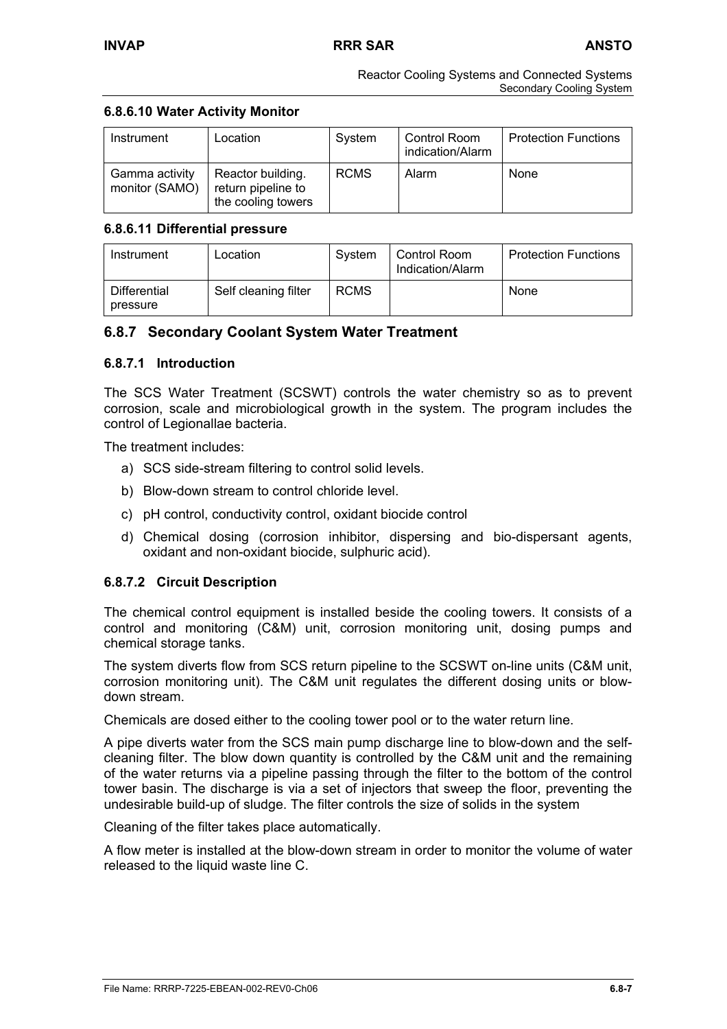#### 6.8.6.10 Water Activity Monitor

| Instrument | Location | System | Control Room indication/Alarm | Protection Functions |
|---|---|---|---|---|
| Gamma activity monitor (SAMO) | Reactor building. return pipeline to the cooling towers | RCMS | Alarm | None |

#### 6.8.6.11 Differential pressure

| Instrument | Location | System | Control Room Indication/Alarm | Protection Functions |
|---|---|---|---|---|
| Differential pressure | Self cleaning filter | RCMS | | None |

### 6.8.7 Secondary Coolant System Water Treatment

#### 6.8.7.1 Introduction

The SCS Water Treatment (SCSWT) controls the water chemistry so as to prevent corrosion, scale and microbiological growth in the system. The program includes the control of Legionallae bacteria.

The treatment includes:

a) SCS side-stream filtering to control solid levels.
b) Blow-down stream to control chloride level.
c) pH control, conductivity control, oxidant biocide control
d) Chemical dosing (corrosion inhibitor, dispersing and bio-dispersant agents, oxidant and non-oxidant biocide, sulphuric acid).

#### 6.8.7.2 Circuit Description

The chemical control equipment is installed beside the cooling towers. It consists of a control and monitoring (C&M) unit, corrosion monitoring unit, dosing pumps and chemical storage tanks.

The system diverts flow from SCS return pipeline to the SCSWT on-line units (C&M unit, corrosion monitoring unit). The C&M unit regulates the different dosing units or blow-down stream.

Chemicals are dosed either to the cooling tower pool or to the water return line.

A pipe diverts water from the SCS main pump discharge line to blow-down and the self-cleaning filter. The blow down quantity is controlled by the C&M unit and the remaining of the water returns via a pipeline passing through the filter to the bottom of the control tower basin. The discharge is via a set of injectors that sweep the floor, preventing the undesirable build-up of sludge. The filter controls the size of solids in the system

Cleaning of the filter takes place automatically.

A flow meter is installed at the blow-down stream in order to monitor the volume of water released to the liquid waste line C.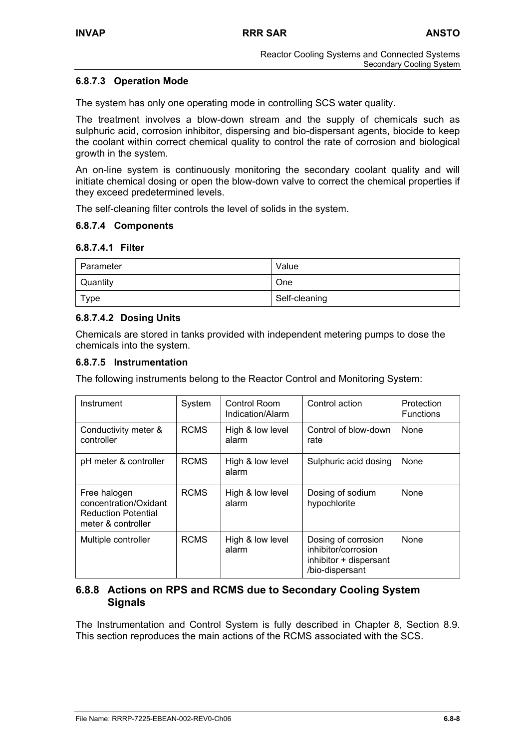### 6.8.7.3 Operation Mode

The system has only one operating mode in controlling SCS water quality.

The treatment involves a blow-down stream and the supply of chemicals such as sulphuric acid, corrosion inhibitor, dispersing and bio-dispersant agents, biocide to keep the coolant within correct chemical quality to control the rate of corrosion and biological growth in the system.

An on-line system is continuously monitoring the secondary coolant quality and will initiate chemical dosing or open the blow-down valve to correct the chemical properties if they exceed predetermined levels.

The self-cleaning filter controls the level of solids in the system.

### 6.8.7.4 Components

#### 6.8.7.4.1 Filter

| Parameter | Value |
|---|---|
| Quantity | One |
| Type | Self-cleaning |

#### 6.8.7.4.2 Dosing Units

Chemicals are stored in tanks provided with independent metering pumps to dose the chemicals into the system.

### 6.8.7.5 Instrumentation

The following instruments belong to the Reactor Control and Monitoring System:

| Instrument | System | Control Room Indication/Alarm | Control action | Protection Functions |
|---|---|---|---|---|
| Conductivity meter & controller | RCMS | High & low level alarm | Control of blow-down rate | None |
| pH meter & controller | RCMS | High & low level alarm | Sulphuric acid dosing | None |
| Free halogen concentration/Oxidant Reduction Potential meter & controller | RCMS | High & low level alarm | Dosing of sodium hypochlorite | None |
| Multiple controller | RCMS | High & low level alarm | Dosing of corrosion inhibitor/corrosion inhibitor + dispersant /bio-dispersant | None |

## 6.8.8 Actions on RPS and RCMS due to Secondary Cooling System Signals

The Instrumentation and Control System is fully described in Chapter 8, Section 8.9. This section reproduces the main actions of the RCMS associated with the SCS.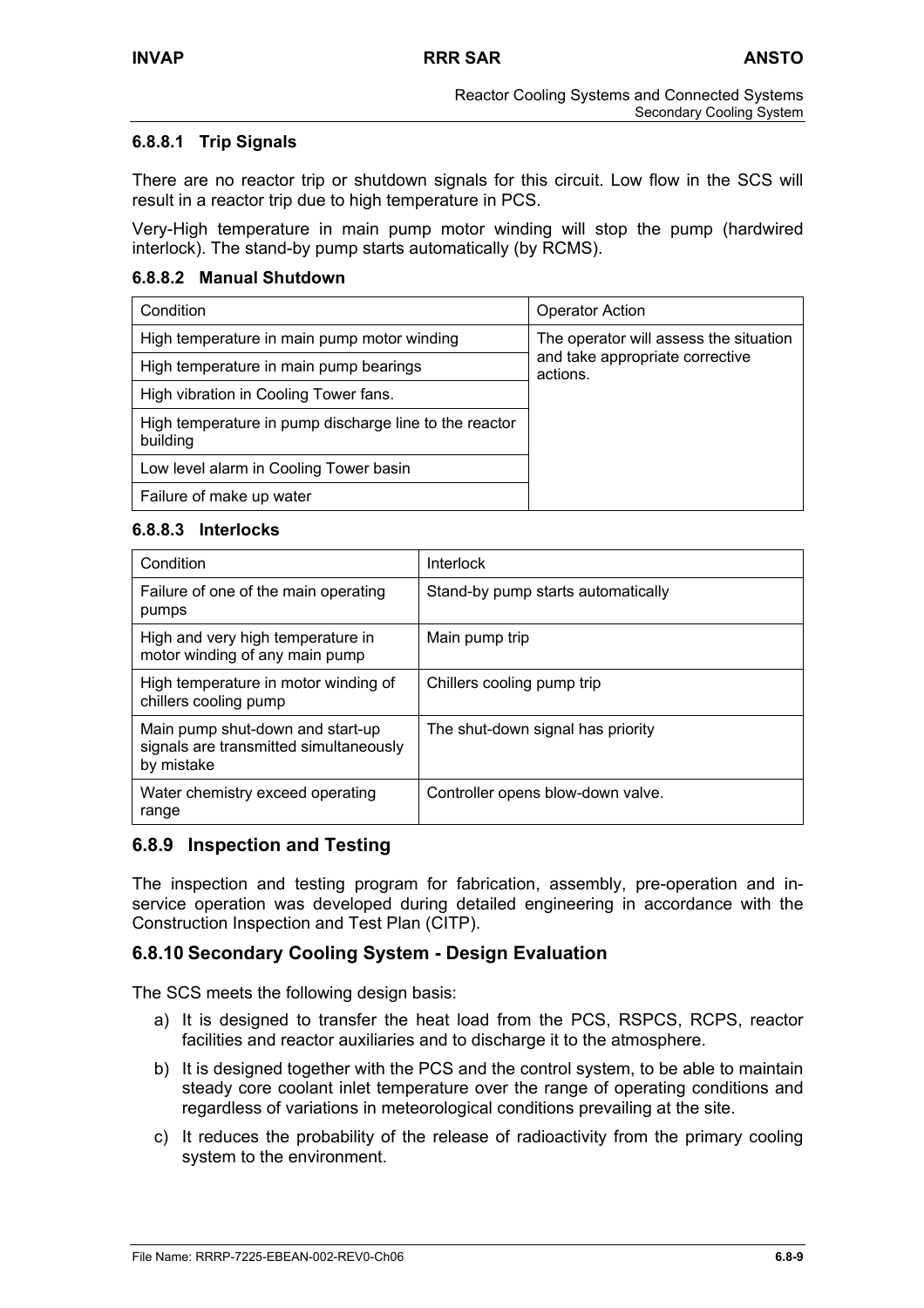#### 6.8.8.1 Trip Signals

There are no reactor trip or shutdown signals for this circuit. Low flow in the SCS will result in a reactor trip due to high temperature in PCS.

Very-High temperature in main pump motor winding will stop the pump (hardwired interlock). The stand-by pump starts automatically (by RCMS).

#### 6.8.8.2 Manual Shutdown

| Condition | Operator Action |
|---|---|
| High temperature in main pump motor winding | The operator will assess the situation and take appropriate corrective actions. |
| High temperature in main pump bearings | |
| High vibration in Cooling Tower fans. | |
| High temperature in pump discharge line to the reactor building | |
| Low level alarm in Cooling Tower basin | |
| Failure of make up water | |

#### 6.8.8.3 Interlocks

| Condition | Interlock |
|---|---|
| Failure of one of the main operating pumps | Stand-by pump starts automatically |
| High and very high temperature in motor winding of any main pump | Main pump trip |
| High temperature in motor winding of chillers cooling pump | Chillers cooling pump trip |
| Main pump shut-down and start-up signals are transmitted simultaneously by mistake | The shut-down signal has priority |
| Water chemistry exceed operating range | Controller opens blow-down valve. |

### 6.8.9 Inspection and Testing

The inspection and testing program for fabrication, assembly, pre-operation and in-service operation was developed during detailed engineering in accordance with the Construction Inspection and Test Plan (CITP).

### 6.8.10 Secondary Cooling System - Design Evaluation

The SCS meets the following design basis:

a) It is designed to transfer the heat load from the PCS, RSPCS, RCPS, reactor facilities and reactor auxiliaries and to discharge it to the atmosphere.

b) It is designed together with the PCS and the control system, to be able to maintain steady core coolant inlet temperature over the range of operating conditions and regardless of variations in meteorological conditions prevailing at the site.

c) It reduces the probability of the release of radioactivity from the primary cooling system to the environment.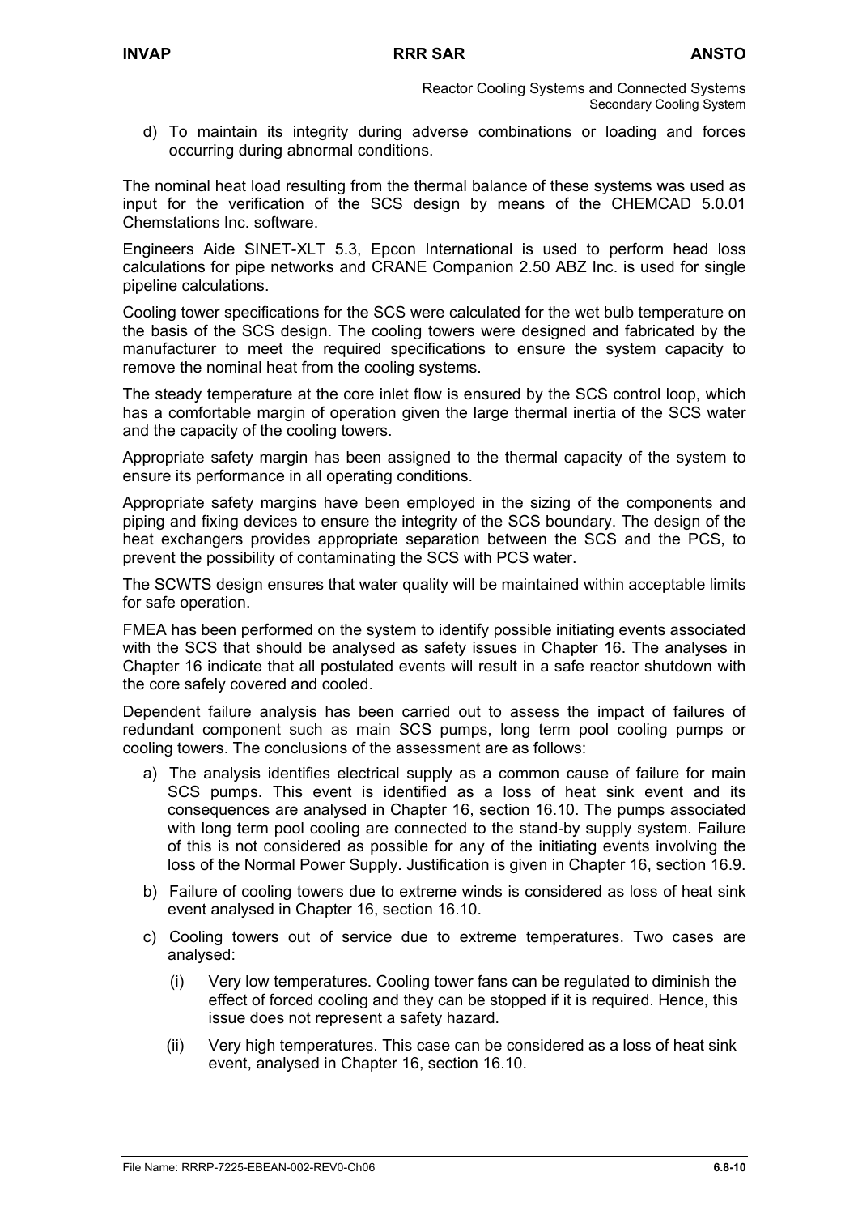d) To maintain its integrity during adverse combinations or loading and forces occurring during abnormal conditions.

The nominal heat load resulting from the thermal balance of these systems was used as input for the verification of the SCS design by means of the CHEMCAD 5.0.01 Chemstations Inc. software.

Engineers Aide SINET-XLT 5.3, Epcon International is used to perform head loss calculations for pipe networks and CRANE Companion 2.50 ABZ Inc. is used for single pipeline calculations.

Cooling tower specifications for the SCS were calculated for the wet bulb temperature on the basis of the SCS design. The cooling towers were designed and fabricated by the manufacturer to meet the required specifications to ensure the system capacity to remove the nominal heat from the cooling systems.

The steady temperature at the core inlet flow is ensured by the SCS control loop, which has a comfortable margin of operation given the large thermal inertia of the SCS water and the capacity of the cooling towers.

Appropriate safety margin has been assigned to the thermal capacity of the system to ensure its performance in all operating conditions.

Appropriate safety margins have been employed in the sizing of the components and piping and fixing devices to ensure the integrity of the SCS boundary. The design of the heat exchangers provides appropriate separation between the SCS and the PCS, to prevent the possibility of contaminating the SCS with PCS water.

The SCWTS design ensures that water quality will be maintained within acceptable limits for safe operation.

FMEA has been performed on the system to identify possible initiating events associated with the SCS that should be analysed as safety issues in Chapter 16. The analyses in Chapter 16 indicate that all postulated events will result in a safe reactor shutdown with the core safely covered and cooled.

Dependent failure analysis has been carried out to assess the impact of failures of redundant component such as main SCS pumps, long term pool cooling pumps or cooling towers. The conclusions of the assessment are as follows:

a) The analysis identifies electrical supply as a common cause of failure for main SCS pumps. This event is identified as a loss of heat sink event and its consequences are analysed in Chapter 16, section 16.10. The pumps associated with long term pool cooling are connected to the stand-by supply system. Failure of this is not considered as possible for any of the initiating events involving the loss of the Normal Power Supply. Justification is given in Chapter 16, section 16.9.

b) Failure of cooling towers due to extreme winds is considered as loss of heat sink event analysed in Chapter 16, section 16.10.

c) Cooling towers out of service due to extreme temperatures. Two cases are analysed:

   (i) Very low temperatures. Cooling tower fans can be regulated to diminish the effect of forced cooling and they can be stopped if it is required. Hence, this issue does not represent a safety hazard.

   (ii) Very high temperatures. This case can be considered as a loss of heat sink event, analysed in Chapter 16, section 16.10.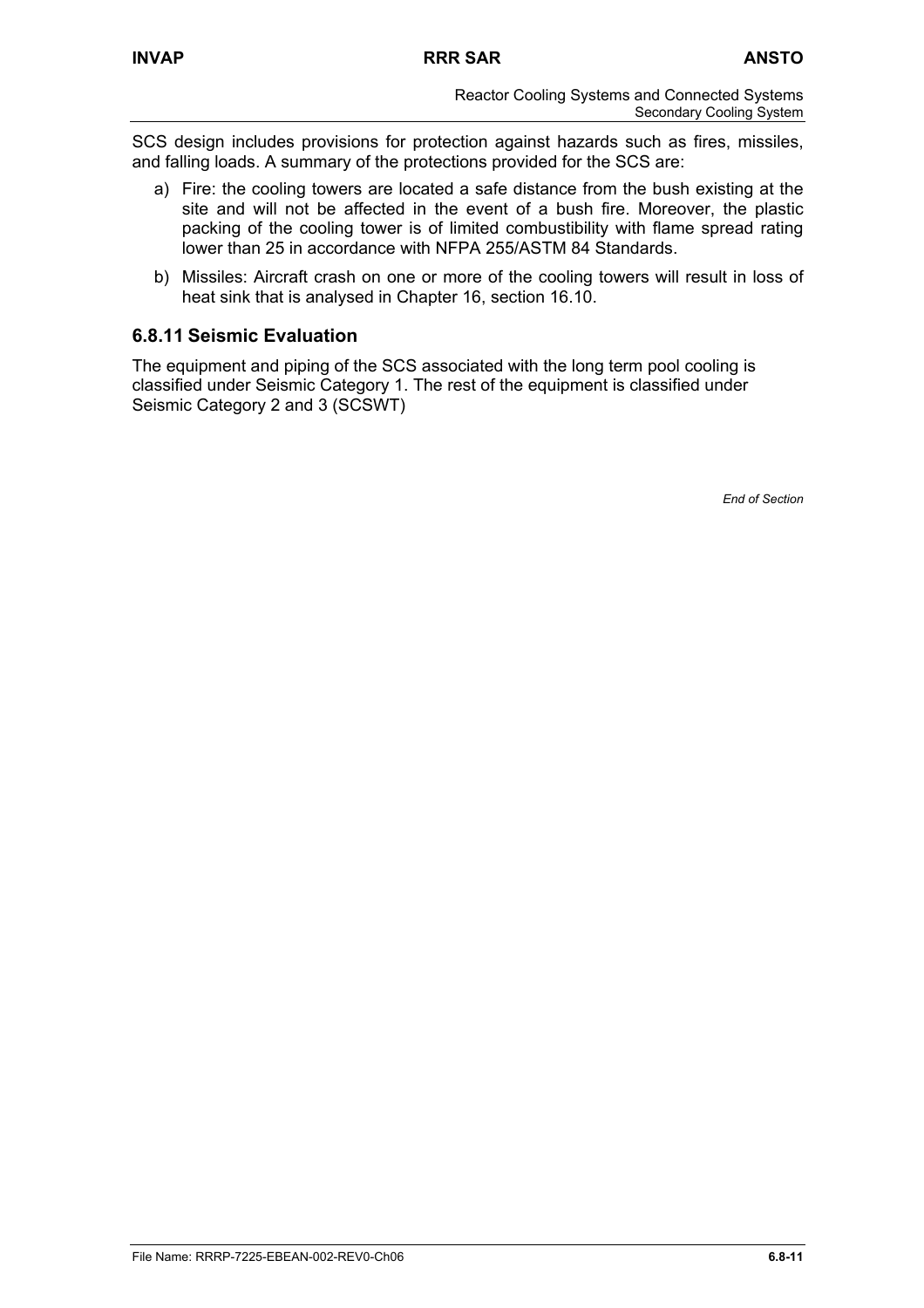SCS design includes provisions for protection against hazards such as fires, missiles, and falling loads. A summary of the protections provided for the SCS are:

a) Fire: the cooling towers are located a safe distance from the bush existing at the site and will not be affected in the event of a bush fire. Moreover, the plastic packing of the cooling tower is of limited combustibility with flame spread rating lower than 25 in accordance with NFPA 255/ASTM 84 Standards.

b) Missiles: Aircraft crash on one or more of the cooling towers will result in loss of heat sink that is analysed in Chapter 16, section 16.10.

### 6.8.11 Seismic Evaluation

The equipment and piping of the SCS associated with the long term pool cooling is classified under Seismic Category 1. The rest of the equipment is classified under Seismic Category 2 and 3 (SCSWT)

*End of Section*